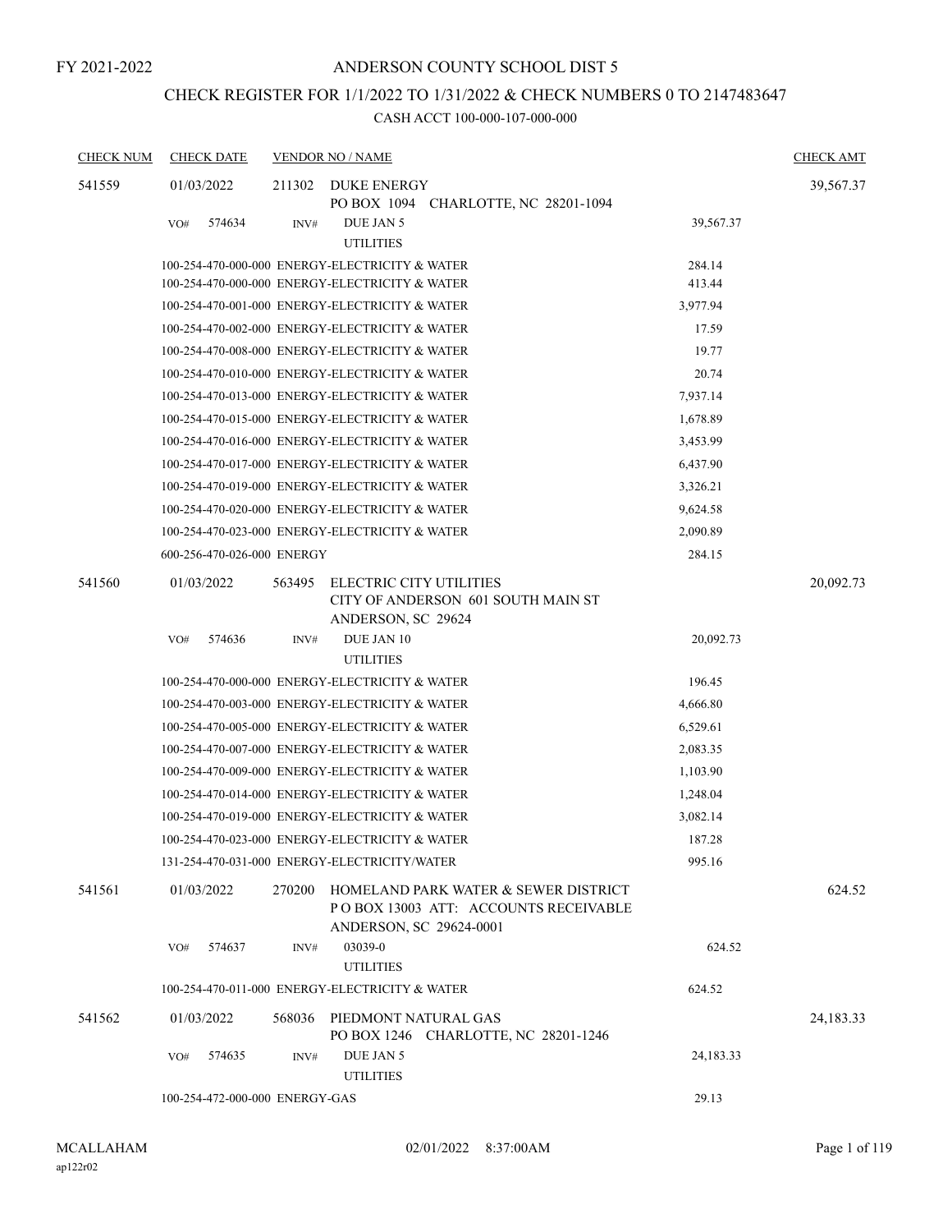FY 2021-2022

# ANDERSON COUNTY SCHOOL DIST 5

## CHECK REGISTER FOR 1/1/2022 TO 1/31/2022 & CHECK NUMBERS 0 TO 2147483647

### CASH ACCT 100-000-107-000-000

| CHECK NUM | CHECK DATE | VENDOR NO / NAME | | CHECK AMT |
|---|---|---|---|---|
| 541559 | 01/03/2022 | 211302 DUKE ENERGY<br>PO BOX 1094 CHARLOTTE, NC 28201-1094 | | 39,567.37 |
| | VO# 574634 | INV# DUE JAN 5<br>UTILITIES | 39,567.37 | |
| | 100-254-470-000-000 ENERGY-ELECTRICITY & WATER | | 284.14 | |
| | 100-254-470-000-000 ENERGY-ELECTRICITY & WATER | | 413.44 | |
| | 100-254-470-001-000 ENERGY-ELECTRICITY & WATER | | 3,977.94 | |
| | 100-254-470-002-000 ENERGY-ELECTRICITY & WATER | | 17.59 | |
| | 100-254-470-008-000 ENERGY-ELECTRICITY & WATER | | 19.77 | |
| | 100-254-470-010-000 ENERGY-ELECTRICITY & WATER | | 20.74 | |
| | 100-254-470-013-000 ENERGY-ELECTRICITY & WATER | | 7,937.14 | |
| | 100-254-470-015-000 ENERGY-ELECTRICITY & WATER | | 1,678.89 | |
| | 100-254-470-016-000 ENERGY-ELECTRICITY & WATER | | 3,453.99 | |
| | 100-254-470-017-000 ENERGY-ELECTRICITY & WATER | | 6,437.90 | |
| | 100-254-470-019-000 ENERGY-ELECTRICITY & WATER | | 3,326.21 | |
| | 100-254-470-020-000 ENERGY-ELECTRICITY & WATER | | 9,624.58 | |
| | 100-254-470-023-000 ENERGY-ELECTRICITY & WATER | | 2,090.89 | |
| | 600-256-470-026-000 ENERGY | | 284.15 | |
| 541560 | 01/03/2022 | 563495 ELECTRIC CITY UTILITIES<br>CITY OF ANDERSON 601 SOUTH MAIN ST<br>ANDERSON, SC 29624 | | 20,092.73 |
| | VO# 574636 | INV# DUE JAN 10<br>UTILITIES | 20,092.73 | |
| | 100-254-470-000-000 ENERGY-ELECTRICITY & WATER | | 196.45 | |
| | 100-254-470-003-000 ENERGY-ELECTRICITY & WATER | | 4,666.80 | |
| | 100-254-470-005-000 ENERGY-ELECTRICITY & WATER | | 6,529.61 | |
| | 100-254-470-007-000 ENERGY-ELECTRICITY & WATER | | 2,083.35 | |
| | 100-254-470-009-000 ENERGY-ELECTRICITY & WATER | | 1,103.90 | |
| | 100-254-470-014-000 ENERGY-ELECTRICITY & WATER | | 1,248.04 | |
| | 100-254-470-019-000 ENERGY-ELECTRICITY & WATER | | 3,082.14 | |
| | 100-254-470-023-000 ENERGY-ELECTRICITY & WATER | | 187.28 | |
| | 131-254-470-031-000 ENERGY-ELECTRICITY/WATER | | 995.16 | |
| 541561 | 01/03/2022 | 270200 HOMELAND PARK WATER & SEWER DISTRICT<br>P O BOX 13003 ATT: ACCOUNTS RECEIVABLE<br>ANDERSON, SC 29624-0001 | | 624.52 |
| | VO# 574637 | INV# 03039-0<br>UTILITIES | 624.52 | |
| | 100-254-470-011-000 ENERGY-ELECTRICITY & WATER | | 624.52 | |
| 541562 | 01/03/2022 | 568036 PIEDMONT NATURAL GAS<br>PO BOX 1246 CHARLOTTE, NC 28201-1246 | | 24,183.33 |
| | VO# 574635 | INV# DUE JAN 5<br>UTILITIES | 24,183.33 | |
| | 100-254-472-000-000 ENERGY-GAS | | 29.13 | |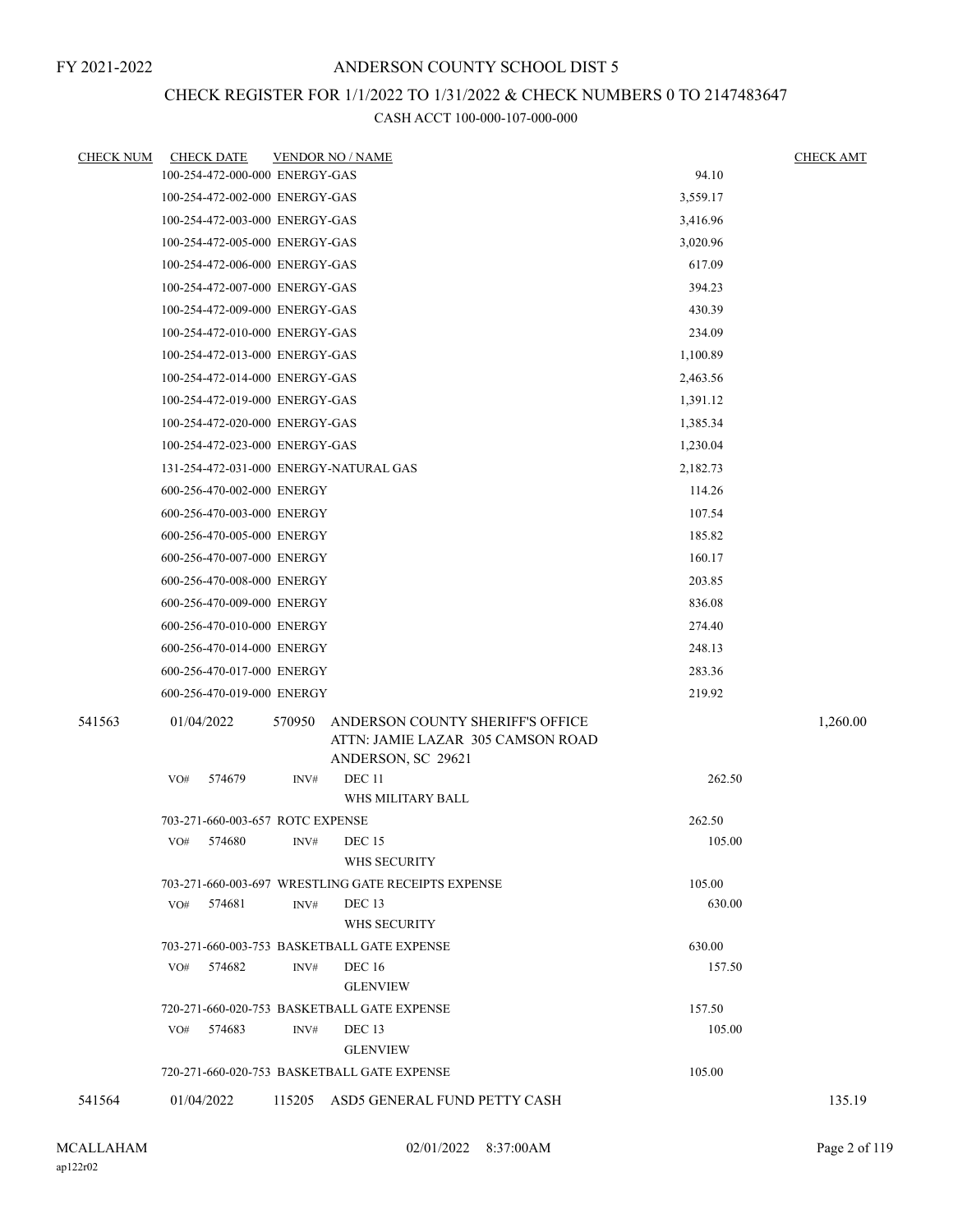FY 2021-2022

# ANDERSON COUNTY SCHOOL DIST 5

## CHECK REGISTER FOR 1/1/2022 TO 1/31/2022 & CHECK NUMBERS 0 TO 2147483647

### CASH ACCT 100-000-107-000-000

| CHECK NUM | CHECK DATE | VENDOR NO / NAME | | CHECK AMT |
|---|---|---|---|---|
| | 100-254-472-000-000 ENERGY-GAS | | 94.10 | |
| | 100-254-472-002-000 ENERGY-GAS | | 3,559.17 | |
| | 100-254-472-003-000 ENERGY-GAS | | 3,416.96 | |
| | 100-254-472-005-000 ENERGY-GAS | | 3,020.96 | |
| | 100-254-472-006-000 ENERGY-GAS | | 617.09 | |
| | 100-254-472-007-000 ENERGY-GAS | | 394.23 | |
| | 100-254-472-009-000 ENERGY-GAS | | 430.39 | |
| | 100-254-472-010-000 ENERGY-GAS | | 234.09 | |
| | 100-254-472-013-000 ENERGY-GAS | | 1,100.89 | |
| | 100-254-472-014-000 ENERGY-GAS | | 2,463.56 | |
| | 100-254-472-019-000 ENERGY-GAS | | 1,391.12 | |
| | 100-254-472-020-000 ENERGY-GAS | | 1,385.34 | |
| | 100-254-472-023-000 ENERGY-GAS | | 1,230.04 | |
| | 131-254-472-031-000 ENERGY-NATURAL GAS | | 2,182.73 | |
| | 600-256-470-002-000 ENERGY | | 114.26 | |
| | 600-256-470-003-000 ENERGY | | 107.54 | |
| | 600-256-470-005-000 ENERGY | | 185.82 | |
| | 600-256-470-007-000 ENERGY | | 160.17 | |
| | 600-256-470-008-000 ENERGY | | 203.85 | |
| | 600-256-470-009-000 ENERGY | | 836.08 | |
| | 600-256-470-010-000 ENERGY | | 274.40 | |
| | 600-256-470-014-000 ENERGY | | 248.13 | |
| | 600-256-470-017-000 ENERGY | | 283.36 | |
| | 600-256-470-019-000 ENERGY | | 219.92 | |
| 541563 | 01/04/2022 | 570950 ANDERSON COUNTY SHERIFF'S OFFICE<br>ATTN: JAMIE LAZAR 305 CAMSON ROAD<br>ANDERSON, SC 29621 | | 1,260.00 |
| | VO# 574679 | INV# DEC 11<br>WHS MILITARY BALL | 262.50 | |
| | 703-271-660-003-657 ROTC EXPENSE | | 262.50 | |
| | VO# 574680 | INV# DEC 15<br>WHS SECURITY | 105.00 | |
| | 703-271-660-003-697 WRESTLING GATE RECEIPTS EXPENSE | | 105.00 | |
| | VO# 574681 | INV# DEC 13<br>WHS SECURITY | 630.00 | |
| | 703-271-660-003-753 BASKETBALL GATE EXPENSE | | 630.00 | |
| | VO# 574682 | INV# DEC 16<br>GLENVIEW | 157.50 | |
| | 720-271-660-020-753 BASKETBALL GATE EXPENSE | | 157.50 | |
| | VO# 574683 | INV# DEC 13<br>GLENVIEW | 105.00 | |
| | 720-271-660-020-753 BASKETBALL GATE EXPENSE | | 105.00 | |
| 541564 | 01/04/2022 | 115205 ASD5 GENERAL FUND PETTY CASH | | 135.19 |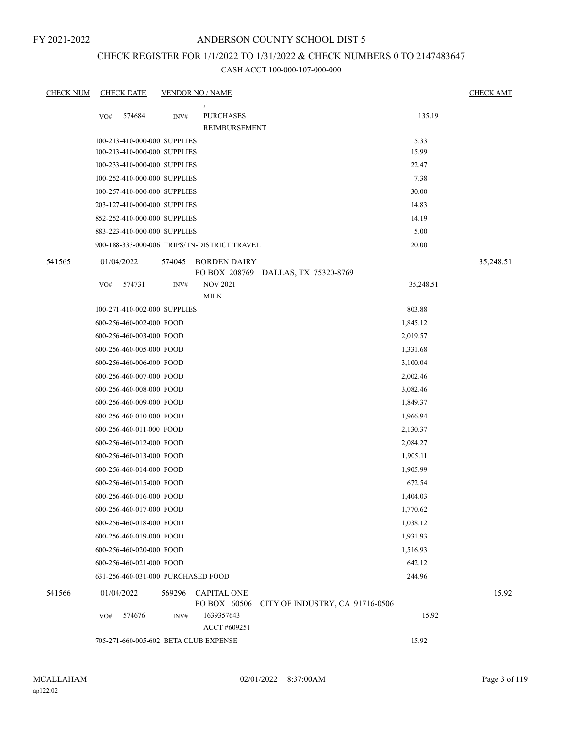FY 2021-2022

# ANDERSON COUNTY SCHOOL DIST 5

## CHECK REGISTER FOR 1/1/2022 TO 1/31/2022 & CHECK NUMBERS 0 TO 2147483647

CASH ACCT 100-000-107-000-000

| CHECK NUM | CHECK DATE | VENDOR NO / NAME | | CHECK AMT |
|---|---|---|---|---|
| | | , | | |
| | VO# 574684 | INV# PURCHASES REIMBURSEMENT | 135.19 | |
| | 100-213-410-000-000 SUPPLIES | | 5.33 | |
| | 100-213-410-000-000 SUPPLIES | | 15.99 | |
| | 100-233-410-000-000 SUPPLIES | | 22.47 | |
| | 100-252-410-000-000 SUPPLIES | | 7.38 | |
| | 100-257-410-000-000 SUPPLIES | | 30.00 | |
| | 203-127-410-000-000 SUPPLIES | | 14.83 | |
| | 852-252-410-000-000 SUPPLIES | | 14.19 | |
| | 883-223-410-000-000 SUPPLIES | | 5.00 | |
| | 900-188-333-000-006 TRIPS/ IN-DISTRICT TRAVEL | | 20.00 | |
| 541565 | 01/04/2022 | 574045 BORDEN DAIRY PO BOX 208769 DALLAS, TX 75320-8769 | | 35,248.51 |
| | VO# 574731 | INV# NOV 2021 MILK | 35,248.51 | |
| | 100-271-410-002-000 SUPPLIES | | 803.88 | |
| | 600-256-460-002-000 FOOD | | 1,845.12 | |
| | 600-256-460-003-000 FOOD | | 2,019.57 | |
| | 600-256-460-005-000 FOOD | | 1,331.68 | |
| | 600-256-460-006-000 FOOD | | 3,100.04 | |
| | 600-256-460-007-000 FOOD | | 2,002.46 | |
| | 600-256-460-008-000 FOOD | | 3,082.46 | |
| | 600-256-460-009-000 FOOD | | 1,849.37 | |
| | 600-256-460-010-000 FOOD | | 1,966.94 | |
| | 600-256-460-011-000 FOOD | | 2,130.37 | |
| | 600-256-460-012-000 FOOD | | 2,084.27 | |
| | 600-256-460-013-000 FOOD | | 1,905.11 | |
| | 600-256-460-014-000 FOOD | | 1,905.99 | |
| | 600-256-460-015-000 FOOD | | 672.54 | |
| | 600-256-460-016-000 FOOD | | 1,404.03 | |
| | 600-256-460-017-000 FOOD | | 1,770.62 | |
| | 600-256-460-018-000 FOOD | | 1,038.12 | |
| | 600-256-460-019-000 FOOD | | 1,931.93 | |
| | 600-256-460-020-000 FOOD | | 1,516.93 | |
| | 600-256-460-021-000 FOOD | | 642.12 | |
| | 631-256-460-031-000 PURCHASED FOOD | | 244.96 | |
| 541566 | 01/04/2022 | 569296 CAPITAL ONE PO BOX 60506 CITY OF INDUSTRY, CA 91716-0506 | | 15.92 |
| | VO# 574676 | INV# 1639357643 ACCT #609251 | 15.92 | |
| | 705-271-660-005-602 BETA CLUB EXPENSE | | 15.92 | |

MCALLAHAM
ap122r02

02/01/2022 8:37:00AM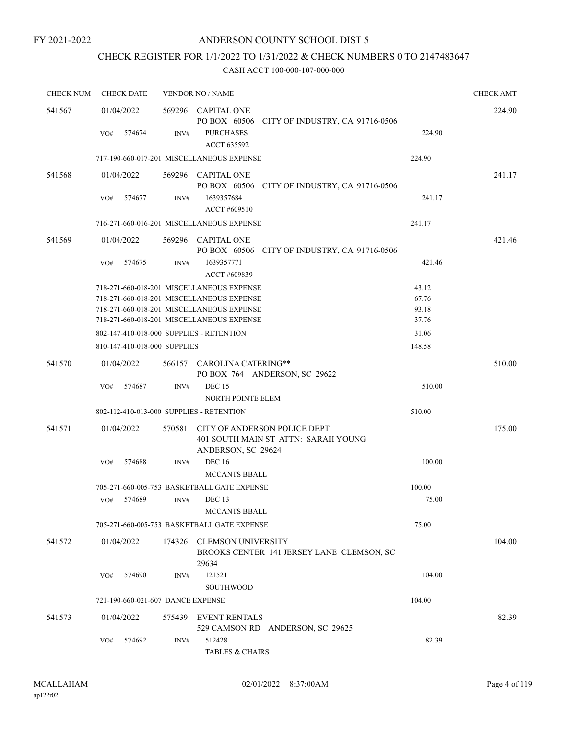FY 2021-2022

# ANDERSON COUNTY SCHOOL DIST 5

## CHECK REGISTER FOR 1/1/2022 TO 1/31/2022 & CHECK NUMBERS 0 TO 2147483647

### CASH ACCT 100-000-107-000-000

| CHECK NUM | CHECK DATE | VENDOR NO / NAME | | CHECK AMT |
|---|---|---|---|---|
| 541567 | 01/04/2022 | 569296 CAPITAL ONE<br>PO BOX 60506 CITY OF INDUSTRY, CA 91716-0506 | | 224.90 |
| | VO# 574674 | INV# PURCHASES<br>ACCT 635592 | 224.90 | |
| | 717-190-660-017-201 MISCELLANEOUS EXPENSE | | 224.90 | |
| 541568 | 01/04/2022 | 569296 CAPITAL ONE<br>PO BOX 60506 CITY OF INDUSTRY, CA 91716-0506 | | 241.17 |
| | VO# 574677 | INV# 1639357684<br>ACCT #609510 | 241.17 | |
| | 716-271-660-016-201 MISCELLANEOUS EXPENSE | | 241.17 | |
| 541569 | 01/04/2022 | 569296 CAPITAL ONE<br>PO BOX 60506 CITY OF INDUSTRY, CA 91716-0506 | | 421.46 |
| | VO# 574675 | INV# 1639357771<br>ACCT #609839 | 421.46 | |
| | 718-271-660-018-201 MISCELLANEOUS EXPENSE | | 43.12 | |
| | 718-271-660-018-201 MISCELLANEOUS EXPENSE | | 67.76 | |
| | 718-271-660-018-201 MISCELLANEOUS EXPENSE | | 93.18 | |
| | 718-271-660-018-201 MISCELLANEOUS EXPENSE | | 37.76 | |
| | 802-147-410-018-000 SUPPLIES - RETENTION | | 31.06 | |
| | 810-147-410-018-000 SUPPLIES | | 148.58 | |
| 541570 | 01/04/2022 | 566157 CAROLINA CATERING**<br>PO BOX 764 ANDERSON, SC 29622 | | 510.00 |
| | VO# 574687 | INV# DEC 15<br>NORTH POINTE ELEM | 510.00 | |
| | 802-112-410-013-000 SUPPLIES - RETENTION | | 510.00 | |
| 541571 | 01/04/2022 | 570581 CITY OF ANDERSON POLICE DEPT<br>401 SOUTH MAIN ST ATTN: SARAH YOUNG<br>ANDERSON, SC 29624 | | 175.00 |
| | VO# 574688 | INV# DEC 16<br>MCCANTS BBALL | 100.00 | |
| | 705-271-660-005-753 BASKETBALL GATE EXPENSE | | 100.00 | |
| | VO# 574689 | INV# DEC 13<br>MCCANTS BBALL | 75.00 | |
| | 705-271-660-005-753 BASKETBALL GATE EXPENSE | | 75.00 | |
| 541572 | 01/04/2022 | 174326 CLEMSON UNIVERSITY<br>BROOKS CENTER 141 JERSEY LANE CLEMSON, SC 29634 | | 104.00 |
| | VO# 574690 | INV# 121521<br>SOUTHWOOD | 104.00 | |
| | 721-190-660-021-607 DANCE EXPENSE | | 104.00 | |
| 541573 | 01/04/2022 | 575439 EVENT RENTALS<br>529 CAMSON RD ANDERSON, SC 29625 | | 82.39 |
| | VO# 574692 | INV# 512428<br>TABLES & CHAIRS | 82.39 | |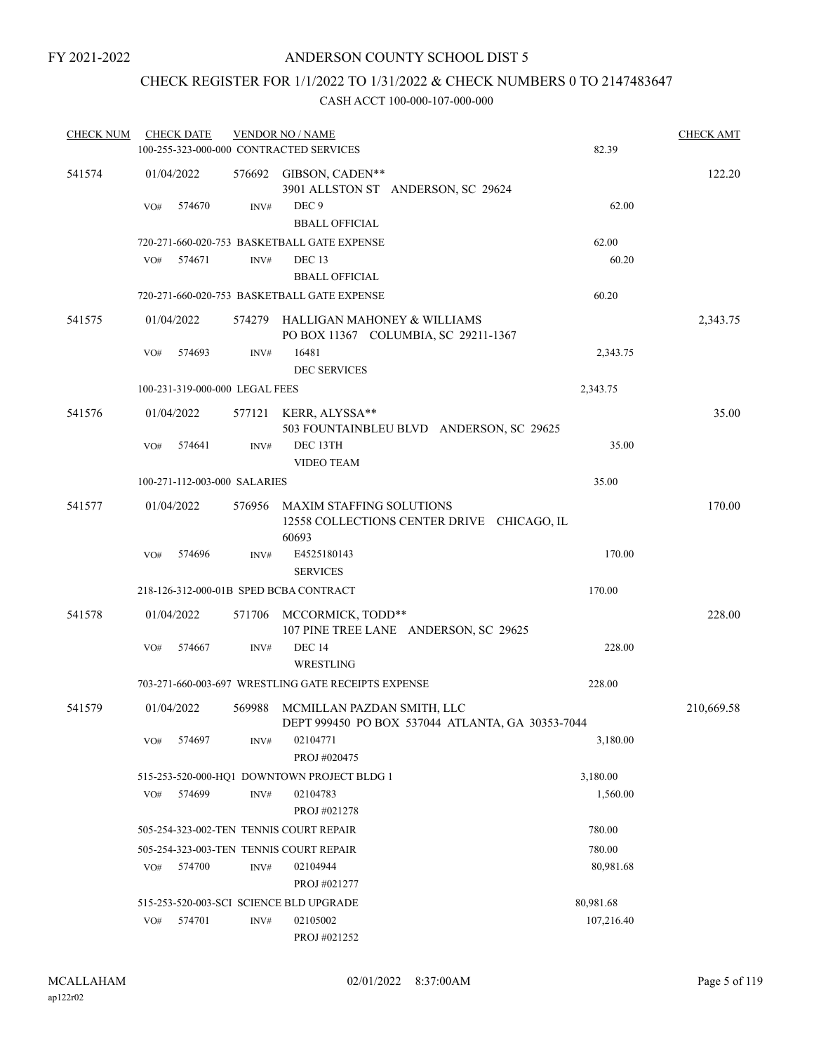FY 2021-2022

# ANDERSON COUNTY SCHOOL DIST 5

## CHECK REGISTER FOR 1/1/2022 TO 1/31/2022 & CHECK NUMBERS 0 TO 2147483647

### CASH ACCT 100-000-107-000-000

| CHECK NUM | CHECK DATE | VENDOR NO / NAME | | CHECK AMT |
|---|---|---|---|---|
| | | 100-255-323-000-000 CONTRACTED SERVICES | 82.39 | |
| 541574 | 01/04/2022 | 576692 GIBSON, CADEN** 3901 ALLSTON ST ANDERSON, SC 29624 | | 122.20 |
| | VO# 574670 | INV# DEC 9 BBALL OFFICIAL | 62.00 | |
| | | 720-271-660-020-753 BASKETBALL GATE EXPENSE | 62.00 | |
| | VO# 574671 | INV# DEC 13 BBALL OFFICIAL | 60.20 | |
| | | 720-271-660-020-753 BASKETBALL GATE EXPENSE | 60.20 | |
| 541575 | 01/04/2022 | 574279 HALLIGAN MAHONEY & WILLIAMS PO BOX 11367 COLUMBIA, SC 29211-1367 | | 2,343.75 |
| | VO# 574693 | INV# 16481 DEC SERVICES | 2,343.75 | |
| | | 100-231-319-000-000 LEGAL FEES | 2,343.75 | |
| 541576 | 01/04/2022 | 577121 KERR, ALYSSA** 503 FOUNTAINBLEU BLVD ANDERSON, SC 29625 | | 35.00 |
| | VO# 574641 | INV# DEC 13TH VIDEO TEAM | 35.00 | |
| | | 100-271-112-003-000 SALARIES | 35.00 | |
| 541577 | 01/04/2022 | 576956 MAXIM STAFFING SOLUTIONS 12558 COLLECTIONS CENTER DRIVE CHICAGO, IL 60693 | | 170.00 |
| | VO# 574696 | INV# E4525180143 SERVICES | 170.00 | |
| | | 218-126-312-000-01B SPED BCBA CONTRACT | 170.00 | |
| 541578 | 01/04/2022 | 571706 MCCORMICK, TODD** 107 PINE TREE LANE ANDERSON, SC 29625 | | 228.00 |
| | VO# 574667 | INV# DEC 14 WRESTLING | 228.00 | |
| | | 703-271-660-003-697 WRESTLING GATE RECEIPTS EXPENSE | 228.00 | |
| 541579 | 01/04/2022 | 569988 MCMILLAN PAZDAN SMITH, LLC DEPT 999450 PO BOX 537044 ATLANTA, GA 30353-7044 | | 210,669.58 |
| | VO# 574697 | INV# 02104771 PROJ #020475 | 3,180.00 | |
| | | 515-253-520-000-HQ1 DOWNTOWN PROJECT BLDG 1 | 3,180.00 | |
| | VO# 574699 | INV# 02104783 PROJ #021278 | 1,560.00 | |
| | | 505-254-323-002-TEN TENNIS COURT REPAIR | 780.00 | |
| | | 505-254-323-003-TEN TENNIS COURT REPAIR | 780.00 | |
| | VO# 574700 | INV# 02104944 PROJ #021277 | 80,981.68 | |
| | | 515-253-520-003-SCI SCIENCE BLD UPGRADE | 80,981.68 | |
| | VO# 574701 | INV# 02105002 PROJ #021252 | 107,216.40 | |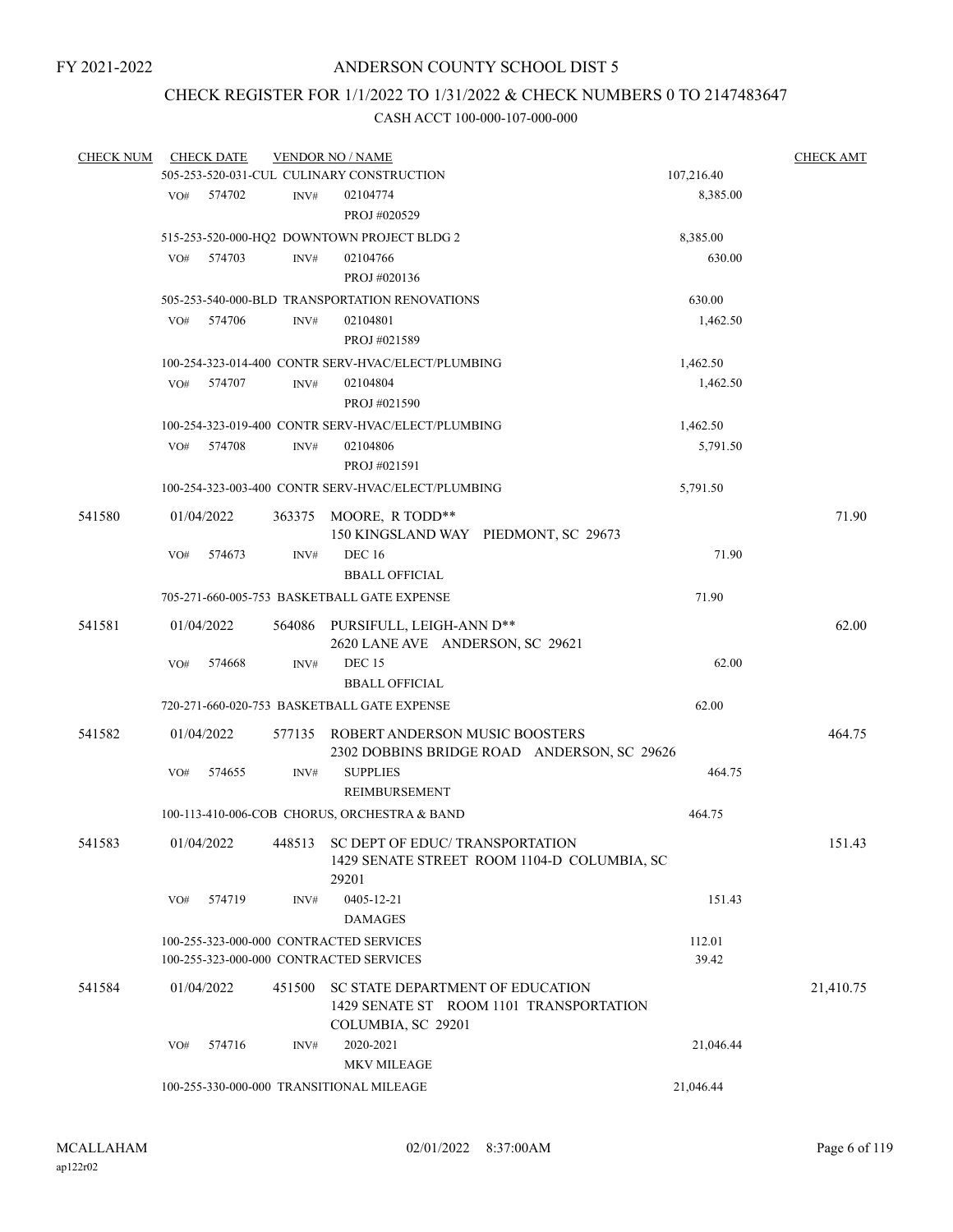FY 2021-2022

# ANDERSON COUNTY SCHOOL DIST 5

## CHECK REGISTER FOR 1/1/2022 TO 1/31/2022 & CHECK NUMBERS 0 TO 2147483647

### CASH ACCT 100-000-107-000-000

| CHECK NUM | CHECK DATE | VENDOR NO / NAME | | CHECK AMT |
|---|---|---|---|---|
| | 505-253-520-031-CUL CULINARY CONSTRUCTION | | 107,216.40 | |
| | VO# 574702 | INV# 02104774 PROJ #020529 | 8,385.00 | |
| | 515-253-520-000-HQ2 DOWNTOWN PROJECT BLDG 2 | | 8,385.00 | |
| | VO# 574703 | INV# 02104766 PROJ #020136 | 630.00 | |
| | 505-253-540-000-BLD TRANSPORTATION RENOVATIONS | | 630.00 | |
| | VO# 574706 | INV# 02104801 PROJ #021589 | 1,462.50 | |
| | 100-254-323-014-400 CONTR SERV-HVAC/ELECT/PLUMBING | | 1,462.50 | |
| | VO# 574707 | INV# 02104804 PROJ #021590 | 1,462.50 | |
| | 100-254-323-019-400 CONTR SERV-HVAC/ELECT/PLUMBING | | 1,462.50 | |
| | VO# 574708 | INV# 02104806 PROJ #021591 | 5,791.50 | |
| | 100-254-323-003-400 CONTR SERV-HVAC/ELECT/PLUMBING | | 5,791.50 | |
| 541580 | 01/04/2022 | 363375 MOORE, R TODD** 150 KINGSLAND WAY PIEDMONT, SC 29673 | | 71.90 |
| | VO# 574673 | INV# DEC 16 BBALL OFFICIAL | 71.90 | |
| | 705-271-660-005-753 BASKETBALL GATE EXPENSE | | 71.90 | |
| 541581 | 01/04/2022 | 564086 PURSIFULL, LEIGH-ANN D** 2620 LANE AVE ANDERSON, SC 29621 | | 62.00 |
| | VO# 574668 | INV# DEC 15 BBALL OFFICIAL | 62.00 | |
| | 720-271-660-020-753 BASKETBALL GATE EXPENSE | | 62.00 | |
| 541582 | 01/04/2022 | 577135 ROBERT ANDERSON MUSIC BOOSTERS 2302 DOBBINS BRIDGE ROAD ANDERSON, SC 29626 | | 464.75 |
| | VO# 574655 | INV# SUPPLIES REIMBURSEMENT | 464.75 | |
| | 100-113-410-006-COB CHORUS, ORCHESTRA & BAND | | 464.75 | |
| 541583 | 01/04/2022 | 448513 SC DEPT OF EDUC/ TRANSPORTATION 1429 SENATE STREET ROOM 1104-D COLUMBIA, SC 29201 | | 151.43 |
| | VO# 574719 | INV# 0405-12-21 DAMAGES | 151.43 | |
| | 100-255-323-000-000 CONTRACTED SERVICES | | 112.01 | |
| | 100-255-323-000-000 CONTRACTED SERVICES | | 39.42 | |
| 541584 | 01/04/2022 | 451500 SC STATE DEPARTMENT OF EDUCATION 1429 SENATE ST ROOM 1101 TRANSPORTATION COLUMBIA, SC 29201 | | 21,410.75 |
| | VO# 574716 | INV# 2020-2021 MKV MILEAGE | 21,046.44 | |
| | 100-255-330-000-000 TRANSITIONAL MILEAGE | | 21,046.44 | |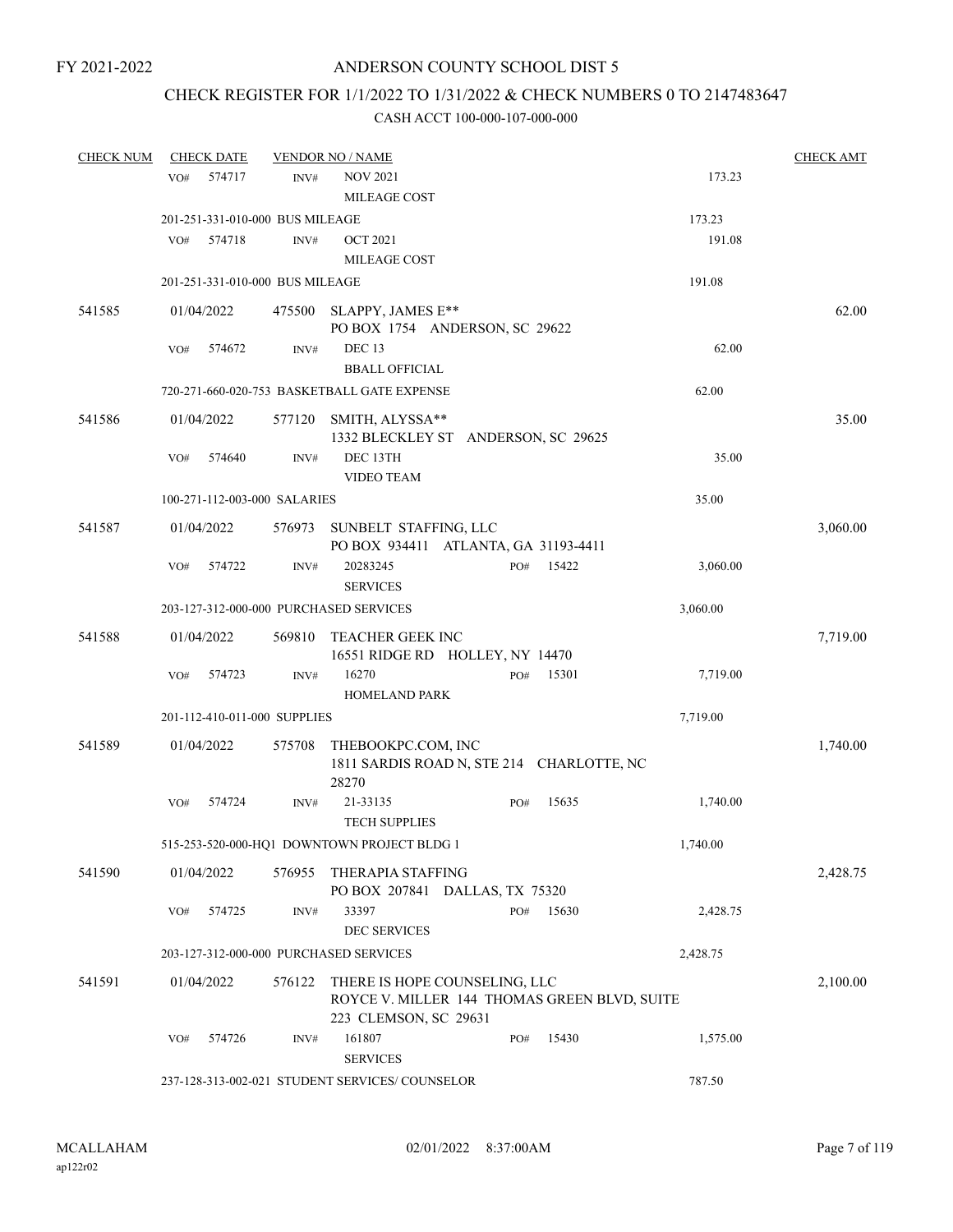FY 2021-2022

# ANDERSON COUNTY SCHOOL DIST 5

## CHECK REGISTER FOR 1/1/2022 TO 1/31/2022 & CHECK NUMBERS 0 TO 2147483647

### CASH ACCT 100-000-107-000-000

| CHECK NUM | CHECK DATE | VENDOR NO / NAME | | | CHECK AMT |
|---|---|---|---|---|---|
| | VO# 574717 | INV# NOV 2021 MILEAGE COST | | 173.23 | |
| | 201-251-331-010-000 BUS MILEAGE | | | 173.23 | |
| | VO# 574718 | INV# OCT 2021 MILEAGE COST | | 191.08 | |
| | 201-251-331-010-000 BUS MILEAGE | | | 191.08 | |
| 541585 | 01/04/2022 | 475500 SLAPPY, JAMES E** PO BOX 1754 ANDERSON, SC 29622 | | | 62.00 |
| | VO# 574672 | INV# DEC 13 BBALL OFFICIAL | | 62.00 | |
| | 720-271-660-020-753 BASKETBALL GATE EXPENSE | | | 62.00 | |
| 541586 | 01/04/2022 | 577120 SMITH, ALYSSA** 1332 BLECKLEY ST ANDERSON, SC 29625 | | | 35.00 |
| | VO# 574640 | INV# DEC 13TH VIDEO TEAM | | 35.00 | |
| | 100-271-112-003-000 SALARIES | | | 35.00 | |
| 541587 | 01/04/2022 | 576973 SUNBELT STAFFING, LLC PO BOX 934411 ATLANTA, GA 31193-4411 | | | 3,060.00 |
| | VO# 574722 | INV# 20283245 SERVICES | PO# 15422 | 3,060.00 | |
| | 203-127-312-000-000 PURCHASED SERVICES | | | 3,060.00 | |
| 541588 | 01/04/2022 | 569810 TEACHER GEEK INC 16551 RIDGE RD HOLLEY, NY 14470 | | | 7,719.00 |
| | VO# 574723 | INV# 16270 HOMELAND PARK | PO# 15301 | 7,719.00 | |
| | 201-112-410-011-000 SUPPLIES | | | 7,719.00 | |
| 541589 | 01/04/2022 | 575708 THEBOOKPC.COM, INC 1811 SARDIS ROAD N, STE 214 CHARLOTTE, NC 28270 | | | 1,740.00 |
| | VO# 574724 | INV# 21-33135 TECH SUPPLIES | PO# 15635 | 1,740.00 | |
| | 515-253-520-000-HQ1 DOWNTOWN PROJECT BLDG 1 | | | 1,740.00 | |
| 541590 | 01/04/2022 | 576955 THERAPIA STAFFING PO BOX 207841 DALLAS, TX 75320 | | | 2,428.75 |
| | VO# 574725 | INV# 33397 DEC SERVICES | PO# 15630 | 2,428.75 | |
| | 203-127-312-000-000 PURCHASED SERVICES | | | 2,428.75 | |
| 541591 | 01/04/2022 | 576122 THERE IS HOPE COUNSELING, LLC ROYCE V. MILLER 144 THOMAS GREEN BLVD, SUITE 223 CLEMSON, SC 29631 | | | 2,100.00 |
| | VO# 574726 | INV# 161807 SERVICES | PO# 15430 | 1,575.00 | |
| | 237-128-313-002-021 STUDENT SERVICES/ COUNSELOR | | | 787.50 | |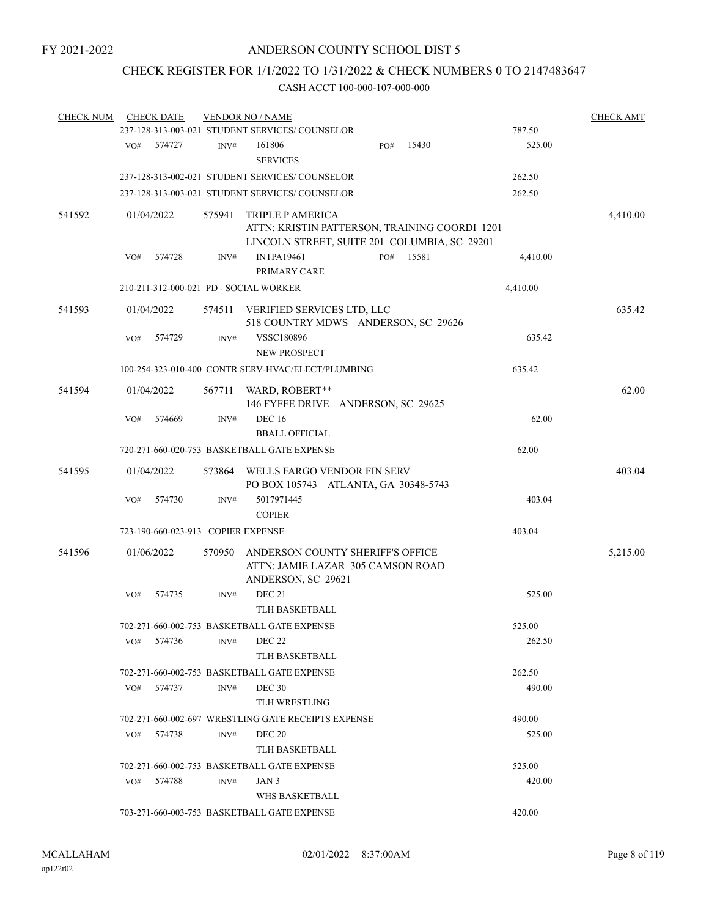FY 2021-2022

# ANDERSON COUNTY SCHOOL DIST 5

## CHECK REGISTER FOR 1/1/2022 TO 1/31/2022 & CHECK NUMBERS 0 TO 2147483647

### CASH ACCT 100-000-107-000-000

| CHECK NUM | CHECK DATE | VENDOR NO / NAME | | CHECK AMT |
|---|---|---|---|---|
| | | 237-128-313-003-021 STUDENT SERVICES/ COUNSELOR | 787.50 | |
| | VO# 574727 | INV# 161806 SERVICES PO# 15430 | 525.00 | |
| | | 237-128-313-002-021 STUDENT SERVICES/ COUNSELOR | 262.50 | |
| | | 237-128-313-003-021 STUDENT SERVICES/ COUNSELOR | 262.50 | |
| 541592 | 01/04/2022 | 575941 TRIPLE P AMERICA ATTN: KRISTIN PATTERSON, TRAINING COORDI 1201 LINCOLN STREET, SUITE 201 COLUMBIA, SC 29201 | | 4,410.00 |
| | VO# 574728 | INV# INTPA19461 PRIMARY CARE PO# 15581 | 4,410.00 | |
| | | 210-211-312-000-021 PD - SOCIAL WORKER | 4,410.00 | |
| 541593 | 01/04/2022 | 574511 VERIFIED SERVICES LTD, LLC 518 COUNTRY MDWS ANDERSON, SC 29626 | | 635.42 |
| | VO# 574729 | INV# VSSC180896 NEW PROSPECT | 635.42 | |
| | | 100-254-323-010-400 CONTR SERV-HVAC/ELECT/PLUMBING | 635.42 | |
| 541594 | 01/04/2022 | 567711 WARD, ROBERT** 146 FYFFE DRIVE ANDERSON, SC 29625 | | 62.00 |
| | VO# 574669 | INV# DEC 16 BBALL OFFICIAL | 62.00 | |
| | | 720-271-660-020-753 BASKETBALL GATE EXPENSE | 62.00 | |
| 541595 | 01/04/2022 | 573864 WELLS FARGO VENDOR FIN SERV PO BOX 105743 ATLANTA, GA 30348-5743 | | 403.04 |
| | VO# 574730 | INV# 5017971445 COPIER | 403.04 | |
| | | 723-190-660-023-913 COPIER EXPENSE | 403.04 | |
| 541596 | 01/06/2022 | 570950 ANDERSON COUNTY SHERIFF'S OFFICE ATTN: JAMIE LAZAR 305 CAMSON ROAD ANDERSON, SC 29621 | | 5,215.00 |
| | VO# 574735 | INV# DEC 21 TLH BASKETBALL | 525.00 | |
| | | 702-271-660-002-753 BASKETBALL GATE EXPENSE | 525.00 | |
| | VO# 574736 | INV# DEC 22 TLH BASKETBALL | 262.50 | |
| | | 702-271-660-002-753 BASKETBALL GATE EXPENSE | 262.50 | |
| | VO# 574737 | INV# DEC 30 TLH WRESTLING | 490.00 | |
| | | 702-271-660-002-697 WRESTLING GATE RECEIPTS EXPENSE | 490.00 | |
| | VO# 574738 | INV# DEC 20 TLH BASKETBALL | 525.00 | |
| | | 702-271-660-002-753 BASKETBALL GATE EXPENSE | 525.00 | |
| | VO# 574788 | INV# JAN 3 WHS BASKETBALL | 420.00 | |
| | | 703-271-660-003-753 BASKETBALL GATE EXPENSE | 420.00 | |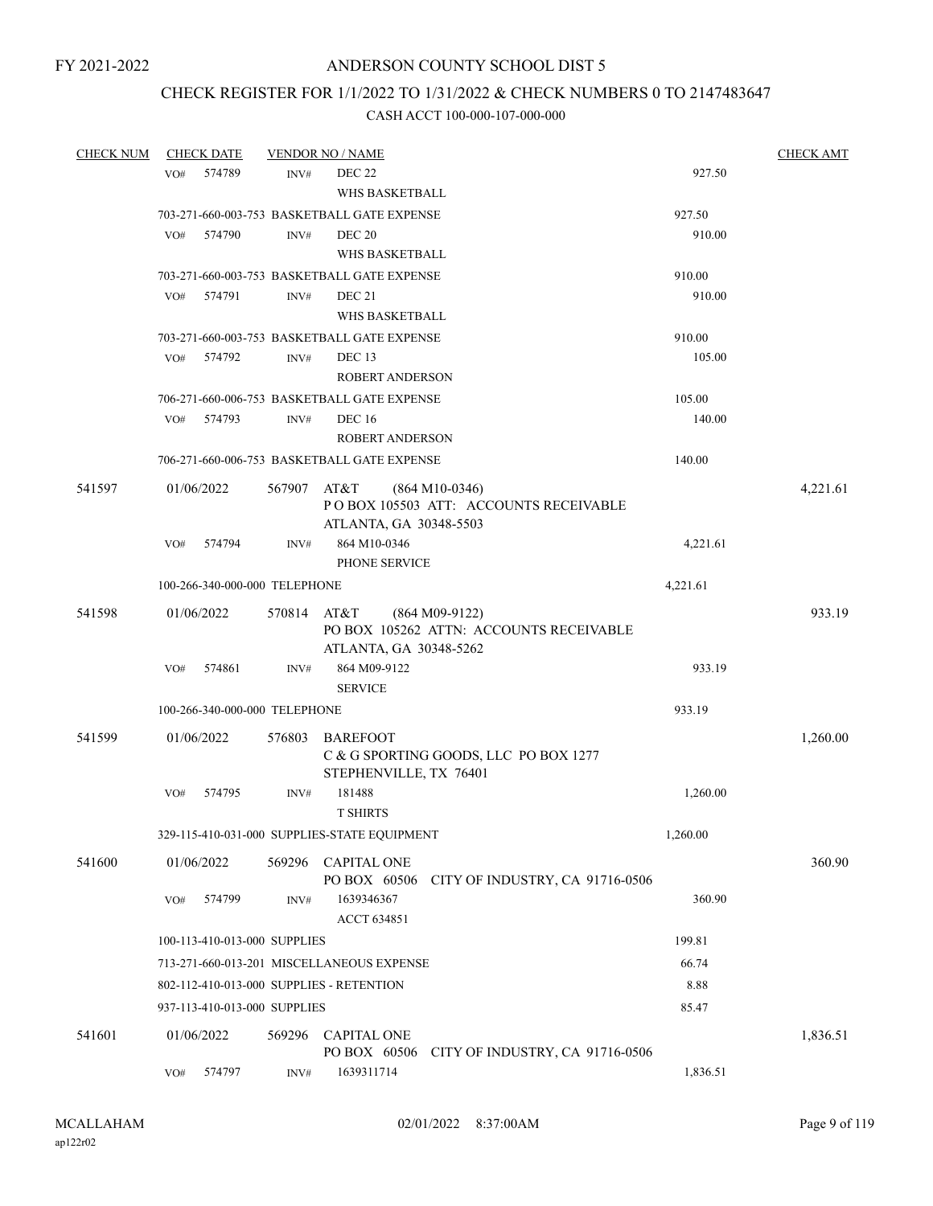FY 2021-2022

# ANDERSON COUNTY SCHOOL DIST 5

## CHECK REGISTER FOR 1/1/2022 TO 1/31/2022 & CHECK NUMBERS 0 TO 2147483647

### CASH ACCT 100-000-107-000-000

| CHECK NUM | CHECK DATE | VENDOR NO / NAME | | CHECK AMT |
|---|---|---|---|---|
| | VO# 574789 | INV# DEC 22 WHS BASKETBALL | 927.50 | |
| | 703-271-660-003-753 BASKETBALL GATE EXPENSE | | 927.50 | |
| | VO# 574790 | INV# DEC 20 WHS BASKETBALL | 910.00 | |
| | 703-271-660-003-753 BASKETBALL GATE EXPENSE | | 910.00 | |
| | VO# 574791 | INV# DEC 21 WHS BASKETBALL | 910.00 | |
| | 703-271-660-003-753 BASKETBALL GATE EXPENSE | | 910.00 | |
| | VO# 574792 | INV# DEC 13 ROBERT ANDERSON | 105.00 | |
| | 706-271-660-006-753 BASKETBALL GATE EXPENSE | | 105.00 | |
| | VO# 574793 | INV# DEC 16 ROBERT ANDERSON | 140.00 | |
| | 706-271-660-006-753 BASKETBALL GATE EXPENSE | | 140.00 | |
| 541597 | 01/06/2022 | 567907 AT&T (864 M10-0346) P O BOX 105503 ATT: ACCOUNTS RECEIVABLE ATLANTA, GA 30348-5503 | | 4,221.61 |
| | VO# 574794 | INV# 864 M10-0346 PHONE SERVICE | 4,221.61 | |
| | 100-266-340-000-000 TELEPHONE | | 4,221.61 | |
| 541598 | 01/06/2022 | 570814 AT&T (864 M09-9122) PO BOX 105262 ATTN: ACCOUNTS RECEIVABLE ATLANTA, GA 30348-5262 | | 933.19 |
| | VO# 574861 | INV# 864 M09-9122 SERVICE | 933.19 | |
| | 100-266-340-000-000 TELEPHONE | | 933.19 | |
| 541599 | 01/06/2022 | 576803 BAREFOOT C & G SPORTING GOODS, LLC PO BOX 1277 STEPHENVILLE, TX 76401 | | 1,260.00 |
| | VO# 574795 | INV# 181488 T SHIRTS | 1,260.00 | |
| | 329-115-410-031-000 SUPPLIES-STATE EQUIPMENT | | 1,260.00 | |
| 541600 | 01/06/2022 | 569296 CAPITAL ONE PO BOX 60506 CITY OF INDUSTRY, CA 91716-0506 | | 360.90 |
| | VO# 574799 | INV# 1639346367 ACCT 634851 | 360.90 | |
| | 100-113-410-013-000 SUPPLIES | | 199.81 | |
| | 713-271-660-013-201 MISCELLANEOUS EXPENSE | | 66.74 | |
| | 802-112-410-013-000 SUPPLIES - RETENTION | | 8.88 | |
| | 937-113-410-013-000 SUPPLIES | | 85.47 | |
| 541601 | 01/06/2022 | 569296 CAPITAL ONE PO BOX 60506 CITY OF INDUSTRY, CA 91716-0506 | | 1,836.51 |
| | VO# 574797 | INV# 1639311714 | 1,836.51 | |

MCALLAHAM
ap122r02

02/01/2022 8:37:00AM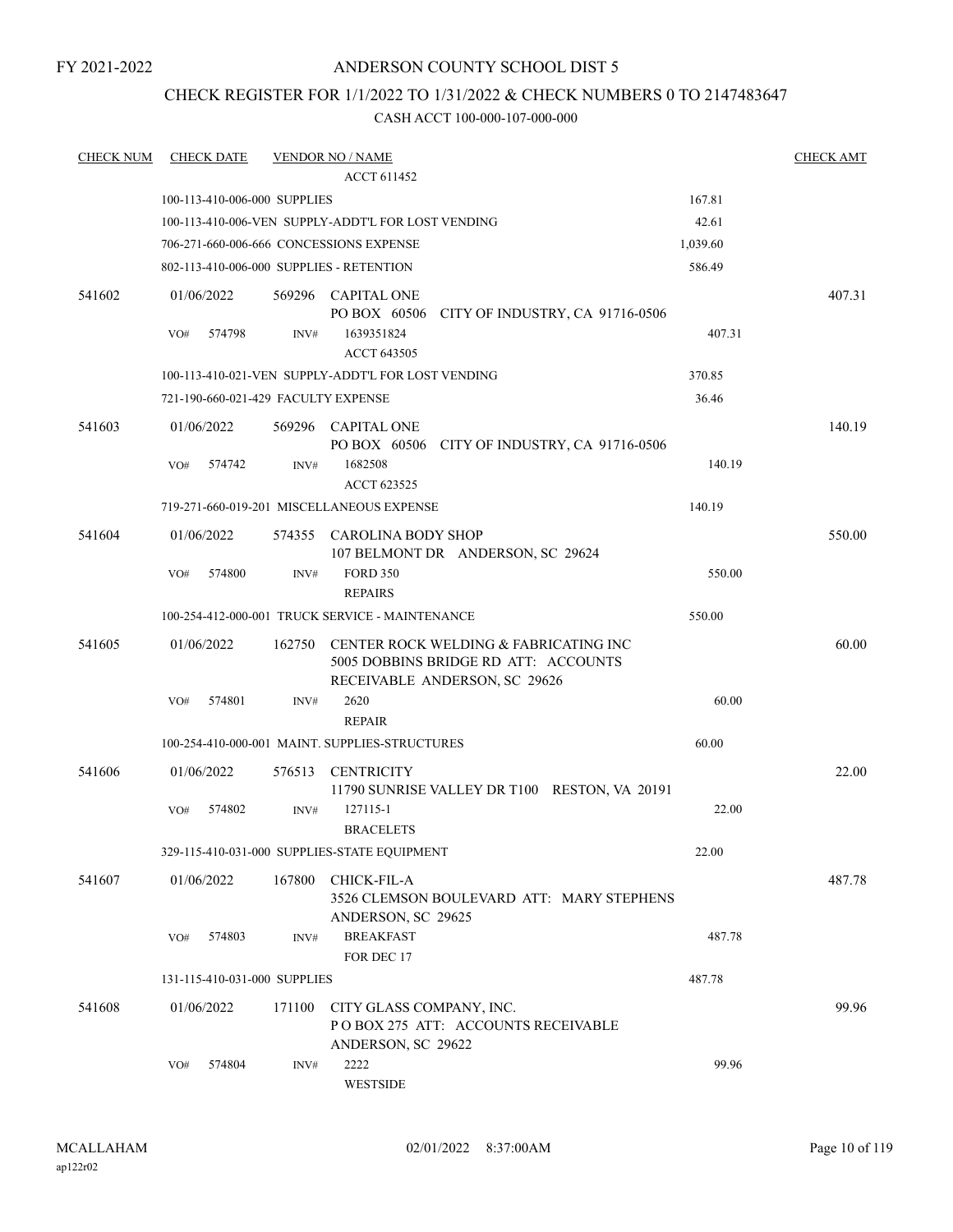FY 2021-2022

# ANDERSON COUNTY SCHOOL DIST 5

## CHECK REGISTER FOR 1/1/2022 TO 1/31/2022 & CHECK NUMBERS 0 TO 2147483647

### CASH ACCT 100-000-107-000-000

| CHECK NUM | CHECK DATE | VENDOR NO / NAME | | CHECK AMT |
|---|---|---|---|---|
| | | ACCT 611452 | | |
| | 100-113-410-006-000 SUPPLIES | | 167.81 | |
| | 100-113-410-006-VEN SUPPLY-ADDT'L FOR LOST VENDING | | 42.61 | |
| | 706-271-660-006-666 CONCESSIONS EXPENSE | | 1,039.60 | |
| | 802-113-410-006-000 SUPPLIES - RETENTION | | 586.49 | |
| 541602 | 01/06/2022 | 569296 CAPITAL ONE<br>PO BOX 60506 CITY OF INDUSTRY, CA 91716-0506 | | 407.31 |
| | VO# 574798 | INV# 1639351824<br>ACCT 643505 | 407.31 | |
| | 100-113-410-021-VEN SUPPLY-ADDT'L FOR LOST VENDING | | 370.85 | |
| | 721-190-660-021-429 FACULTY EXPENSE | | 36.46 | |
| 541603 | 01/06/2022 | 569296 CAPITAL ONE<br>PO BOX 60506 CITY OF INDUSTRY, CA 91716-0506 | | 140.19 |
| | VO# 574742 | INV# 1682508<br>ACCT 623525 | 140.19 | |
| | 719-271-660-019-201 MISCELLANEOUS EXPENSE | | 140.19 | |
| 541604 | 01/06/2022 | 574355 CAROLINA BODY SHOP<br>107 BELMONT DR ANDERSON, SC 29624 | | 550.00 |
| | VO# 574800 | INV# FORD 350<br>REPAIRS | 550.00 | |
| | 100-254-412-000-001 TRUCK SERVICE - MAINTENANCE | | 550.00 | |
| 541605 | 01/06/2022 | 162750 CENTER ROCK WELDING & FABRICATING INC<br>5005 DOBBINS BRIDGE RD ATT: ACCOUNTS RECEIVABLE ANDERSON, SC 29626 | | 60.00 |
| | VO# 574801 | INV# 2620<br>REPAIR | 60.00 | |
| | 100-254-410-000-001 MAINT. SUPPLIES-STRUCTURES | | 60.00 | |
| 541606 | 01/06/2022 | 576513 CENTRICITY<br>11790 SUNRISE VALLEY DR T100 RESTON, VA 20191 | | 22.00 |
| | VO# 574802 | INV# 127115-1<br>BRACELETS | 22.00 | |
| | 329-115-410-031-000 SUPPLIES-STATE EQUIPMENT | | 22.00 | |
| 541607 | 01/06/2022 | 167800 CHICK-FIL-A<br>3526 CLEMSON BOULEVARD ATT: MARY STEPHENS ANDERSON, SC 29625 | | 487.78 |
| | VO# 574803 | INV# BREAKFAST<br>FOR DEC 17 | 487.78 | |
| | 131-115-410-031-000 SUPPLIES | | 487.78 | |
| 541608 | 01/06/2022 | 171100 CITY GLASS COMPANY, INC.<br>P O BOX 275 ATT: ACCOUNTS RECEIVABLE ANDERSON, SC 29622 | | 99.96 |
| | VO# 574804 | INV# 2222<br>WESTSIDE | 99.96 | |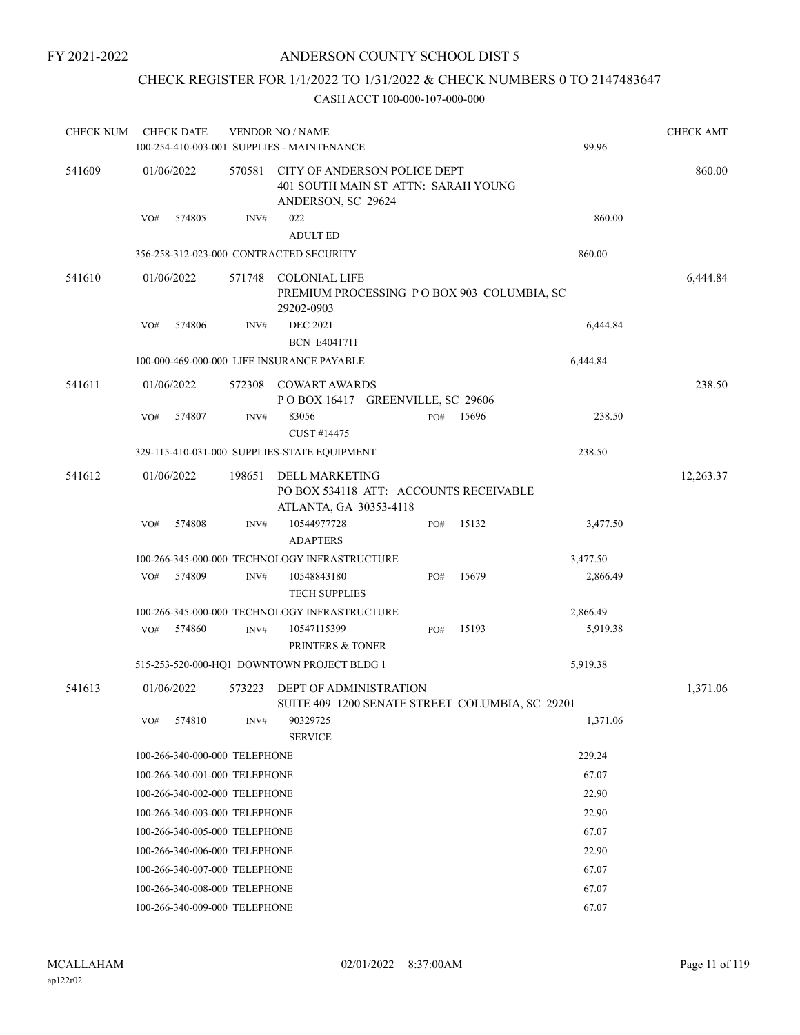FY 2021-2022

# ANDERSON COUNTY SCHOOL DIST 5

## CHECK REGISTER FOR 1/1/2022 TO 1/31/2022 & CHECK NUMBERS 0 TO 2147483647

### CASH ACCT 100-000-107-000-000

| CHECK NUM | CHECK DATE | VENDOR NO / NAME | | | CHECK AMT |
|---|---|---|---|---|---|
| | 100-254-410-003-001 SUPPLIES - MAINTENANCE | | | 99.96 | |
| 541609 | 01/06/2022 | 570581 CITY OF ANDERSON POLICE DEPT<br>401 SOUTH MAIN ST ATTN: SARAH YOUNG<br>ANDERSON, SC 29624 | | | 860.00 |
| | VO# 574805 | INV# 022<br>ADULT ED | | 860.00 | |
| | 356-258-312-023-000 CONTRACTED SECURITY | | | 860.00 | |
| 541610 | 01/06/2022 | 571748 COLONIAL LIFE<br>PREMIUM PROCESSING P O BOX 903 COLUMBIA, SC 29202-0903 | | | 6,444.84 |
| | VO# 574806 | INV# DEC 2021<br>BCN E4041711 | | 6,444.84 | |
| | 100-000-469-000-000 LIFE INSURANCE PAYABLE | | | 6,444.84 | |
| 541611 | 01/06/2022 | 572308 COWART AWARDS<br>P O BOX 16417 GREENVILLE, SC 29606 | | | 238.50 |
| | VO# 574807 | INV# 83056<br>CUST #14475 | PO# 15696 | 238.50 | |
| | 329-115-410-031-000 SUPPLIES-STATE EQUIPMENT | | | 238.50 | |
| 541612 | 01/06/2022 | 198651 DELL MARKETING<br>PO BOX 534118 ATT: ACCOUNTS RECEIVABLE<br>ATLANTA, GA 30353-4118 | | | 12,263.37 |
| | VO# 574808 | INV# 10544977728<br>ADAPTERS | PO# 15132 | 3,477.50 | |
| | 100-266-345-000-000 TECHNOLOGY INFRASTRUCTURE | | | 3,477.50 | |
| | VO# 574809 | INV# 10548843180<br>TECH SUPPLIES | PO# 15679 | 2,866.49 | |
| | 100-266-345-000-000 TECHNOLOGY INFRASTRUCTURE | | | 2,866.49 | |
| | VO# 574860 | INV# 10547115399<br>PRINTERS & TONER | PO# 15193 | 5,919.38 | |
| | 515-253-520-000-HQ1 DOWNTOWN PROJECT BLDG 1 | | | 5,919.38 | |
| 541613 | 01/06/2022 | 573223 DEPT OF ADMINISTRATION<br>SUITE 409 1200 SENATE STREET COLUMBIA, SC 29201 | | | 1,371.06 |
| | VO# 574810 | INV# 90329725<br>SERVICE | | 1,371.06 | |
| | 100-266-340-000-000 TELEPHONE | | | 229.24 | |
| | 100-266-340-001-000 TELEPHONE | | | 67.07 | |
| | 100-266-340-002-000 TELEPHONE | | | 22.90 | |
| | 100-266-340-003-000 TELEPHONE | | | 22.90 | |
| | 100-266-340-005-000 TELEPHONE | | | 67.07 | |
| | 100-266-340-006-000 TELEPHONE | | | 22.90 | |
| | 100-266-340-007-000 TELEPHONE | | | 67.07 | |
| | 100-266-340-008-000 TELEPHONE | | | 67.07 | |
| | 100-266-340-009-000 TELEPHONE | | | 67.07 | |

MCALLAHAM 02/01/2022 8:37:00AM
ap122r02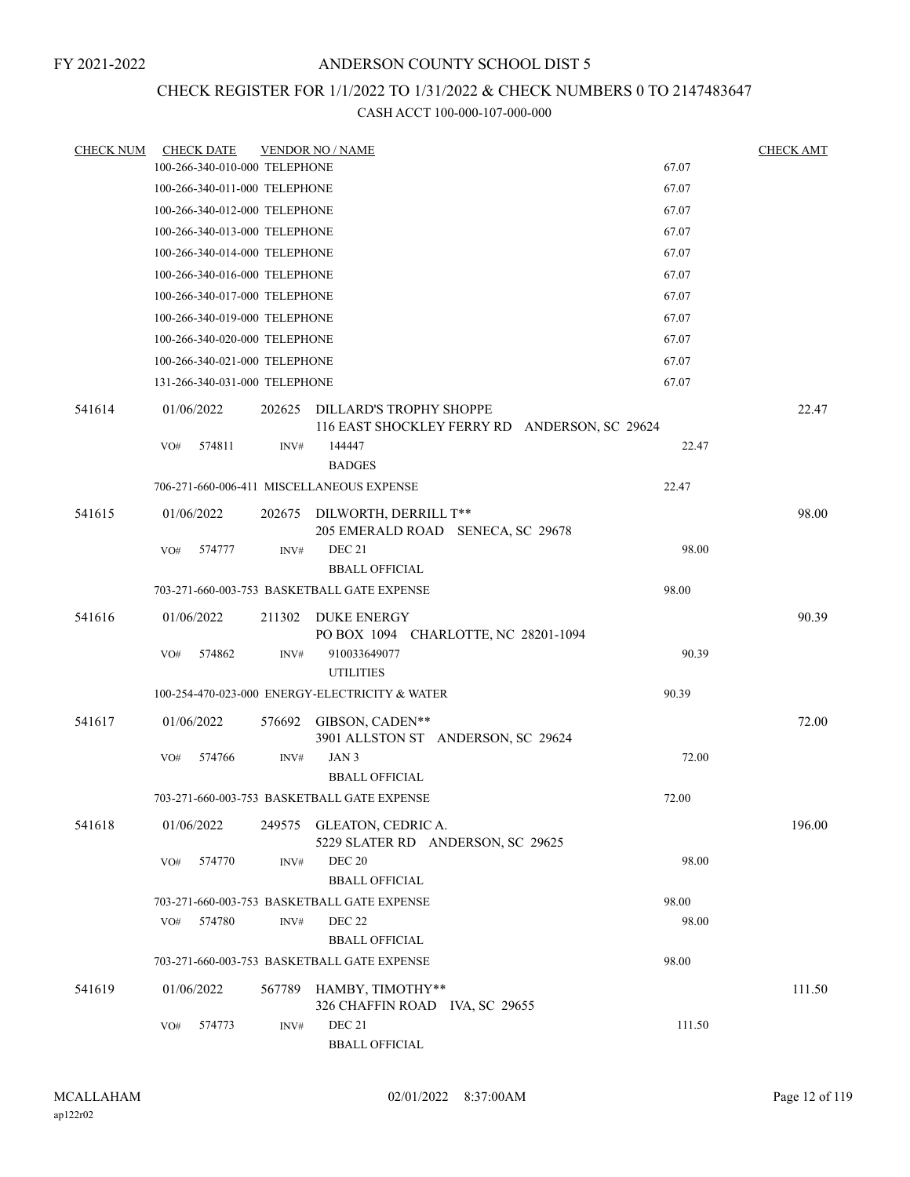FY 2021-2022

# ANDERSON COUNTY SCHOOL DIST 5

## CHECK REGISTER FOR 1/1/2022 TO 1/31/2022 & CHECK NUMBERS 0 TO 2147483647

### CASH ACCT 100-000-107-000-000

| CHECK NUM | CHECK DATE | VENDOR NO / NAME | | CHECK AMT |
|---|---|---|---|---|
| | 100-266-340-010-000 TELEPHONE | | 67.07 | |
| | 100-266-340-011-000 TELEPHONE | | 67.07 | |
| | 100-266-340-012-000 TELEPHONE | | 67.07 | |
| | 100-266-340-013-000 TELEPHONE | | 67.07 | |
| | 100-266-340-014-000 TELEPHONE | | 67.07 | |
| | 100-266-340-016-000 TELEPHONE | | 67.07 | |
| | 100-266-340-017-000 TELEPHONE | | 67.07 | |
| | 100-266-340-019-000 TELEPHONE | | 67.07 | |
| | 100-266-340-020-000 TELEPHONE | | 67.07 | |
| | 100-266-340-021-000 TELEPHONE | | 67.07 | |
| | 131-266-340-031-000 TELEPHONE | | 67.07 | |
| 541614 | 01/06/2022 | 202625 DILLARD'S TROPHY SHOPPE<br>116 EAST SHOCKLEY FERRY RD ANDERSON, SC 29624 | | 22.47 |
| | VO# 574811 | INV# 144447<br>BADGES | 22.47 | |
| | 706-271-660-006-411 MISCELLANEOUS EXPENSE | | 22.47 | |
| 541615 | 01/06/2022 | 202675 DILWORTH, DERRILL T**<br>205 EMERALD ROAD SENECA, SC 29678 | | 98.00 |
| | VO# 574777 | INV# DEC 21<br>BBALL OFFICIAL | 98.00 | |
| | 703-271-660-003-753 BASKETBALL GATE EXPENSE | | 98.00 | |
| 541616 | 01/06/2022 | 211302 DUKE ENERGY<br>PO BOX 1094 CHARLOTTE, NC 28201-1094 | | 90.39 |
| | VO# 574862 | INV# 910033649077<br>UTILITIES | 90.39 | |
| | 100-254-470-023-000 ENERGY-ELECTRICITY & WATER | | 90.39 | |
| 541617 | 01/06/2022 | 576692 GIBSON, CADEN**<br>3901 ALLSTON ST ANDERSON, SC 29624 | | 72.00 |
| | VO# 574766 | INV# JAN 3<br>BBALL OFFICIAL | 72.00 | |
| | 703-271-660-003-753 BASKETBALL GATE EXPENSE | | 72.00 | |
| 541618 | 01/06/2022 | 249575 GLEATON, CEDRIC A.<br>5229 SLATER RD ANDERSON, SC 29625 | | 196.00 |
| | VO# 574770 | INV# DEC 20<br>BBALL OFFICIAL | 98.00 | |
| | 703-271-660-003-753 BASKETBALL GATE EXPENSE | | 98.00 | |
| | VO# 574780 | INV# DEC 22<br>BBALL OFFICIAL | 98.00 | |
| | 703-271-660-003-753 BASKETBALL GATE EXPENSE | | 98.00 | |
| 541619 | 01/06/2022 | 567789 HAMBY, TIMOTHY**<br>326 CHAFFIN ROAD IVA, SC 29655 | | 111.50 |
| | VO# 574773 | INV# DEC 21<br>BBALL OFFICIAL | 111.50 | |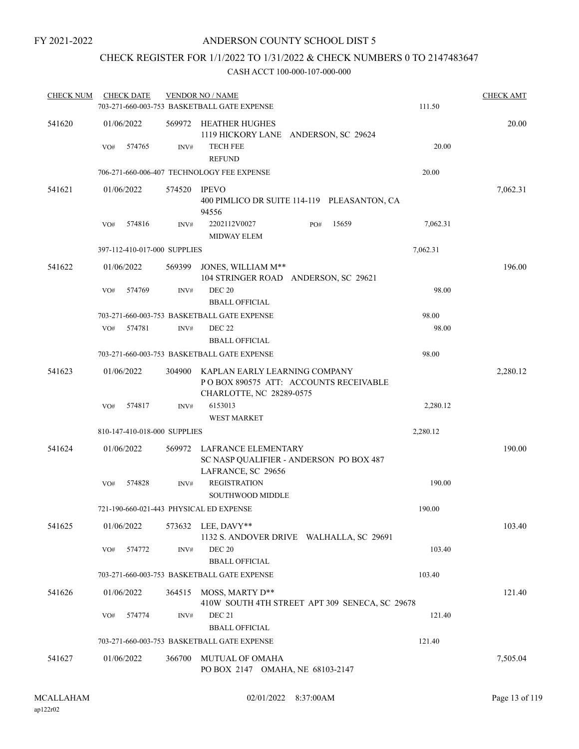FY 2021-2022

# ANDERSON COUNTY SCHOOL DIST 5

## CHECK REGISTER FOR 1/1/2022 TO 1/31/2022 & CHECK NUMBERS 0 TO 2147483647

### CASH ACCT 100-000-107-000-000

| CHECK NUM | CHECK DATE | VENDOR NO / NAME | | CHECK AMT |
|---|---|---|---|---|
| | | 703-271-660-003-753 BASKETBALL GATE EXPENSE | 111.50 | |
| 541620 | 01/06/2022 | 569972 HEATHER HUGHES<br>1119 HICKORY LANE ANDERSON, SC 29624 | | 20.00 |
| | VO# 574765 | INV# TECH FEE<br>REFUND | 20.00 | |
| | | 706-271-660-006-407 TECHNOLOGY FEE EXPENSE | 20.00 | |
| 541621 | 01/06/2022 | 574520 IPEVO<br>400 PIMLICO DR SUITE 114-119 PLEASANTON, CA 94556 | | 7,062.31 |
| | VO# 574816 | INV# 2202112V0027 PO# 15659<br>MIDWAY ELEM | 7,062.31 | |
| | | 397-112-410-017-000 SUPPLIES | 7,062.31 | |
| 541622 | 01/06/2022 | 569399 JONES, WILLIAM M**<br>104 STRINGER ROAD ANDERSON, SC 29621 | | 196.00 |
| | VO# 574769 | INV# DEC 20<br>BBALL OFFICIAL | 98.00 | |
| | | 703-271-660-003-753 BASKETBALL GATE EXPENSE | 98.00 | |
| | VO# 574781 | INV# DEC 22<br>BBALL OFFICIAL | 98.00 | |
| | | 703-271-660-003-753 BASKETBALL GATE EXPENSE | 98.00 | |
| 541623 | 01/06/2022 | 304900 KAPLAN EARLY LEARNING COMPANY<br>P O BOX 890575 ATT: ACCOUNTS RECEIVABLE<br>CHARLOTTE, NC 28289-0575 | | 2,280.12 |
| | VO# 574817 | INV# 6153013<br>WEST MARKET | 2,280.12 | |
| | | 810-147-410-018-000 SUPPLIES | 2,280.12 | |
| 541624 | 01/06/2022 | 569972 LAFRANCE ELEMENTARY<br>SC NASP QUALIFIER - ANDERSON PO BOX 487<br>LAFRANCE, SC 29656 | | 190.00 |
| | VO# 574828 | INV# REGISTRATION<br>SOUTHWOOD MIDDLE | 190.00 | |
| | | 721-190-660-021-443 PHYSICAL ED EXPENSE | 190.00 | |
| 541625 | 01/06/2022 | 573632 LEE, DAVY**<br>1132 S. ANDOVER DRIVE WALHALLA, SC 29691 | | 103.40 |
| | VO# 574772 | INV# DEC 20<br>BBALL OFFICIAL | 103.40 | |
| | | 703-271-660-003-753 BASKETBALL GATE EXPENSE | 103.40 | |
| 541626 | 01/06/2022 | 364515 MOSS, MARTY D**<br>410W SOUTH 4TH STREET APT 309 SENECA, SC 29678 | | 121.40 |
| | VO# 574774 | INV# DEC 21<br>BBALL OFFICIAL | 121.40 | |
| | | 703-271-660-003-753 BASKETBALL GATE EXPENSE | 121.40 | |
| 541627 | 01/06/2022 | 366700 MUTUAL OF OMAHA<br>PO BOX 2147 OMAHA, NE 68103-2147 | | 7,505.04 |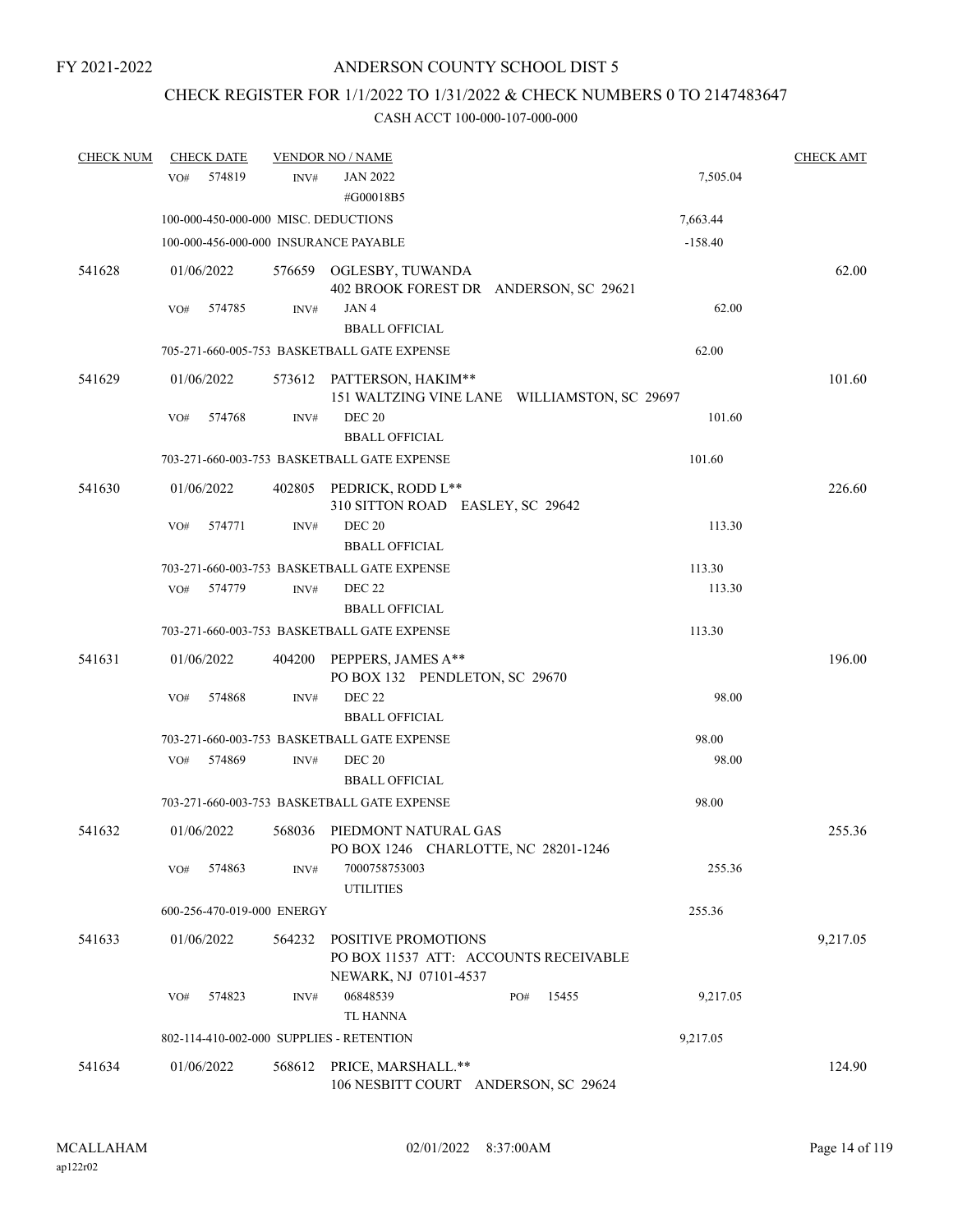FY 2021-2022

ANDERSON COUNTY SCHOOL DIST 5

CHECK REGISTER FOR 1/1/2022 TO 1/31/2022 & CHECK NUMBERS 0 TO 2147483647

CASH ACCT 100-000-107-000-000

| CHECK NUM | CHECK DATE | VENDOR NO / NAME | | CHECK AMT |
|---|---|---|---|---|
| | VO# 574819 | INV# JAN 2022 #G00018B5 | 7,505.04 | |
| | 100-000-450-000-000 MISC. DEDUCTIONS | | 7,663.44 | |
| | 100-000-456-000-000 INSURANCE PAYABLE | | -158.40 | |
| 541628 | 01/06/2022 | 576659 OGLESBY, TUWANDA 402 BROOK FOREST DR ANDERSON, SC 29621 | | 62.00 |
| | VO# 574785 | INV# JAN 4 BBALL OFFICIAL | 62.00 | |
| | 705-271-660-005-753 BASKETBALL GATE EXPENSE | | 62.00 | |
| 541629 | 01/06/2022 | 573612 PATTERSON, HAKIM** 151 WALTZING VINE LANE WILLIAMSTON, SC 29697 | | 101.60 |
| | VO# 574768 | INV# DEC 20 BBALL OFFICIAL | 101.60 | |
| | 703-271-660-003-753 BASKETBALL GATE EXPENSE | | 101.60 | |
| 541630 | 01/06/2022 | 402805 PEDRICK, RODD L** 310 SITTON ROAD EASLEY, SC 29642 | | 226.60 |
| | VO# 574771 | INV# DEC 20 BBALL OFFICIAL | 113.30 | |
| | 703-271-660-003-753 BASKETBALL GATE EXPENSE | | 113.30 | |
| | VO# 574779 | INV# DEC 22 BBALL OFFICIAL | 113.30 | |
| | 703-271-660-003-753 BASKETBALL GATE EXPENSE | | 113.30 | |
| 541631 | 01/06/2022 | 404200 PEPPERS, JAMES A** PO BOX 132 PENDLETON, SC 29670 | | 196.00 |
| | VO# 574868 | INV# DEC 22 BBALL OFFICIAL | 98.00 | |
| | 703-271-660-003-753 BASKETBALL GATE EXPENSE | | 98.00 | |
| | VO# 574869 | INV# DEC 20 BBALL OFFICIAL | 98.00 | |
| | 703-271-660-003-753 BASKETBALL GATE EXPENSE | | 98.00 | |
| 541632 | 01/06/2022 | 568036 PIEDMONT NATURAL GAS PO BOX 1246 CHARLOTTE, NC 28201-1246 | | 255.36 |
| | VO# 574863 | INV# 7000758753003 UTILITIES | 255.36 | |
| | 600-256-470-019-000 ENERGY | | 255.36 | |
| 541633 | 01/06/2022 | 564232 POSITIVE PROMOTIONS PO BOX 11537 ATT: ACCOUNTS RECEIVABLE NEWARK, NJ 07101-4537 | | 9,217.05 |
| | VO# 574823 | INV# 06848539 PO# 15455 TL HANNA | 9,217.05 | |
| | 802-114-410-002-000 SUPPLIES - RETENTION | | 9,217.05 | |
| 541634 | 01/06/2022 | 568612 PRICE, MARSHALL.** 106 NESBITT COURT ANDERSON, SC 29624 | | 124.90 |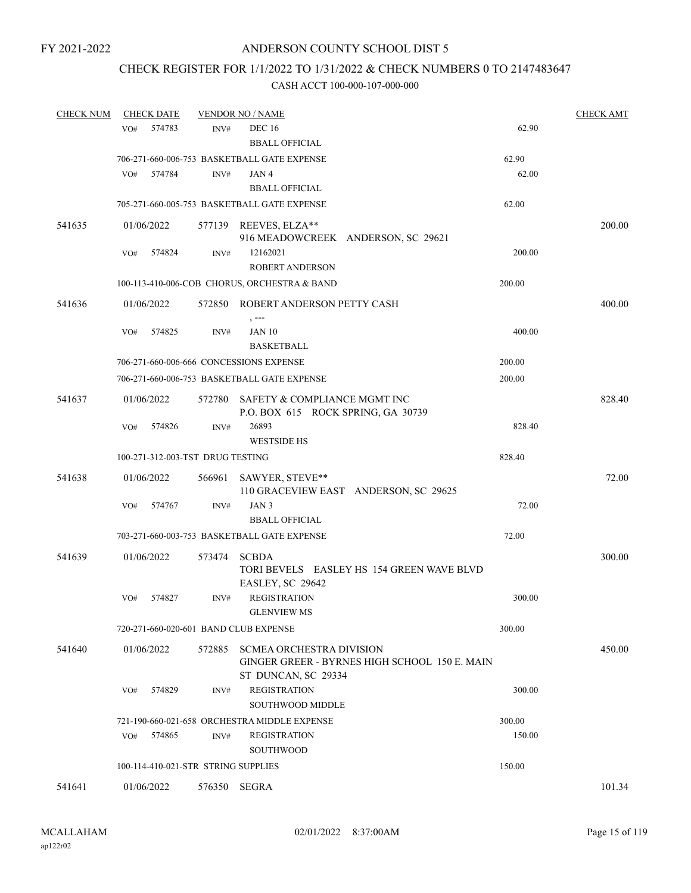FY 2021-2022

# ANDERSON COUNTY SCHOOL DIST 5

## CHECK REGISTER FOR 1/1/2022 TO 1/31/2022 & CHECK NUMBERS 0 TO 2147483647

### CASH ACCT 100-000-107-000-000

| CHECK NUM | CHECK DATE | VENDOR NO / NAME | | CHECK AMT |
|---|---|---|---|---|
| | VO# 574783 | INV# DEC 16 BBALL OFFICIAL | 62.90 | |
| | | 706-271-660-006-753 BASKETBALL GATE EXPENSE | 62.90 | |
| | VO# 574784 | INV# JAN 4 BBALL OFFICIAL | 62.00 | |
| | | 705-271-660-005-753 BASKETBALL GATE EXPENSE | 62.00 | |
| 541635 | 01/06/2022 | 577139 REEVES, ELZA** 916 MEADOWCREEK ANDERSON, SC 29621 | | 200.00 |
| | VO# 574824 | INV# 12162021 ROBERT ANDERSON | 200.00 | |
| | | 100-113-410-006-COB CHORUS, ORCHESTRA & BAND | 200.00 | |
| 541636 | 01/06/2022 | 572850 ROBERT ANDERSON PETTY CASH , --- | | 400.00 |
| | VO# 574825 | INV# JAN 10 BASKETBALL | 400.00 | |
| | | 706-271-660-006-666 CONCESSIONS EXPENSE | 200.00 | |
| | | 706-271-660-006-753 BASKETBALL GATE EXPENSE | 200.00 | |
| 541637 | 01/06/2022 | 572780 SAFETY & COMPLIANCE MGMT INC P.O. BOX 615 ROCK SPRING, GA 30739 | | 828.40 |
| | VO# 574826 | INV# 26893 WESTSIDE HS | 828.40 | |
| | | 100-271-312-003-TST DRUG TESTING | 828.40 | |
| 541638 | 01/06/2022 | 566961 SAWYER, STEVE** 110 GRACEVIEW EAST ANDERSON, SC 29625 | | 72.00 |
| | VO# 574767 | INV# JAN 3 BBALL OFFICIAL | 72.00 | |
| | | 703-271-660-003-753 BASKETBALL GATE EXPENSE | 72.00 | |
| 541639 | 01/06/2022 | 573474 SCBDA TORI BEVELS EASLEY HS 154 GREEN WAVE BLVD EASLEY, SC 29642 | | 300.00 |
| | VO# 574827 | INV# REGISTRATION GLENVIEW MS | 300.00 | |
| | | 720-271-660-020-601 BAND CLUB EXPENSE | 300.00 | |
| 541640 | 01/06/2022 | 572885 SCMEA ORCHESTRA DIVISION GINGER GREER - BYRNES HIGH SCHOOL 150 E. MAIN ST DUNCAN, SC 29334 | | 450.00 |
| | VO# 574829 | INV# REGISTRATION SOUTHWOOD MIDDLE | 300.00 | |
| | | 721-190-660-021-658 ORCHESTRA MIDDLE EXPENSE | 300.00 | |
| | VO# 574865 | INV# REGISTRATION SOUTHWOOD | 150.00 | |
| | | 100-114-410-021-STR STRING SUPPLIES | 150.00 | |
| 541641 | 01/06/2022 | 576350 SEGRA | | 101.34 |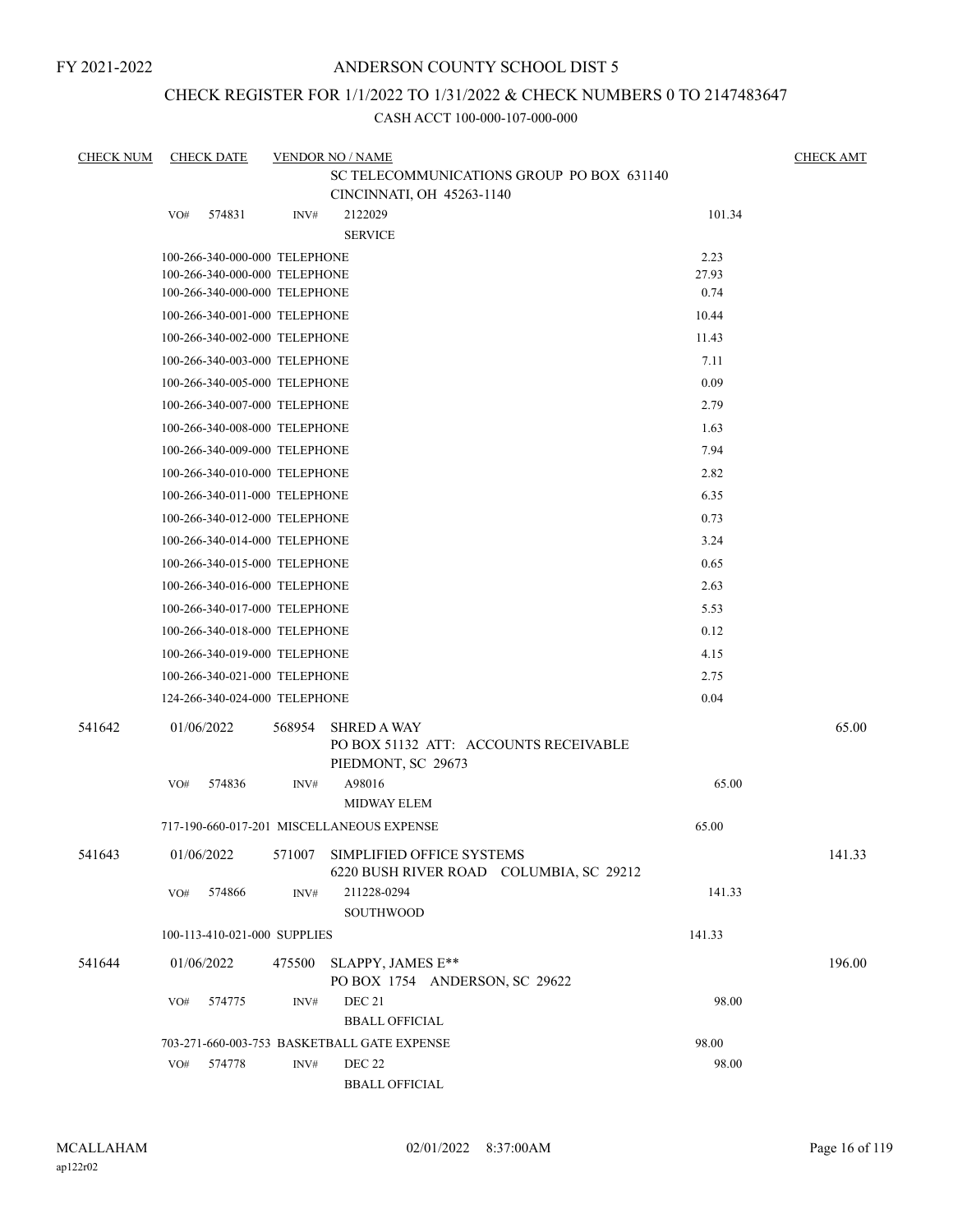FY 2021-2022

# ANDERSON COUNTY SCHOOL DIST 5

## CHECK REGISTER FOR 1/1/2022 TO 1/31/2022 & CHECK NUMBERS 0 TO 2147483647

CASH ACCT 100-000-107-000-000

| CHECK NUM | CHECK DATE | VENDOR NO / NAME | | CHECK AMT |
|---|---|---|---|---|
| | | SC TELECOMMUNICATIONS GROUP PO BOX 631140<br>CINCINNATI, OH 45263-1140 | | |
| | VO# 574831 | INV# 2122029<br>SERVICE | 101.34 | |
| | 100-266-340-000-000 TELEPHONE | | 2.23 | |
| | 100-266-340-000-000 TELEPHONE | | 27.93 | |
| | 100-266-340-000-000 TELEPHONE | | 0.74 | |
| | 100-266-340-001-000 TELEPHONE | | 10.44 | |
| | 100-266-340-002-000 TELEPHONE | | 11.43 | |
| | 100-266-340-003-000 TELEPHONE | | 7.11 | |
| | 100-266-340-005-000 TELEPHONE | | 0.09 | |
| | 100-266-340-007-000 TELEPHONE | | 2.79 | |
| | 100-266-340-008-000 TELEPHONE | | 1.63 | |
| | 100-266-340-009-000 TELEPHONE | | 7.94 | |
| | 100-266-340-010-000 TELEPHONE | | 2.82 | |
| | 100-266-340-011-000 TELEPHONE | | 6.35 | |
| | 100-266-340-012-000 TELEPHONE | | 0.73 | |
| | 100-266-340-014-000 TELEPHONE | | 3.24 | |
| | 100-266-340-015-000 TELEPHONE | | 0.65 | |
| | 100-266-340-016-000 TELEPHONE | | 2.63 | |
| | 100-266-340-017-000 TELEPHONE | | 5.53 | |
| | 100-266-340-018-000 TELEPHONE | | 0.12 | |
| | 100-266-340-019-000 TELEPHONE | | 4.15 | |
| | 100-266-340-021-000 TELEPHONE | | 2.75 | |
| | 124-266-340-024-000 TELEPHONE | | 0.04 | |
| 541642 | 01/06/2022 | 568954 SHRED A WAY<br>PO BOX 51132 ATT: ACCOUNTS RECEIVABLE<br>PIEDMONT, SC 29673 | | 65.00 |
| | VO# 574836 | INV# A98016<br>MIDWAY ELEM | 65.00 | |
| | 717-190-660-017-201 MISCELLANEOUS EXPENSE | | 65.00 | |
| 541643 | 01/06/2022 | 571007 SIMPLIFIED OFFICE SYSTEMS<br>6220 BUSH RIVER ROAD COLUMBIA, SC 29212 | | 141.33 |
| | VO# 574866 | INV# 211228-0294<br>SOUTHWOOD | 141.33 | |
| | 100-113-410-021-000 SUPPLIES | | 141.33 | |
| 541644 | 01/06/2022 | 475500 SLAPPY, JAMES E**<br>PO BOX 1754 ANDERSON, SC 29622 | | 196.00 |
| | VO# 574775 | INV# DEC 21<br>BBALL OFFICIAL | 98.00 | |
| | 703-271-660-003-753 BASKETBALL GATE EXPENSE | | 98.00 | |
| | VO# 574778 | INV# DEC 22<br>BBALL OFFICIAL | 98.00 | |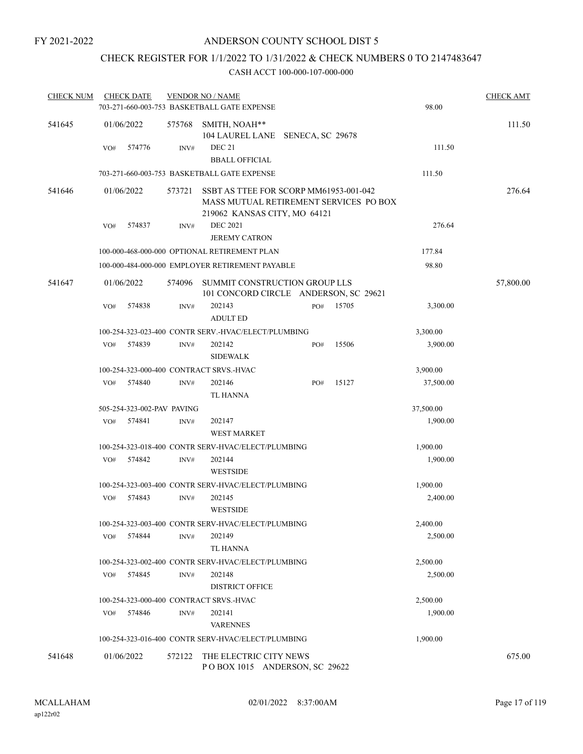FY 2021-2022

# ANDERSON COUNTY SCHOOL DIST 5

## CHECK REGISTER FOR 1/1/2022 TO 1/31/2022 & CHECK NUMBERS 0 TO 2147483647

CASH ACCT 100-000-107-000-000

| CHECK NUM | CHECK DATE | VENDOR NO / NAME | | CHECK AMT |
|---|---|---|---|---|
| | | 703-271-660-003-753 BASKETBALL GATE EXPENSE | 98.00 | |
| 541645 | 01/06/2022 | 575768 SMITH, NOAH** 104 LAUREL LANE SENECA, SC 29678 | | 111.50 |
| | VO# 574776 | INV# DEC 21 BBALL OFFICIAL | 111.50 | |
| | | 703-271-660-003-753 BASKETBALL GATE EXPENSE | 111.50 | |
| 541646 | 01/06/2022 | 573721 SSBT AS TTEE FOR SCORP MM61953-001-042 MASS MUTUAL RETIREMENT SERVICES PO BOX 219062 KANSAS CITY, MO 64121 | | 276.64 |
| | VO# 574837 | INV# DEC 2021 JEREMY CATRON | 276.64 | |
| | | 100-000-468-000-000 OPTIONAL RETIREMENT PLAN | 177.84 | |
| | | 100-000-484-000-000 EMPLOYER RETIREMENT PAYABLE | 98.80 | |
| 541647 | 01/06/2022 | 574096 SUMMIT CONSTRUCTION GROUP LLS 101 CONCORD CIRCLE ANDERSON, SC 29621 | | 57,800.00 |
| | VO# 574838 | INV# 202143 PO# 15705 ADULT ED | 3,300.00 | |
| | | 100-254-323-023-400 CONTR SERV.-HVAC/ELECT/PLUMBING | 3,300.00 | |
| | VO# 574839 | INV# 202142 PO# 15506 SIDEWALK | 3,900.00 | |
| | | 100-254-323-000-400 CONTRACT SRVS.-HVAC | 3,900.00 | |
| | VO# 574840 | INV# 202146 PO# 15127 TL HANNA | 37,500.00 | |
| | | 505-254-323-002-PAV PAVING | 37,500.00 | |
| | VO# 574841 | INV# 202147 WEST MARKET | 1,900.00 | |
| | | 100-254-323-018-400 CONTR SERV-HVAC/ELECT/PLUMBING | 1,900.00 | |
| | VO# 574842 | INV# 202144 WESTSIDE | 1,900.00 | |
| | | 100-254-323-003-400 CONTR SERV-HVAC/ELECT/PLUMBING | 1,900.00 | |
| | VO# 574843 | INV# 202145 WESTSIDE | 2,400.00 | |
| | | 100-254-323-003-400 CONTR SERV-HVAC/ELECT/PLUMBING | 2,400.00 | |
| | VO# 574844 | INV# 202149 TL HANNA | 2,500.00 | |
| | | 100-254-323-002-400 CONTR SERV-HVAC/ELECT/PLUMBING | 2,500.00 | |
| | VO# 574845 | INV# 202148 DISTRICT OFFICE | 2,500.00 | |
| | | 100-254-323-000-400 CONTRACT SRVS.-HVAC | 2,500.00 | |
| | VO# 574846 | INV# 202141 VARENNES | 1,900.00 | |
| | | 100-254-323-016-400 CONTR SERV-HVAC/ELECT/PLUMBING | 1,900.00 | |
| 541648 | 01/06/2022 | 572122 THE ELECTRIC CITY NEWS P O BOX 1015 ANDERSON, SC 29622 | | 675.00 |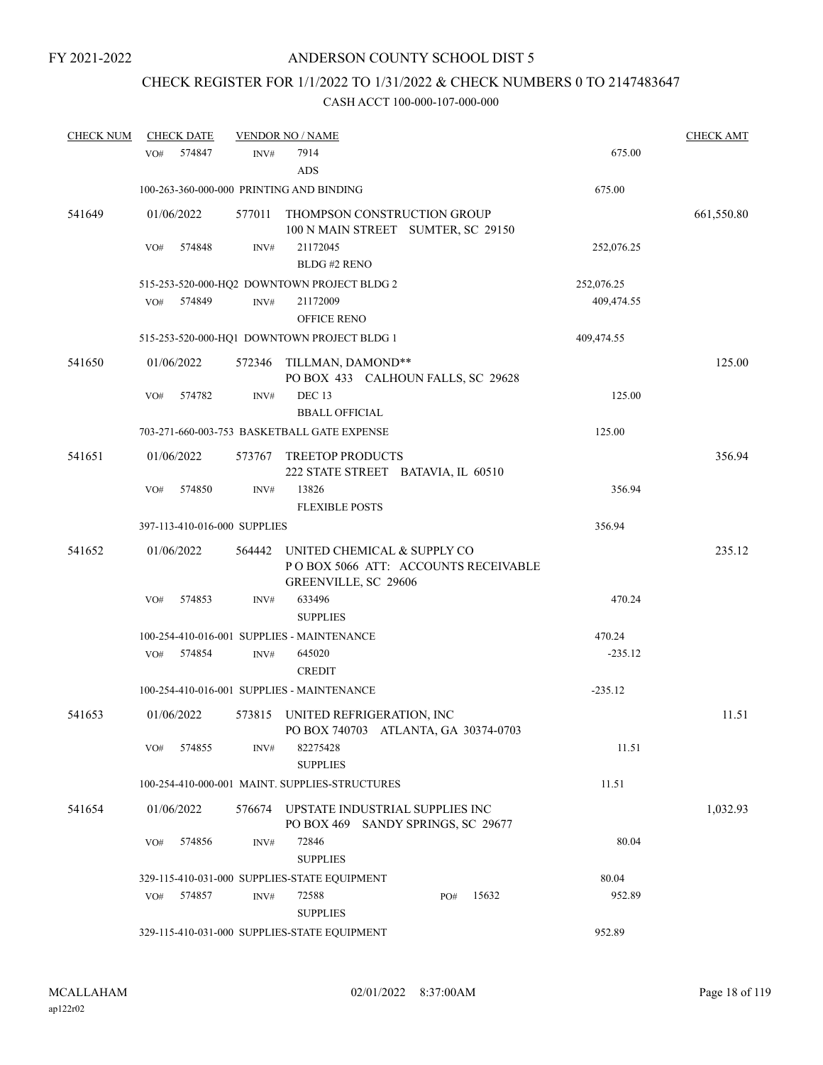FY 2021-2022

# ANDERSON COUNTY SCHOOL DIST 5

## CHECK REGISTER FOR 1/1/2022 TO 1/31/2022 & CHECK NUMBERS 0 TO 2147483647

### CASH ACCT 100-000-107-000-000

| CHECK NUM | CHECK DATE | VENDOR NO / NAME | | CHECK AMT |
|---|---|---|---|---|
| | VO# 574847 | INV# 7914 ADS | 675.00 | |
| | | 100-263-360-000-000 PRINTING AND BINDING | 675.00 | |
| 541649 | 01/06/2022 | 577011 THOMPSON CONSTRUCTION GROUP 100 N MAIN STREET SUMTER, SC 29150 | | 661,550.80 |
| | VO# 574848 | INV# 21172045 BLDG #2 RENO | 252,076.25 | |
| | | 515-253-520-000-HQ2 DOWNTOWN PROJECT BLDG 2 | 252,076.25 | |
| | VO# 574849 | INV# 21172009 OFFICE RENO | 409,474.55 | |
| | | 515-253-520-000-HQ1 DOWNTOWN PROJECT BLDG 1 | 409,474.55 | |
| 541650 | 01/06/2022 | 572346 TILLMAN, DAMOND** PO BOX 433 CALHOUN FALLS, SC 29628 | | 125.00 |
| | VO# 574782 | INV# DEC 13 BBALL OFFICIAL | 125.00 | |
| | | 703-271-660-003-753 BASKETBALL GATE EXPENSE | 125.00 | |
| 541651 | 01/06/2022 | 573767 TREETOP PRODUCTS 222 STATE STREET BATAVIA, IL 60510 | | 356.94 |
| | VO# 574850 | INV# 13826 FLEXIBLE POSTS | 356.94 | |
| | | 397-113-410-016-000 SUPPLIES | 356.94 | |
| 541652 | 01/06/2022 | 564442 UNITED CHEMICAL & SUPPLY CO P O BOX 5066 ATT: ACCOUNTS RECEIVABLE GREENVILLE, SC 29606 | | 235.12 |
| | VO# 574853 | INV# 633496 SUPPLIES | 470.24 | |
| | | 100-254-410-016-001 SUPPLIES - MAINTENANCE | 470.24 | |
| | VO# 574854 | INV# 645020 CREDIT | -235.12 | |
| | | 100-254-410-016-001 SUPPLIES - MAINTENANCE | -235.12 | |
| 541653 | 01/06/2022 | 573815 UNITED REFRIGERATION, INC PO BOX 740703 ATLANTA, GA 30374-0703 | | 11.51 |
| | VO# 574855 | INV# 82275428 SUPPLIES | 11.51 | |
| | | 100-254-410-000-001 MAINT. SUPPLIES-STRUCTURES | 11.51 | |
| 541654 | 01/06/2022 | 576674 UPSTATE INDUSTRIAL SUPPLIES INC PO BOX 469 SANDY SPRINGS, SC 29677 | | 1,032.93 |
| | VO# 574856 | INV# 72846 SUPPLIES | 80.04 | |
| | | 329-115-410-031-000 SUPPLIES-STATE EQUIPMENT | 80.04 | |
| | VO# 574857 | INV# 72588 PO# 15632 SUPPLIES | 952.89 | |
| | | 329-115-410-031-000 SUPPLIES-STATE EQUIPMENT | 952.89 | |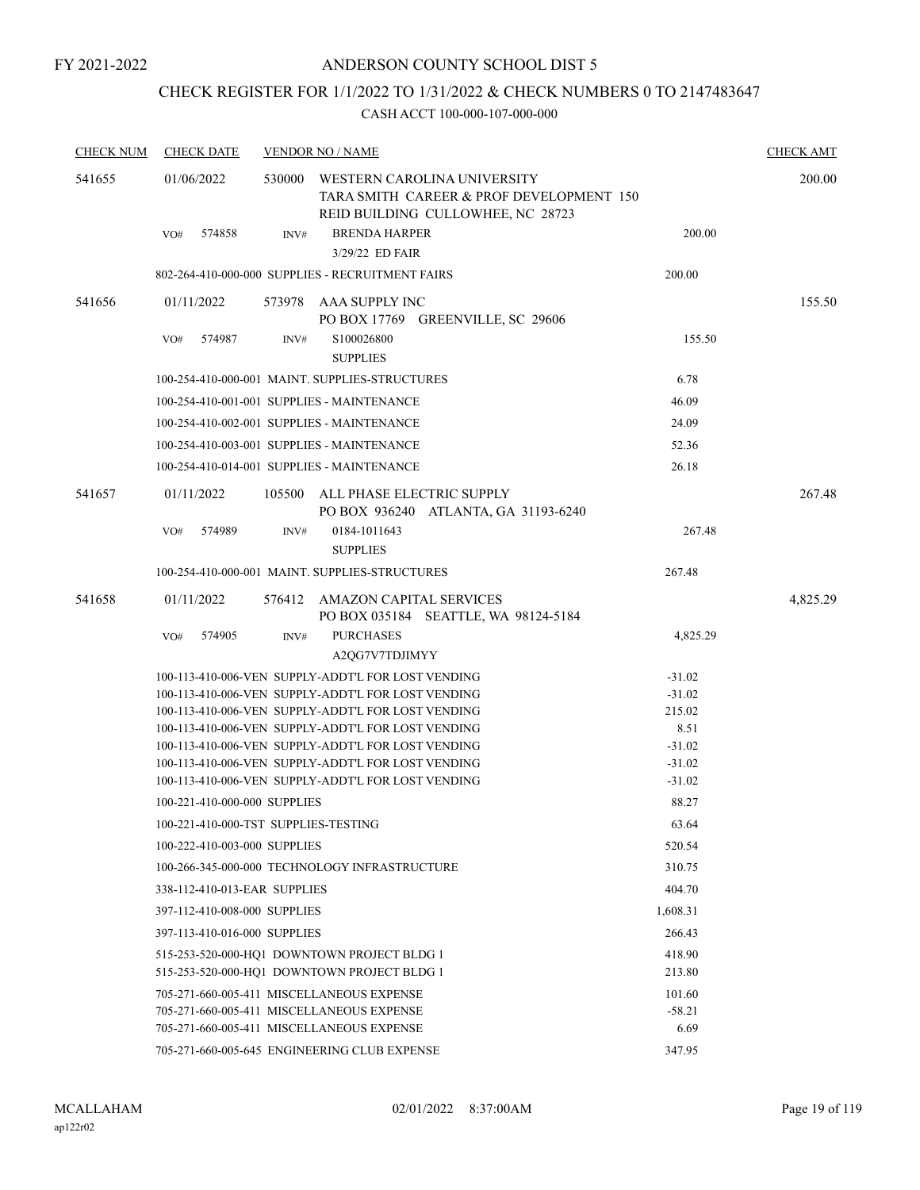FY 2021-2022

# ANDERSON COUNTY SCHOOL DIST 5

## CHECK REGISTER FOR 1/1/2022 TO 1/31/2022 & CHECK NUMBERS 0 TO 2147483647

### CASH ACCT 100-000-107-000-000

| CHECK NUM | CHECK DATE | VENDOR NO / NAME | | CHECK AMT |
|---|---|---|---|---|
| 541655 | 01/06/2022 | 530000 WESTERN CAROLINA UNIVERSITY<br>TARA SMITH CAREER & PROF DEVELOPMENT 150<br>REID BUILDING CULLOWHEE, NC 28723 | | 200.00 |
| | VO# 574858 | INV# BRENDA HARPER<br>3/29/22 ED FAIR | 200.00 | |
| | | 802-264-410-000-000 SUPPLIES - RECRUITMENT FAIRS | 200.00 | |
| 541656 | 01/11/2022 | 573978 AAA SUPPLY INC<br>PO BOX 17769 GREENVILLE, SC 29606 | | 155.50 |
| | VO# 574987 | INV# S100026800<br>SUPPLIES | 155.50 | |
| | | 100-254-410-000-001 MAINT. SUPPLIES-STRUCTURES | 6.78 | |
| | | 100-254-410-001-001 SUPPLIES - MAINTENANCE | 46.09 | |
| | | 100-254-410-002-001 SUPPLIES - MAINTENANCE | 24.09 | |
| | | 100-254-410-003-001 SUPPLIES - MAINTENANCE | 52.36 | |
| | | 100-254-410-014-001 SUPPLIES - MAINTENANCE | 26.18 | |
| 541657 | 01/11/2022 | 105500 ALL PHASE ELECTRIC SUPPLY<br>PO BOX 936240 ATLANTA, GA 31193-6240 | | 267.48 |
| | VO# 574989 | INV# 0184-1011643<br>SUPPLIES | 267.48 | |
| | | 100-254-410-000-001 MAINT. SUPPLIES-STRUCTURES | 267.48 | |
| 541658 | 01/11/2022 | 576412 AMAZON CAPITAL SERVICES<br>PO BOX 035184 SEATTLE, WA 98124-5184 | | 4,825.29 |
| | VO# 574905 | INV# PURCHASES<br>A2QG7V7TDJIMYY | 4,825.29 | |
| | | 100-113-410-006-VEN SUPPLY-ADDT'L FOR LOST VENDING | -31.02 | |
| | | 100-113-410-006-VEN SUPPLY-ADDT'L FOR LOST VENDING | -31.02 | |
| | | 100-113-410-006-VEN SUPPLY-ADDT'L FOR LOST VENDING | 215.02 | |
| | | 100-113-410-006-VEN SUPPLY-ADDT'L FOR LOST VENDING | 8.51 | |
| | | 100-113-410-006-VEN SUPPLY-ADDT'L FOR LOST VENDING | -31.02 | |
| | | 100-113-410-006-VEN SUPPLY-ADDT'L FOR LOST VENDING | -31.02 | |
| | | 100-113-410-006-VEN SUPPLY-ADDT'L FOR LOST VENDING | -31.02 | |
| | | 100-221-410-000-000 SUPPLIES | 88.27 | |
| | | 100-221-410-000-TST SUPPLIES-TESTING | 63.64 | |
| | | 100-222-410-003-000 SUPPLIES | 520.54 | |
| | | 100-266-345-000-000 TECHNOLOGY INFRASTRUCTURE | 310.75 | |
| | | 338-112-410-013-EAR SUPPLIES | 404.70 | |
| | | 397-112-410-008-000 SUPPLIES | 1,608.31 | |
| | | 397-113-410-016-000 SUPPLIES | 266.43 | |
| | | 515-253-520-000-HQ1 DOWNTOWN PROJECT BLDG 1 | 418.90 | |
| | | 515-253-520-000-HQ1 DOWNTOWN PROJECT BLDG 1 | 213.80 | |
| | | 705-271-660-005-411 MISCELLANEOUS EXPENSE | 101.60 | |
| | | 705-271-660-005-411 MISCELLANEOUS EXPENSE | -58.21 | |
| | | 705-271-660-005-411 MISCELLANEOUS EXPENSE | 6.69 | |
| | | 705-271-660-005-645 ENGINEERING CLUB EXPENSE | 347.95 | |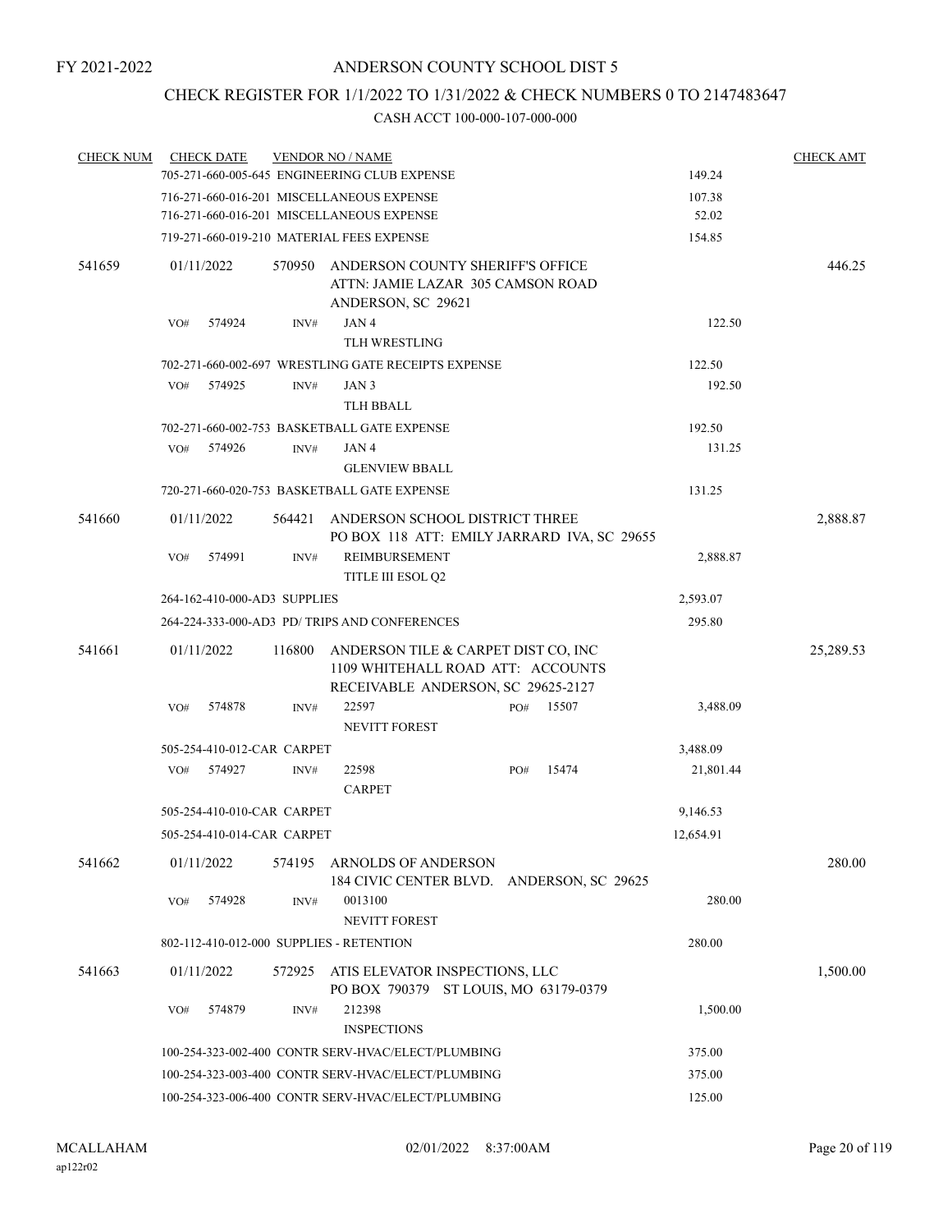FY 2021-2022

# ANDERSON COUNTY SCHOOL DIST 5

## CHECK REGISTER FOR 1/1/2022 TO 1/31/2022 & CHECK NUMBERS 0 TO 2147483647

CASH ACCT 100-000-107-000-000

| CHECK NUM | CHECK DATE | VENDOR NO / NAME | | CHECK AMT |
|---|---|---|---|---|
| | | 705-271-660-005-645 ENGINEERING CLUB EXPENSE | 149.24 | |
| | | 716-271-660-016-201 MISCELLANEOUS EXPENSE | 107.38 | |
| | | 716-271-660-016-201 MISCELLANEOUS EXPENSE | 52.02 | |
| | | 719-271-660-019-210 MATERIAL FEES EXPENSE | 154.85 | |
| 541659 | 01/11/2022 | 570950 ANDERSON COUNTY SHERIFF'S OFFICE ATTN: JAMIE LAZAR 305 CAMSON ROAD ANDERSON, SC 29621 | | 446.25 |
| | | VO# 574924 INV# JAN 4 TLH WRESTLING | 122.50 | |
| | | 702-271-660-002-697 WRESTLING GATE RECEIPTS EXPENSE | 122.50 | |
| | | VO# 574925 INV# JAN 3 TLH BBALL | 192.50 | |
| | | 702-271-660-002-753 BASKETBALL GATE EXPENSE | 192.50 | |
| | | VO# 574926 INV# JAN 4 GLENVIEW BBALL | 131.25 | |
| | | 720-271-660-020-753 BASKETBALL GATE EXPENSE | 131.25 | |
| 541660 | 01/11/2022 | 564421 ANDERSON SCHOOL DISTRICT THREE PO BOX 118 ATT: EMILY JARRARD IVA, SC 29655 | | 2,888.87 |
| | | VO# 574991 INV# REIMBURSEMENT TITLE III ESOL Q2 | 2,888.87 | |
| | | 264-162-410-000-AD3 SUPPLIES | 2,593.07 | |
| | | 264-224-333-000-AD3 PD/ TRIPS AND CONFERENCES | 295.80 | |
| 541661 | 01/11/2022 | 116800 ANDERSON TILE & CARPET DIST CO, INC 1109 WHITEHALL ROAD ATT: ACCOUNTS RECEIVABLE ANDERSON, SC 29625-2127 | | 25,289.53 |
| | | VO# 574878 INV# 22597 PO# 15507 NEVITT FOREST | 3,488.09 | |
| | | 505-254-410-012-CAR CARPET | 3,488.09 | |
| | | VO# 574927 INV# 22598 PO# 15474 CARPET | 21,801.44 | |
| | | 505-254-410-010-CAR CARPET | 9,146.53 | |
| | | 505-254-410-014-CAR CARPET | 12,654.91 | |
| 541662 | 01/11/2022 | 574195 ARNOLDS OF ANDERSON 184 CIVIC CENTER BLVD. ANDERSON, SC 29625 | | 280.00 |
| | | VO# 574928 INV# 0013100 NEVITT FOREST | 280.00 | |
| | | 802-112-410-012-000 SUPPLIES - RETENTION | 280.00 | |
| 541663 | 01/11/2022 | 572925 ATIS ELEVATOR INSPECTIONS, LLC PO BOX 790379 ST LOUIS, MO 63179-0379 | | 1,500.00 |
| | | VO# 574879 INV# 212398 INSPECTIONS | 1,500.00 | |
| | | 100-254-323-002-400 CONTR SERV-HVAC/ELECT/PLUMBING | 375.00 | |
| | | 100-254-323-003-400 CONTR SERV-HVAC/ELECT/PLUMBING | 375.00 | |
| | | 100-254-323-006-400 CONTR SERV-HVAC/ELECT/PLUMBING | 125.00 | |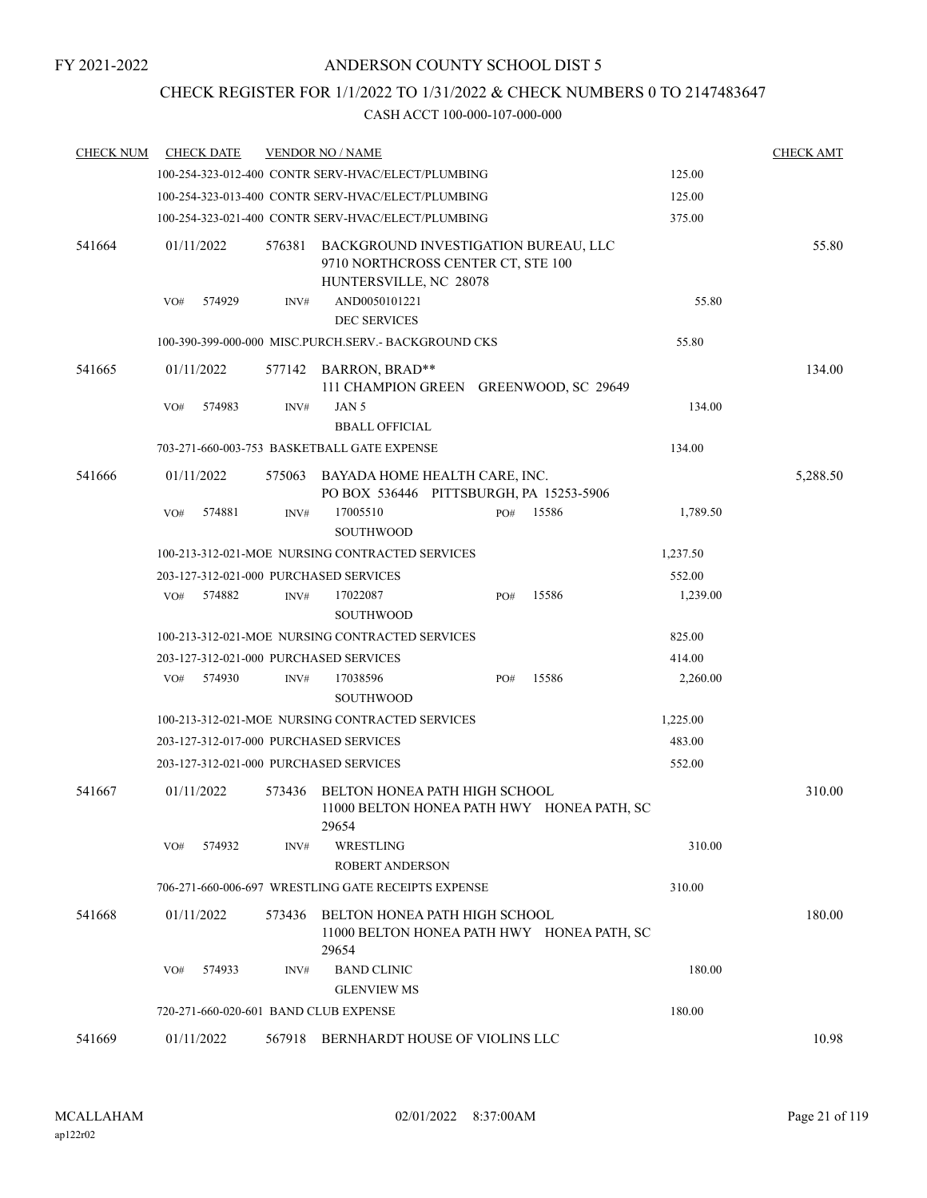FY 2021-2022

# ANDERSON COUNTY SCHOOL DIST 5

## CHECK REGISTER FOR 1/1/2022 TO 1/31/2022 & CHECK NUMBERS 0 TO 2147483647

### CASH ACCT 100-000-107-000-000

| CHECK NUM | CHECK DATE | VENDOR NO / NAME | | CHECK AMT |
|---|---|---|---|---|
| | | 100-254-323-012-400 CONTR SERV-HVAC/ELECT/PLUMBING | 125.00 | |
| | | 100-254-323-013-400 CONTR SERV-HVAC/ELECT/PLUMBING | 125.00 | |
| | | 100-254-323-021-400 CONTR SERV-HVAC/ELECT/PLUMBING | 375.00 | |
| 541664 | 01/11/2022 | 576381 BACKGROUND INVESTIGATION BUREAU, LLC<br>9710 NORTHCROSS CENTER CT, STE 100<br>HUNTERSVILLE, NC 28078 | | 55.80 |
| | VO# 574929 | INV# AND0050101221<br>DEC SERVICES | 55.80 | |
| | | 100-390-399-000-000 MISC.PURCH.SERV.- BACKGROUND CKS | 55.80 | |
| 541665 | 01/11/2022 | 577142 BARRON, BRAD**<br>111 CHAMPION GREEN GREENWOOD, SC 29649 | | 134.00 |
| | VO# 574983 | INV# JAN 5<br>BBALL OFFICIAL | 134.00 | |
| | | 703-271-660-003-753 BASKETBALL GATE EXPENSE | 134.00 | |
| 541666 | 01/11/2022 | 575063 BAYADA HOME HEALTH CARE, INC.<br>PO BOX 536446 PITTSBURGH, PA 15253-5906 | | 5,288.50 |
| | VO# 574881 | INV# 17005510 PO# 15586<br>SOUTHWOOD | 1,789.50 | |
| | | 100-213-312-021-MOE NURSING CONTRACTED SERVICES | 1,237.50 | |
| | | 203-127-312-021-000 PURCHASED SERVICES | 552.00 | |
| | VO# 574882 | INV# 17022087 PO# 15586<br>SOUTHWOOD | 1,239.00 | |
| | | 100-213-312-021-MOE NURSING CONTRACTED SERVICES | 825.00 | |
| | | 203-127-312-021-000 PURCHASED SERVICES | 414.00 | |
| | VO# 574930 | INV# 17038596 PO# 15586<br>SOUTHWOOD | 2,260.00 | |
| | | 100-213-312-021-MOE NURSING CONTRACTED SERVICES | 1,225.00 | |
| | | 203-127-312-017-000 PURCHASED SERVICES | 483.00 | |
| | | 203-127-312-021-000 PURCHASED SERVICES | 552.00 | |
| 541667 | 01/11/2022 | 573436 BELTON HONEA PATH HIGH SCHOOL<br>11000 BELTON HONEA PATH HWY HONEA PATH, SC 29654 | | 310.00 |
| | VO# 574932 | INV# WRESTLING<br>ROBERT ANDERSON | 310.00 | |
| | | 706-271-660-006-697 WRESTLING GATE RECEIPTS EXPENSE | 310.00 | |
| 541668 | 01/11/2022 | 573436 BELTON HONEA PATH HIGH SCHOOL<br>11000 BELTON HONEA PATH HWY HONEA PATH, SC 29654 | | 180.00 |
| | VO# 574933 | INV# BAND CLINIC<br>GLENVIEW MS | 180.00 | |
| | | 720-271-660-020-601 BAND CLUB EXPENSE | 180.00 | |
| 541669 | 01/11/2022 | 567918 BERNHARDT HOUSE OF VIOLINS LLC | | 10.98 |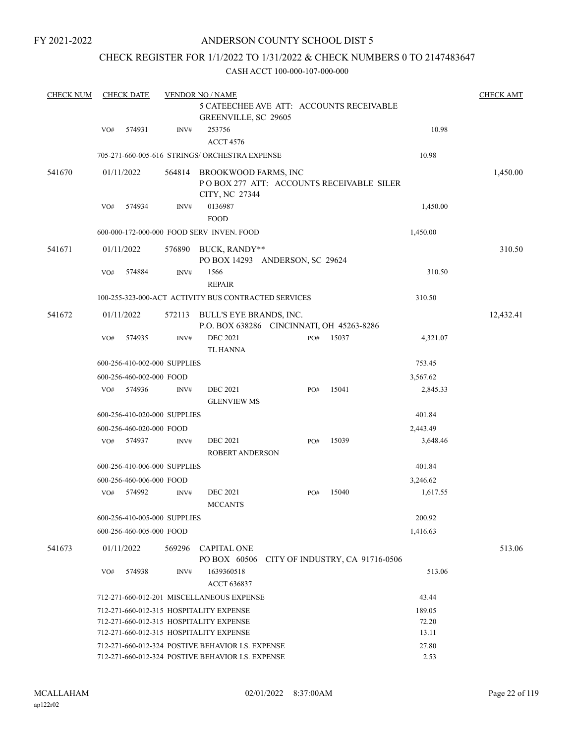FY 2021-2022

ANDERSON COUNTY SCHOOL DIST 5

CHECK REGISTER FOR 1/1/2022 TO 1/31/2022 & CHECK NUMBERS 0 TO 2147483647

CASH ACCT 100-000-107-000-000

| CHECK NUM | CHECK DATE | VENDOR NO / NAME | | | CHECK AMT |
|---|---|---|---|---|---|
| | | | 5 CATEECHEE AVE ATT: ACCOUNTS RECEIVABLE GREENVILLE, SC 29605 | | |
| | VO# 574931 | INV# | 253756 ACCT 4576 | 10.98 | |
| | | 705-271-660-005-616 STRINGS/ ORCHESTRA EXPENSE | | 10.98 | |
| 541670 | 01/11/2022 | 564814 | BROOKWOOD FARMS, INC P O BOX 277 ATT: ACCOUNTS RECEIVABLE SILER CITY, NC 27344 | | 1,450.00 |
| | VO# 574934 | INV# | 0136987 FOOD | 1,450.00 | |
| | | 600-000-172-000-000 FOOD SERV INVEN. FOOD | | 1,450.00 | |
| 541671 | 01/11/2022 | 576890 | BUCK, RANDY** PO BOX 14293 ANDERSON, SC 29624 | | 310.50 |
| | VO# 574884 | INV# | 1566 REPAIR | 310.50 | |
| | | 100-255-323-000-ACT ACTIVITY BUS CONTRACTED SERVICES | | 310.50 | |
| 541672 | 01/11/2022 | 572113 | BULL'S EYE BRANDS, INC. P.O. BOX 638286 CINCINNATI, OH 45263-8286 | | 12,432.41 |
| | VO# 574935 | INV# | DEC 2021 TL HANNA PO# 15037 | 4,321.07 | |
| | | 600-256-410-002-000 SUPPLIES | | 753.45 | |
| | | 600-256-460-002-000 FOOD | | 3,567.62 | |
| | VO# 574936 | INV# | DEC 2021 GLENVIEW MS PO# 15041 | 2,845.33 | |
| | | 600-256-410-020-000 SUPPLIES | | 401.84 | |
| | | 600-256-460-020-000 FOOD | | 2,443.49 | |
| | VO# 574937 | INV# | DEC 2021 ROBERT ANDERSON PO# 15039 | 3,648.46 | |
| | | 600-256-410-006-000 SUPPLIES | | 401.84 | |
| | | 600-256-460-006-000 FOOD | | 3,246.62 | |
| | VO# 574992 | INV# | DEC 2021 MCCANTS PO# 15040 | 1,617.55 | |
| | | 600-256-410-005-000 SUPPLIES | | 200.92 | |
| | | 600-256-460-005-000 FOOD | | 1,416.63 | |
| 541673 | 01/11/2022 | 569296 | CAPITAL ONE PO BOX 60506 CITY OF INDUSTRY, CA 91716-0506 | | 513.06 |
| | VO# 574938 | INV# | 1639360518 ACCT 636837 | 513.06 | |
| | | 712-271-660-012-201 MISCELLANEOUS EXPENSE | | 43.44 | |
| | | 712-271-660-012-315 HOSPITALITY EXPENSE | | 189.05 | |
| | | 712-271-660-012-315 HOSPITALITY EXPENSE | | 72.20 | |
| | | 712-271-660-012-315 HOSPITALITY EXPENSE | | 13.11 | |
| | | 712-271-660-012-324 POSTIVE BEHAVIOR I.S. EXPENSE | | 27.80 | |
| | | 712-271-660-012-324 POSTIVE BEHAVIOR I.S. EXPENSE | | 2.53 | |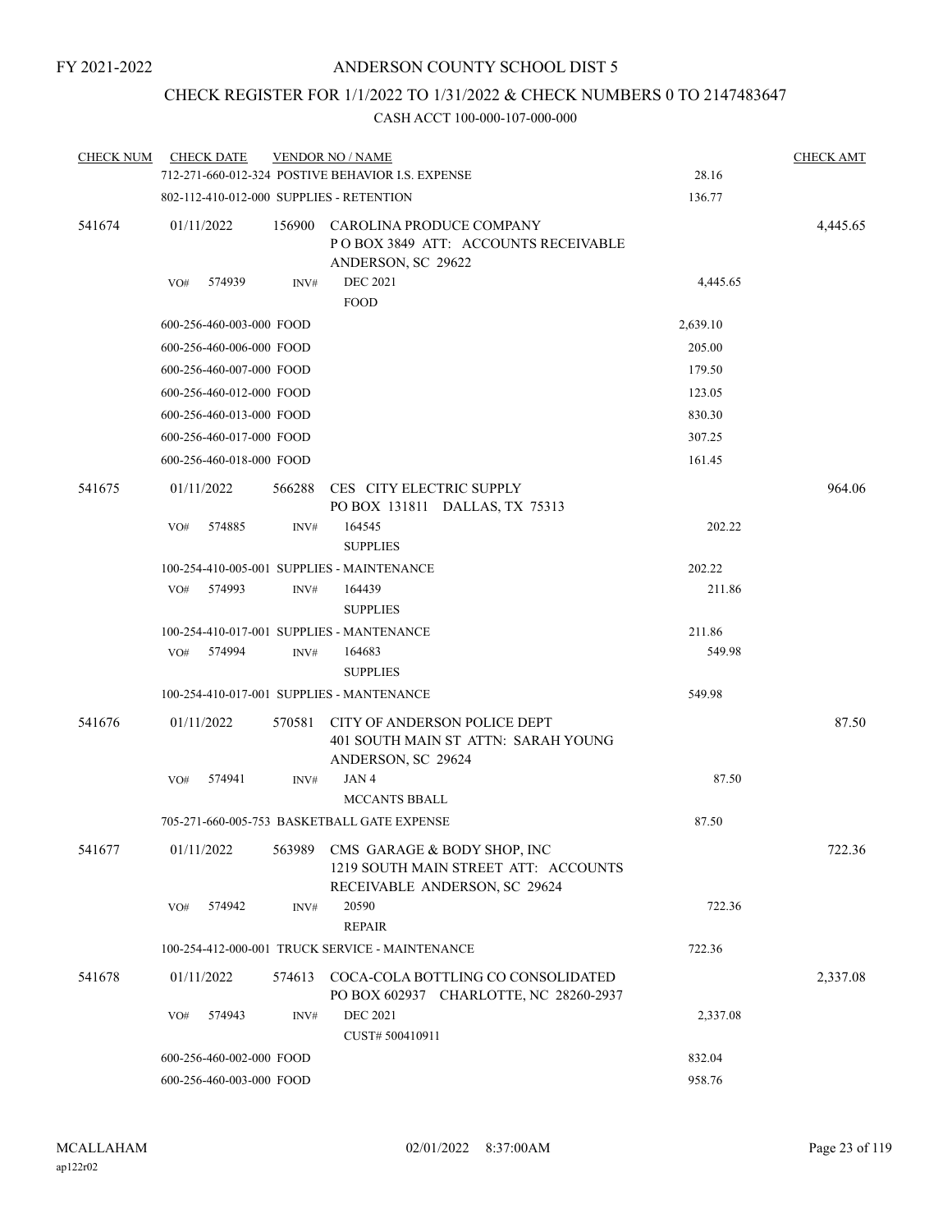# ANDERSON COUNTY SCHOOL DIST 5

## CHECK REGISTER FOR 1/1/2022 TO 1/31/2022 & CHECK NUMBERS 0 TO 2147483647

### CASH ACCT 100-000-107-000-000

| CHECK NUM | CHECK DATE | VENDOR NO / NAME | | CHECK AMT |
|---|---|---|---|---|
| | 712-271-660-012-324 POSTIVE BEHAVIOR I.S. EXPENSE | | 28.16 | |
| | 802-112-410-012-000 SUPPLIES - RETENTION | | 136.77 | |
| 541674 | 01/11/2022 | 156900 CAROLINA PRODUCE COMPANY P O BOX 3849 ATT: ACCOUNTS RECEIVABLE ANDERSON, SC 29622 | | 4,445.65 |
| | VO# 574939 | INV# DEC 2021 FOOD | 4,445.65 | |
| | 600-256-460-003-000 FOOD | | 2,639.10 | |
| | 600-256-460-006-000 FOOD | | 205.00 | |
| | 600-256-460-007-000 FOOD | | 179.50 | |
| | 600-256-460-012-000 FOOD | | 123.05 | |
| | 600-256-460-013-000 FOOD | | 830.30 | |
| | 600-256-460-017-000 FOOD | | 307.25 | |
| | 600-256-460-018-000 FOOD | | 161.45 | |
| 541675 | 01/11/2022 | 566288 CES CITY ELECTRIC SUPPLY PO BOX 131811 DALLAS, TX 75313 | | 964.06 |
| | VO# 574885 | INV# 164545 SUPPLIES | 202.22 | |
| | 100-254-410-005-001 SUPPLIES - MAINTENANCE | | 202.22 | |
| | VO# 574993 | INV# 164439 SUPPLIES | 211.86 | |
| | 100-254-410-017-001 SUPPLIES - MANTENANCE | | 211.86 | |
| | VO# 574994 | INV# 164683 SUPPLIES | 549.98 | |
| | 100-254-410-017-001 SUPPLIES - MANTENANCE | | 549.98 | |
| 541676 | 01/11/2022 | 570581 CITY OF ANDERSON POLICE DEPT 401 SOUTH MAIN ST ATTN: SARAH YOUNG ANDERSON, SC 29624 | | 87.50 |
| | VO# 574941 | INV# JAN 4 MCCANTS BBALL | 87.50 | |
| | 705-271-660-005-753 BASKETBALL GATE EXPENSE | | 87.50 | |
| 541677 | 01/11/2022 | 563989 CMS GARAGE & BODY SHOP, INC 1219 SOUTH MAIN STREET ATT: ACCOUNTS RECEIVABLE ANDERSON, SC 29624 | | 722.36 |
| | VO# 574942 | INV# 20590 REPAIR | 722.36 | |
| | 100-254-412-000-001 TRUCK SERVICE - MAINTENANCE | | 722.36 | |
| 541678 | 01/11/2022 | 574613 COCA-COLA BOTTLING CO CONSOLIDATED PO BOX 602937 CHARLOTTE, NC 28260-2937 | | 2,337.08 |
| | VO# 574943 | INV# DEC 2021 CUST# 500410911 | 2,337.08 | |
| | 600-256-460-002-000 FOOD | | 832.04 | |
| | 600-256-460-003-000 FOOD | | 958.76 | |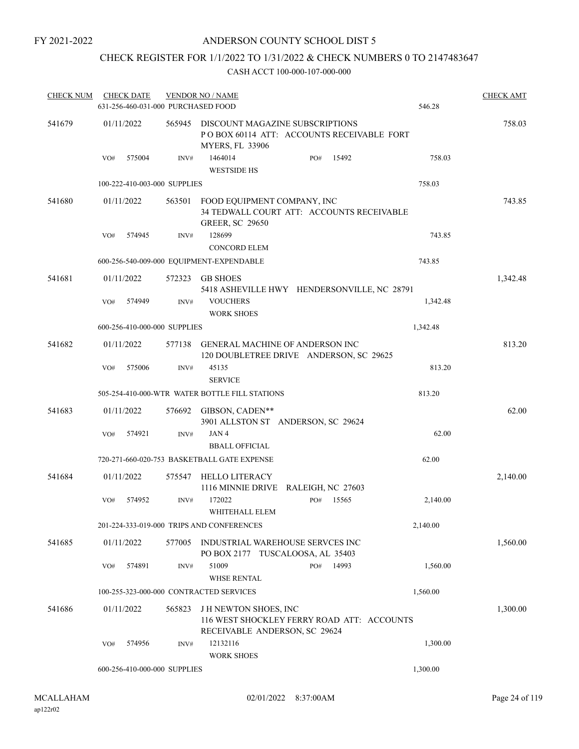FY 2021-2022

# ANDERSON COUNTY SCHOOL DIST 5

## CHECK REGISTER FOR 1/1/2022 TO 1/31/2022 & CHECK NUMBERS 0 TO 2147483647

CASH ACCT 100-000-107-000-000

| CHECK NUM | CHECK DATE | VENDOR NO / NAME | | CHECK AMT |
|---|---|---|---|---|
| | 631-256-460-031-000 PURCHASED FOOD | | 546.28 | |
| 541679 | 01/11/2022 | 565945 DISCOUNT MAGAZINE SUBSCRIPTIONS<br>P O BOX 60114 ATT: ACCOUNTS RECEIVABLE FORT MYERS, FL 33906 | | 758.03 |
| | VO# 575004 | INV# 1464014 PO# 15492<br>WESTSIDE HS | 758.03 | |
| | 100-222-410-003-000 SUPPLIES | | 758.03 | |
| 541680 | 01/11/2022 | 563501 FOOD EQUIPMENT COMPANY, INC<br>34 TEDWALL COURT ATT: ACCOUNTS RECEIVABLE GREER, SC 29650 | | 743.85 |
| | VO# 574945 | INV# 128699<br>CONCORD ELEM | 743.85 | |
| | 600-256-540-009-000 EQUIPMENT-EXPENDABLE | | 743.85 | |
| 541681 | 01/11/2022 | 572323 GB SHOES<br>5418 ASHEVILLE HWY HENDERSONVILLE, NC 28791 | | 1,342.48 |
| | VO# 574949 | INV# VOUCHERS<br>WORK SHOES | 1,342.48 | |
| | 600-256-410-000-000 SUPPLIES | | 1,342.48 | |
| 541682 | 01/11/2022 | 577138 GENERAL MACHINE OF ANDERSON INC<br>120 DOUBLETREE DRIVE ANDERSON, SC 29625 | | 813.20 |
| | VO# 575006 | INV# 45135<br>SERVICE | 813.20 | |
| | 505-254-410-000-WTR WATER BOTTLE FILL STATIONS | | 813.20 | |
| 541683 | 01/11/2022 | 576692 GIBSON, CADEN**<br>3901 ALLSTON ST ANDERSON, SC 29624 | | 62.00 |
| | VO# 574921 | INV# JAN 4<br>BBALL OFFICIAL | 62.00 | |
| | 720-271-660-020-753 BASKETBALL GATE EXPENSE | | 62.00 | |
| 541684 | 01/11/2022 | 575547 HELLO LITERACY<br>1116 MINNIE DRIVE RALEIGH, NC 27603 | | 2,140.00 |
| | VO# 574952 | INV# 172022 PO# 15565<br>WHITEHALL ELEM | 2,140.00 | |
| | 201-224-333-019-000 TRIPS AND CONFERENCES | | 2,140.00 | |
| 541685 | 01/11/2022 | 577005 INDUSTRIAL WAREHOUSE SERVCES INC<br>PO BOX 2177 TUSCALOOSA, AL 35403 | | 1,560.00 |
| | VO# 574891 | INV# 51009 PO# 14993<br>WHSE RENTAL | 1,560.00 | |
| | 100-255-323-000-000 CONTRACTED SERVICES | | 1,560.00 | |
| 541686 | 01/11/2022 | 565823 J H NEWTON SHOES, INC<br>116 WEST SHOCKLEY FERRY ROAD ATT: ACCOUNTS RECEIVABLE ANDERSON, SC 29624 | | 1,300.00 |
| | VO# 574956 | INV# 12132116<br>WORK SHOES | 1,300.00 | |
| | 600-256-410-000-000 SUPPLIES | | 1,300.00 | |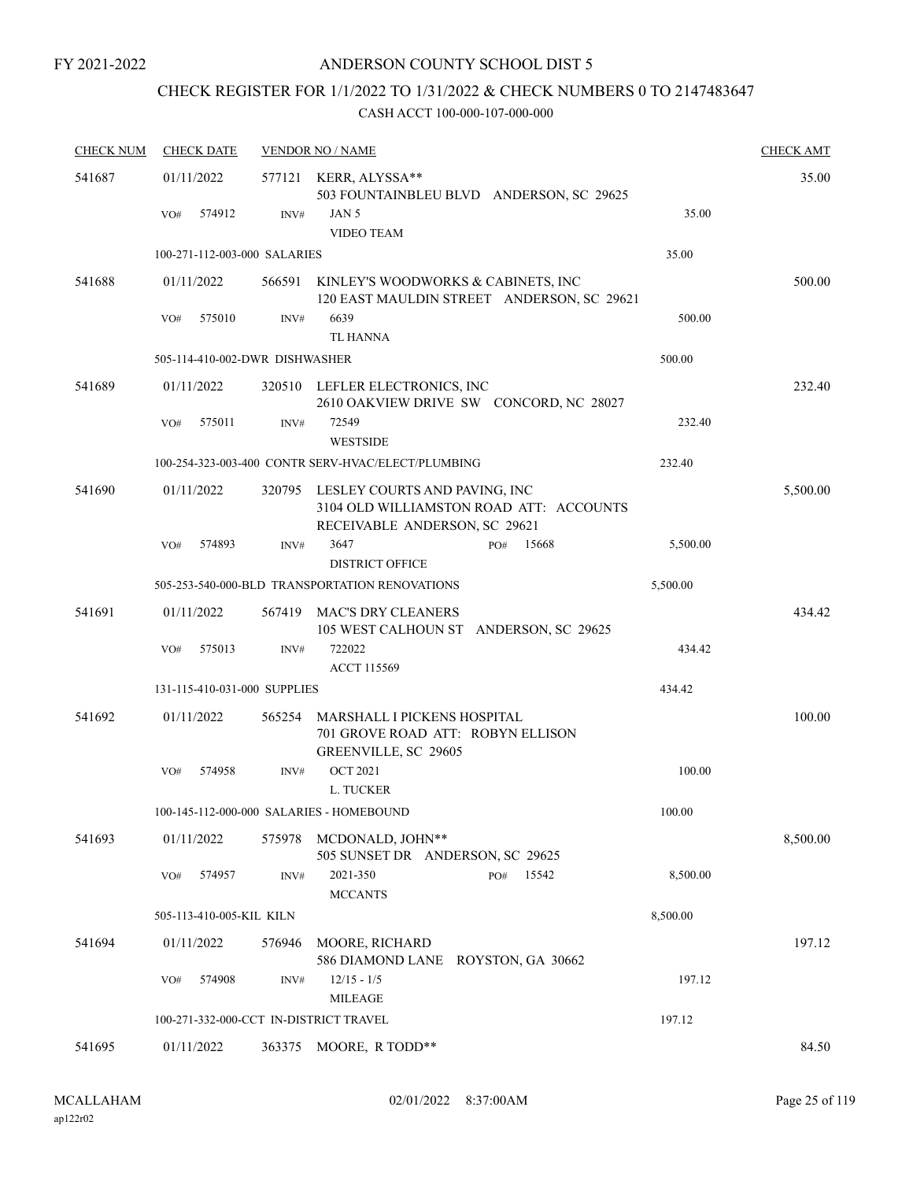FY 2021-2022

# ANDERSON COUNTY SCHOOL DIST 5

## CHECK REGISTER FOR 1/1/2022 TO 1/31/2022 & CHECK NUMBERS 0 TO 2147483647

### CASH ACCT 100-000-107-000-000

| CHECK NUM | CHECK DATE | VENDOR NO / NAME | | CHECK AMT |
|---|---|---|---|---|
| 541687 | 01/11/2022 | 577121 KERR, ALYSSA** 503 FOUNTAINBLEU BLVD ANDERSON, SC 29625 | | 35.00 |
| | VO# 574912 | INV# JAN 5 VIDEO TEAM | 35.00 | |
| | 100-271-112-003-000 SALARIES | | 35.00 | |
| 541688 | 01/11/2022 | 566591 KINLEY'S WOODWORKS & CABINETS, INC 120 EAST MAULDIN STREET ANDERSON, SC 29621 | | 500.00 |
| | VO# 575010 | INV# 6639 TL HANNA | 500.00 | |
| | 505-114-410-002-DWR DISHWASHER | | 500.00 | |
| 541689 | 01/11/2022 | 320510 LEFLER ELECTRONICS, INC 2610 OAKVIEW DRIVE SW CONCORD, NC 28027 | | 232.40 |
| | VO# 575011 | INV# 72549 WESTSIDE | 232.40 | |
| | 100-254-323-003-400 CONTR SERV-HVAC/ELECT/PLUMBING | | 232.40 | |
| 541690 | 01/11/2022 | 320795 LESLEY COURTS AND PAVING, INC 3104 OLD WILLIAMSTON ROAD ATT: ACCOUNTS RECEIVABLE ANDERSON, SC 29621 | | 5,500.00 |
| | VO# 574893 | INV# 3647 PO# 15668 DISTRICT OFFICE | 5,500.00 | |
| | 505-253-540-000-BLD TRANSPORTATION RENOVATIONS | | 5,500.00 | |
| 541691 | 01/11/2022 | 567419 MAC'S DRY CLEANERS 105 WEST CALHOUN ST ANDERSON, SC 29625 | | 434.42 |
| | VO# 575013 | INV# 722022 ACCT 115569 | 434.42 | |
| | 131-115-410-031-000 SUPPLIES | | 434.42 | |
| 541692 | 01/11/2022 | 565254 MARSHALL I PICKENS HOSPITAL 701 GROVE ROAD ATT: ROBYN ELLISON GREENVILLE, SC 29605 | | 100.00 |
| | VO# 574958 | INV# OCT 2021 L. TUCKER | 100.00 | |
| | 100-145-112-000-000 SALARIES - HOMEBOUND | | 100.00 | |
| 541693 | 01/11/2022 | 575978 MCDONALD, JOHN** 505 SUNSET DR ANDERSON, SC 29625 | | 8,500.00 |
| | VO# 574957 | INV# 2021-350 PO# 15542 MCCANTS | 8,500.00 | |
| | 505-113-410-005-KIL KILN | | 8,500.00 | |
| 541694 | 01/11/2022 | 576946 MOORE, RICHARD 586 DIAMOND LANE ROYSTON, GA 30662 | | 197.12 |
| | VO# 574908 | INV# 12/15 - 1/5 MILEAGE | 197.12 | |
| | 100-271-332-000-CCT IN-DISTRICT TRAVEL | | 197.12 | |
| 541695 | 01/11/2022 | 363375 MOORE, R TODD** | | 84.50 |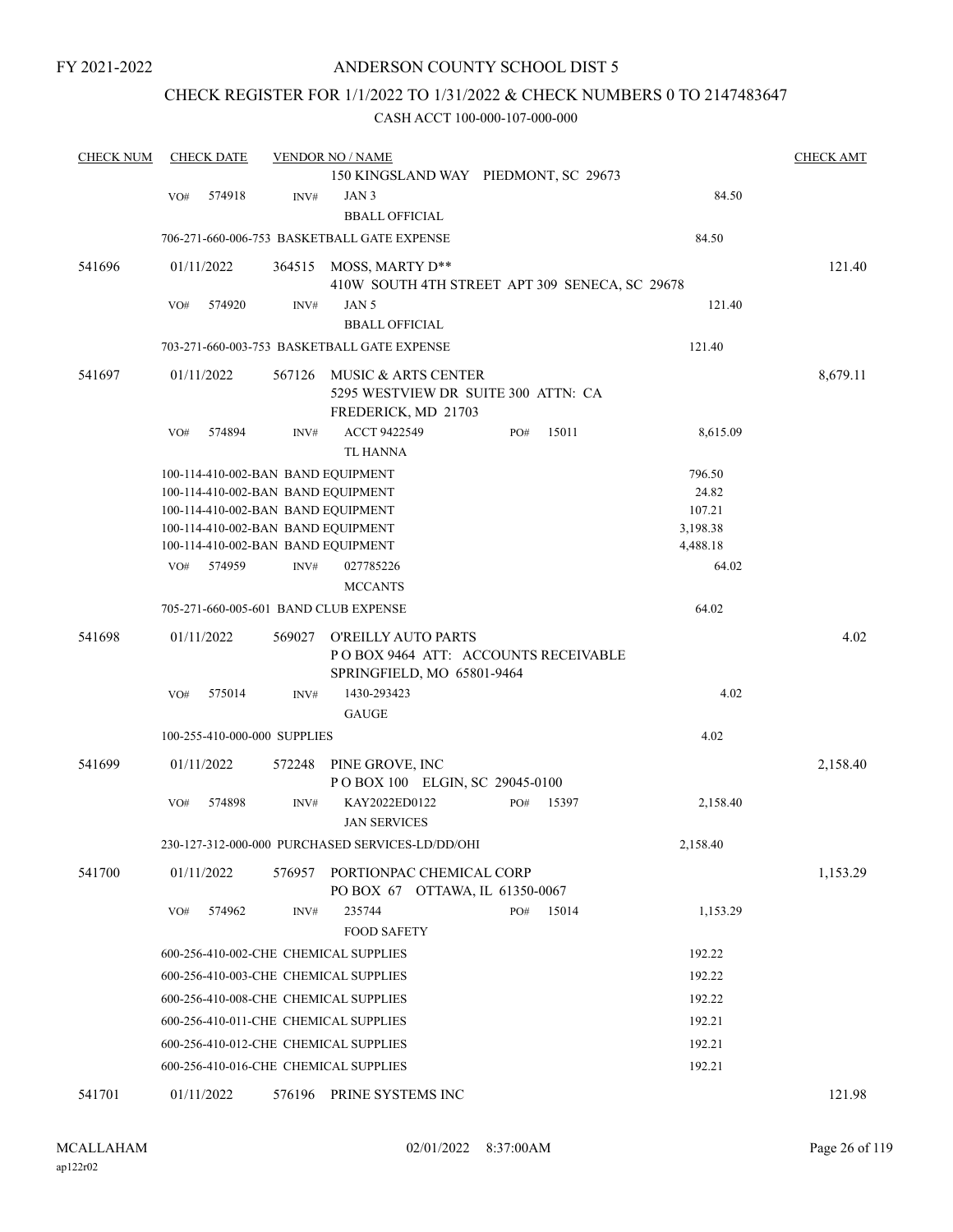FY 2021-2022

# ANDERSON COUNTY SCHOOL DIST 5

## CHECK REGISTER FOR 1/1/2022 TO 1/31/2022 & CHECK NUMBERS 0 TO 2147483647

CASH ACCT 100-000-107-000-000

| CHECK NUM | CHECK DATE | VENDOR NO / NAME | | CHECK AMT |
|---|---|---|---|---|
| | | 150 KINGSLAND WAY PIEDMONT, SC 29673 | | |
| | VO# 574918 | INV# JAN 3 BBALL OFFICIAL | 84.50 | |
| | | 706-271-660-006-753 BASKETBALL GATE EXPENSE | 84.50 | |
| 541696 | 01/11/2022 | 364515 MOSS, MARTY D** 410W SOUTH 4TH STREET APT 309 SENECA, SC 29678 | | 121.40 |
| | VO# 574920 | INV# JAN 5 BBALL OFFICIAL | 121.40 | |
| | | 703-271-660-003-753 BASKETBALL GATE EXPENSE | 121.40 | |
| 541697 | 01/11/2022 | 567126 MUSIC & ARTS CENTER 5295 WESTVIEW DR SUITE 300 ATTN: CA FREDERICK, MD 21703 | | 8,679.11 |
| | VO# 574894 | INV# ACCT 9422549 PO# 15011 TL HANNA | 8,615.09 | |
| | | 100-114-410-002-BAN BAND EQUIPMENT | 796.50 | |
| | | 100-114-410-002-BAN BAND EQUIPMENT | 24.82 | |
| | | 100-114-410-002-BAN BAND EQUIPMENT | 107.21 | |
| | | 100-114-410-002-BAN BAND EQUIPMENT | 3,198.38 | |
| | | 100-114-410-002-BAN BAND EQUIPMENT | 4,488.18 | |
| | VO# 574959 | INV# 027785226 MCCANTS | 64.02 | |
| | | 705-271-660-005-601 BAND CLUB EXPENSE | 64.02 | |
| 541698 | 01/11/2022 | 569027 O'REILLY AUTO PARTS P O BOX 9464 ATT: ACCOUNTS RECEIVABLE SPRINGFIELD, MO 65801-9464 | | 4.02 |
| | VO# 575014 | INV# 1430-293423 GAUGE | 4.02 | |
| | | 100-255-410-000-000 SUPPLIES | 4.02 | |
| 541699 | 01/11/2022 | 572248 PINE GROVE, INC P O BOX 100 ELGIN, SC 29045-0100 | | 2,158.40 |
| | VO# 574898 | INV# KAY2022ED0122 PO# 15397 JAN SERVICES | 2,158.40 | |
| | | 230-127-312-000-000 PURCHASED SERVICES-LD/DD/OHI | 2,158.40 | |
| 541700 | 01/11/2022 | 576957 PORTIONPAC CHEMICAL CORP PO BOX 67 OTTAWA, IL 61350-0067 | | 1,153.29 |
| | VO# 574962 | INV# 235744 PO# 15014 FOOD SAFETY | 1,153.29 | |
| | | 600-256-410-002-CHE CHEMICAL SUPPLIES | 192.22 | |
| | | 600-256-410-003-CHE CHEMICAL SUPPLIES | 192.22 | |
| | | 600-256-410-008-CHE CHEMICAL SUPPLIES | 192.22 | |
| | | 600-256-410-011-CHE CHEMICAL SUPPLIES | 192.21 | |
| | | 600-256-410-012-CHE CHEMICAL SUPPLIES | 192.21 | |
| | | 600-256-410-016-CHE CHEMICAL SUPPLIES | 192.21 | |
| 541701 | 01/11/2022 | 576196 PRINE SYSTEMS INC | | 121.98 |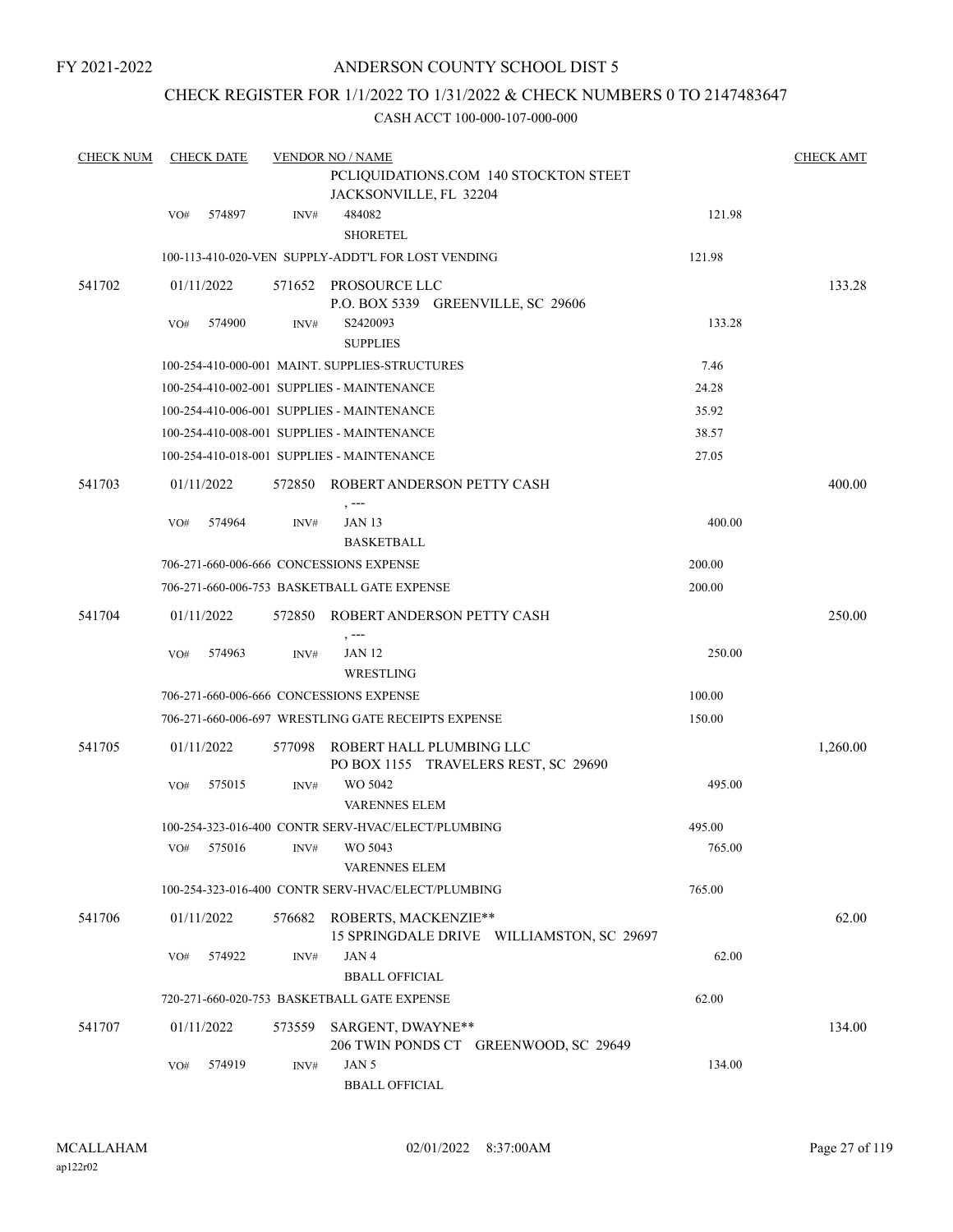FY 2021-2022

# ANDERSON COUNTY SCHOOL DIST 5

## CHECK REGISTER FOR 1/1/2022 TO 1/31/2022 & CHECK NUMBERS 0 TO 2147483647

### CASH ACCT 100-000-107-000-000

| CHECK NUM | CHECK DATE | VENDOR NO / NAME | | CHECK AMT |
|---|---|---|---|---|
| | | PCLIQUIDATIONS.COM 140 STOCKTON STEET JACKSONVILLE, FL 32204 | | |
| | VO# 574897 | INV# 484082 SHORETEL | 121.98 | |
| | | 100-113-410-020-VEN SUPPLY-ADDT'L FOR LOST VENDING | 121.98 | |
| 541702 | 01/11/2022 | 571652 PROSOURCE LLC P.O. BOX 5339 GREENVILLE, SC 29606 | | 133.28 |
| | VO# 574900 | INV# S2420093 SUPPLIES | 133.28 | |
| | | 100-254-410-000-001 MAINT. SUPPLIES-STRUCTURES | 7.46 | |
| | | 100-254-410-002-001 SUPPLIES - MAINTENANCE | 24.28 | |
| | | 100-254-410-006-001 SUPPLIES - MAINTENANCE | 35.92 | |
| | | 100-254-410-008-001 SUPPLIES - MAINTENANCE | 38.57 | |
| | | 100-254-410-018-001 SUPPLIES - MAINTENANCE | 27.05 | |
| 541703 | 01/11/2022 | 572850 ROBERT ANDERSON PETTY CASH , --- | | 400.00 |
| | VO# 574964 | INV# JAN 13 BASKETBALL | 400.00 | |
| | | 706-271-660-006-666 CONCESSIONS EXPENSE | 200.00 | |
| | | 706-271-660-006-753 BASKETBALL GATE EXPENSE | 200.00 | |
| 541704 | 01/11/2022 | 572850 ROBERT ANDERSON PETTY CASH , --- | | 250.00 |
| | VO# 574963 | INV# JAN 12 WRESTLING | 250.00 | |
| | | 706-271-660-006-666 CONCESSIONS EXPENSE | 100.00 | |
| | | 706-271-660-006-697 WRESTLING GATE RECEIPTS EXPENSE | 150.00 | |
| 541705 | 01/11/2022 | 577098 ROBERT HALL PLUMBING LLC PO BOX 1155 TRAVELERS REST, SC 29690 | | 1,260.00 |
| | VO# 575015 | INV# WO 5042 VARENNES ELEM | 495.00 | |
| | | 100-254-323-016-400 CONTR SERV-HVAC/ELECT/PLUMBING | 495.00 | |
| | VO# 575016 | INV# WO 5043 VARENNES ELEM | 765.00 | |
| | | 100-254-323-016-400 CONTR SERV-HVAC/ELECT/PLUMBING | 765.00 | |
| 541706 | 01/11/2022 | 576682 ROBERTS, MACKENZIE** 15 SPRINGDALE DRIVE WILLIAMSTON, SC 29697 | | 62.00 |
| | VO# 574922 | INV# JAN 4 BBALL OFFICIAL | 62.00 | |
| | | 720-271-660-020-753 BASKETBALL GATE EXPENSE | 62.00 | |
| 541707 | 01/11/2022 | 573559 SARGENT, DWAYNE** 206 TWIN PONDS CT GREENWOOD, SC 29649 | | 134.00 |
| | VO# 574919 | INV# JAN 5 BBALL OFFICIAL | 134.00 | |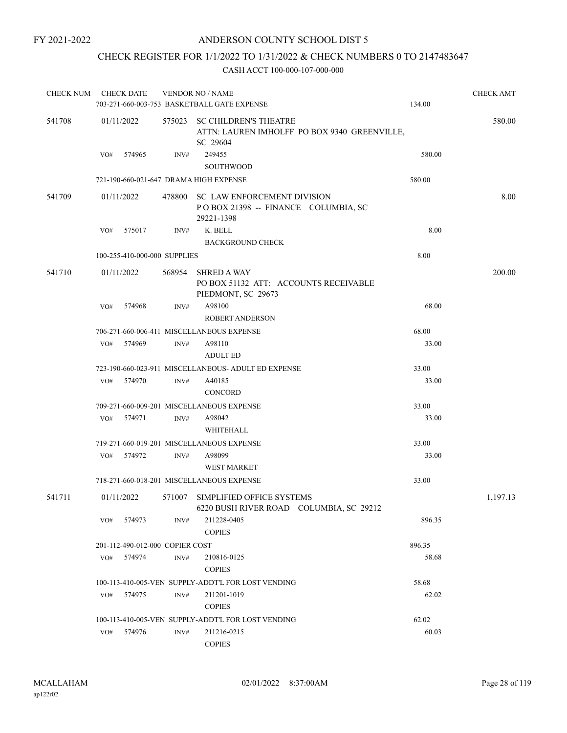FY 2021-2022

# ANDERSON COUNTY SCHOOL DIST 5

## CHECK REGISTER FOR 1/1/2022 TO 1/31/2022 & CHECK NUMBERS 0 TO 2147483647

CASH ACCT 100-000-107-000-000

| CHECK NUM | CHECK DATE | VENDOR NO / NAME | | CHECK AMT |
|---|---|---|---|---|
| | | 703-271-660-003-753 BASKETBALL GATE EXPENSE | 134.00 | |
| 541708 | 01/11/2022 | 575023 SC CHILDREN'S THEATRE<br>ATTN: LAUREN IMHOLFF PO BOX 9340 GREENVILLE, SC 29604 | | 580.00 |
| | VO# 574965 | INV# 249455<br>SOUTHWOOD | 580.00 | |
| | | 721-190-660-021-647 DRAMA HIGH EXPENSE | 580.00 | |
| 541709 | 01/11/2022 | 478800 SC LAW ENFORCEMENT DIVISION<br>P O BOX 21398 -- FINANCE COLUMBIA, SC 29221-1398 | | 8.00 |
| | VO# 575017 | INV# K. BELL<br>BACKGROUND CHECK | 8.00 | |
| | | 100-255-410-000-000 SUPPLIES | 8.00 | |
| 541710 | 01/11/2022 | 568954 SHRED A WAY<br>PO BOX 51132 ATT: ACCOUNTS RECEIVABLE PIEDMONT, SC 29673 | | 200.00 |
| | VO# 574968 | INV# A98100<br>ROBERT ANDERSON | 68.00 | |
| | | 706-271-660-006-411 MISCELLANEOUS EXPENSE | 68.00 | |
| | VO# 574969 | INV# A98110<br>ADULT ED | 33.00 | |
| | | 723-190-660-023-911 MISCELLANEOUS- ADULT ED EXPENSE | 33.00 | |
| | VO# 574970 | INV# A40185<br>CONCORD | 33.00 | |
| | | 709-271-660-009-201 MISCELLANEOUS EXPENSE | 33.00 | |
| | VO# 574971 | INV# A98042<br>WHITEHALL | 33.00 | |
| | | 719-271-660-019-201 MISCELLANEOUS EXPENSE | 33.00 | |
| | VO# 574972 | INV# A98099<br>WEST MARKET | 33.00 | |
| | | 718-271-660-018-201 MISCELLANEOUS EXPENSE | 33.00 | |
| 541711 | 01/11/2022 | 571007 SIMPLIFIED OFFICE SYSTEMS<br>6220 BUSH RIVER ROAD COLUMBIA, SC 29212 | | 1,197.13 |
| | VO# 574973 | INV# 211228-0405<br>COPIES | 896.35 | |
| | | 201-112-490-012-000 COPIER COST | 896.35 | |
| | VO# 574974 | INV# 210816-0125<br>COPIES | 58.68 | |
| | | 100-113-410-005-VEN SUPPLY-ADDT'L FOR LOST VENDING | 58.68 | |
| | VO# 574975 | INV# 211201-1019<br>COPIES | 62.02 | |
| | | 100-113-410-005-VEN SUPPLY-ADDT'L FOR LOST VENDING | 62.02 | |
| | VO# 574976 | INV# 211216-0215<br>COPIES | 60.03 | |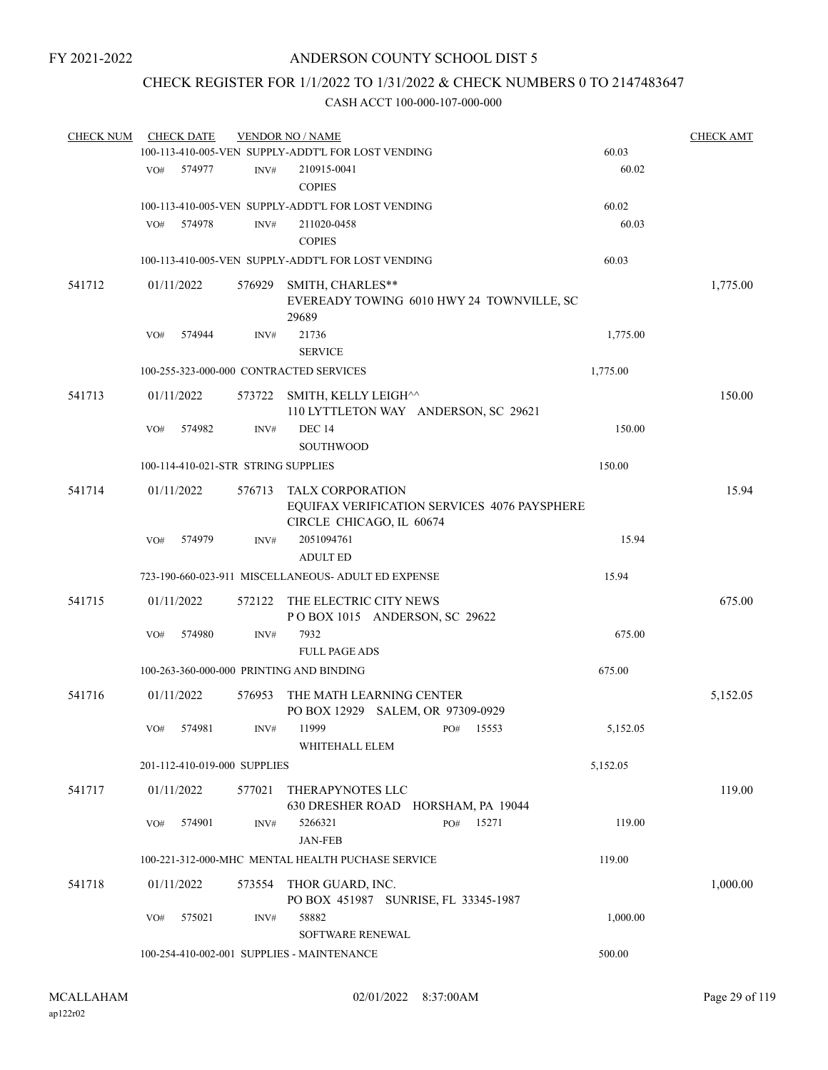FY 2021-2022

# ANDERSON COUNTY SCHOOL DIST 5

## CHECK REGISTER FOR 1/1/2022 TO 1/31/2022 & CHECK NUMBERS 0 TO 2147483647

### CASH ACCT 100-000-107-000-000

| CHECK NUM | CHECK DATE | VENDOR NO / NAME | | CHECK AMT |
|---|---|---|---|---|
| | | 100-113-410-005-VEN SUPPLY-ADDT'L FOR LOST VENDING | 60.03 | |
| | VO# 574977 | INV# 210915-0041 COPIES | 60.02 | |
| | | 100-113-410-005-VEN SUPPLY-ADDT'L FOR LOST VENDING | 60.02 | |
| | VO# 574978 | INV# 211020-0458 COPIES | 60.03 | |
| | | 100-113-410-005-VEN SUPPLY-ADDT'L FOR LOST VENDING | 60.03 | |
| 541712 | 01/11/2022 | 576929 SMITH, CHARLES** EVEREADY TOWING 6010 HWY 24 TOWNVILLE, SC 29689 | | 1,775.00 |
| | VO# 574944 | INV# 21736 SERVICE | 1,775.00 | |
| | | 100-255-323-000-000 CONTRACTED SERVICES | 1,775.00 | |
| 541713 | 01/11/2022 | 573722 SMITH, KELLY LEIGH^^ 110 LYTTLETON WAY ANDERSON, SC 29621 | | 150.00 |
| | VO# 574982 | INV# DEC 14 SOUTHWOOD | 150.00 | |
| | | 100-114-410-021-STR STRING SUPPLIES | 150.00 | |
| 541714 | 01/11/2022 | 576713 TALX CORPORATION EQUIFAX VERIFICATION SERVICES 4076 PAYSPHERE CIRCLE CHICAGO, IL 60674 | | 15.94 |
| | VO# 574979 | INV# 2051094761 ADULT ED | 15.94 | |
| | | 723-190-660-023-911 MISCELLANEOUS- ADULT ED EXPENSE | 15.94 | |
| 541715 | 01/11/2022 | 572122 THE ELECTRIC CITY NEWS P O BOX 1015 ANDERSON, SC 29622 | | 675.00 |
| | VO# 574980 | INV# 7932 FULL PAGE ADS | 675.00 | |
| | | 100-263-360-000-000 PRINTING AND BINDING | 675.00 | |
| 541716 | 01/11/2022 | 576953 THE MATH LEARNING CENTER PO BOX 12929 SALEM, OR 97309-0929 | | 5,152.05 |
| | VO# 574981 | INV# 11999 PO# 15553 WHITEHALL ELEM | 5,152.05 | |
| | | 201-112-410-019-000 SUPPLIES | 5,152.05 | |
| 541717 | 01/11/2022 | 577021 THERAPYNOTES LLC 630 DRESHER ROAD HORSHAM, PA 19044 | | 119.00 |
| | VO# 574901 | INV# 5266321 PO# 15271 JAN-FEB | 119.00 | |
| | | 100-221-312-000-MHC MENTAL HEALTH PUCHASE SERVICE | 119.00 | |
| 541718 | 01/11/2022 | 573554 THOR GUARD, INC. PO BOX 451987 SUNRISE, FL 33345-1987 | | 1,000.00 |
| | VO# 575021 | INV# 58882 SOFTWARE RENEWAL | 1,000.00 | |
| | | 100-254-410-002-001 SUPPLIES - MAINTENANCE | 500.00 | |

MCALLAHAM ap122r02 02/01/2022 8:37:00AM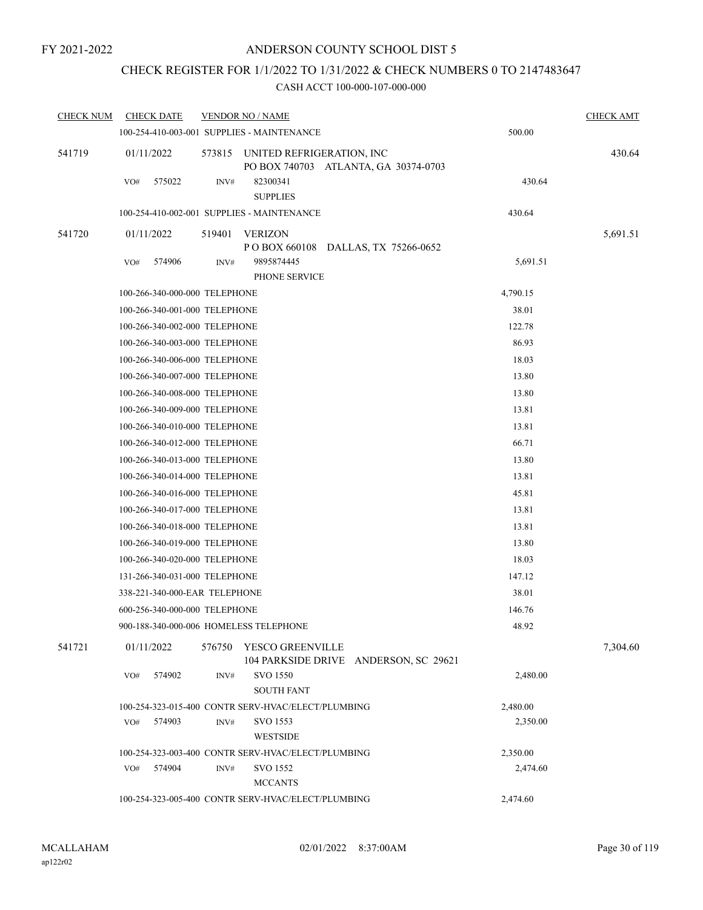FY 2021-2022

# ANDERSON COUNTY SCHOOL DIST 5

## CHECK REGISTER FOR 1/1/2022 TO 1/31/2022 & CHECK NUMBERS 0 TO 2147483647

### CASH ACCT 100-000-107-000-000

| CHECK NUM | CHECK DATE | VENDOR NO / NAME | | CHECK AMT |
|---|---|---|---|---|
| | 100-254-410-003-001 SUPPLIES - MAINTENANCE | | 500.00 | |
| 541719 | 01/11/2022 | 573815 UNITED REFRIGERATION, INC<br>PO BOX 740703 ATLANTA, GA 30374-0703 | | 430.64 |
| | VO# 575022 | INV# 82300341<br>SUPPLIES | 430.64 | |
| | 100-254-410-002-001 SUPPLIES - MAINTENANCE | | 430.64 | |
| 541720 | 01/11/2022 | 519401 VERIZON<br>P O BOX 660108 DALLAS, TX 75266-0652 | | 5,691.51 |
| | VO# 574906 | INV# 9895874445<br>PHONE SERVICE | 5,691.51 | |
| | 100-266-340-000-000 TELEPHONE | | 4,790.15 | |
| | 100-266-340-001-000 TELEPHONE | | 38.01 | |
| | 100-266-340-002-000 TELEPHONE | | 122.78 | |
| | 100-266-340-003-000 TELEPHONE | | 86.93 | |
| | 100-266-340-006-000 TELEPHONE | | 18.03 | |
| | 100-266-340-007-000 TELEPHONE | | 13.80 | |
| | 100-266-340-008-000 TELEPHONE | | 13.80 | |
| | 100-266-340-009-000 TELEPHONE | | 13.81 | |
| | 100-266-340-010-000 TELEPHONE | | 13.81 | |
| | 100-266-340-012-000 TELEPHONE | | 66.71 | |
| | 100-266-340-013-000 TELEPHONE | | 13.80 | |
| | 100-266-340-014-000 TELEPHONE | | 13.81 | |
| | 100-266-340-016-000 TELEPHONE | | 45.81 | |
| | 100-266-340-017-000 TELEPHONE | | 13.81 | |
| | 100-266-340-018-000 TELEPHONE | | 13.81 | |
| | 100-266-340-019-000 TELEPHONE | | 13.80 | |
| | 100-266-340-020-000 TELEPHONE | | 18.03 | |
| | 131-266-340-031-000 TELEPHONE | | 147.12 | |
| | 338-221-340-000-EAR TELEPHONE | | 38.01 | |
| | 600-256-340-000-000 TELEPHONE | | 146.76 | |
| | 900-188-340-000-006 HOMELESS TELEPHONE | | 48.92 | |
| 541721 | 01/11/2022 | 576750 YESCO GREENVILLE<br>104 PARKSIDE DRIVE ANDERSON, SC 29621 | | 7,304.60 |
| | VO# 574902 | INV# SVO 1550<br>SOUTH FANT | 2,480.00 | |
| | 100-254-323-015-400 CONTR SERV-HVAC/ELECT/PLUMBING | | 2,480.00 | |
| | VO# 574903 | INV# SVO 1553<br>WESTSIDE | 2,350.00 | |
| | 100-254-323-003-400 CONTR SERV-HVAC/ELECT/PLUMBING | | 2,350.00 | |
| | VO# 574904 | INV# SVO 1552<br>MCCANTS | 2,474.60 | |
| | 100-254-323-005-400 CONTR SERV-HVAC/ELECT/PLUMBING | | 2,474.60 | |

MCALLAHAM ap122r02 02/01/2022 8:37:00AM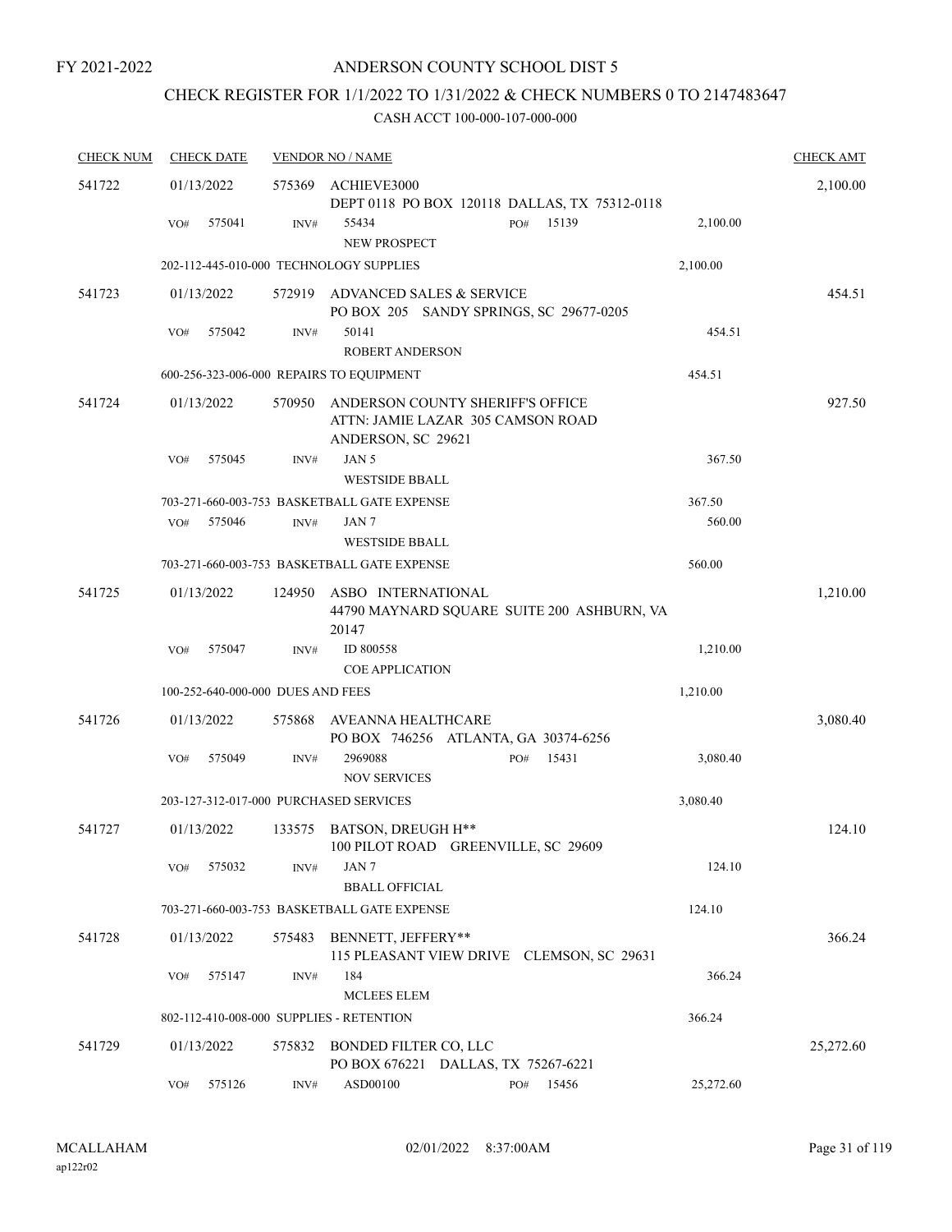FY 2021-2022

# ANDERSON COUNTY SCHOOL DIST 5

## CHECK REGISTER FOR 1/1/2022 TO 1/31/2022 & CHECK NUMBERS 0 TO 2147483647

### CASH ACCT 100-000-107-000-000

| CHECK NUM | CHECK DATE | VENDOR NO / NAME | | | CHECK AMT |
|---|---|---|---|---|---|
| 541722 | 01/13/2022 | 575369 ACHIEVE3000<br>DEPT 0118 PO BOX 120118 DALLAS, TX 75312-0118 | | | 2,100.00 |
| | VO# 575041 | INV# 55434<br>NEW PROSPECT | PO# 15139 | 2,100.00 | |
| | 202-112-445-010-000 TECHNOLOGY SUPPLIES | | | 2,100.00 | |
| 541723 | 01/13/2022 | 572919 ADVANCED SALES & SERVICE<br>PO BOX 205 SANDY SPRINGS, SC 29677-0205 | | | 454.51 |
| | VO# 575042 | INV# 50141<br>ROBERT ANDERSON | | 454.51 | |
| | 600-256-323-006-000 REPAIRS TO EQUIPMENT | | | 454.51 | |
| 541724 | 01/13/2022 | 570950 ANDERSON COUNTY SHERIFF'S OFFICE<br>ATTN: JAMIE LAZAR 305 CAMSON ROAD<br>ANDERSON, SC 29621 | | | 927.50 |
| | VO# 575045 | INV# JAN 5<br>WESTSIDE BBALL | | 367.50 | |
| | 703-271-660-003-753 BASKETBALL GATE EXPENSE | | | 367.50 | |
| | VO# 575046 | INV# JAN 7<br>WESTSIDE BBALL | | 560.00 | |
| | 703-271-660-003-753 BASKETBALL GATE EXPENSE | | | 560.00 | |
| 541725 | 01/13/2022 | 124950 ASBO INTERNATIONAL<br>44790 MAYNARD SQUARE SUITE 200 ASHBURN, VA 20147 | | | 1,210.00 |
| | VO# 575047 | INV# ID 800558<br>COE APPLICATION | | 1,210.00 | |
| | 100-252-640-000-000 DUES AND FEES | | | 1,210.00 | |
| 541726 | 01/13/2022 | 575868 AVEANNA HEALTHCARE<br>PO BOX 746256 ATLANTA, GA 30374-6256 | | | 3,080.40 |
| | VO# 575049 | INV# 2969088<br>NOV SERVICES | PO# 15431 | 3,080.40 | |
| | 203-127-312-017-000 PURCHASED SERVICES | | | 3,080.40 | |
| 541727 | 01/13/2022 | 133575 BATSON, DREUGH H**<br>100 PILOT ROAD GREENVILLE, SC 29609 | | | 124.10 |
| | VO# 575032 | INV# JAN 7<br>BBALL OFFICIAL | | 124.10 | |
| | 703-271-660-003-753 BASKETBALL GATE EXPENSE | | | 124.10 | |
| 541728 | 01/13/2022 | 575483 BENNETT, JEFFERY**<br>115 PLEASANT VIEW DRIVE CLEMSON, SC 29631 | | | 366.24 |
| | VO# 575147 | INV# 184<br>MCLEES ELEM | | 366.24 | |
| | 802-112-410-008-000 SUPPLIES - RETENTION | | | 366.24 | |
| 541729 | 01/13/2022 | 575832 BONDED FILTER CO, LLC<br>PO BOX 676221 DALLAS, TX 75267-6221 | | | 25,272.60 |
| | VO# 575126 | INV# ASD00100 | PO# 15456 | 25,272.60 | |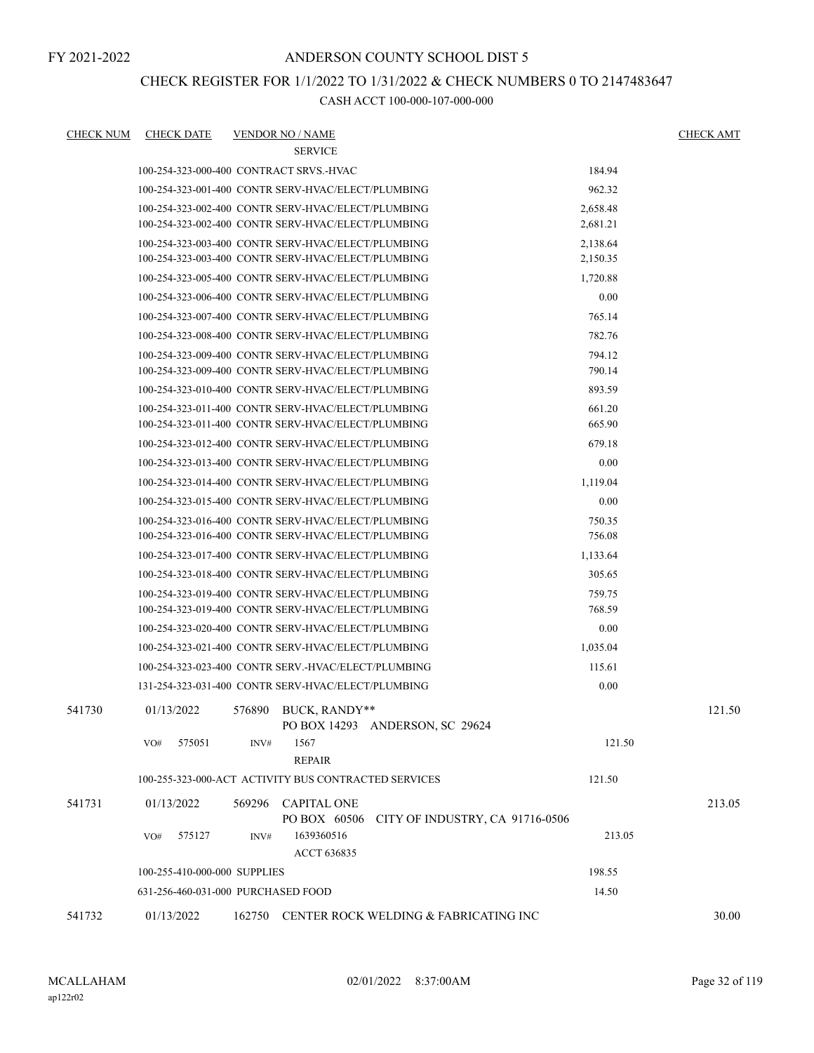FY 2021-2022

# ANDERSON COUNTY SCHOOL DIST 5

## CHECK REGISTER FOR 1/1/2022 TO 1/31/2022 & CHECK NUMBERS 0 TO 2147483647

### CASH ACCT 100-000-107-000-000

| CHECK NUM | CHECK DATE | VENDOR NO / NAME | | CHECK AMT |
|---|---|---|---|---|
| | | SERVICE | | |
| | 100-254-323-000-400 CONTRACT SRVS.-HVAC | | 184.94 | |
| | 100-254-323-001-400 CONTR SERV-HVAC/ELECT/PLUMBING | | 962.32 | |
| | 100-254-323-002-400 CONTR SERV-HVAC/ELECT/PLUMBING | | 2,658.48 | |
| | 100-254-323-002-400 CONTR SERV-HVAC/ELECT/PLUMBING | | 2,681.21 | |
| | 100-254-323-003-400 CONTR SERV-HVAC/ELECT/PLUMBING | | 2,138.64 | |
| | 100-254-323-003-400 CONTR SERV-HVAC/ELECT/PLUMBING | | 2,150.35 | |
| | 100-254-323-005-400 CONTR SERV-HVAC/ELECT/PLUMBING | | 1,720.88 | |
| | 100-254-323-006-400 CONTR SERV-HVAC/ELECT/PLUMBING | | 0.00 | |
| | 100-254-323-007-400 CONTR SERV-HVAC/ELECT/PLUMBING | | 765.14 | |
| | 100-254-323-008-400 CONTR SERV-HVAC/ELECT/PLUMBING | | 782.76 | |
| | 100-254-323-009-400 CONTR SERV-HVAC/ELECT/PLUMBING | | 794.12 | |
| | 100-254-323-009-400 CONTR SERV-HVAC/ELECT/PLUMBING | | 790.14 | |
| | 100-254-323-010-400 CONTR SERV-HVAC/ELECT/PLUMBING | | 893.59 | |
| | 100-254-323-011-400 CONTR SERV-HVAC/ELECT/PLUMBING | | 661.20 | |
| | 100-254-323-011-400 CONTR SERV-HVAC/ELECT/PLUMBING | | 665.90 | |
| | 100-254-323-012-400 CONTR SERV-HVAC/ELECT/PLUMBING | | 679.18 | |
| | 100-254-323-013-400 CONTR SERV-HVAC/ELECT/PLUMBING | | 0.00 | |
| | 100-254-323-014-400 CONTR SERV-HVAC/ELECT/PLUMBING | | 1,119.04 | |
| | 100-254-323-015-400 CONTR SERV-HVAC/ELECT/PLUMBING | | 0.00 | |
| | 100-254-323-016-400 CONTR SERV-HVAC/ELECT/PLUMBING | | 750.35 | |
| | 100-254-323-016-400 CONTR SERV-HVAC/ELECT/PLUMBING | | 756.08 | |
| | 100-254-323-017-400 CONTR SERV-HVAC/ELECT/PLUMBING | | 1,133.64 | |
| | 100-254-323-018-400 CONTR SERV-HVAC/ELECT/PLUMBING | | 305.65 | |
| | 100-254-323-019-400 CONTR SERV-HVAC/ELECT/PLUMBING | | 759.75 | |
| | 100-254-323-019-400 CONTR SERV-HVAC/ELECT/PLUMBING | | 768.59 | |
| | 100-254-323-020-400 CONTR SERV-HVAC/ELECT/PLUMBING | | 0.00 | |
| | 100-254-323-021-400 CONTR SERV-HVAC/ELECT/PLUMBING | | 1,035.04 | |
| | 100-254-323-023-400 CONTR SERV.-HVAC/ELECT/PLUMBING | | 115.61 | |
| | 131-254-323-031-400 CONTR SERV-HVAC/ELECT/PLUMBING | | 0.00 | |
| 541730 | 01/13/2022 | 576890 BUCK, RANDY** PO BOX 14293 ANDERSON, SC 29624 | | 121.50 |
| | VO# 575051 | INV# 1567 REPAIR | 121.50 | |
| | 100-255-323-000-ACT ACTIVITY BUS CONTRACTED SERVICES | | 121.50 | |
| 541731 | 01/13/2022 | 569296 CAPITAL ONE PO BOX 60506 CITY OF INDUSTRY, CA 91716-0506 | | 213.05 |
| | VO# 575127 | INV# 1639360516 ACCT 636835 | 213.05 | |
| | 100-255-410-000-000 SUPPLIES | | 198.55 | |
| | 631-256-460-031-000 PURCHASED FOOD | | 14.50 | |
| 541732 | 01/13/2022 | 162750 CENTER ROCK WELDING & FABRICATING INC | | 30.00 |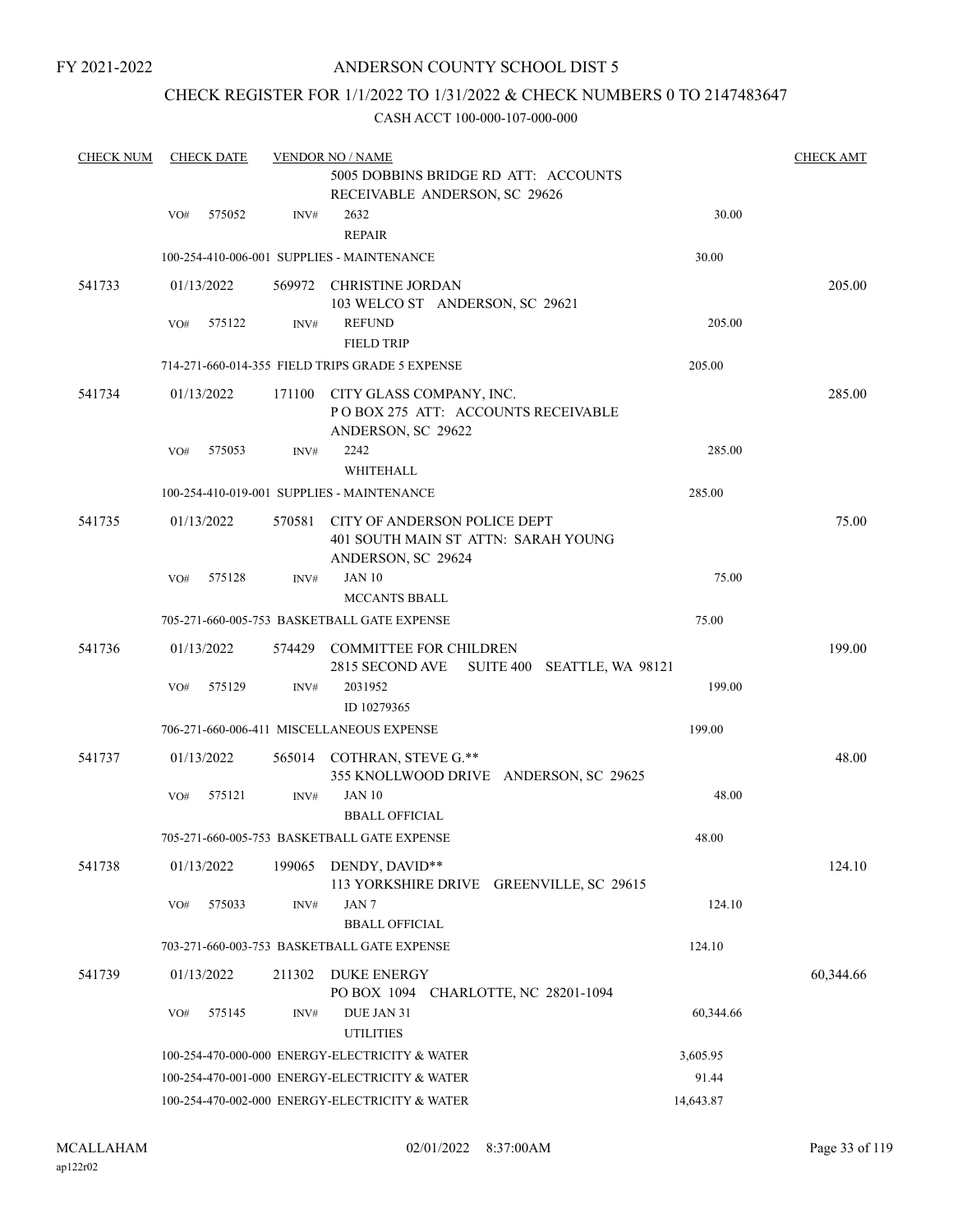FY 2021-2022

# ANDERSON COUNTY SCHOOL DIST 5

## CHECK REGISTER FOR 1/1/2022 TO 1/31/2022 & CHECK NUMBERS 0 TO 2147483647

CASH ACCT 100-000-107-000-000

| CHECK NUM | CHECK DATE | VENDOR NO / NAME | | CHECK AMT |
|---|---|---|---|---|
| | | 5005 DOBBINS BRIDGE RD ATT: ACCOUNTS RECEIVABLE ANDERSON, SC 29626 | | |
| | VO# 575052 | INV# 2632 REPAIR | 30.00 | |
| | | 100-254-410-006-001 SUPPLIES - MAINTENANCE | 30.00 | |
| 541733 | 01/13/2022 | 569972 CHRISTINE JORDAN 103 WELCO ST ANDERSON, SC 29621 | | 205.00 |
| | VO# 575122 | INV# REFUND FIELD TRIP | 205.00 | |
| | | 714-271-660-014-355 FIELD TRIPS GRADE 5 EXPENSE | 205.00 | |
| 541734 | 01/13/2022 | 171100 CITY GLASS COMPANY, INC. P O BOX 275 ATT: ACCOUNTS RECEIVABLE ANDERSON, SC 29622 | | 285.00 |
| | VO# 575053 | INV# 2242 WHITEHALL | 285.00 | |
| | | 100-254-410-019-001 SUPPLIES - MAINTENANCE | 285.00 | |
| 541735 | 01/13/2022 | 570581 CITY OF ANDERSON POLICE DEPT 401 SOUTH MAIN ST ATTN: SARAH YOUNG ANDERSON, SC 29624 | | 75.00 |
| | VO# 575128 | INV# JAN 10 MCCANTS BBALL | 75.00 | |
| | | 705-271-660-005-753 BASKETBALL GATE EXPENSE | 75.00 | |
| 541736 | 01/13/2022 | 574429 COMMITTEE FOR CHILDREN 2815 SECOND AVE SUITE 400 SEATTLE, WA 98121 | | 199.00 |
| | VO# 575129 | INV# 2031952 ID 10279365 | 199.00 | |
| | | 706-271-660-006-411 MISCELLANEOUS EXPENSE | 199.00 | |
| 541737 | 01/13/2022 | 565014 COTHRAN, STEVE G.** 355 KNOLLWOOD DRIVE ANDERSON, SC 29625 | | 48.00 |
| | VO# 575121 | INV# JAN 10 BBALL OFFICIAL | 48.00 | |
| | | 705-271-660-005-753 BASKETBALL GATE EXPENSE | 48.00 | |
| 541738 | 01/13/2022 | 199065 DENDY, DAVID** 113 YORKSHIRE DRIVE GREENVILLE, SC 29615 | | 124.10 |
| | VO# 575033 | INV# JAN 7 BBALL OFFICIAL | 124.10 | |
| | | 703-271-660-003-753 BASKETBALL GATE EXPENSE | 124.10 | |
| 541739 | 01/13/2022 | 211302 DUKE ENERGY PO BOX 1094 CHARLOTTE, NC 28201-1094 | | 60,344.66 |
| | VO# 575145 | INV# DUE JAN 31 UTILITIES | 60,344.66 | |
| | | 100-254-470-000-000 ENERGY-ELECTRICITY & WATER | 3,605.95 | |
| | | 100-254-470-001-000 ENERGY-ELECTRICITY & WATER | 91.44 | |
| | | 100-254-470-002-000 ENERGY-ELECTRICITY & WATER | 14,643.87 | |

MCALLAHAM ap122r02 02/01/2022 8:37:00AM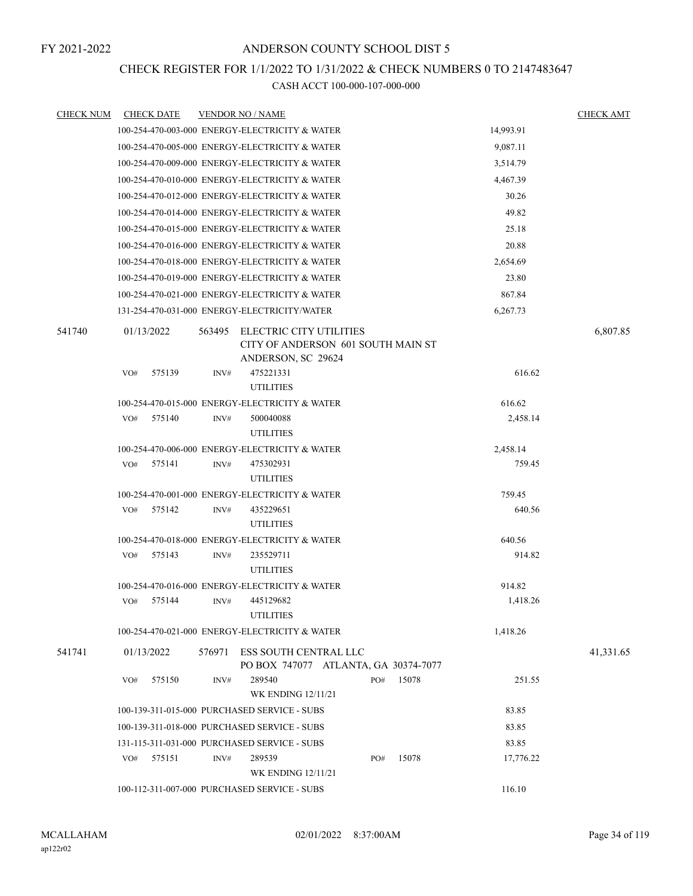FY 2021-2022

# ANDERSON COUNTY SCHOOL DIST 5

## CHECK REGISTER FOR 1/1/2022 TO 1/31/2022 & CHECK NUMBERS 0 TO 2147483647

### CASH ACCT 100-000-107-000-000

| CHECK NUM | CHECK DATE | VENDOR NO / NAME | | CHECK AMT |
|---|---|---|---|---|
| | | 100-254-470-003-000 ENERGY-ELECTRICITY & WATER | 14,993.91 | |
| | | 100-254-470-005-000 ENERGY-ELECTRICITY & WATER | 9,087.11 | |
| | | 100-254-470-009-000 ENERGY-ELECTRICITY & WATER | 3,514.79 | |
| | | 100-254-470-010-000 ENERGY-ELECTRICITY & WATER | 4,467.39 | |
| | | 100-254-470-012-000 ENERGY-ELECTRICITY & WATER | 30.26 | |
| | | 100-254-470-014-000 ENERGY-ELECTRICITY & WATER | 49.82 | |
| | | 100-254-470-015-000 ENERGY-ELECTRICITY & WATER | 25.18 | |
| | | 100-254-470-016-000 ENERGY-ELECTRICITY & WATER | 20.88 | |
| | | 100-254-470-018-000 ENERGY-ELECTRICITY & WATER | 2,654.69 | |
| | | 100-254-470-019-000 ENERGY-ELECTRICITY & WATER | 23.80 | |
| | | 100-254-470-021-000 ENERGY-ELECTRICITY & WATER | 867.84 | |
| | | 131-254-470-031-000 ENERGY-ELECTRICITY/WATER | 6,267.73 | |
| 541740 | 01/13/2022 | 563495 ELECTRIC CITY UTILITIES<br>CITY OF ANDERSON 601 SOUTH MAIN ST<br>ANDERSON, SC 29624 | | 6,807.85 |
| | VO# 575139 | INV# 475221331<br>UTILITIES | 616.62 | |
| | | 100-254-470-015-000 ENERGY-ELECTRICITY & WATER | 616.62 | |
| | VO# 575140 | INV# 500040088<br>UTILITIES | 2,458.14 | |
| | | 100-254-470-006-000 ENERGY-ELECTRICITY & WATER | 2,458.14 | |
| | VO# 575141 | INV# 475302931<br>UTILITIES | 759.45 | |
| | | 100-254-470-001-000 ENERGY-ELECTRICITY & WATER | 759.45 | |
| | VO# 575142 | INV# 435229651<br>UTILITIES | 640.56 | |
| | | 100-254-470-018-000 ENERGY-ELECTRICITY & WATER | 640.56 | |
| | VO# 575143 | INV# 235529711<br>UTILITIES | 914.82 | |
| | | 100-254-470-016-000 ENERGY-ELECTRICITY & WATER | 914.82 | |
| | VO# 575144 | INV# 445129682<br>UTILITIES | 1,418.26 | |
| | | 100-254-470-021-000 ENERGY-ELECTRICITY & WATER | 1,418.26 | |
| 541741 | 01/13/2022 | 576971 ESS SOUTH CENTRAL LLC<br>PO BOX 747077 ATLANTA, GA 30374-7077 | | 41,331.65 |
| | VO# 575150 | INV# 289540 PO# 15078<br>WK ENDING 12/11/21 | 251.55 | |
| | | 100-139-311-015-000 PURCHASED SERVICE - SUBS | 83.85 | |
| | | 100-139-311-018-000 PURCHASED SERVICE - SUBS | 83.85 | |
| | | 131-115-311-031-000 PURCHASED SERVICE - SUBS | 83.85 | |
| | VO# 575151 | INV# 289539 PO# 15078<br>WK ENDING 12/11/21 | 17,776.22 | |
| | | 100-112-311-007-000 PURCHASED SERVICE - SUBS | 116.10 | |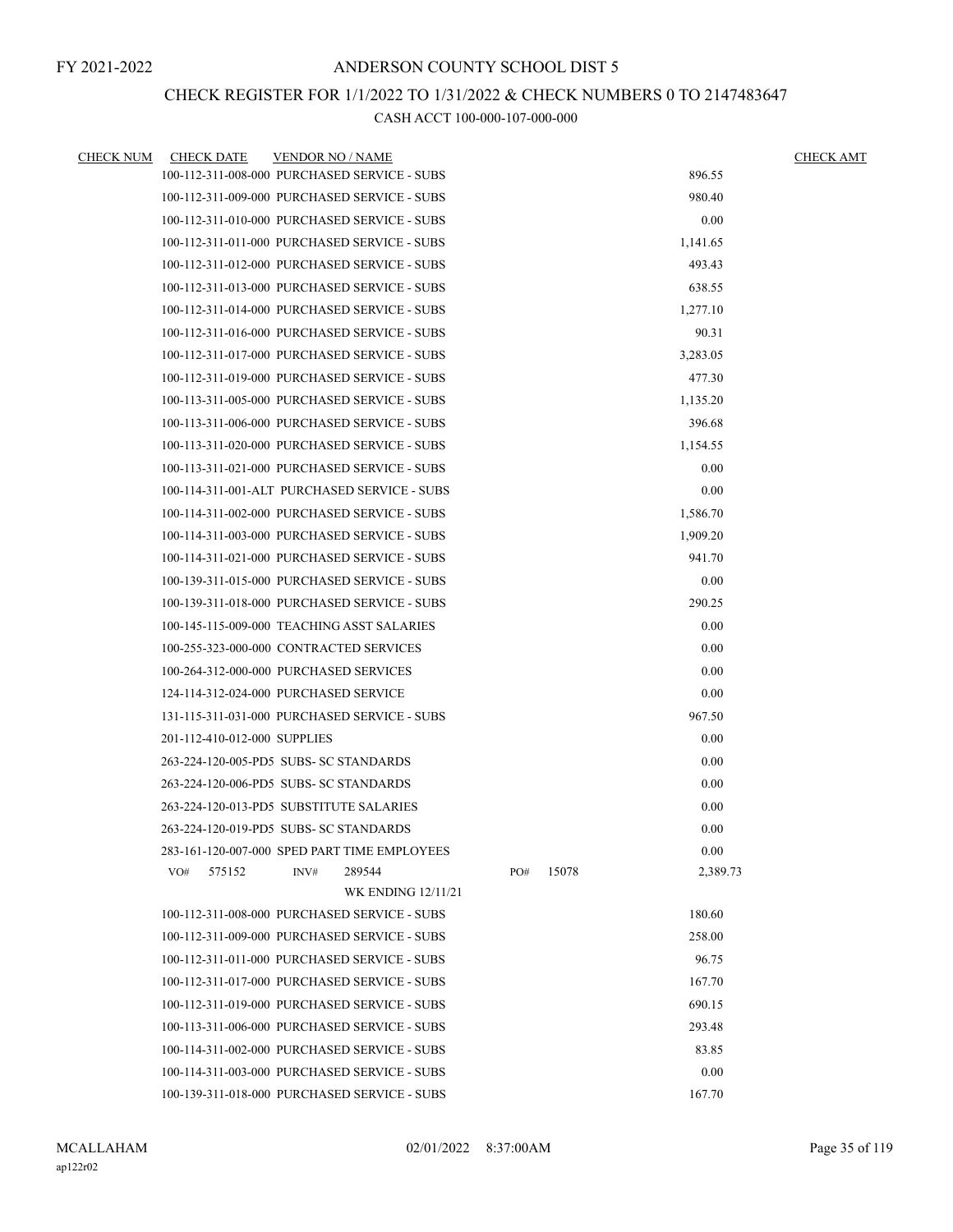FY 2021-2022

# ANDERSON COUNTY SCHOOL DIST 5

## CHECK REGISTER FOR 1/1/2022 TO 1/31/2022 & CHECK NUMBERS 0 TO 2147483647

### CASH ACCT 100-000-107-000-000

| CHECK NUM | CHECK DATE | VENDOR NO / NAME | | CHECK AMT |
|---|---|---|---|---|
| | | 100-112-311-008-000 PURCHASED SERVICE - SUBS | 896.55 | |
| | | 100-112-311-009-000 PURCHASED SERVICE - SUBS | 980.40 | |
| | | 100-112-311-010-000 PURCHASED SERVICE - SUBS | 0.00 | |
| | | 100-112-311-011-000 PURCHASED SERVICE - SUBS | 1,141.65 | |
| | | 100-112-311-012-000 PURCHASED SERVICE - SUBS | 493.43 | |
| | | 100-112-311-013-000 PURCHASED SERVICE - SUBS | 638.55 | |
| | | 100-112-311-014-000 PURCHASED SERVICE - SUBS | 1,277.10 | |
| | | 100-112-311-016-000 PURCHASED SERVICE - SUBS | 90.31 | |
| | | 100-112-311-017-000 PURCHASED SERVICE - SUBS | 3,283.05 | |
| | | 100-112-311-019-000 PURCHASED SERVICE - SUBS | 477.30 | |
| | | 100-113-311-005-000 PURCHASED SERVICE - SUBS | 1,135.20 | |
| | | 100-113-311-006-000 PURCHASED SERVICE - SUBS | 396.68 | |
| | | 100-113-311-020-000 PURCHASED SERVICE - SUBS | 1,154.55 | |
| | | 100-113-311-021-000 PURCHASED SERVICE - SUBS | 0.00 | |
| | | 100-114-311-001-ALT PURCHASED SERVICE - SUBS | 0.00 | |
| | | 100-114-311-002-000 PURCHASED SERVICE - SUBS | 1,586.70 | |
| | | 100-114-311-003-000 PURCHASED SERVICE - SUBS | 1,909.20 | |
| | | 100-114-311-021-000 PURCHASED SERVICE - SUBS | 941.70 | |
| | | 100-139-311-015-000 PURCHASED SERVICE - SUBS | 0.00 | |
| | | 100-139-311-018-000 PURCHASED SERVICE - SUBS | 290.25 | |
| | | 100-145-115-009-000 TEACHING ASST SALARIES | 0.00 | |
| | | 100-255-323-000-000 CONTRACTED SERVICES | 0.00 | |
| | | 100-264-312-000-000 PURCHASED SERVICES | 0.00 | |
| | | 124-114-312-024-000 PURCHASED SERVICE | 0.00 | |
| | | 131-115-311-031-000 PURCHASED SERVICE - SUBS | 967.50 | |
| | | 201-112-410-012-000 SUPPLIES | 0.00 | |
| | | 263-224-120-005-PD5 SUBS- SC STANDARDS | 0.00 | |
| | | 263-224-120-006-PD5 SUBS- SC STANDARDS | 0.00 | |
| | | 263-224-120-013-PD5 SUBSTITUTE SALARIES | 0.00 | |
| | | 263-224-120-019-PD5 SUBS- SC STANDARDS | 0.00 | |
| | | 283-161-120-007-000 SPED PART TIME EMPLOYEES | 0.00 | |
| | VO# 575152 | INV# 289544 PO# 15078 | 2,389.73 | |
| | | WK ENDING 12/11/21 | | |
| | | 100-112-311-008-000 PURCHASED SERVICE - SUBS | 180.60 | |
| | | 100-112-311-009-000 PURCHASED SERVICE - SUBS | 258.00 | |
| | | 100-112-311-011-000 PURCHASED SERVICE - SUBS | 96.75 | |
| | | 100-112-311-017-000 PURCHASED SERVICE - SUBS | 167.70 | |
| | | 100-112-311-019-000 PURCHASED SERVICE - SUBS | 690.15 | |
| | | 100-113-311-006-000 PURCHASED SERVICE - SUBS | 293.48 | |
| | | 100-114-311-002-000 PURCHASED SERVICE - SUBS | 83.85 | |
| | | 100-114-311-003-000 PURCHASED SERVICE - SUBS | 0.00 | |
| | | 100-139-311-018-000 PURCHASED SERVICE - SUBS | 167.70 | |

MCALLAHAM
ap122r02

02/01/2022 8:37:00AM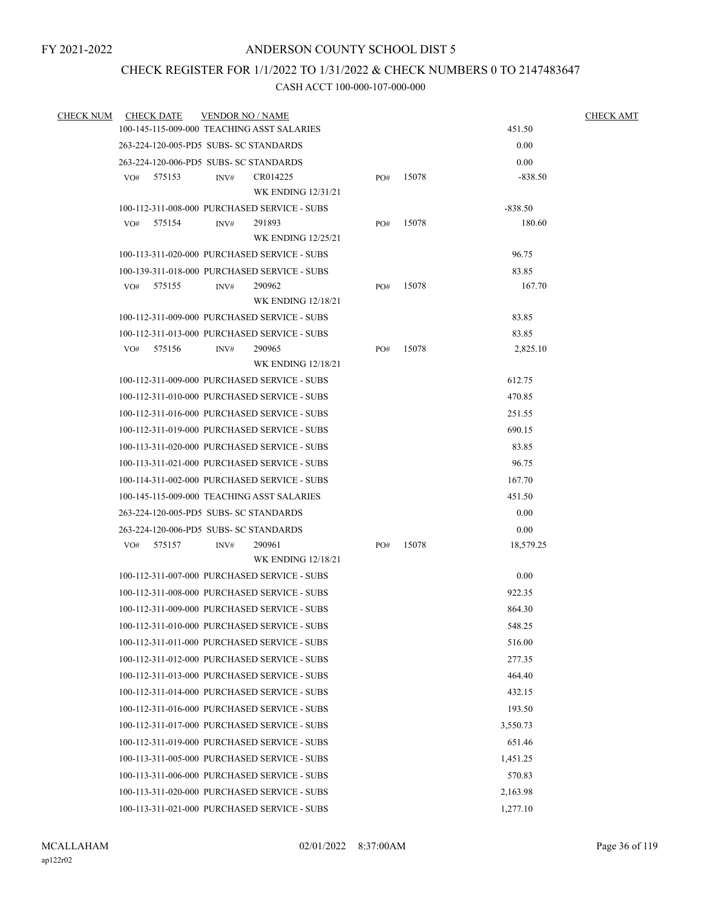FY 2021-2022

# ANDERSON COUNTY SCHOOL DIST 5

## CHECK REGISTER FOR 1/1/2022 TO 1/31/2022 & CHECK NUMBERS 0 TO 2147483647

### CASH ACCT 100-000-107-000-000

| CHECK NUM | CHECK DATE | VENDOR NO / NAME | | | CHECK AMT |
|---|---|---|---|---|---|
| | 100-145-115-009-000 TEACHING ASST SALARIES | | | 451.50 | |
| | 263-224-120-005-PD5 SUBS- SC STANDARDS | | | 0.00 | |
| | 263-224-120-006-PD5 SUBS- SC STANDARDS | | | 0.00 | |
| | VO# 575153 | INV# CR014225 WK ENDING 12/31/21 | PO# 15078 | -838.50 | |
| | 100-112-311-008-000 PURCHASED SERVICE - SUBS | | | -838.50 | |
| | VO# 575154 | INV# 291893 WK ENDING 12/25/21 | PO# 15078 | 180.60 | |
| | 100-113-311-020-000 PURCHASED SERVICE - SUBS | | | 96.75 | |
| | 100-139-311-018-000 PURCHASED SERVICE - SUBS | | | 83.85 | |
| | VO# 575155 | INV# 290962 WK ENDING 12/18/21 | PO# 15078 | 167.70 | |
| | 100-112-311-009-000 PURCHASED SERVICE - SUBS | | | 83.85 | |
| | 100-112-311-013-000 PURCHASED SERVICE - SUBS | | | 83.85 | |
| | VO# 575156 | INV# 290965 WK ENDING 12/18/21 | PO# 15078 | 2,825.10 | |
| | 100-112-311-009-000 PURCHASED SERVICE - SUBS | | | 612.75 | |
| | 100-112-311-010-000 PURCHASED SERVICE - SUBS | | | 470.85 | |
| | 100-112-311-016-000 PURCHASED SERVICE - SUBS | | | 251.55 | |
| | 100-112-311-019-000 PURCHASED SERVICE - SUBS | | | 690.15 | |
| | 100-113-311-020-000 PURCHASED SERVICE - SUBS | | | 83.85 | |
| | 100-113-311-021-000 PURCHASED SERVICE - SUBS | | | 96.75 | |
| | 100-114-311-002-000 PURCHASED SERVICE - SUBS | | | 167.70 | |
| | 100-145-115-009-000 TEACHING ASST SALARIES | | | 451.50 | |
| | 263-224-120-005-PD5 SUBS- SC STANDARDS | | | 0.00 | |
| | 263-224-120-006-PD5 SUBS- SC STANDARDS | | | 0.00 | |
| | VO# 575157 | INV# 290961 WK ENDING 12/18/21 | PO# 15078 | 18,579.25 | |
| | 100-112-311-007-000 PURCHASED SERVICE - SUBS | | | 0.00 | |
| | 100-112-311-008-000 PURCHASED SERVICE - SUBS | | | 922.35 | |
| | 100-112-311-009-000 PURCHASED SERVICE - SUBS | | | 864.30 | |
| | 100-112-311-010-000 PURCHASED SERVICE - SUBS | | | 548.25 | |
| | 100-112-311-011-000 PURCHASED SERVICE - SUBS | | | 516.00 | |
| | 100-112-311-012-000 PURCHASED SERVICE - SUBS | | | 277.35 | |
| | 100-112-311-013-000 PURCHASED SERVICE - SUBS | | | 464.40 | |
| | 100-112-311-014-000 PURCHASED SERVICE - SUBS | | | 432.15 | |
| | 100-112-311-016-000 PURCHASED SERVICE - SUBS | | | 193.50 | |
| | 100-112-311-017-000 PURCHASED SERVICE - SUBS | | | 3,550.73 | |
| | 100-112-311-019-000 PURCHASED SERVICE - SUBS | | | 651.46 | |
| | 100-113-311-005-000 PURCHASED SERVICE - SUBS | | | 1,451.25 | |
| | 100-113-311-006-000 PURCHASED SERVICE - SUBS | | | 570.83 | |
| | 100-113-311-020-000 PURCHASED SERVICE - SUBS | | | 2,163.98 | |
| | 100-113-311-021-000 PURCHASED SERVICE - SUBS | | | 1,277.10 | |

MCALLAHAM
ap122r02
02/01/2022 8:37:00AM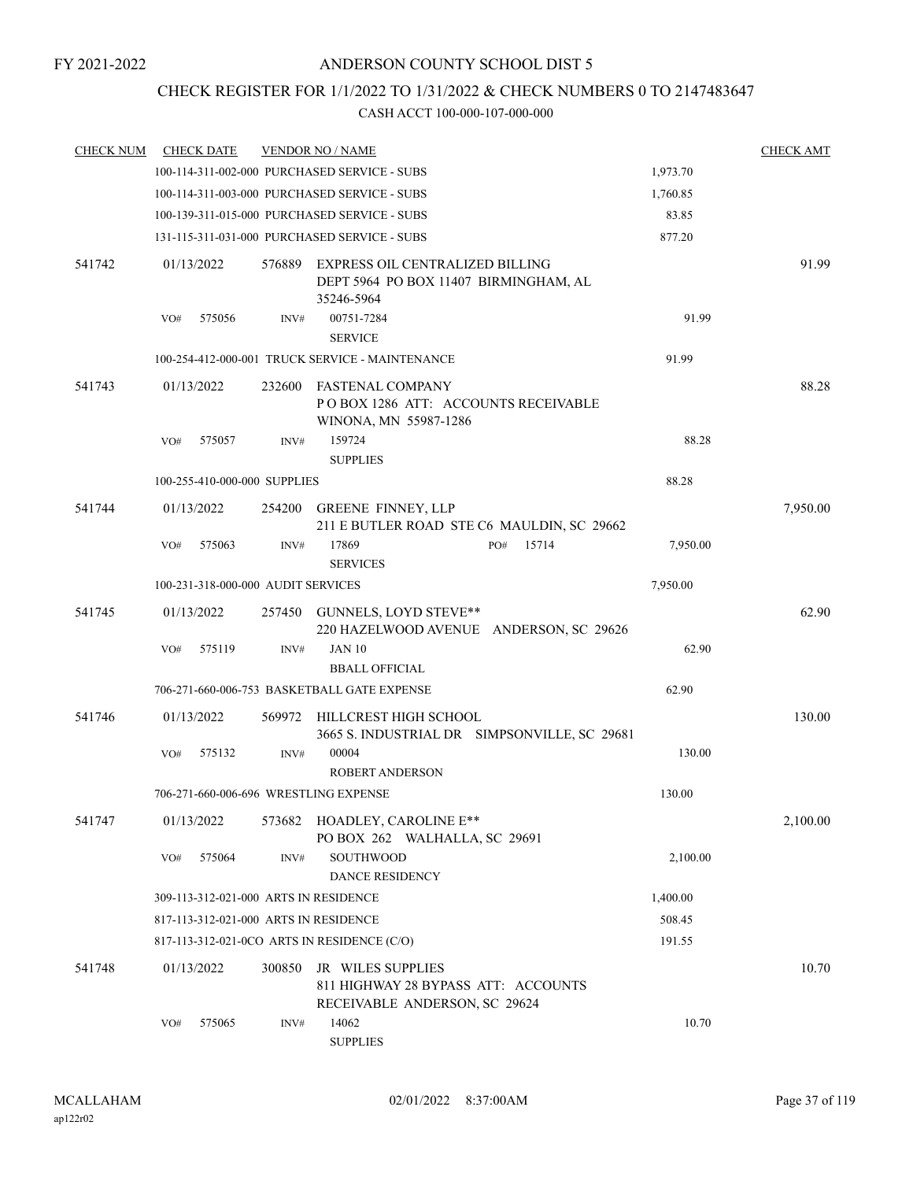FY 2021-2022

# ANDERSON COUNTY SCHOOL DIST 5

## CHECK REGISTER FOR 1/1/2022 TO 1/31/2022 & CHECK NUMBERS 0 TO 2147483647

### CASH ACCT 100-000-107-000-000

| CHECK NUM | CHECK DATE | VENDOR NO / NAME | | CHECK AMT |
|---|---|---|---|---|
| | | 100-114-311-002-000 PURCHASED SERVICE - SUBS | 1,973.70 | |
| | | 100-114-311-003-000 PURCHASED SERVICE - SUBS | 1,760.85 | |
| | | 100-139-311-015-000 PURCHASED SERVICE - SUBS | 83.85 | |
| | | 131-115-311-031-000 PURCHASED SERVICE - SUBS | 877.20 | |
| 541742 | 01/13/2022 | 576889 EXPRESS OIL CENTRALIZED BILLING DEPT 5964 PO BOX 11407 BIRMINGHAM, AL 35246-5964 | | 91.99 |
| | VO# 575056 | INV# 00751-7284 SERVICE | 91.99 | |
| | | 100-254-412-000-001 TRUCK SERVICE - MAINTENANCE | 91.99 | |
| 541743 | 01/13/2022 | 232600 FASTENAL COMPANY P O BOX 1286 ATT: ACCOUNTS RECEIVABLE WINONA, MN 55987-1286 | | 88.28 |
| | VO# 575057 | INV# 159724 SUPPLIES | 88.28 | |
| | | 100-255-410-000-000 SUPPLIES | 88.28 | |
| 541744 | 01/13/2022 | 254200 GREENE FINNEY, LLP 211 E BUTLER ROAD STE C6 MAULDIN, SC 29662 | | 7,950.00 |
| | VO# 575063 | INV# 17869 PO# 15714 SERVICES | 7,950.00 | |
| | | 100-231-318-000-000 AUDIT SERVICES | 7,950.00 | |
| 541745 | 01/13/2022 | 257450 GUNNELS, LOYD STEVE** 220 HAZELWOOD AVENUE ANDERSON, SC 29626 | | 62.90 |
| | VO# 575119 | INV# JAN 10 BBALL OFFICIAL | 62.90 | |
| | | 706-271-660-006-753 BASKETBALL GATE EXPENSE | 62.90 | |
| 541746 | 01/13/2022 | 569972 HILLCREST HIGH SCHOOL 3665 S. INDUSTRIAL DR SIMPSONVILLE, SC 29681 | | 130.00 |
| | VO# 575132 | INV# 00004 ROBERT ANDERSON | 130.00 | |
| | | 706-271-660-006-696 WRESTLING EXPENSE | 130.00 | |
| 541747 | 01/13/2022 | 573682 HOADLEY, CAROLINE E** PO BOX 262 WALHALLA, SC 29691 | | 2,100.00 |
| | VO# 575064 | INV# SOUTHWOOD DANCE RESIDENCY | 2,100.00 | |
| | | 309-113-312-021-000 ARTS IN RESIDENCE | 1,400.00 | |
| | | 817-113-312-021-000 ARTS IN RESIDENCE | 508.45 | |
| | | 817-113-312-021-0CO ARTS IN RESIDENCE (C/O) | 191.55 | |
| 541748 | 01/13/2022 | 300850 JR WILES SUPPLIES 811 HIGHWAY 28 BYPASS ATT: ACCOUNTS RECEIVABLE ANDERSON, SC 29624 | | 10.70 |
| | VO# 575065 | INV# 14062 SUPPLIES | 10.70 | |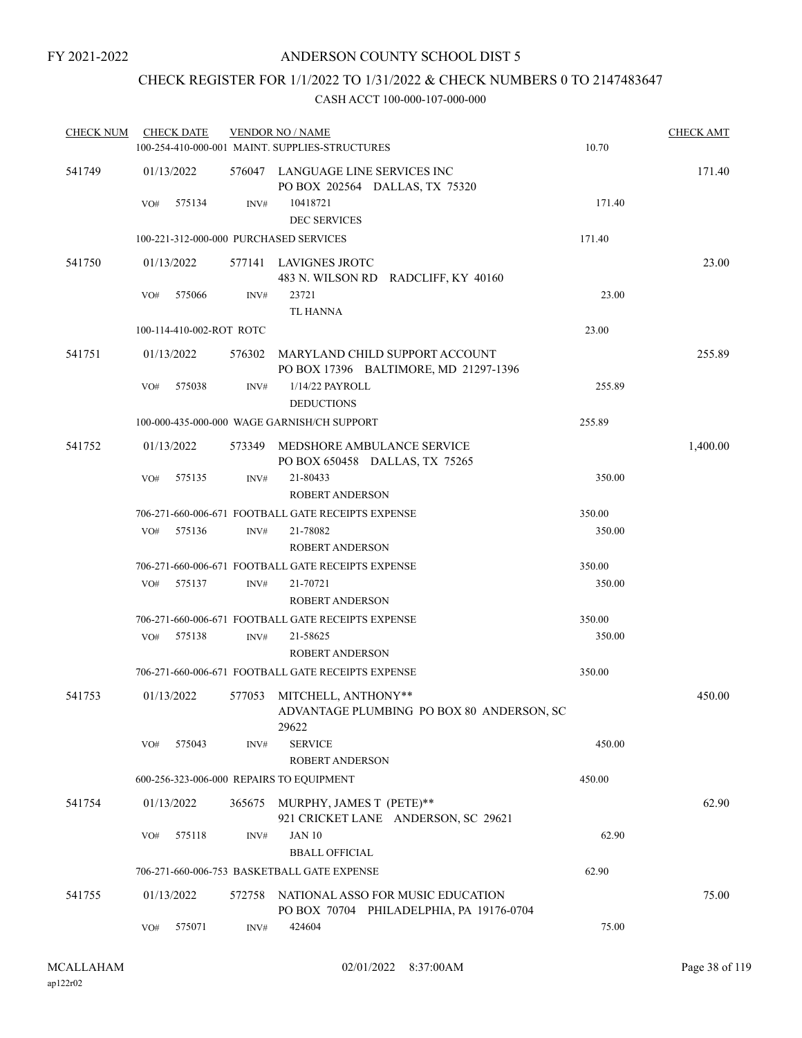FY 2021-2022

# ANDERSON COUNTY SCHOOL DIST 5

## CHECK REGISTER FOR 1/1/2022 TO 1/31/2022 & CHECK NUMBERS 0 TO 2147483647

### CASH ACCT 100-000-107-000-000

| CHECK NUM | CHECK DATE | VENDOR NO / NAME | | CHECK AMT |
|---|---|---|---|---|
| | 100-254-410-000-001 MAINT. SUPPLIES-STRUCTURES | | 10.70 | |
| 541749 | 01/13/2022 | 576047 LANGUAGE LINE SERVICES INC<br>PO BOX 202564 DALLAS, TX 75320 | | 171.40 |
| | VO# 575134 | INV# 10418721<br>DEC SERVICES | 171.40 | |
| | 100-221-312-000-000 PURCHASED SERVICES | | 171.40 | |
| 541750 | 01/13/2022 | 577141 LAVIGNES JROTC<br>483 N. WILSON RD RADCLIFF, KY 40160 | | 23.00 |
| | VO# 575066 | INV# 23721<br>TL HANNA | 23.00 | |
| | 100-114-410-002-ROT ROTC | | 23.00 | |
| 541751 | 01/13/2022 | 576302 MARYLAND CHILD SUPPORT ACCOUNT<br>PO BOX 17396 BALTIMORE, MD 21297-1396 | | 255.89 |
| | VO# 575038 | INV# 1/14/22 PAYROLL<br>DEDUCTIONS | 255.89 | |
| | 100-000-435-000-000 WAGE GARNISH/CH SUPPORT | | 255.89 | |
| 541752 | 01/13/2022 | 573349 MEDSHORE AMBULANCE SERVICE<br>PO BOX 650458 DALLAS, TX 75265 | | 1,400.00 |
| | VO# 575135 | INV# 21-80433<br>ROBERT ANDERSON | 350.00 | |
| | 706-271-660-006-671 FOOTBALL GATE RECEIPTS EXPENSE | | 350.00 | |
| | VO# 575136 | INV# 21-78082<br>ROBERT ANDERSON | 350.00 | |
| | 706-271-660-006-671 FOOTBALL GATE RECEIPTS EXPENSE | | 350.00 | |
| | VO# 575137 | INV# 21-70721<br>ROBERT ANDERSON | 350.00 | |
| | 706-271-660-006-671 FOOTBALL GATE RECEIPTS EXPENSE | | 350.00 | |
| | VO# 575138 | INV# 21-58625<br>ROBERT ANDERSON | 350.00 | |
| | 706-271-660-006-671 FOOTBALL GATE RECEIPTS EXPENSE | | 350.00 | |
| 541753 | 01/13/2022 | 577053 MITCHELL, ANTHONY**<br>ADVANTAGE PLUMBING PO BOX 80 ANDERSON, SC 29622 | | 450.00 |
| | VO# 575043 | INV# SERVICE<br>ROBERT ANDERSON | 450.00 | |
| | 600-256-323-006-000 REPAIRS TO EQUIPMENT | | 450.00 | |
| 541754 | 01/13/2022 | 365675 MURPHY, JAMES T (PETE)**<br>921 CRICKET LANE ANDERSON, SC 29621 | | 62.90 |
| | VO# 575118 | INV# JAN 10<br>BBALL OFFICIAL | 62.90 | |
| | 706-271-660-006-753 BASKETBALL GATE EXPENSE | | 62.90 | |
| 541755 | 01/13/2022 | 572758 NATIONAL ASSO FOR MUSIC EDUCATION<br>PO BOX 70704 PHILADELPHIA, PA 19176-0704 | | 75.00 |
| | VO# 575071 | INV# 424604 | 75.00 | |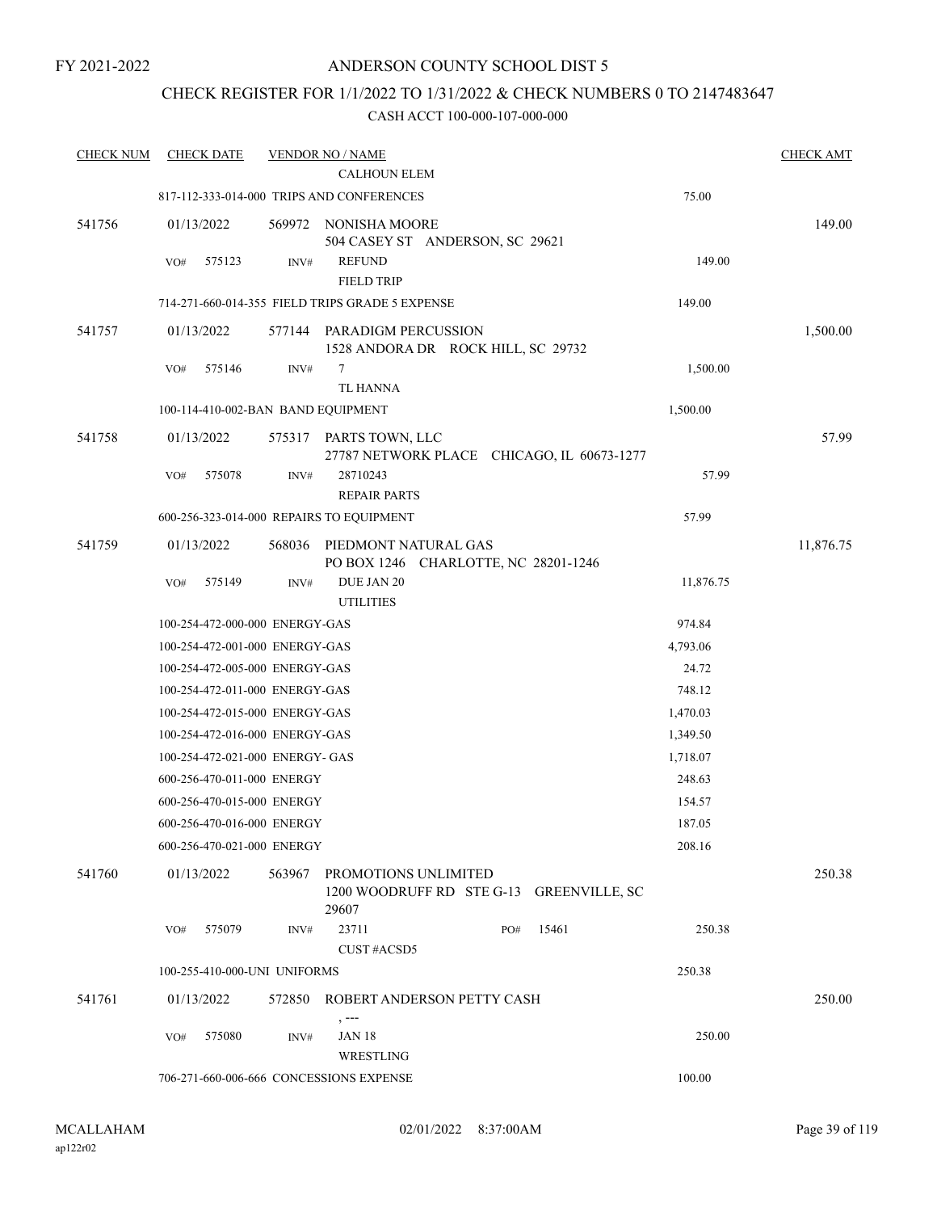FY 2021-2022

# ANDERSON COUNTY SCHOOL DIST 5

## CHECK REGISTER FOR 1/1/2022 TO 1/31/2022 & CHECK NUMBERS 0 TO 2147483647

### CASH ACCT 100-000-107-000-000

| CHECK NUM | CHECK DATE | VENDOR NO / NAME | | CHECK AMT |
|---|---|---|---|---|
| | | CALHOUN ELEM | | |
| | | 817-112-333-014-000 TRIPS AND CONFERENCES | 75.00 | |
| 541756 | 01/13/2022 | 569972 NONISHA MOORE<br>504 CASEY ST ANDERSON, SC 29621 | | 149.00 |
| | VO# 575123 | INV# REFUND<br>FIELD TRIP | 149.00 | |
| | | 714-271-660-014-355 FIELD TRIPS GRADE 5 EXPENSE | 149.00 | |
| 541757 | 01/13/2022 | 577144 PARADIGM PERCUSSION<br>1528 ANDORA DR ROCK HILL, SC 29732 | | 1,500.00 |
| | VO# 575146 | INV# 7<br>TL HANNA | 1,500.00 | |
| | | 100-114-410-002-BAN BAND EQUIPMENT | 1,500.00 | |
| 541758 | 01/13/2022 | 575317 PARTS TOWN, LLC<br>27787 NETWORK PLACE CHICAGO, IL 60673-1277 | | 57.99 |
| | VO# 575078 | INV# 28710243<br>REPAIR PARTS | 57.99 | |
| | | 600-256-323-014-000 REPAIRS TO EQUIPMENT | 57.99 | |
| 541759 | 01/13/2022 | 568036 PIEDMONT NATURAL GAS<br>PO BOX 1246 CHARLOTTE, NC 28201-1246 | | 11,876.75 |
| | VO# 575149 | INV# DUE JAN 20<br>UTILITIES | 11,876.75 | |
| | | 100-254-472-000-000 ENERGY-GAS | 974.84 | |
| | | 100-254-472-001-000 ENERGY-GAS | 4,793.06 | |
| | | 100-254-472-005-000 ENERGY-GAS | 24.72 | |
| | | 100-254-472-011-000 ENERGY-GAS | 748.12 | |
| | | 100-254-472-015-000 ENERGY-GAS | 1,470.03 | |
| | | 100-254-472-016-000 ENERGY-GAS | 1,349.50 | |
| | | 100-254-472-021-000 ENERGY- GAS | 1,718.07 | |
| | | 600-256-470-011-000 ENERGY | 248.63 | |
| | | 600-256-470-015-000 ENERGY | 154.57 | |
| | | 600-256-470-016-000 ENERGY | 187.05 | |
| | | 600-256-470-021-000 ENERGY | 208.16 | |
| 541760 | 01/13/2022 | 563967 PROMOTIONS UNLIMITED<br>1200 WOODRUFF RD STE G-13 GREENVILLE, SC 29607 | | 250.38 |
| | VO# 575079 | INV# 23711 PO# 15461<br>CUST #ACSD5 | 250.38 | |
| | | 100-255-410-000-UNI UNIFORMS | 250.38 | |
| 541761 | 01/13/2022 | 572850 ROBERT ANDERSON PETTY CASH<br>, --- | | 250.00 |
| | VO# 575080 | INV# JAN 18<br>WRESTLING | 250.00 | |
| | | 706-271-660-006-666 CONCESSIONS EXPENSE | 100.00 | |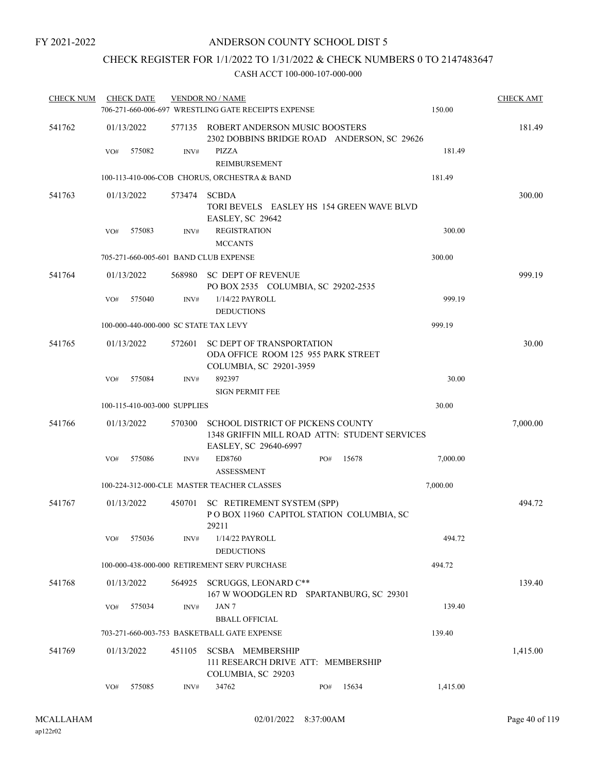FY 2021-2022

# ANDERSON COUNTY SCHOOL DIST 5

## CHECK REGISTER FOR 1/1/2022 TO 1/31/2022 & CHECK NUMBERS 0 TO 2147483647

### CASH ACCT 100-000-107-000-000

| CHECK NUM | CHECK DATE | VENDOR NO / NAME | | CHECK AMT |
|---|---|---|---|---|
| | | 706-271-660-006-697 WRESTLING GATE RECEIPTS EXPENSE | 150.00 | |
| 541762 | 01/13/2022 | 577135 ROBERT ANDERSON MUSIC BOOSTERS<br>2302 DOBBINS BRIDGE ROAD ANDERSON, SC 29626 | | 181.49 |
| | VO# 575082 | INV# PIZZA<br>REIMBURSEMENT | 181.49 | |
| | | 100-113-410-006-COB CHORUS, ORCHESTRA & BAND | 181.49 | |
| 541763 | 01/13/2022 | 573474 SCBDA<br>TORI BEVELS EASLEY HS 154 GREEN WAVE BLVD<br>EASLEY, SC 29642 | | 300.00 |
| | VO# 575083 | INV# REGISTRATION<br>MCCANTS | 300.00 | |
| | | 705-271-660-005-601 BAND CLUB EXPENSE | 300.00 | |
| 541764 | 01/13/2022 | 568980 SC DEPT OF REVENUE<br>PO BOX 2535 COLUMBIA, SC 29202-2535 | | 999.19 |
| | VO# 575040 | INV# 1/14/22 PAYROLL<br>DEDUCTIONS | 999.19 | |
| | | 100-000-440-000-000 SC STATE TAX LEVY | 999.19 | |
| 541765 | 01/13/2022 | 572601 SC DEPT OF TRANSPORTATION<br>ODA OFFICE ROOM 125 955 PARK STREET<br>COLUMBIA, SC 29201-3959 | | 30.00 |
| | VO# 575084 | INV# 892397<br>SIGN PERMIT FEE | 30.00 | |
| | | 100-115-410-003-000 SUPPLIES | 30.00 | |
| 541766 | 01/13/2022 | 570300 SCHOOL DISTRICT OF PICKENS COUNTY<br>1348 GRIFFIN MILL ROAD ATTN: STUDENT SERVICES<br>EASLEY, SC 29640-6997 | | 7,000.00 |
| | VO# 575086 | INV# ED8760 PO# 15678<br>ASSESSMENT | 7,000.00 | |
| | | 100-224-312-000-CLE MASTER TEACHER CLASSES | 7,000.00 | |
| 541767 | 01/13/2022 | 450701 SC RETIREMENT SYSTEM (SPP)<br>P O BOX 11960 CAPITOL STATION COLUMBIA, SC<br>29211 | | 494.72 |
| | VO# 575036 | INV# 1/14/22 PAYROLL<br>DEDUCTIONS | 494.72 | |
| | | 100-000-438-000-000 RETIREMENT SERV PURCHASE | 494.72 | |
| 541768 | 01/13/2022 | 564925 SCRUGGS, LEONARD C**<br>167 W WOODGLEN RD SPARTANBURG, SC 29301 | | 139.40 |
| | VO# 575034 | INV# JAN 7<br>BBALL OFFICIAL | 139.40 | |
| | | 703-271-660-003-753 BASKETBALL GATE EXPENSE | 139.40 | |
| 541769 | 01/13/2022 | 451105 SCSBA MEMBERSHIP<br>111 RESEARCH DRIVE ATT: MEMBERSHIP<br>COLUMBIA, SC 29203 | | 1,415.00 |
| | VO# 575085 | INV# 34762 PO# 15634 | 1,415.00 | |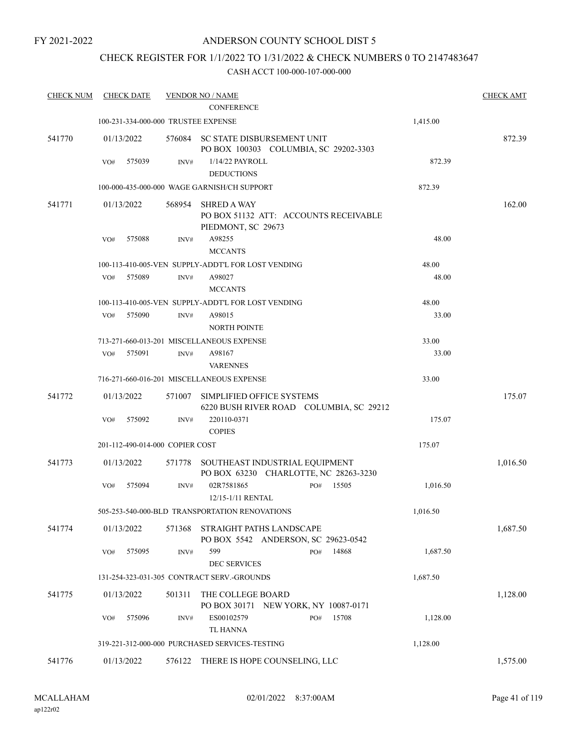FY 2021-2022

# ANDERSON COUNTY SCHOOL DIST 5

## CHECK REGISTER FOR 1/1/2022 TO 1/31/2022 & CHECK NUMBERS 0 TO 2147483647

### CASH ACCT 100-000-107-000-000

| CHECK NUM | CHECK DATE | VENDOR NO / NAME | | CHECK AMT |
|---|---|---|---|---|
| | | CONFERENCE | | |
| | 100-231-334-000-000 TRUSTEE EXPENSE | | 1,415.00 | |
| 541770 | 01/13/2022 | 576084 SC STATE DISBURSEMENT UNIT<br>PO BOX 100303 COLUMBIA, SC 29202-3303 | | 872.39 |
| | VO# 575039 | INV# 1/14/22 PAYROLL<br>DEDUCTIONS | 872.39 | |
| | 100-000-435-000-000 WAGE GARNISH/CH SUPPORT | | 872.39 | |
| 541771 | 01/13/2022 | 568954 SHRED A WAY<br>PO BOX 51132 ATT: ACCOUNTS RECEIVABLE<br>PIEDMONT, SC 29673 | | 162.00 |
| | VO# 575088 | INV# A98255<br>MCCANTS | 48.00 | |
| | 100-113-410-005-VEN SUPPLY-ADDT'L FOR LOST VENDING | | 48.00 | |
| | VO# 575089 | INV# A98027<br>MCCANTS | 48.00 | |
| | 100-113-410-005-VEN SUPPLY-ADDT'L FOR LOST VENDING | | 48.00 | |
| | VO# 575090 | INV# A98015<br>NORTH POINTE | 33.00 | |
| | 713-271-660-013-201 MISCELLANEOUS EXPENSE | | 33.00 | |
| | VO# 575091 | INV# A98167<br>VARENNES | 33.00 | |
| | 716-271-660-016-201 MISCELLANEOUS EXPENSE | | 33.00 | |
| 541772 | 01/13/2022 | 571007 SIMPLIFIED OFFICE SYSTEMS<br>6220 BUSH RIVER ROAD COLUMBIA, SC 29212 | | 175.07 |
| | VO# 575092 | INV# 220110-0371<br>COPIES | 175.07 | |
| | 201-112-490-014-000 COPIER COST | | 175.07 | |
| 541773 | 01/13/2022 | 571778 SOUTHEAST INDUSTRIAL EQUIPMENT<br>PO BOX 63230 CHARLOTTE, NC 28263-3230 | | 1,016.50 |
| | VO# 575094 | INV# 02R7581865 PO# 15505<br>12/15-1/11 RENTAL | 1,016.50 | |
| | 505-253-540-000-BLD TRANSPORTATION RENOVATIONS | | 1,016.50 | |
| 541774 | 01/13/2022 | 571368 STRAIGHT PATHS LANDSCAPE<br>PO BOX 5542 ANDERSON, SC 29623-0542 | | 1,687.50 |
| | VO# 575095 | INV# 599 PO# 14868<br>DEC SERVICES | 1,687.50 | |
| | 131-254-323-031-305 CONTRACT SERV.-GROUNDS | | 1,687.50 | |
| 541775 | 01/13/2022 | 501311 THE COLLEGE BOARD<br>PO BOX 30171 NEW YORK, NY 10087-0171 | | 1,128.00 |
| | VO# 575096 | INV# ES00102579 PO# 15708<br>TL HANNA | 1,128.00 | |
| | 319-221-312-000-000 PURCHASED SERVICES-TESTING | | 1,128.00 | |
| 541776 | 01/13/2022 | 576122 THERE IS HOPE COUNSELING, LLC | | 1,575.00 |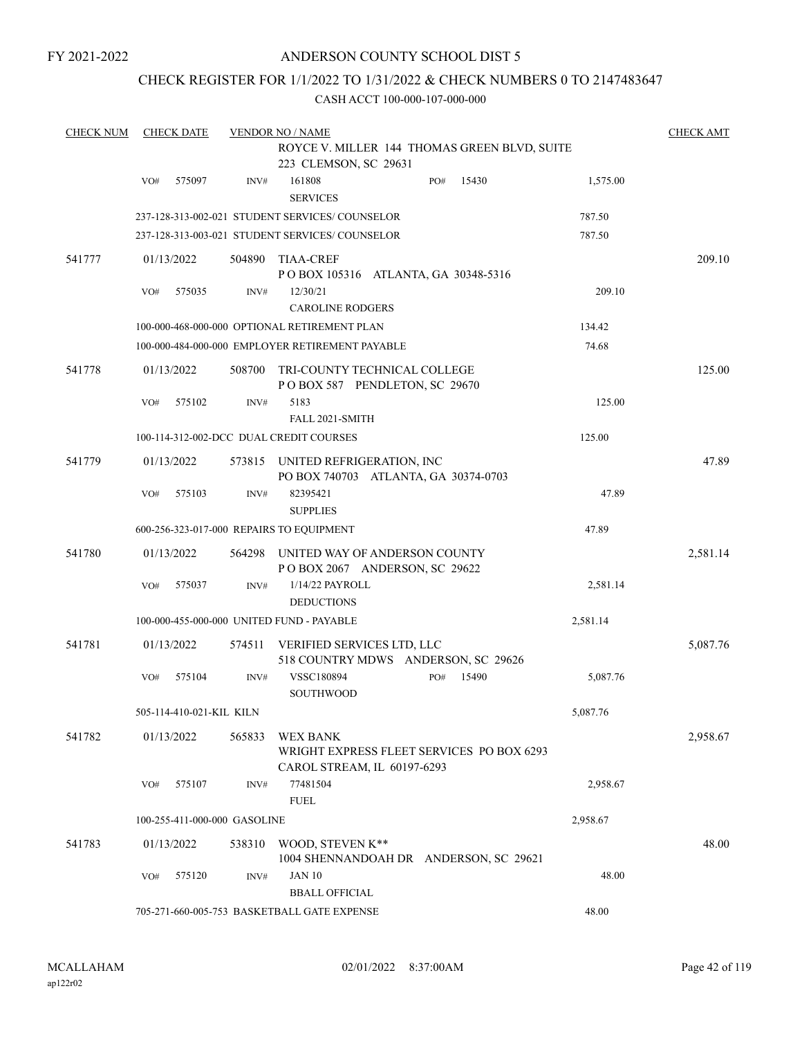FY 2021-2022

# ANDERSON COUNTY SCHOOL DIST 5

## CHECK REGISTER FOR 1/1/2022 TO 1/31/2022 & CHECK NUMBERS 0 TO 2147483647

### CASH ACCT 100-000-107-000-000

| CHECK NUM | CHECK DATE | VENDOR NO / NAME | | | CHECK AMT |
|---|---|---|---|---|---|
| | | ROYCE V. MILLER 144 THOMAS GREEN BLVD, SUITE 223 CLEMSON, SC 29631 | | | |
| | VO# 575097 | INV# 161808 SERVICES | PO# 15430 | 1,575.00 | |
| | | 237-128-313-002-021 STUDENT SERVICES/ COUNSELOR | | 787.50 | |
| | | 237-128-313-003-021 STUDENT SERVICES/ COUNSELOR | | 787.50 | |
| 541777 | 01/13/2022 | 504890 TIAA-CREF P O BOX 105316 ATLANTA, GA 30348-5316 | | | 209.10 |
| | VO# 575035 | INV# 12/30/21 CAROLINE RODGERS | | 209.10 | |
| | | 100-000-468-000-000 OPTIONAL RETIREMENT PLAN | | 134.42 | |
| | | 100-000-484-000-000 EMPLOYER RETIREMENT PAYABLE | | 74.68 | |
| 541778 | 01/13/2022 | 508700 TRI-COUNTY TECHNICAL COLLEGE P O BOX 587 PENDLETON, SC 29670 | | | 125.00 |
| | VO# 575102 | INV# 5183 FALL 2021-SMITH | | 125.00 | |
| | | 100-114-312-002-DCC DUAL CREDIT COURSES | | 125.00 | |
| 541779 | 01/13/2022 | 573815 UNITED REFRIGERATION, INC PO BOX 740703 ATLANTA, GA 30374-0703 | | | 47.89 |
| | VO# 575103 | INV# 82395421 SUPPLIES | | 47.89 | |
| | | 600-256-323-017-000 REPAIRS TO EQUIPMENT | | 47.89 | |
| 541780 | 01/13/2022 | 564298 UNITED WAY OF ANDERSON COUNTY P O BOX 2067 ANDERSON, SC 29622 | | | 2,581.14 |
| | VO# 575037 | INV# 1/14/22 PAYROLL DEDUCTIONS | | 2,581.14 | |
| | | 100-000-455-000-000 UNITED FUND - PAYABLE | | 2,581.14 | |
| 541781 | 01/13/2022 | 574511 VERIFIED SERVICES LTD, LLC 518 COUNTRY MDWS ANDERSON, SC 29626 | | | 5,087.76 |
| | VO# 575104 | INV# VSSC180894 SOUTHWOOD | PO# 15490 | 5,087.76 | |
| | | 505-114-410-021-KIL KILN | | 5,087.76 | |
| 541782 | 01/13/2022 | 565833 WEX BANK WRIGHT EXPRESS FLEET SERVICES PO BOX 6293 CAROL STREAM, IL 60197-6293 | | | 2,958.67 |
| | VO# 575107 | INV# 77481504 FUEL | | 2,958.67 | |
| | | 100-255-411-000-000 GASOLINE | | 2,958.67 | |
| 541783 | 01/13/2022 | 538310 WOOD, STEVEN K** 1004 SHENNANDOAH DR ANDERSON, SC 29621 | | | 48.00 |
| | VO# 575120 | INV# JAN 10 BBALL OFFICIAL | | 48.00 | |
| | | 705-271-660-005-753 BASKETBALL GATE EXPENSE | | 48.00 | |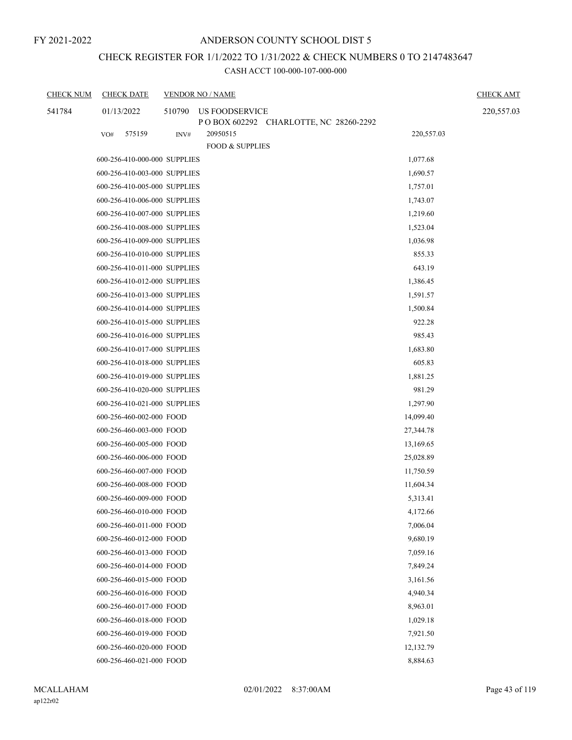FY 2021-2022

# ANDERSON COUNTY SCHOOL DIST 5

## CHECK REGISTER FOR 1/1/2022 TO 1/31/2022 & CHECK NUMBERS 0 TO 2147483647

### CASH ACCT 100-000-107-000-000

| CHECK NUM | CHECK DATE | VENDOR NO / NAME | | CHECK AMT |
|---|---|---|---|---|
| 541784 | 01/13/2022 | 510790 US FOODSERVICE<br>P O BOX 602292 CHARLOTTE, NC 28260-2292 | | 220,557.03 |
| | VO# 575159 | INV# 20950515<br>FOOD & SUPPLIES | 220,557.03 | |
| | 600-256-410-000-000 SUPPLIES | | 1,077.68 | |
| | 600-256-410-003-000 SUPPLIES | | 1,690.57 | |
| | 600-256-410-005-000 SUPPLIES | | 1,757.01 | |
| | 600-256-410-006-000 SUPPLIES | | 1,743.07 | |
| | 600-256-410-007-000 SUPPLIES | | 1,219.60 | |
| | 600-256-410-008-000 SUPPLIES | | 1,523.04 | |
| | 600-256-410-009-000 SUPPLIES | | 1,036.98 | |
| | 600-256-410-010-000 SUPPLIES | | 855.33 | |
| | 600-256-410-011-000 SUPPLIES | | 643.19 | |
| | 600-256-410-012-000 SUPPLIES | | 1,386.45 | |
| | 600-256-410-013-000 SUPPLIES | | 1,591.57 | |
| | 600-256-410-014-000 SUPPLIES | | 1,500.84 | |
| | 600-256-410-015-000 SUPPLIES | | 922.28 | |
| | 600-256-410-016-000 SUPPLIES | | 985.43 | |
| | 600-256-410-017-000 SUPPLIES | | 1,683.80 | |
| | 600-256-410-018-000 SUPPLIES | | 605.83 | |
| | 600-256-410-019-000 SUPPLIES | | 1,881.25 | |
| | 600-256-410-020-000 SUPPLIES | | 981.29 | |
| | 600-256-410-021-000 SUPPLIES | | 1,297.90 | |
| | 600-256-460-002-000 FOOD | | 14,099.40 | |
| | 600-256-460-003-000 FOOD | | 27,344.78 | |
| | 600-256-460-005-000 FOOD | | 13,169.65 | |
| | 600-256-460-006-000 FOOD | | 25,028.89 | |
| | 600-256-460-007-000 FOOD | | 11,750.59 | |
| | 600-256-460-008-000 FOOD | | 11,604.34 | |
| | 600-256-460-009-000 FOOD | | 5,313.41 | |
| | 600-256-460-010-000 FOOD | | 4,172.66 | |
| | 600-256-460-011-000 FOOD | | 7,006.04 | |
| | 600-256-460-012-000 FOOD | | 9,680.19 | |
| | 600-256-460-013-000 FOOD | | 7,059.16 | |
| | 600-256-460-014-000 FOOD | | 7,849.24 | |
| | 600-256-460-015-000 FOOD | | 3,161.56 | |
| | 600-256-460-016-000 FOOD | | 4,940.34 | |
| | 600-256-460-017-000 FOOD | | 8,963.01 | |
| | 600-256-460-018-000 FOOD | | 1,029.18 | |
| | 600-256-460-019-000 FOOD | | 7,921.50 | |
| | 600-256-460-020-000 FOOD | | 12,132.79 | |
| | 600-256-460-021-000 FOOD | | 8,884.63 | |

MCALLAHAM
ap122r02

02/01/2022 8:37:00AM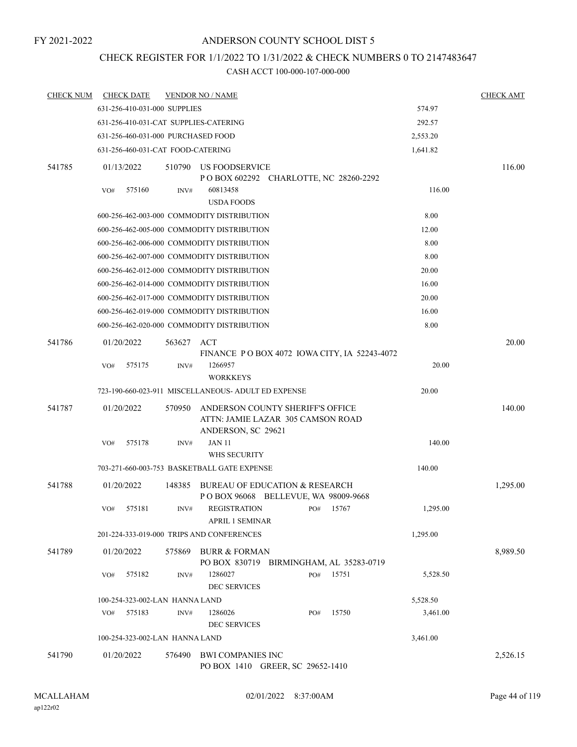FY 2021-2022

# ANDERSON COUNTY SCHOOL DIST 5

## CHECK REGISTER FOR 1/1/2022 TO 1/31/2022 & CHECK NUMBERS 0 TO 2147483647

### CASH ACCT 100-000-107-000-000

| CHECK NUM | CHECK DATE | VENDOR NO / NAME | | CHECK AMT |
|---|---|---|---|---|
| | 631-256-410-031-000 SUPPLIES | | 574.97 | |
| | 631-256-410-031-CAT SUPPLIES-CATERING | | 292.57 | |
| | 631-256-460-031-000 PURCHASED FOOD | | 2,553.20 | |
| | 631-256-460-031-CAT FOOD-CATERING | | 1,641.82 | |
| 541785 | 01/13/2022 | 510790 US FOODSERVICE<br>P O BOX 602292 CHARLOTTE, NC 28260-2292 | | 116.00 |
| | VO# 575160 | INV# 60813458<br>USDA FOODS | 116.00 | |
| | 600-256-462-003-000 COMMODITY DISTRIBUTION | | 8.00 | |
| | 600-256-462-005-000 COMMODITY DISTRIBUTION | | 12.00 | |
| | 600-256-462-006-000 COMMODITY DISTRIBUTION | | 8.00 | |
| | 600-256-462-007-000 COMMODITY DISTRIBUTION | | 8.00 | |
| | 600-256-462-012-000 COMMODITY DISTRIBUTION | | 20.00 | |
| | 600-256-462-014-000 COMMODITY DISTRIBUTION | | 16.00 | |
| | 600-256-462-017-000 COMMODITY DISTRIBUTION | | 20.00 | |
| | 600-256-462-019-000 COMMODITY DISTRIBUTION | | 16.00 | |
| | 600-256-462-020-000 COMMODITY DISTRIBUTION | | 8.00 | |
| 541786 | 01/20/2022 | 563627 ACT<br>FINANCE P O BOX 4072 IOWA CITY, IA 52243-4072 | | 20.00 |
| | VO# 575175 | INV# 1266957<br>WORKKEYS | 20.00 | |
| | 723-190-660-023-911 MISCELLANEOUS- ADULT ED EXPENSE | | 20.00 | |
| 541787 | 01/20/2022 | 570950 ANDERSON COUNTY SHERIFF'S OFFICE<br>ATTN: JAMIE LAZAR 305 CAMSON ROAD<br>ANDERSON, SC 29621 | | 140.00 |
| | VO# 575178 | INV# JAN 11<br>WHS SECURITY | 140.00 | |
| | 703-271-660-003-753 BASKETBALL GATE EXPENSE | | 140.00 | |
| 541788 | 01/20/2022 | 148385 BUREAU OF EDUCATION & RESEARCH<br>P O BOX 96068 BELLEVUE, WA 98009-9668 | | 1,295.00 |
| | VO# 575181 | INV# REGISTRATION PO# 15767<br>APRIL 1 SEMINAR | 1,295.00 | |
| | 201-224-333-019-000 TRIPS AND CONFERENCES | | 1,295.00 | |
| 541789 | 01/20/2022 | 575869 BURR & FORMAN<br>PO BOX 830719 BIRMINGHAM, AL 35283-0719 | | 8,989.50 |
| | VO# 575182 | INV# 1286027 PO# 15751<br>DEC SERVICES | 5,528.50 | |
| | 100-254-323-002-LAN HANNA LAND | | 5,528.50 | |
| | VO# 575183 | INV# 1286026 PO# 15750<br>DEC SERVICES | 3,461.00 | |
| | 100-254-323-002-LAN HANNA LAND | | 3,461.00 | |
| 541790 | 01/20/2022 | 576490 BWI COMPANIES INC<br>PO BOX 1410 GREER, SC 29652-1410 | | 2,526.15 |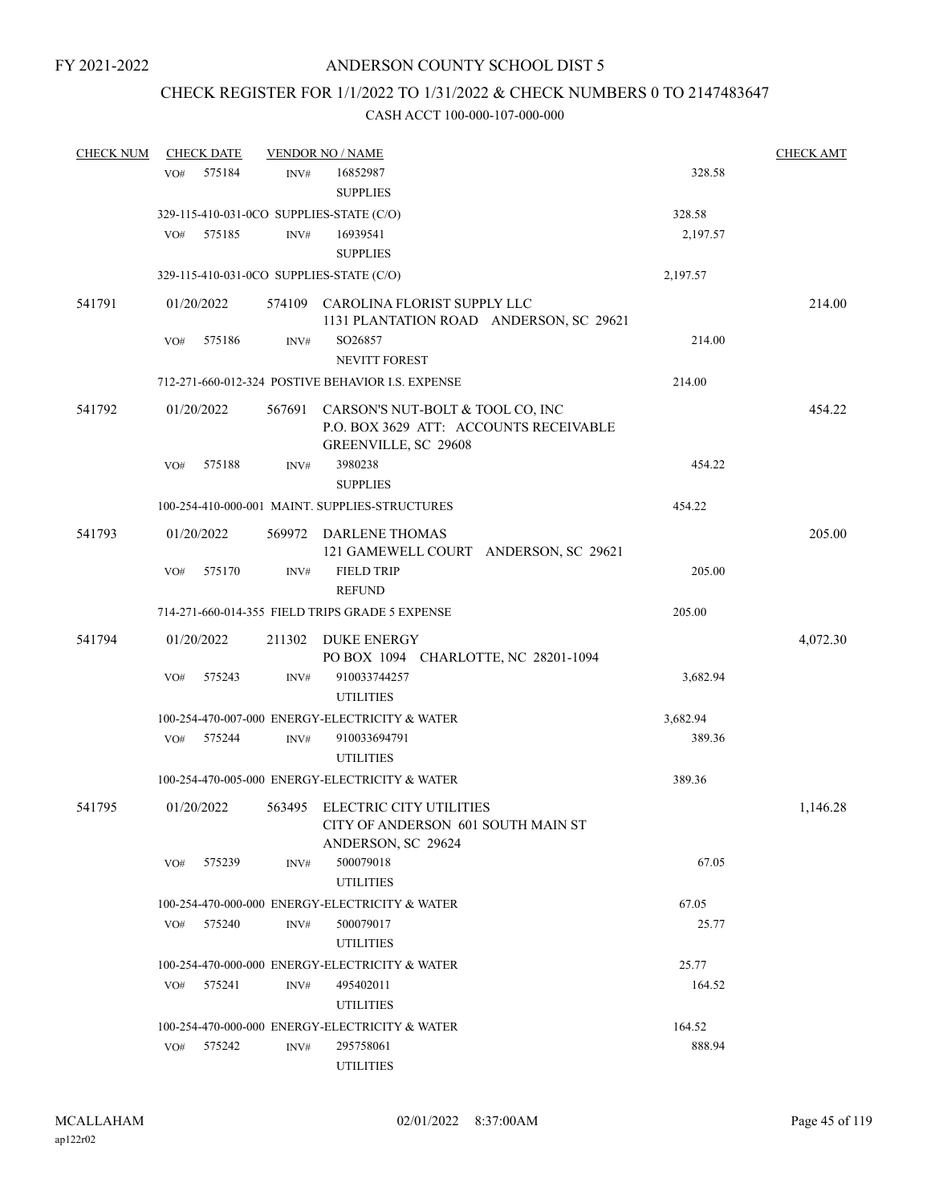FY 2021-2022

# ANDERSON COUNTY SCHOOL DIST 5

## CHECK REGISTER FOR 1/1/2022 TO 1/31/2022 & CHECK NUMBERS 0 TO 2147483647

### CASH ACCT 100-000-107-000-000

| CHECK NUM | CHECK DATE | VENDOR NO / NAME | | CHECK AMT |
|---|---|---|---|---|
| | VO# 575184 | INV# 16852987 SUPPLIES | 328.58 | |
| | 329-115-410-031-0CO SUPPLIES-STATE (C/O) | | 328.58 | |
| | VO# 575185 | INV# 16939541 SUPPLIES | 2,197.57 | |
| | 329-115-410-031-0CO SUPPLIES-STATE (C/O) | | 2,197.57 | |
| 541791 | 01/20/2022 | 574109 CAROLINA FLORIST SUPPLY LLC 1131 PLANTATION ROAD ANDERSON, SC 29621 | | 214.00 |
| | VO# 575186 | INV# SO26857 NEVITT FOREST | 214.00 | |
| | 712-271-660-012-324 POSTIVE BEHAVIOR I.S. EXPENSE | | 214.00 | |
| 541792 | 01/20/2022 | 567691 CARSON'S NUT-BOLT & TOOL CO, INC P.O. BOX 3629 ATT: ACCOUNTS RECEIVABLE GREENVILLE, SC 29608 | | 454.22 |
| | VO# 575188 | INV# 3980238 SUPPLIES | 454.22 | |
| | 100-254-410-000-001 MAINT. SUPPLIES-STRUCTURES | | 454.22 | |
| 541793 | 01/20/2022 | 569972 DARLENE THOMAS 121 GAMEWELL COURT ANDERSON, SC 29621 | | 205.00 |
| | VO# 575170 | INV# FIELD TRIP REFUND | 205.00 | |
| | 714-271-660-014-355 FIELD TRIPS GRADE 5 EXPENSE | | 205.00 | |
| 541794 | 01/20/2022 | 211302 DUKE ENERGY PO BOX 1094 CHARLOTTE, NC 28201-1094 | | 4,072.30 |
| | VO# 575243 | INV# 910033744257 UTILITIES | 3,682.94 | |
| | 100-254-470-007-000 ENERGY-ELECTRICITY & WATER | | 3,682.94 | |
| | VO# 575244 | INV# 910033694791 UTILITIES | 389.36 | |
| | 100-254-470-005-000 ENERGY-ELECTRICITY & WATER | | 389.36 | |
| 541795 | 01/20/2022 | 563495 ELECTRIC CITY UTILITIES CITY OF ANDERSON 601 SOUTH MAIN ST ANDERSON, SC 29624 | | 1,146.28 |
| | VO# 575239 | INV# 500079018 UTILITIES | 67.05 | |
| | 100-254-470-000-000 ENERGY-ELECTRICITY & WATER | | 67.05 | |
| | VO# 575240 | INV# 500079017 UTILITIES | 25.77 | |
| | 100-254-470-000-000 ENERGY-ELECTRICITY & WATER | | 25.77 | |
| | VO# 575241 | INV# 495402011 UTILITIES | 164.52 | |
| | 100-254-470-000-000 ENERGY-ELECTRICITY & WATER | | 164.52 | |
| | VO# 575242 | INV# 295758061 UTILITIES | 888.94 | |

MCALLAHAM
ap122r02

02/01/2022 8:37:00AM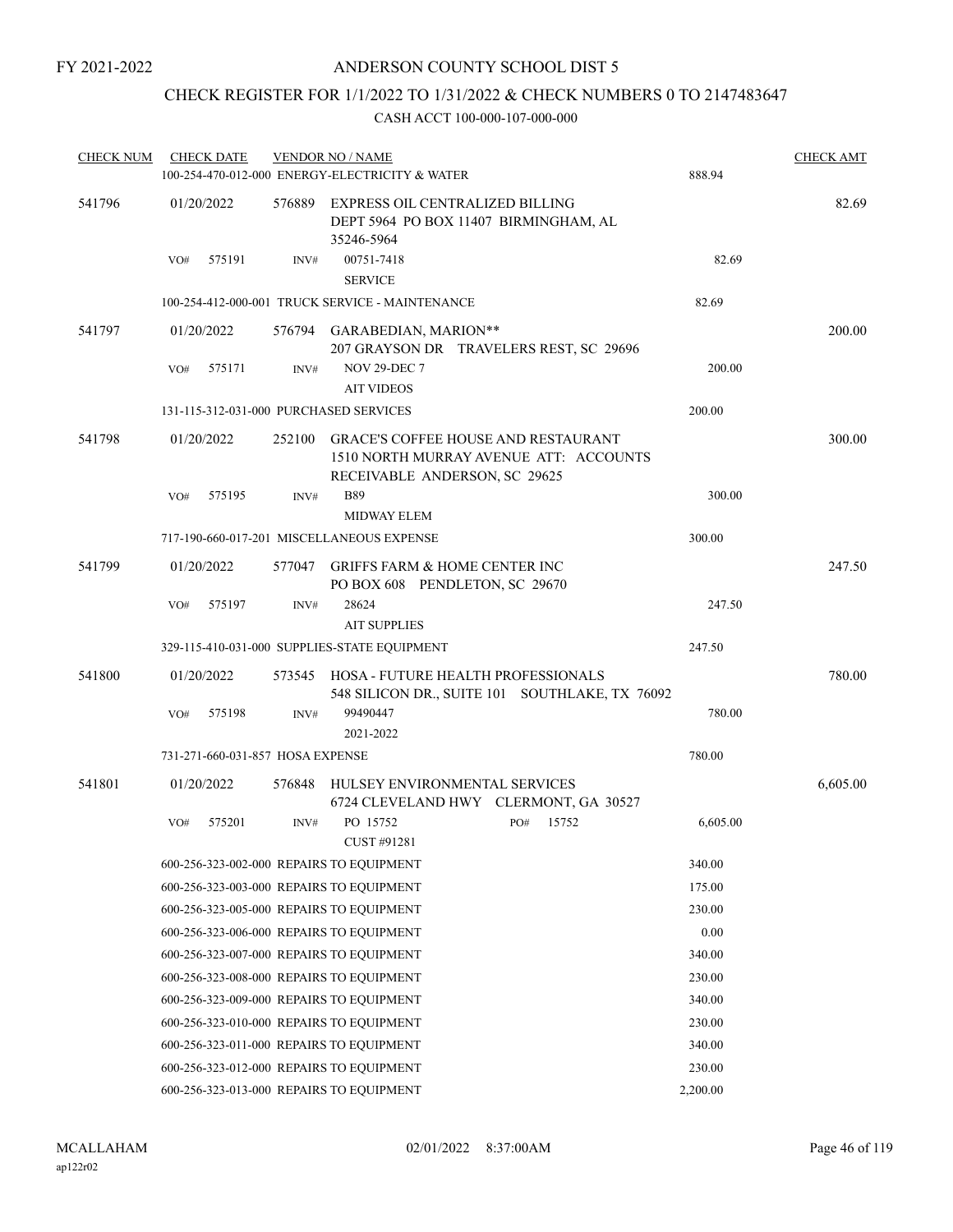FY 2021-2022

# ANDERSON COUNTY SCHOOL DIST 5

## CHECK REGISTER FOR 1/1/2022 TO 1/31/2022 & CHECK NUMBERS 0 TO 2147483647

### CASH ACCT 100-000-107-000-000

| CHECK NUM | CHECK DATE | VENDOR NO / NAME | | CHECK AMT |
|---|---|---|---|---|
| | | 100-254-470-012-000 ENERGY-ELECTRICITY & WATER | 888.94 | |
| 541796 | 01/20/2022 | 576889 EXPRESS OIL CENTRALIZED BILLING DEPT 5964 PO BOX 11407 BIRMINGHAM, AL 35246-5964 | | 82.69 |
| | VO# 575191 | INV# 00751-7418 SERVICE | 82.69 | |
| | | 100-254-412-000-001 TRUCK SERVICE - MAINTENANCE | 82.69 | |
| 541797 | 01/20/2022 | 576794 GARABEDIAN, MARION** 207 GRAYSON DR TRAVELERS REST, SC 29696 | | 200.00 |
| | VO# 575171 | INV# NOV 29-DEC 7 AIT VIDEOS | 200.00 | |
| | | 131-115-312-031-000 PURCHASED SERVICES | 200.00 | |
| 541798 | 01/20/2022 | 252100 GRACE'S COFFEE HOUSE AND RESTAURANT 1510 NORTH MURRAY AVENUE ATT: ACCOUNTS RECEIVABLE ANDERSON, SC 29625 | | 300.00 |
| | VO# 575195 | INV# B89 MIDWAY ELEM | 300.00 | |
| | | 717-190-660-017-201 MISCELLANEOUS EXPENSE | 300.00 | |
| 541799 | 01/20/2022 | 577047 GRIFFS FARM & HOME CENTER INC PO BOX 608 PENDLETON, SC 29670 | | 247.50 |
| | VO# 575197 | INV# 28624 AIT SUPPLIES | 247.50 | |
| | | 329-115-410-031-000 SUPPLIES-STATE EQUIPMENT | 247.50 | |
| 541800 | 01/20/2022 | 573545 HOSA - FUTURE HEALTH PROFESSIONALS 548 SILICON DR., SUITE 101 SOUTHLAKE, TX 76092 | | 780.00 |
| | VO# 575198 | INV# 99490447 2021-2022 | 780.00 | |
| | | 731-271-660-031-857 HOSA EXPENSE | 780.00 | |
| 541801 | 01/20/2022 | 576848 HULSEY ENVIRONMENTAL SERVICES 6724 CLEVELAND HWY CLERMONT, GA 30527 | | 6,605.00 |
| | VO# 575201 | INV# PO 15752 PO# 15752 CUST #91281 | 6,605.00 | |
| | | 600-256-323-002-000 REPAIRS TO EQUIPMENT | 340.00 | |
| | | 600-256-323-003-000 REPAIRS TO EQUIPMENT | 175.00 | |
| | | 600-256-323-005-000 REPAIRS TO EQUIPMENT | 230.00 | |
| | | 600-256-323-006-000 REPAIRS TO EQUIPMENT | 0.00 | |
| | | 600-256-323-007-000 REPAIRS TO EQUIPMENT | 340.00 | |
| | | 600-256-323-008-000 REPAIRS TO EQUIPMENT | 230.00 | |
| | | 600-256-323-009-000 REPAIRS TO EQUIPMENT | 340.00 | |
| | | 600-256-323-010-000 REPAIRS TO EQUIPMENT | 230.00 | |
| | | 600-256-323-011-000 REPAIRS TO EQUIPMENT | 340.00 | |
| | | 600-256-323-012-000 REPAIRS TO EQUIPMENT | 230.00 | |
| | | 600-256-323-013-000 REPAIRS TO EQUIPMENT | 2,200.00 | |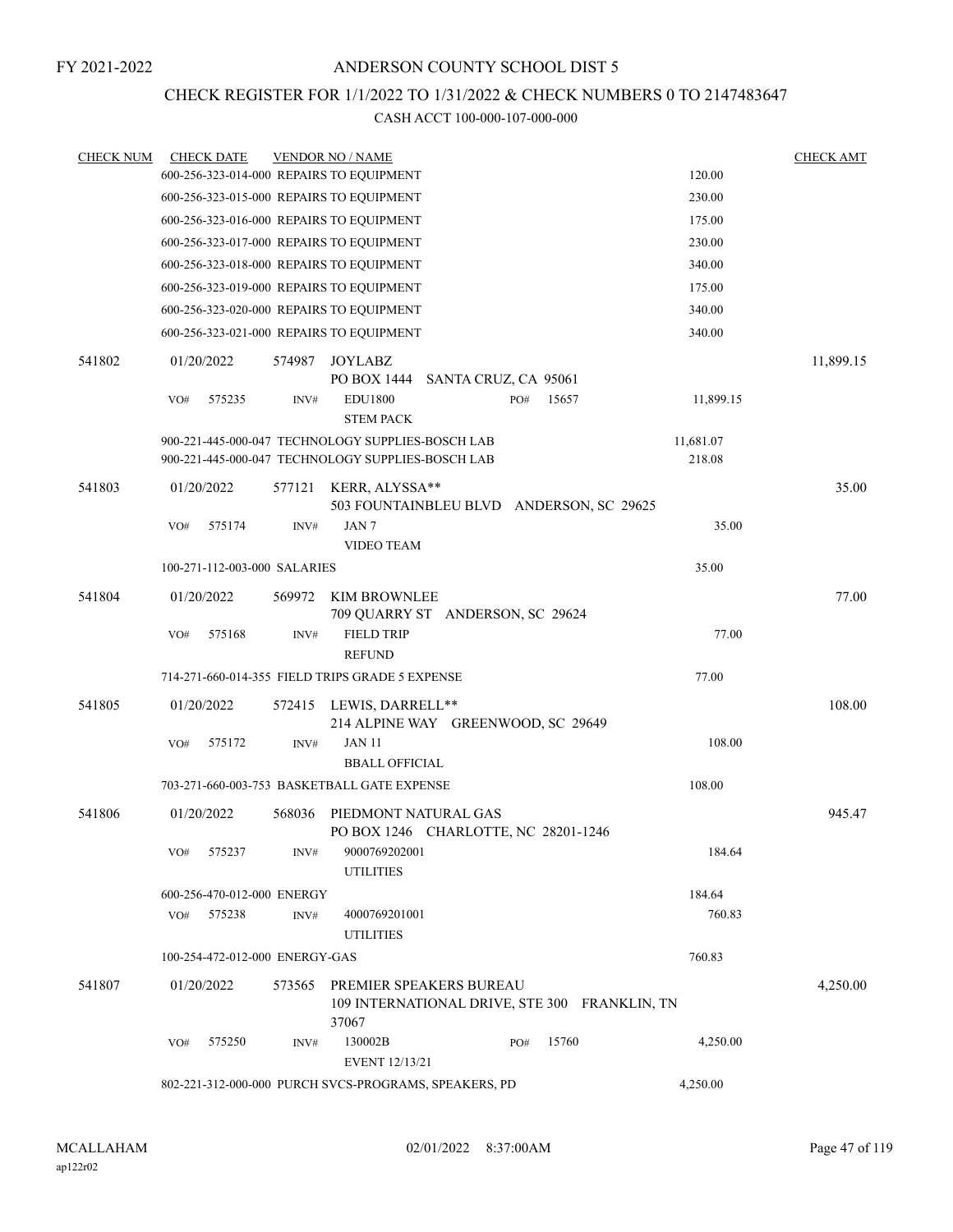FY 2021-2022

# ANDERSON COUNTY SCHOOL DIST 5

## CHECK REGISTER FOR 1/1/2022 TO 1/31/2022 & CHECK NUMBERS 0 TO 2147483647

CASH ACCT 100-000-107-000-000

| CHECK NUM | CHECK DATE | VENDOR NO / NAME | | CHECK AMT |
|---|---|---|---|---|
| | | 600-256-323-014-000 REPAIRS TO EQUIPMENT | 120.00 | |
| | | 600-256-323-015-000 REPAIRS TO EQUIPMENT | 230.00 | |
| | | 600-256-323-016-000 REPAIRS TO EQUIPMENT | 175.00 | |
| | | 600-256-323-017-000 REPAIRS TO EQUIPMENT | 230.00 | |
| | | 600-256-323-018-000 REPAIRS TO EQUIPMENT | 340.00 | |
| | | 600-256-323-019-000 REPAIRS TO EQUIPMENT | 175.00 | |
| | | 600-256-323-020-000 REPAIRS TO EQUIPMENT | 340.00 | |
| | | 600-256-323-021-000 REPAIRS TO EQUIPMENT | 340.00 | |
| 541802 | 01/20/2022 | 574987 JOYLABZ<br>PO BOX 1444 SANTA CRUZ, CA 95061 | | 11,899.15 |
| | VO# 575235 | INV# EDU1800 PO# 15657<br>STEM PACK | 11,899.15 | |
| | | 900-221-445-000-047 TECHNOLOGY SUPPLIES-BOSCH LAB | 11,681.07 | |
| | | 900-221-445-000-047 TECHNOLOGY SUPPLIES-BOSCH LAB | 218.08 | |
| 541803 | 01/20/2022 | 577121 KERR, ALYSSA**<br>503 FOUNTAINBLEU BLVD ANDERSON, SC 29625 | | 35.00 |
| | VO# 575174 | INV# JAN 7<br>VIDEO TEAM | 35.00 | |
| | | 100-271-112-003-000 SALARIES | 35.00 | |
| 541804 | 01/20/2022 | 569972 KIM BROWNLEE<br>709 QUARRY ST ANDERSON, SC 29624 | | 77.00 |
| | VO# 575168 | INV# FIELD TRIP<br>REFUND | 77.00 | |
| | | 714-271-660-014-355 FIELD TRIPS GRADE 5 EXPENSE | 77.00 | |
| 541805 | 01/20/2022 | 572415 LEWIS, DARRELL**<br>214 ALPINE WAY GREENWOOD, SC 29649 | | 108.00 |
| | VO# 575172 | INV# JAN 11<br>BBALL OFFICIAL | 108.00 | |
| | | 703-271-660-003-753 BASKETBALL GATE EXPENSE | 108.00 | |
| 541806 | 01/20/2022 | 568036 PIEDMONT NATURAL GAS<br>PO BOX 1246 CHARLOTTE, NC 28201-1246 | | 945.47 |
| | VO# 575237 | INV# 9000769202001<br>UTILITIES | 184.64 | |
| | | 600-256-470-012-000 ENERGY | 184.64 | |
| | VO# 575238 | INV# 4000769201001<br>UTILITIES | 760.83 | |
| | | 100-254-472-012-000 ENERGY-GAS | 760.83 | |
| 541807 | 01/20/2022 | 573565 PREMIER SPEAKERS BUREAU<br>109 INTERNATIONAL DRIVE, STE 300 FRANKLIN, TN 37067 | | 4,250.00 |
| | VO# 575250 | INV# 130002B PO# 15760<br>EVENT 12/13/21 | 4,250.00 | |
| | | 802-221-312-000-000 PURCH SVCS-PROGRAMS, SPEAKERS, PD | 4,250.00 | |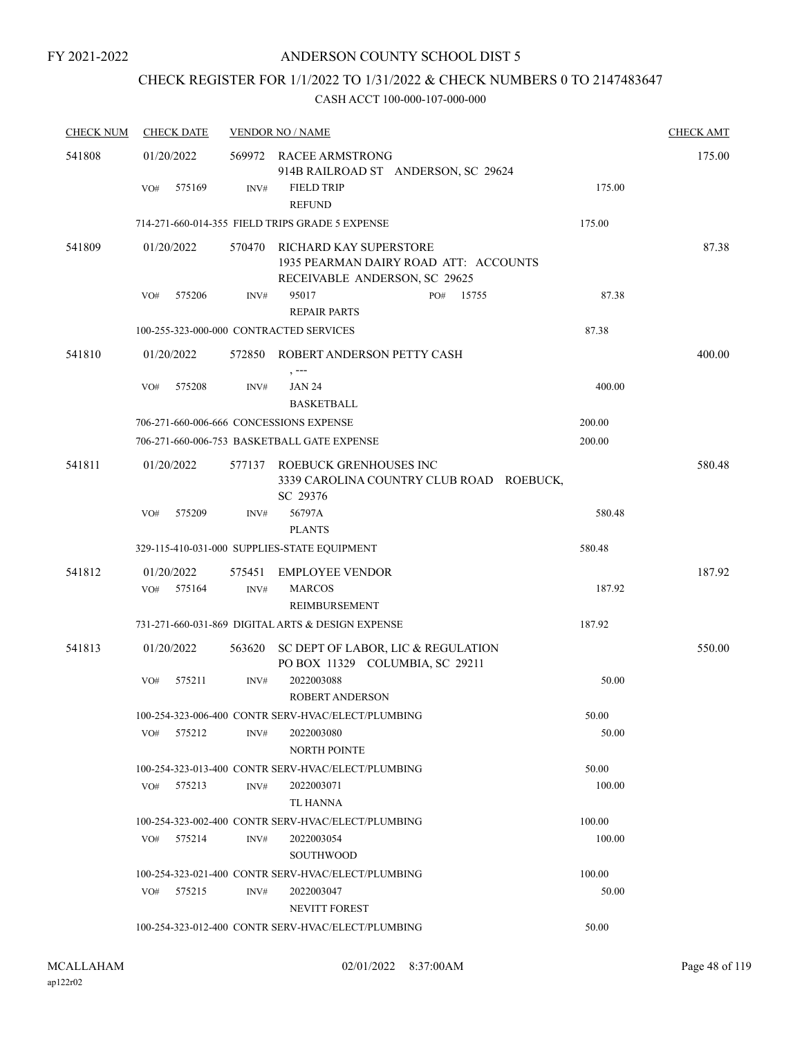FY 2021-2022

# ANDERSON COUNTY SCHOOL DIST 5

## CHECK REGISTER FOR 1/1/2022 TO 1/31/2022 & CHECK NUMBERS 0 TO 2147483647

### CASH ACCT 100-000-107-000-000

| CHECK NUM | CHECK DATE | VENDOR NO / NAME | | CHECK AMT |
|---|---|---|---|---|
| 541808 | 01/20/2022 | 569972 RACEE ARMSTRONG<br>914B RAILROAD ST ANDERSON, SC 29624 | | 175.00 |
| | VO# 575169 | INV# FIELD TRIP<br>REFUND | 175.00 | |
| | | 714-271-660-014-355 FIELD TRIPS GRADE 5 EXPENSE | 175.00 | |
| 541809 | 01/20/2022 | 570470 RICHARD KAY SUPERSTORE<br>1935 PEARMAN DAIRY ROAD ATT: ACCOUNTS RECEIVABLE ANDERSON, SC 29625 | | 87.38 |
| | VO# 575206 | INV# 95017 PO# 15755<br>REPAIR PARTS | 87.38 | |
| | | 100-255-323-000-000 CONTRACTED SERVICES | 87.38 | |
| 541810 | 01/20/2022 | 572850 ROBERT ANDERSON PETTY CASH<br>, --- | | 400.00 |
| | VO# 575208 | INV# JAN 24<br>BASKETBALL | 400.00 | |
| | | 706-271-660-006-666 CONCESSIONS EXPENSE | 200.00 | |
| | | 706-271-660-006-753 BASKETBALL GATE EXPENSE | 200.00 | |
| 541811 | 01/20/2022 | 577137 ROEBUCK GRENHOUSES INC<br>3339 CAROLINA COUNTRY CLUB ROAD ROEBUCK, SC 29376 | | 580.48 |
| | VO# 575209 | INV# 56797A<br>PLANTS | 580.48 | |
| | | 329-115-410-031-000 SUPPLIES-STATE EQUIPMENT | 580.48 | |
| 541812 | 01/20/2022 | 575451 EMPLOYEE VENDOR | | 187.92 |
| | VO# 575164 | INV# MARCOS<br>REIMBURSEMENT | 187.92 | |
| | | 731-271-660-031-869 DIGITAL ARTS & DESIGN EXPENSE | 187.92 | |
| 541813 | 01/20/2022 | 563620 SC DEPT OF LABOR, LIC & REGULATION<br>PO BOX 11329 COLUMBIA, SC 29211 | | 550.00 |
| | VO# 575211 | INV# 2022003088<br>ROBERT ANDERSON | 50.00 | |
| | | 100-254-323-006-400 CONTR SERV-HVAC/ELECT/PLUMBING | 50.00 | |
| | VO# 575212 | INV# 2022003080<br>NORTH POINTE | 50.00 | |
| | | 100-254-323-013-400 CONTR SERV-HVAC/ELECT/PLUMBING | 50.00 | |
| | VO# 575213 | INV# 2022003071<br>TL HANNA | 100.00 | |
| | | 100-254-323-002-400 CONTR SERV-HVAC/ELECT/PLUMBING | 100.00 | |
| | VO# 575214 | INV# 2022003054<br>SOUTHWOOD | 100.00 | |
| | | 100-254-323-021-400 CONTR SERV-HVAC/ELECT/PLUMBING | 100.00 | |
| | VO# 575215 | INV# 2022003047<br>NEVITT FOREST | 50.00 | |
| | | 100-254-323-012-400 CONTR SERV-HVAC/ELECT/PLUMBING | 50.00 | |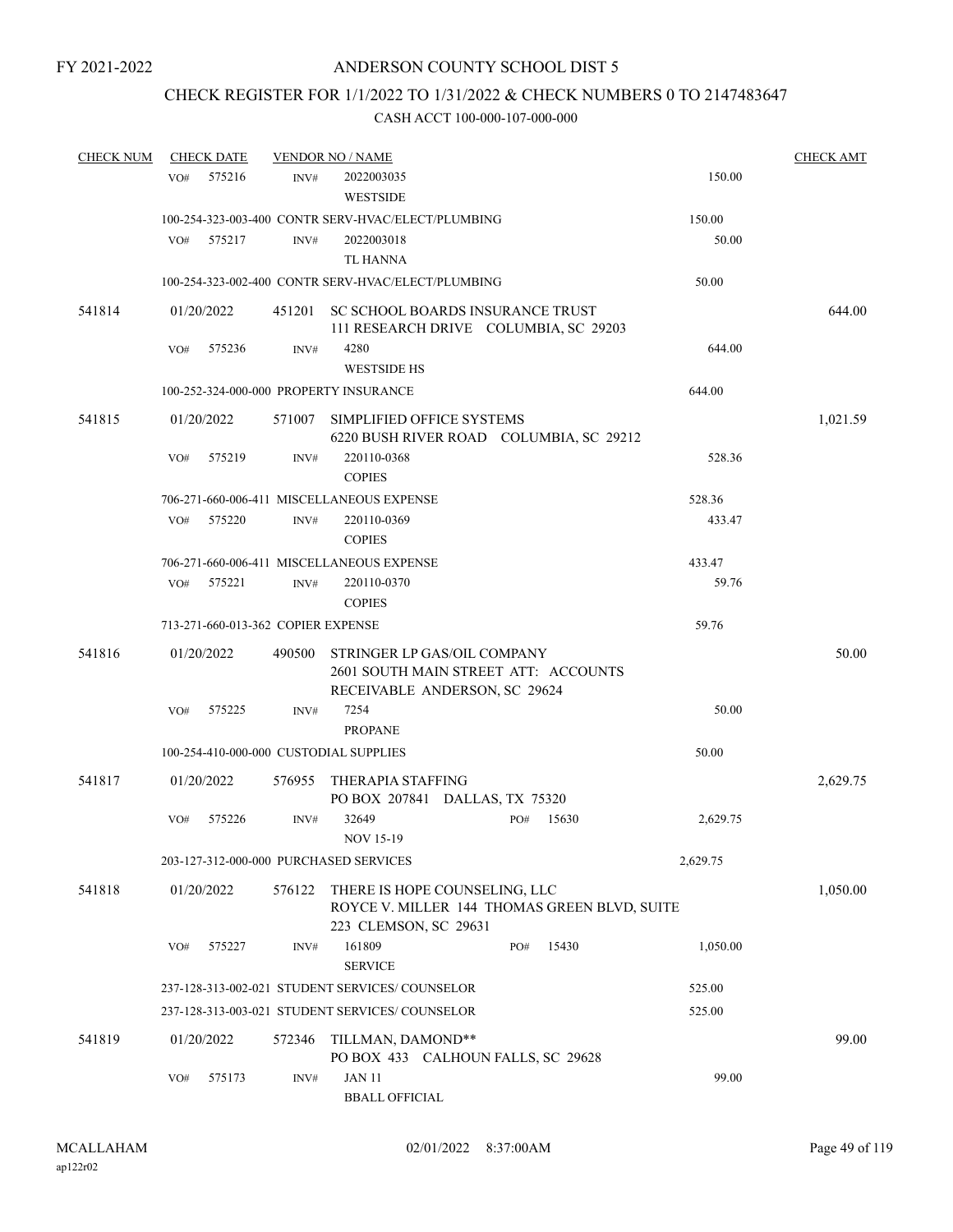FY 2021-2022

# ANDERSON COUNTY SCHOOL DIST 5

## CHECK REGISTER FOR 1/1/2022 TO 1/31/2022 & CHECK NUMBERS 0 TO 2147483647

### CASH ACCT 100-000-107-000-000

| CHECK NUM | CHECK DATE | VENDOR NO / NAME | | CHECK AMT |
|---|---|---|---|---|
| | VO# 575216 | INV# 2022003035 WESTSIDE | 150.00 | |
| | 100-254-323-003-400 CONTR SERV-HVAC/ELECT/PLUMBING | | 150.00 | |
| | VO# 575217 | INV# 2022003018 TL HANNA | 50.00 | |
| | 100-254-323-002-400 CONTR SERV-HVAC/ELECT/PLUMBING | | 50.00 | |
| 541814 | 01/20/2022 | 451201 SC SCHOOL BOARDS INSURANCE TRUST 111 RESEARCH DRIVE COLUMBIA, SC 29203 | | 644.00 |
| | VO# 575236 | INV# 4280 WESTSIDE HS | 644.00 | |
| | 100-252-324-000-000 PROPERTY INSURANCE | | 644.00 | |
| 541815 | 01/20/2022 | 571007 SIMPLIFIED OFFICE SYSTEMS 6220 BUSH RIVER ROAD COLUMBIA, SC 29212 | | 1,021.59 |
| | VO# 575219 | INV# 220110-0368 COPIES | 528.36 | |
| | 706-271-660-006-411 MISCELLANEOUS EXPENSE | | 528.36 | |
| | VO# 575220 | INV# 220110-0369 COPIES | 433.47 | |
| | 706-271-660-006-411 MISCELLANEOUS EXPENSE | | 433.47 | |
| | VO# 575221 | INV# 220110-0370 COPIES | 59.76 | |
| | 713-271-660-013-362 COPIER EXPENSE | | 59.76 | |
| 541816 | 01/20/2022 | 490500 STRINGER LP GAS/OIL COMPANY 2601 SOUTH MAIN STREET ATT: ACCOUNTS RECEIVABLE ANDERSON, SC 29624 | | 50.00 |
| | VO# 575225 | INV# 7254 PROPANE | 50.00 | |
| | 100-254-410-000-000 CUSTODIAL SUPPLIES | | 50.00 | |
| 541817 | 01/20/2022 | 576955 THERAPIA STAFFING PO BOX 207841 DALLAS, TX 75320 | | 2,629.75 |
| | VO# 575226 | INV# 32649 PO# 15630 NOV 15-19 | 2,629.75 | |
| | 203-127-312-000-000 PURCHASED SERVICES | | 2,629.75 | |
| 541818 | 01/20/2022 | 576122 THERE IS HOPE COUNSELING, LLC ROYCE V. MILLER 144 THOMAS GREEN BLVD, SUITE 223 CLEMSON, SC 29631 | | 1,050.00 |
| | VO# 575227 | INV# 161809 PO# 15430 SERVICE | 1,050.00 | |
| | 237-128-313-002-021 STUDENT SERVICES/ COUNSELOR | | 525.00 | |
| | 237-128-313-003-021 STUDENT SERVICES/ COUNSELOR | | 525.00 | |
| 541819 | 01/20/2022 | 572346 TILLMAN, DAMOND** PO BOX 433 CALHOUN FALLS, SC 29628 | | 99.00 |
| | VO# 575173 | INV# JAN 11 BBALL OFFICIAL | 99.00 | |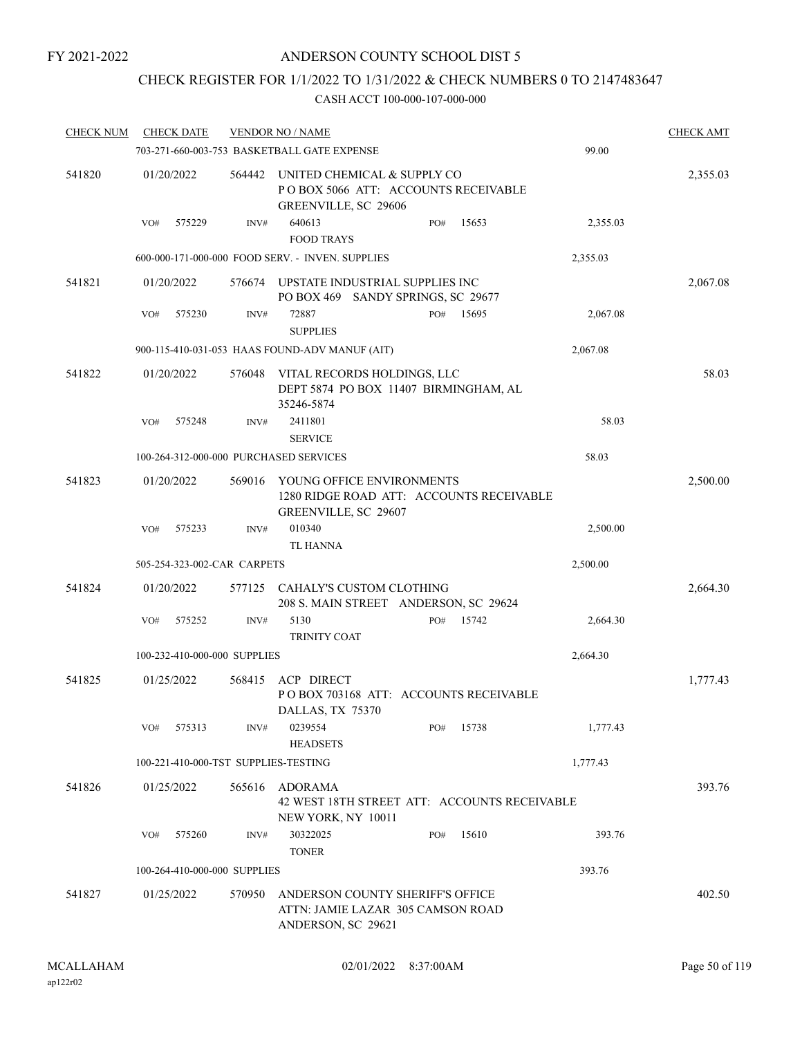FY 2021-2022

# ANDERSON COUNTY SCHOOL DIST 5

## CHECK REGISTER FOR 1/1/2022 TO 1/31/2022 & CHECK NUMBERS 0 TO 2147483647

### CASH ACCT 100-000-107-000-000

| CHECK NUM | CHECK DATE | VENDOR NO / NAME | | | CHECK AMT |
|---|---|---|---|---|---|
| | | 703-271-660-003-753 BASKETBALL GATE EXPENSE | | 99.00 | |
| 541820 | 01/20/2022 | 564442 UNITED CHEMICAL & SUPPLY CO<br>P O BOX 5066 ATT: ACCOUNTS RECEIVABLE<br>GREENVILLE, SC 29606 | | | 2,355.03 |
| | VO# 575229 | INV# 640613<br>FOOD TRAYS | PO# 15653 | 2,355.03 | |
| | | 600-000-171-000-000 FOOD SERV. - INVEN. SUPPLIES | | 2,355.03 | |
| 541821 | 01/20/2022 | 576674 UPSTATE INDUSTRIAL SUPPLIES INC<br>PO BOX 469 SANDY SPRINGS, SC 29677 | | | 2,067.08 |
| | VO# 575230 | INV# 72887<br>SUPPLIES | PO# 15695 | 2,067.08 | |
| | | 900-115-410-031-053 HAAS FOUND-ADV MANUF (AIT) | | 2,067.08 | |
| 541822 | 01/20/2022 | 576048 VITAL RECORDS HOLDINGS, LLC<br>DEPT 5874 PO BOX 11407 BIRMINGHAM, AL<br>35246-5874 | | | 58.03 |
| | VO# 575248 | INV# 2411801<br>SERVICE | | 58.03 | |
| | | 100-264-312-000-000 PURCHASED SERVICES | | 58.03 | |
| 541823 | 01/20/2022 | 569016 YOUNG OFFICE ENVIRONMENTS<br>1280 RIDGE ROAD ATT: ACCOUNTS RECEIVABLE<br>GREENVILLE, SC 29607 | | | 2,500.00 |
| | VO# 575233 | INV# 010340<br>TL HANNA | | 2,500.00 | |
| | | 505-254-323-002-CAR CARPETS | | 2,500.00 | |
| 541824 | 01/20/2022 | 577125 CAHALY'S CUSTOM CLOTHING<br>208 S. MAIN STREET ANDERSON, SC 29624 | | | 2,664.30 |
| | VO# 575252 | INV# 5130<br>TRINITY COAT | PO# 15742 | 2,664.30 | |
| | | 100-232-410-000-000 SUPPLIES | | 2,664.30 | |
| 541825 | 01/25/2022 | 568415 ACP DIRECT<br>P O BOX 703168 ATT: ACCOUNTS RECEIVABLE<br>DALLAS, TX 75370 | | | 1,777.43 |
| | VO# 575313 | INV# 0239554<br>HEADSETS | PO# 15738 | 1,777.43 | |
| | | 100-221-410-000-TST SUPPLIES-TESTING | | 1,777.43 | |
| 541826 | 01/25/2022 | 565616 ADORAMA<br>42 WEST 18TH STREET ATT: ACCOUNTS RECEIVABLE<br>NEW YORK, NY 10011 | | | 393.76 |
| | VO# 575260 | INV# 30322025<br>TONER | PO# 15610 | 393.76 | |
| | | 100-264-410-000-000 SUPPLIES | | 393.76 | |
| 541827 | 01/25/2022 | 570950 ANDERSON COUNTY SHERIFF'S OFFICE<br>ATTN: JAMIE LAZAR 305 CAMSON ROAD<br>ANDERSON, SC 29621 | | | 402.50 |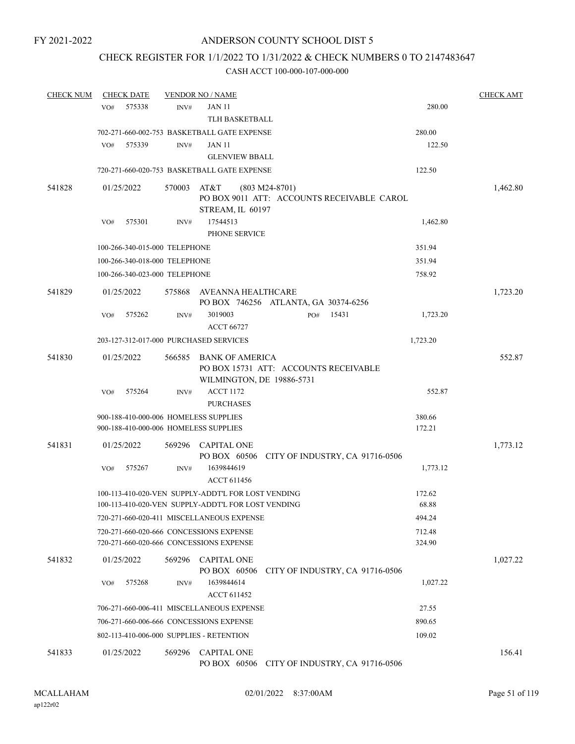FY 2021-2022

# ANDERSON COUNTY SCHOOL DIST 5

## CHECK REGISTER FOR 1/1/2022 TO 1/31/2022 & CHECK NUMBERS 0 TO 2147483647

### CASH ACCT 100-000-107-000-000

| CHECK NUM | CHECK DATE | VENDOR NO / NAME | | CHECK AMT |
|---|---|---|---|---|
| | VO# 575338 | INV# JAN 11<br>TLH BASKETBALL | 280.00 | |
| | 702-271-660-002-753 BASKETBALL GATE EXPENSE | | 280.00 | |
| | VO# 575339 | INV# JAN 11<br>GLENVIEW BBALL | 122.50 | |
| | 720-271-660-020-753 BASKETBALL GATE EXPENSE | | 122.50 | |
| 541828 | 01/25/2022 | 570003 AT&T (803 M24-8701)<br>PO BOX 9011 ATT: ACCOUNTS RECEIVABLE CAROL STREAM, IL 60197 | | 1,462.80 |
| | VO# 575301 | INV# 17544513<br>PHONE SERVICE | 1,462.80 | |
| | 100-266-340-015-000 TELEPHONE | | 351.94 | |
| | 100-266-340-018-000 TELEPHONE | | 351.94 | |
| | 100-266-340-023-000 TELEPHONE | | 758.92 | |
| 541829 | 01/25/2022 | 575868 AVEANNA HEALTHCARE<br>PO BOX 746256 ATLANTA, GA 30374-6256 | | 1,723.20 |
| | VO# 575262 | INV# 3019003 PO# 15431<br>ACCT 66727 | 1,723.20 | |
| | 203-127-312-017-000 PURCHASED SERVICES | | 1,723.20 | |
| 541830 | 01/25/2022 | 566585 BANK OF AMERICA<br>PO BOX 15731 ATT: ACCOUNTS RECEIVABLE WILMINGTON, DE 19886-5731 | | 552.87 |
| | VO# 575264 | INV# ACCT 1172<br>PURCHASES | 552.87 | |
| | 900-188-410-000-006 HOMELESS SUPPLIES | | 380.66 | |
| | 900-188-410-000-006 HOMELESS SUPPLIES | | 172.21 | |
| 541831 | 01/25/2022 | 569296 CAPITAL ONE<br>PO BOX 60506 CITY OF INDUSTRY, CA 91716-0506 | | 1,773.12 |
| | VO# 575267 | INV# 1639844619<br>ACCT 611456 | 1,773.12 | |
| | 100-113-410-020-VEN SUPPLY-ADDT'L FOR LOST VENDING | | 172.62 | |
| | 100-113-410-020-VEN SUPPLY-ADDT'L FOR LOST VENDING | | 68.88 | |
| | 720-271-660-020-411 MISCELLANEOUS EXPENSE | | 494.24 | |
| | 720-271-660-020-666 CONCESSIONS EXPENSE | | 712.48 | |
| | 720-271-660-020-666 CONCESSIONS EXPENSE | | 324.90 | |
| 541832 | 01/25/2022 | 569296 CAPITAL ONE<br>PO BOX 60506 CITY OF INDUSTRY, CA 91716-0506 | | 1,027.22 |
| | VO# 575268 | INV# 1639844614<br>ACCT 611452 | 1,027.22 | |
| | 706-271-660-006-411 MISCELLANEOUS EXPENSE | | 27.55 | |
| | 706-271-660-006-666 CONCESSIONS EXPENSE | | 890.65 | |
| | 802-113-410-006-000 SUPPLIES - RETENTION | | 109.02 | |
| 541833 | 01/25/2022 | 569296 CAPITAL ONE<br>PO BOX 60506 CITY OF INDUSTRY, CA 91716-0506 | | 156.41 |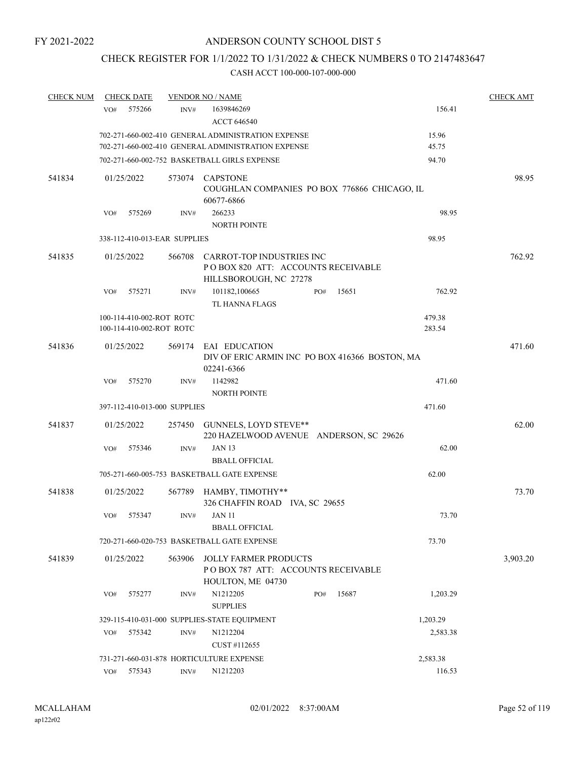FY 2021-2022

# ANDERSON COUNTY SCHOOL DIST 5

## CHECK REGISTER FOR 1/1/2022 TO 1/31/2022 & CHECK NUMBERS 0 TO 2147483647

### CASH ACCT 100-000-107-000-000

| CHECK NUM | CHECK DATE | VENDOR NO / NAME | | CHECK AMT |
|---|---|---|---|---|
| | VO# 575266 | INV# 1639846269 ACCT 646540 | 156.41 | |
| | | 702-271-660-002-410 GENERAL ADMINISTRATION EXPENSE | 15.96 | |
| | | 702-271-660-002-410 GENERAL ADMINISTRATION EXPENSE | 45.75 | |
| | | 702-271-660-002-752 BASKETBALL GIRLS EXPENSE | 94.70 | |
| 541834 | 01/25/2022 | 573074 CAPSTONE COUGHLAN COMPANIES PO BOX 776866 CHICAGO, IL 60677-6866 | | 98.95 |
| | VO# 575269 | INV# 266233 NORTH POINTE | 98.95 | |
| | | 338-112-410-013-EAR SUPPLIES | 98.95 | |
| 541835 | 01/25/2022 | 566708 CARROT-TOP INDUSTRIES INC P O BOX 820 ATT: ACCOUNTS RECEIVABLE HILLSBOROUGH, NC 27278 | | 762.92 |
| | VO# 575271 | INV# 101182,100665 PO# 15651 TL HANNA FLAGS | 762.92 | |
| | | 100-114-410-002-ROT ROTC | 479.38 | |
| | | 100-114-410-002-ROT ROTC | 283.54 | |
| 541836 | 01/25/2022 | 569174 EAI EDUCATION DIV OF ERIC ARMIN INC PO BOX 416366 BOSTON, MA 02241-6366 | | 471.60 |
| | VO# 575270 | INV# 1142982 NORTH POINTE | 471.60 | |
| | | 397-112-410-013-000 SUPPLIES | 471.60 | |
| 541837 | 01/25/2022 | 257450 GUNNELS, LOYD STEVE** 220 HAZELWOOD AVENUE ANDERSON, SC 29626 | | 62.00 |
| | VO# 575346 | INV# JAN 13 BBALL OFFICIAL | 62.00 | |
| | | 705-271-660-005-753 BASKETBALL GATE EXPENSE | 62.00 | |
| 541838 | 01/25/2022 | 567789 HAMBY, TIMOTHY** 326 CHAFFIN ROAD IVA, SC 29655 | | 73.70 |
| | VO# 575347 | INV# JAN 11 BBALL OFFICIAL | 73.70 | |
| | | 720-271-660-020-753 BASKETBALL GATE EXPENSE | 73.70 | |
| 541839 | 01/25/2022 | 563906 JOLLY FARMER PRODUCTS P O BOX 787 ATT: ACCOUNTS RECEIVABLE HOULTON, ME 04730 | | 3,903.20 |
| | VO# 575277 | INV# N1212205 PO# 15687 SUPPLIES | 1,203.29 | |
| | | 329-115-410-031-000 SUPPLIES-STATE EQUIPMENT | 1,203.29 | |
| | VO# 575342 | INV# N1212204 CUST #112655 | 2,583.38 | |
| | | 731-271-660-031-878 HORTICULTURE EXPENSE | 2,583.38 | |
| | VO# 575343 | INV# N1212203 | 116.53 | |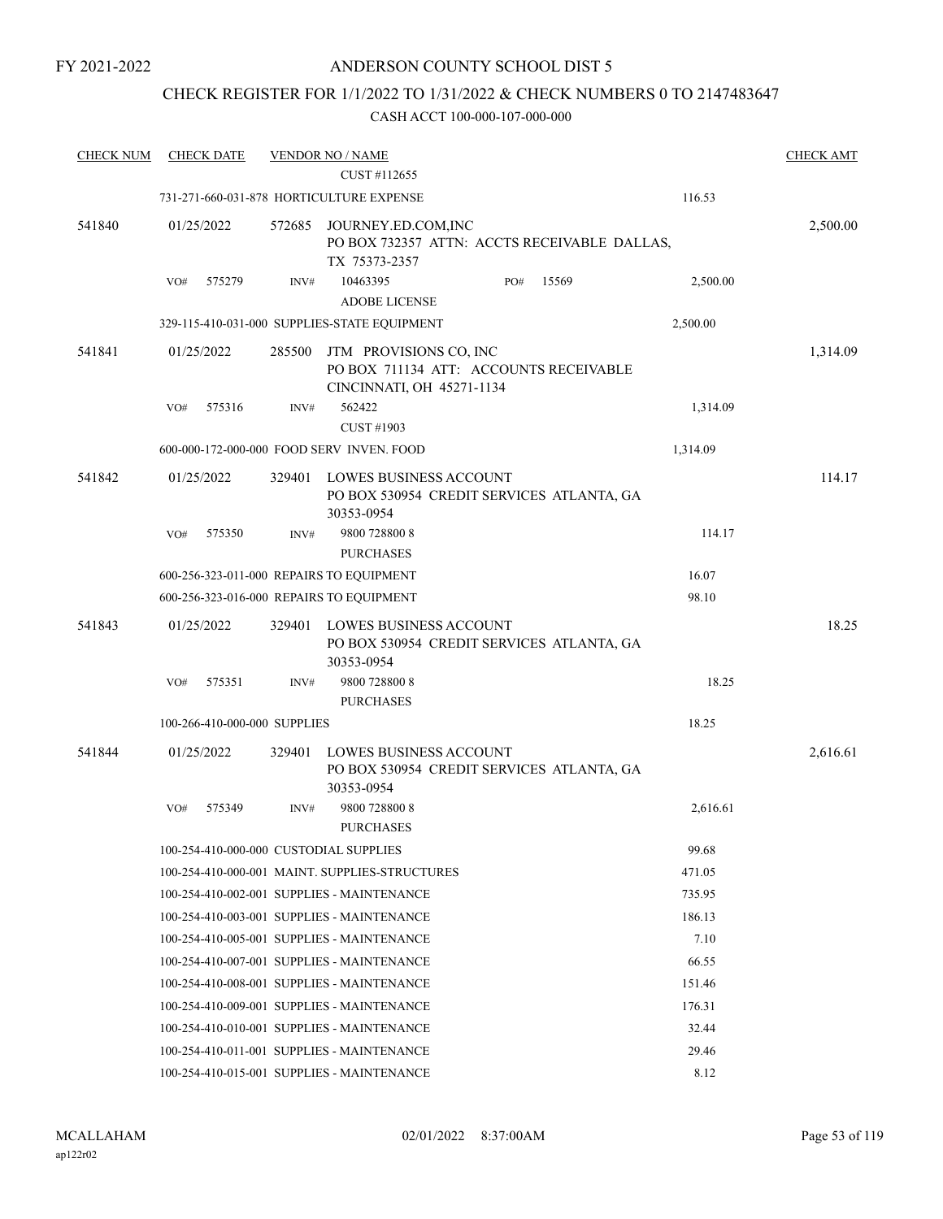FY 2021-2022

# ANDERSON COUNTY SCHOOL DIST 5

## CHECK REGISTER FOR 1/1/2022 TO 1/31/2022 & CHECK NUMBERS 0 TO 2147483647

### CASH ACCT 100-000-107-000-000

| CHECK NUM | CHECK DATE | VENDOR NO / NAME | | CHECK AMT |
|---|---|---|---|---|
| | | CUST #112655 | | |
| | | 731-271-660-031-878 HORTICULTURE EXPENSE | 116.53 | |
| 541840 | 01/25/2022 | 572685 JOURNEY.ED.COM,INC<br>PO BOX 732357 ATTN: ACCTS RECEIVABLE DALLAS, TX 75373-2357 | | 2,500.00 |
| | VO# 575279 | INV# 10463395 PO# 15569<br>ADOBE LICENSE | 2,500.00 | |
| | | 329-115-410-031-000 SUPPLIES-STATE EQUIPMENT | 2,500.00 | |
| 541841 | 01/25/2022 | 285500 JTM PROVISIONS CO, INC<br>PO BOX 711134 ATT: ACCOUNTS RECEIVABLE CINCINNATI, OH 45271-1134 | | 1,314.09 |
| | VO# 575316 | INV# 562422<br>CUST #1903 | 1,314.09 | |
| | | 600-000-172-000-000 FOOD SERV INVEN. FOOD | 1,314.09 | |
| 541842 | 01/25/2022 | 329401 LOWES BUSINESS ACCOUNT<br>PO BOX 530954 CREDIT SERVICES ATLANTA, GA 30353-0954 | | 114.17 |
| | VO# 575350 | INV# 9800 728800 8<br>PURCHASES | 114.17 | |
| | | 600-256-323-011-000 REPAIRS TO EQUIPMENT | 16.07 | |
| | | 600-256-323-016-000 REPAIRS TO EQUIPMENT | 98.10 | |
| 541843 | 01/25/2022 | 329401 LOWES BUSINESS ACCOUNT<br>PO BOX 530954 CREDIT SERVICES ATLANTA, GA 30353-0954 | | 18.25 |
| | VO# 575351 | INV# 9800 728800 8<br>PURCHASES | 18.25 | |
| | | 100-266-410-000-000 SUPPLIES | 18.25 | |
| 541844 | 01/25/2022 | 329401 LOWES BUSINESS ACCOUNT<br>PO BOX 530954 CREDIT SERVICES ATLANTA, GA 30353-0954 | | 2,616.61 |
| | VO# 575349 | INV# 9800 728800 8<br>PURCHASES | 2,616.61 | |
| | | 100-254-410-000-000 CUSTODIAL SUPPLIES | 99.68 | |
| | | 100-254-410-000-001 MAINT. SUPPLIES-STRUCTURES | 471.05 | |
| | | 100-254-410-002-001 SUPPLIES - MAINTENANCE | 735.95 | |
| | | 100-254-410-003-001 SUPPLIES - MAINTENANCE | 186.13 | |
| | | 100-254-410-005-001 SUPPLIES - MAINTENANCE | 7.10 | |
| | | 100-254-410-007-001 SUPPLIES - MAINTENANCE | 66.55 | |
| | | 100-254-410-008-001 SUPPLIES - MAINTENANCE | 151.46 | |
| | | 100-254-410-009-001 SUPPLIES - MAINTENANCE | 176.31 | |
| | | 100-254-410-010-001 SUPPLIES - MAINTENANCE | 32.44 | |
| | | 100-254-410-011-001 SUPPLIES - MAINTENANCE | 29.46 | |
| | | 100-254-410-015-001 SUPPLIES - MAINTENANCE | 8.12 | |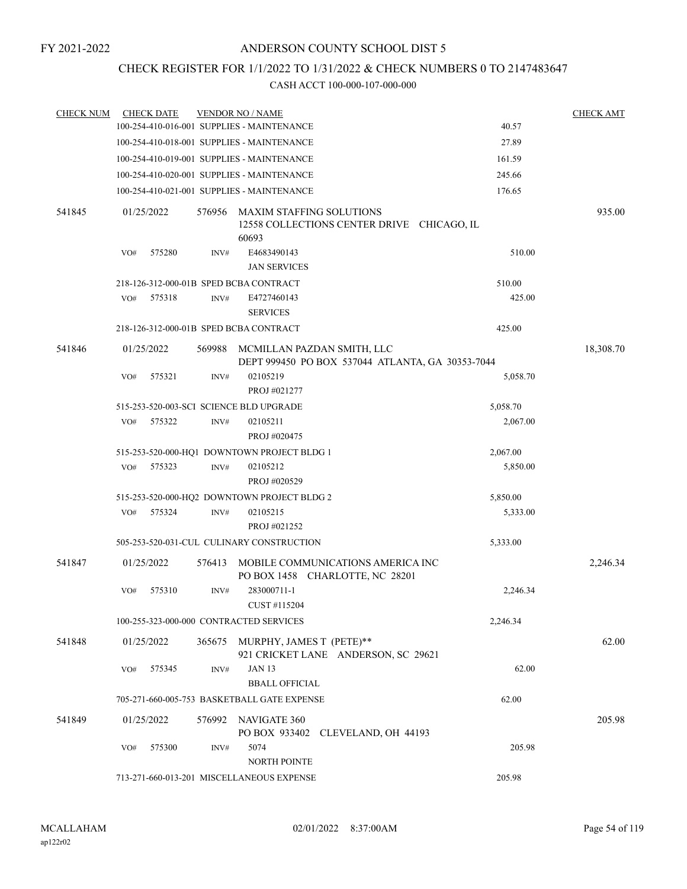FY 2021-2022

# ANDERSON COUNTY SCHOOL DIST 5

## CHECK REGISTER FOR 1/1/2022 TO 1/31/2022 & CHECK NUMBERS 0 TO 2147483647

### CASH ACCT 100-000-107-000-000

| CHECK NUM | CHECK DATE | VENDOR NO / NAME | | CHECK AMT |
|---|---|---|---|---|
| | | 100-254-410-016-001 SUPPLIES - MAINTENANCE | 40.57 | |
| | | 100-254-410-018-001 SUPPLIES - MAINTENANCE | 27.89 | |
| | | 100-254-410-019-001 SUPPLIES - MAINTENANCE | 161.59 | |
| | | 100-254-410-020-001 SUPPLIES - MAINTENANCE | 245.66 | |
| | | 100-254-410-021-001 SUPPLIES - MAINTENANCE | 176.65 | |
| 541845 | 01/25/2022 | 576956 MAXIM STAFFING SOLUTIONS<br>12558 COLLECTIONS CENTER DRIVE CHICAGO, IL 60693 | | 935.00 |
| | VO# 575280 | INV# E4683490143<br>JAN SERVICES | 510.00 | |
| | | 218-126-312-000-01B SPED BCBA CONTRACT | 510.00 | |
| | VO# 575318 | INV# E4727460143<br>SERVICES | 425.00 | |
| | | 218-126-312-000-01B SPED BCBA CONTRACT | 425.00 | |
| 541846 | 01/25/2022 | 569988 MCMILLAN PAZDAN SMITH, LLC<br>DEPT 999450 PO BOX 537044 ATLANTA, GA 30353-7044 | | 18,308.70 |
| | VO# 575321 | INV# 02105219<br>PROJ #021277 | 5,058.70 | |
| | | 515-253-520-003-SCI SCIENCE BLD UPGRADE | 5,058.70 | |
| | VO# 575322 | INV# 02105211<br>PROJ #020475 | 2,067.00 | |
| | | 515-253-520-000-HQ1 DOWNTOWN PROJECT BLDG 1 | 2,067.00 | |
| | VO# 575323 | INV# 02105212<br>PROJ #020529 | 5,850.00 | |
| | | 515-253-520-000-HQ2 DOWNTOWN PROJECT BLDG 2 | 5,850.00 | |
| | VO# 575324 | INV# 02105215<br>PROJ #021252 | 5,333.00 | |
| | | 505-253-520-031-CUL CULINARY CONSTRUCTION | 5,333.00 | |
| 541847 | 01/25/2022 | 576413 MOBILE COMMUNICATIONS AMERICA INC<br>PO BOX 1458 CHARLOTTE, NC 28201 | | 2,246.34 |
| | VO# 575310 | INV# 283000711-1<br>CUST #115204 | 2,246.34 | |
| | | 100-255-323-000-000 CONTRACTED SERVICES | 2,246.34 | |
| 541848 | 01/25/2022 | 365675 MURPHY, JAMES T (PETE)**<br>921 CRICKET LANE ANDERSON, SC 29621 | | 62.00 |
| | VO# 575345 | INV# JAN 13<br>BBALL OFFICIAL | 62.00 | |
| | | 705-271-660-005-753 BASKETBALL GATE EXPENSE | 62.00 | |
| 541849 | 01/25/2022 | 576992 NAVIGATE 360<br>PO BOX 933402 CLEVELAND, OH 44193 | | 205.98 |
| | VO# 575300 | INV# 5074<br>NORTH POINTE | 205.98 | |
| | | 713-271-660-013-201 MISCELLANEOUS EXPENSE | 205.98 | |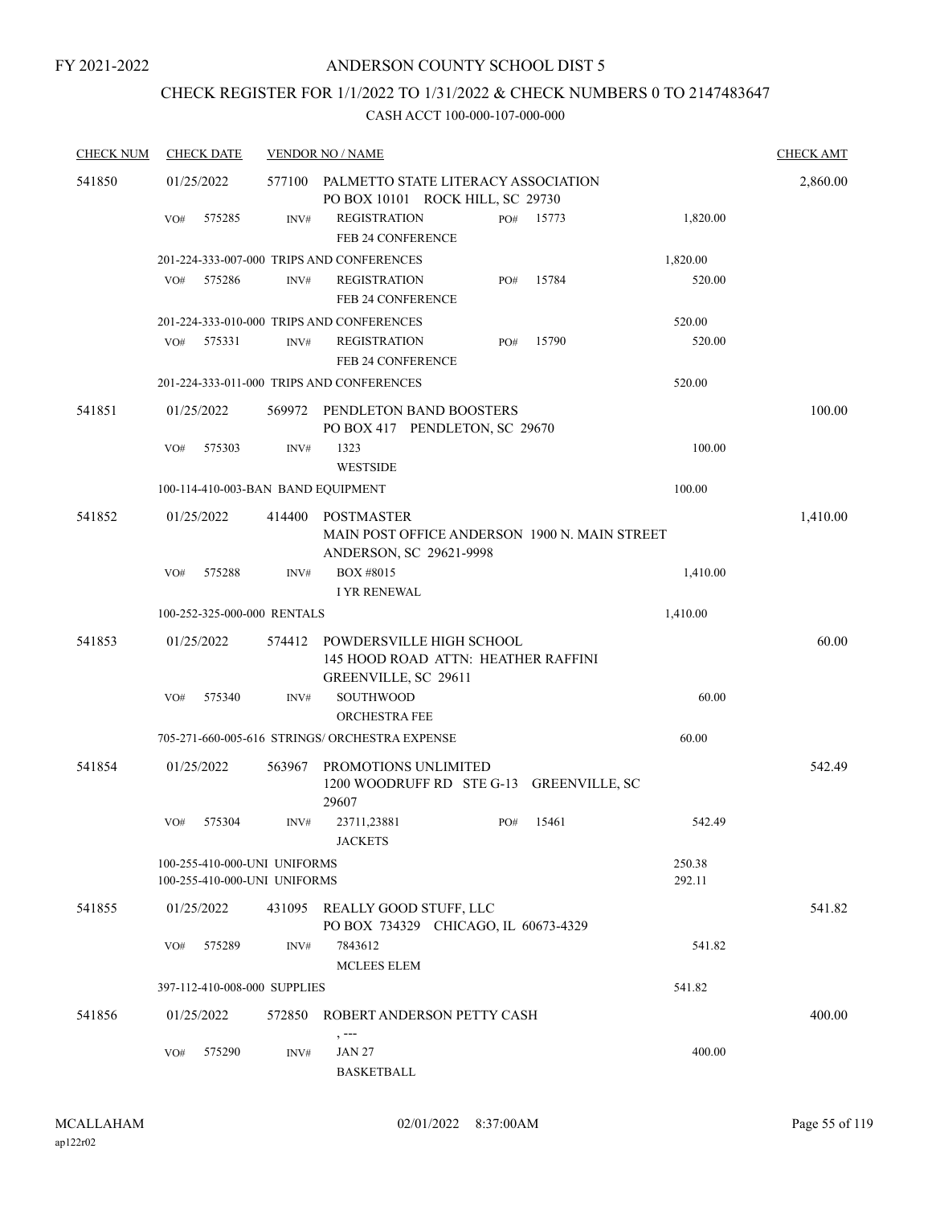FY 2021-2022

# ANDERSON COUNTY SCHOOL DIST 5

## CHECK REGISTER FOR 1/1/2022 TO 1/31/2022 & CHECK NUMBERS 0 TO 2147483647

### CASH ACCT 100-000-107-000-000

| CHECK NUM | CHECK DATE | VENDOR NO / NAME | | | CHECK AMT |
|---|---|---|---|---|---|
| 541850 | 01/25/2022 | 577100 PALMETTO STATE LITERACY ASSOCIATION<br>PO BOX 10101 ROCK HILL, SC 29730 | | | 2,860.00 |
| | VO# 575285 | INV# REGISTRATION<br>FEB 24 CONFERENCE | PO# 15773 | 1,820.00 | |
| | | 201-224-333-007-000 TRIPS AND CONFERENCES | | 1,820.00 | |
| | VO# 575286 | INV# REGISTRATION<br>FEB 24 CONFERENCE | PO# 15784 | 520.00 | |
| | | 201-224-333-010-000 TRIPS AND CONFERENCES | | 520.00 | |
| | VO# 575331 | INV# REGISTRATION<br>FEB 24 CONFERENCE | PO# 15790 | 520.00 | |
| | | 201-224-333-011-000 TRIPS AND CONFERENCES | | 520.00 | |
| 541851 | 01/25/2022 | 569972 PENDLETON BAND BOOSTERS<br>PO BOX 417 PENDLETON, SC 29670 | | | 100.00 |
| | VO# 575303 | INV# 1323<br>WESTSIDE | | 100.00 | |
| | | 100-114-410-003-BAN BAND EQUIPMENT | | 100.00 | |
| 541852 | 01/25/2022 | 414400 POSTMASTER<br>MAIN POST OFFICE ANDERSON 1900 N. MAIN STREET<br>ANDERSON, SC 29621-9998 | | | 1,410.00 |
| | VO# 575288 | INV# BOX #8015<br>I YR RENEWAL | | 1,410.00 | |
| | | 100-252-325-000-000 RENTALS | | 1,410.00 | |
| 541853 | 01/25/2022 | 574412 POWDERSVILLE HIGH SCHOOL<br>145 HOOD ROAD ATTN: HEATHER RAFFINI<br>GREENVILLE, SC 29611 | | | 60.00 |
| | VO# 575340 | INV# SOUTHWOOD<br>ORCHESTRA FEE | | 60.00 | |
| | | 705-271-660-005-616 STRINGS/ ORCHESTRA EXPENSE | | 60.00 | |
| 541854 | 01/25/2022 | 563967 PROMOTIONS UNLIMITED<br>1200 WOODRUFF RD STE G-13 GREENVILLE, SC<br>29607 | | | 542.49 |
| | VO# 575304 | INV# 23711,23881<br>JACKETS | PO# 15461 | 542.49 | |
| | | 100-255-410-000-UNI UNIFORMS | | 250.38 | |
| | | 100-255-410-000-UNI UNIFORMS | | 292.11 | |
| 541855 | 01/25/2022 | 431095 REALLY GOOD STUFF, LLC<br>PO BOX 734329 CHICAGO, IL 60673-4329 | | | 541.82 |
| | VO# 575289 | INV# 7843612<br>MCLEES ELEM | | 541.82 | |
| | | 397-112-410-008-000 SUPPLIES | | 541.82 | |
| 541856 | 01/25/2022 | 572850 ROBERT ANDERSON PETTY CASH<br>, --- | | | 400.00 |
| | VO# 575290 | INV# JAN 27<br>BASKETBALL | | 400.00 | |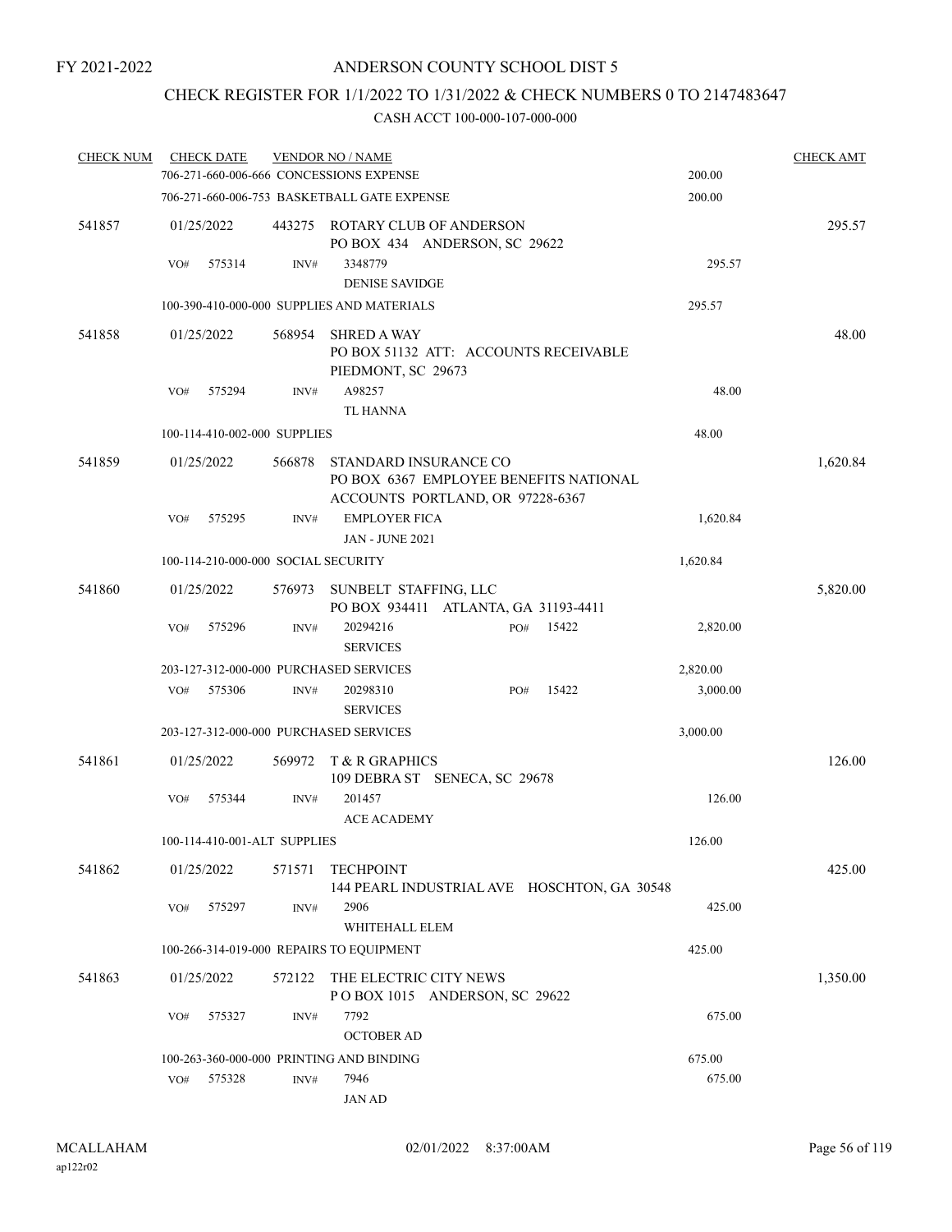FY 2021-2022

# ANDERSON COUNTY SCHOOL DIST 5

## CHECK REGISTER FOR 1/1/2022 TO 1/31/2022 & CHECK NUMBERS 0 TO 2147483647

### CASH ACCT 100-000-107-000-000

| CHECK NUM | CHECK DATE | VENDOR NO / NAME | | CHECK AMT |
|---|---|---|---|---|
| | | 706-271-660-006-666 CONCESSIONS EXPENSE | 200.00 | |
| | | 706-271-660-006-753 BASKETBALL GATE EXPENSE | 200.00 | |
| 541857 | 01/25/2022 | 443275 ROTARY CLUB OF ANDERSON<br>PO BOX 434 ANDERSON, SC 29622 | | 295.57 |
| | VO# 575314 | INV# 3348779<br>DENISE SAVIDGE | 295.57 | |
| | | 100-390-410-000-000 SUPPLIES AND MATERIALS | 295.57 | |
| 541858 | 01/25/2022 | 568954 SHRED A WAY<br>PO BOX 51132 ATT: ACCOUNTS RECEIVABLE<br>PIEDMONT, SC 29673 | | 48.00 |
| | VO# 575294 | INV# A98257<br>TL HANNA | 48.00 | |
| | | 100-114-410-002-000 SUPPLIES | 48.00 | |
| 541859 | 01/25/2022 | 566878 STANDARD INSURANCE CO<br>PO BOX 6367 EMPLOYEE BENEFITS NATIONAL<br>ACCOUNTS PORTLAND, OR 97228-6367 | | 1,620.84 |
| | VO# 575295 | INV# EMPLOYER FICA<br>JAN - JUNE 2021 | 1,620.84 | |
| | | 100-114-210-000-000 SOCIAL SECURITY | 1,620.84 | |
| 541860 | 01/25/2022 | 576973 SUNBELT STAFFING, LLC<br>PO BOX 934411 ATLANTA, GA 31193-4411 | | 5,820.00 |
| | VO# 575296 | INV# 20294216 PO# 15422<br>SERVICES | 2,820.00 | |
| | | 203-127-312-000-000 PURCHASED SERVICES | 2,820.00 | |
| | VO# 575306 | INV# 20298310 PO# 15422<br>SERVICES | 3,000.00 | |
| | | 203-127-312-000-000 PURCHASED SERVICES | 3,000.00 | |
| 541861 | 01/25/2022 | 569972 T & R GRAPHICS<br>109 DEBRA ST SENECA, SC 29678 | | 126.00 |
| | VO# 575344 | INV# 201457<br>ACE ACADEMY | 126.00 | |
| | | 100-114-410-001-ALT SUPPLIES | 126.00 | |
| 541862 | 01/25/2022 | 571571 TECHPOINT<br>144 PEARL INDUSTRIAL AVE HOSCHTON, GA 30548 | | 425.00 |
| | VO# 575297 | INV# 2906<br>WHITEHALL ELEM | 425.00 | |
| | | 100-266-314-019-000 REPAIRS TO EQUIPMENT | 425.00 | |
| 541863 | 01/25/2022 | 572122 THE ELECTRIC CITY NEWS<br>P O BOX 1015 ANDERSON, SC 29622 | | 1,350.00 |
| | VO# 575327 | INV# 7792<br>OCTOBER AD | 675.00 | |
| | | 100-263-360-000-000 PRINTING AND BINDING | 675.00 | |
| | VO# 575328 | INV# 7946<br>JAN AD | 675.00 | |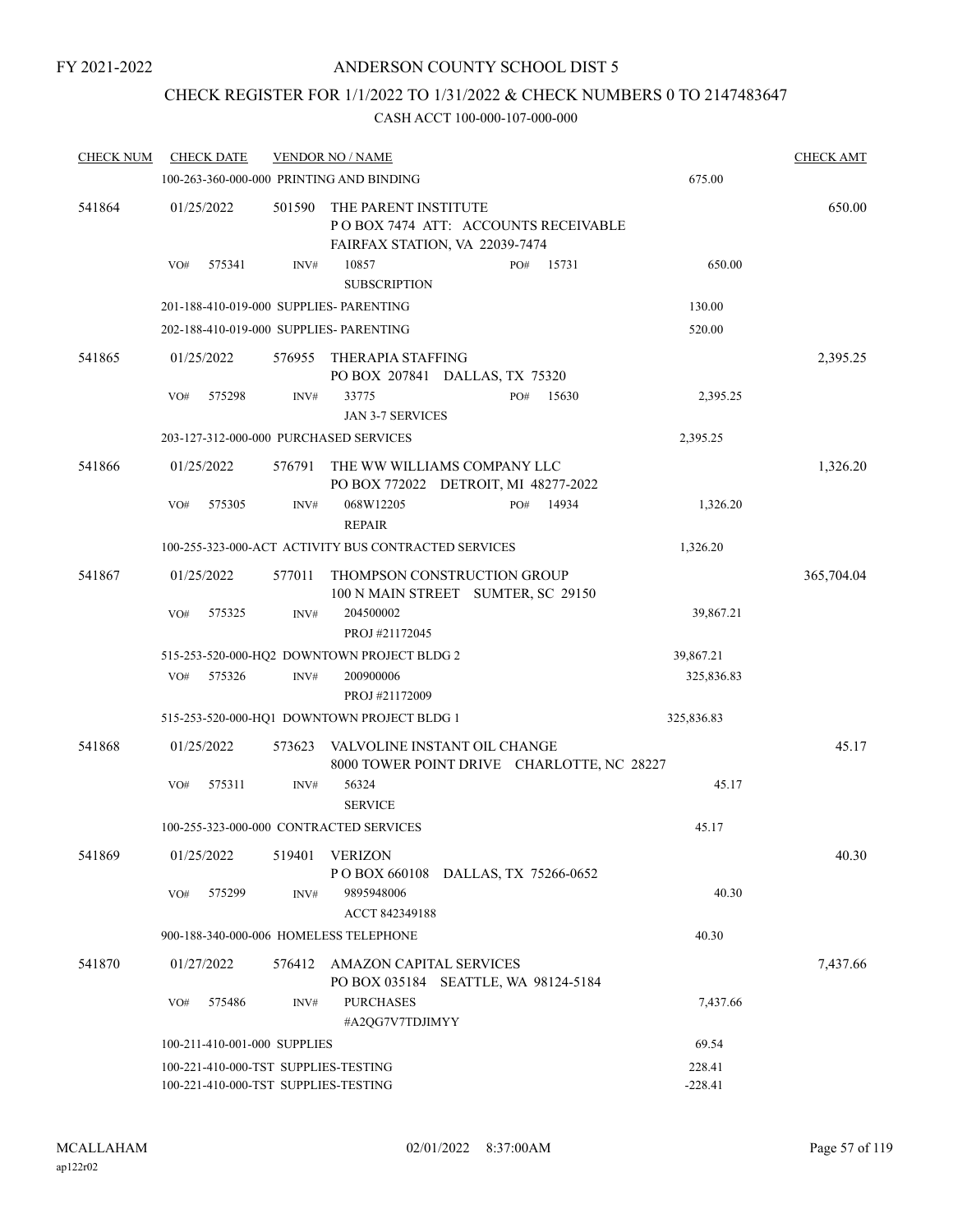FY 2021-2022

# ANDERSON COUNTY SCHOOL DIST 5

## CHECK REGISTER FOR 1/1/2022 TO 1/31/2022 & CHECK NUMBERS 0 TO 2147483647

### CASH ACCT 100-000-107-000-000

| CHECK NUM | CHECK DATE | VENDOR NO / NAME | | | CHECK AMT |
|---|---|---|---|---|---|
| | 100-263-360-000-000 PRINTING AND BINDING | | | 675.00 | |
| 541864 | 01/25/2022 | 501590 THE PARENT INSTITUTE<br>P O BOX 7474 ATT: ACCOUNTS RECEIVABLE<br>FAIRFAX STATION, VA 22039-7474 | | | 650.00 |
| | VO# 575341 | INV# 10857<br>SUBSCRIPTION | PO# 15731 | 650.00 | |
| | 201-188-410-019-000 SUPPLIES- PARENTING | | | 130.00 | |
| | 202-188-410-019-000 SUPPLIES- PARENTING | | | 520.00 | |
| 541865 | 01/25/2022 | 576955 THERAPIA STAFFING<br>PO BOX 207841 DALLAS, TX 75320 | | | 2,395.25 |
| | VO# 575298 | INV# 33775<br>JAN 3-7 SERVICES | PO# 15630 | 2,395.25 | |
| | 203-127-312-000-000 PURCHASED SERVICES | | | 2,395.25 | |
| 541866 | 01/25/2022 | 576791 THE WW WILLIAMS COMPANY LLC<br>PO BOX 772022 DETROIT, MI 48277-2022 | | | 1,326.20 |
| | VO# 575305 | INV# 068W12205<br>REPAIR | PO# 14934 | 1,326.20 | |
| | 100-255-323-000-ACT ACTIVITY BUS CONTRACTED SERVICES | | | 1,326.20 | |
| 541867 | 01/25/2022 | 577011 THOMPSON CONSTRUCTION GROUP<br>100 N MAIN STREET SUMTER, SC 29150 | | | 365,704.04 |
| | VO# 575325 | INV# 204500002<br>PROJ #21172045 | | 39,867.21 | |
| | 515-253-520-000-HQ2 DOWNTOWN PROJECT BLDG 2 | | | 39,867.21 | |
| | VO# 575326 | INV# 200900006<br>PROJ #21172009 | | 325,836.83 | |
| | 515-253-520-000-HQ1 DOWNTOWN PROJECT BLDG 1 | | | 325,836.83 | |
| 541868 | 01/25/2022 | 573623 VALVOLINE INSTANT OIL CHANGE<br>8000 TOWER POINT DRIVE CHARLOTTE, NC 28227 | | | 45.17 |
| | VO# 575311 | INV# 56324<br>SERVICE | | 45.17 | |
| | 100-255-323-000-000 CONTRACTED SERVICES | | | 45.17 | |
| 541869 | 01/25/2022 | 519401 VERIZON<br>P O BOX 660108 DALLAS, TX 75266-0652 | | | 40.30 |
| | VO# 575299 | INV# 9895948006<br>ACCT 842349188 | | 40.30 | |
| | 900-188-340-000-006 HOMELESS TELEPHONE | | | 40.30 | |
| 541870 | 01/27/2022 | 576412 AMAZON CAPITAL SERVICES<br>PO BOX 035184 SEATTLE, WA 98124-5184 | | | 7,437.66 |
| | VO# 575486 | INV# PURCHASES<br>#A2QG7V7TDJIMYY | | 7,437.66 | |
| | 100-211-410-001-000 SUPPLIES | | | 69.54 | |
| | 100-221-410-000-TST SUPPLIES-TESTING | | | 228.41 | |
| | 100-221-410-000-TST SUPPLIES-TESTING | | | -228.41 | |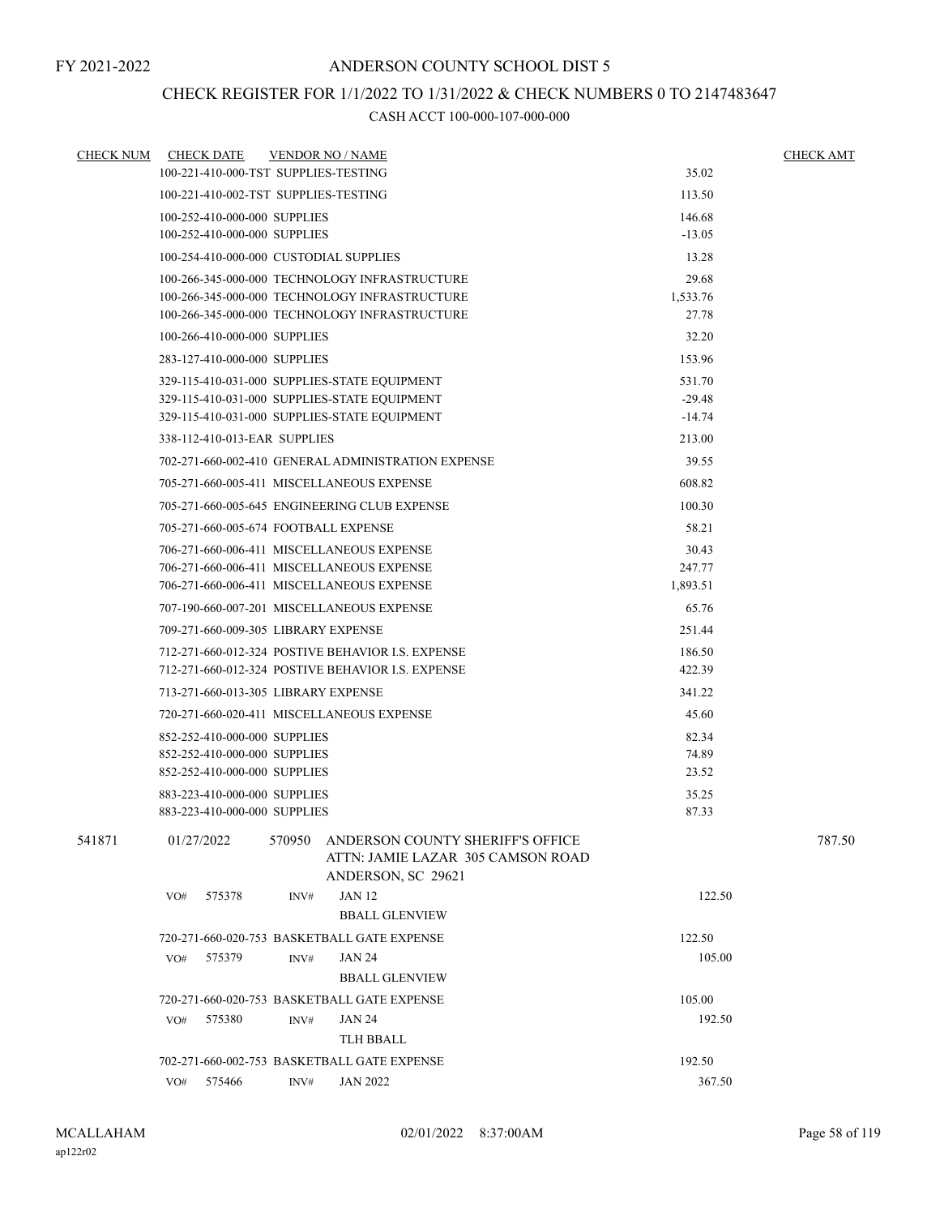FY 2021-2022

# ANDERSON COUNTY SCHOOL DIST 5

## CHECK REGISTER FOR 1/1/2022 TO 1/31/2022 & CHECK NUMBERS 0 TO 2147483647

### CASH ACCT 100-000-107-000-000

| CHECK NUM | CHECK DATE | VENDOR NO / NAME | | CHECK AMT |
|---|---|---|---|---|
| | | 100-221-410-000-TST SUPPLIES-TESTING | 35.02 | |
| | | 100-221-410-002-TST SUPPLIES-TESTING | 113.50 | |
| | | 100-252-410-000-000 SUPPLIES | 146.68 | |
| | | 100-252-410-000-000 SUPPLIES | -13.05 | |
| | | 100-254-410-000-000 CUSTODIAL SUPPLIES | 13.28 | |
| | | 100-266-345-000-000 TECHNOLOGY INFRASTRUCTURE | 29.68 | |
| | | 100-266-345-000-000 TECHNOLOGY INFRASTRUCTURE | 1,533.76 | |
| | | 100-266-345-000-000 TECHNOLOGY INFRASTRUCTURE | 27.78 | |
| | | 100-266-410-000-000 SUPPLIES | 32.20 | |
| | | 283-127-410-000-000 SUPPLIES | 153.96 | |
| | | 329-115-410-031-000 SUPPLIES-STATE EQUIPMENT | 531.70 | |
| | | 329-115-410-031-000 SUPPLIES-STATE EQUIPMENT | -29.48 | |
| | | 329-115-410-031-000 SUPPLIES-STATE EQUIPMENT | -14.74 | |
| | | 338-112-410-013-EAR SUPPLIES | 213.00 | |
| | | 702-271-660-002-410 GENERAL ADMINISTRATION EXPENSE | 39.55 | |
| | | 705-271-660-005-411 MISCELLANEOUS EXPENSE | 608.82 | |
| | | 705-271-660-005-645 ENGINEERING CLUB EXPENSE | 100.30 | |
| | | 705-271-660-005-674 FOOTBALL EXPENSE | 58.21 | |
| | | 706-271-660-006-411 MISCELLANEOUS EXPENSE | 30.43 | |
| | | 706-271-660-006-411 MISCELLANEOUS EXPENSE | 247.77 | |
| | | 706-271-660-006-411 MISCELLANEOUS EXPENSE | 1,893.51 | |
| | | 707-190-660-007-201 MISCELLANEOUS EXPENSE | 65.76 | |
| | | 709-271-660-009-305 LIBRARY EXPENSE | 251.44 | |
| | | 712-271-660-012-324 POSTIVE BEHAVIOR I.S. EXPENSE | 186.50 | |
| | | 712-271-660-012-324 POSTIVE BEHAVIOR I.S. EXPENSE | 422.39 | |
| | | 713-271-660-013-305 LIBRARY EXPENSE | 341.22 | |
| | | 720-271-660-020-411 MISCELLANEOUS EXPENSE | 45.60 | |
| | | 852-252-410-000-000 SUPPLIES | 82.34 | |
| | | 852-252-410-000-000 SUPPLIES | 74.89 | |
| | | 852-252-410-000-000 SUPPLIES | 23.52 | |
| | | 883-223-410-000-000 SUPPLIES | 35.25 | |
| | | 883-223-410-000-000 SUPPLIES | 87.33 | |
| 541871 | 01/27/2022 | 570950 ANDERSON COUNTY SHERIFF'S OFFICE<br>ATTN: JAMIE LAZAR 305 CAMSON ROAD<br>ANDERSON, SC 29621 | | 787.50 |
| | VO# 575378 | INV# JAN 12<br>BBALL GLENVIEW | 122.50 | |
| | | 720-271-660-020-753 BASKETBALL GATE EXPENSE | 122.50 | |
| | VO# 575379 | INV# JAN 24<br>BBALL GLENVIEW | 105.00 | |
| | | 720-271-660-020-753 BASKETBALL GATE EXPENSE | 105.00 | |
| | VO# 575380 | INV# JAN 24<br>TLH BBALL | 192.50 | |
| | | 702-271-660-002-753 BASKETBALL GATE EXPENSE | 192.50 | |
| | VO# 575466 | INV# JAN 2022 | 367.50 | |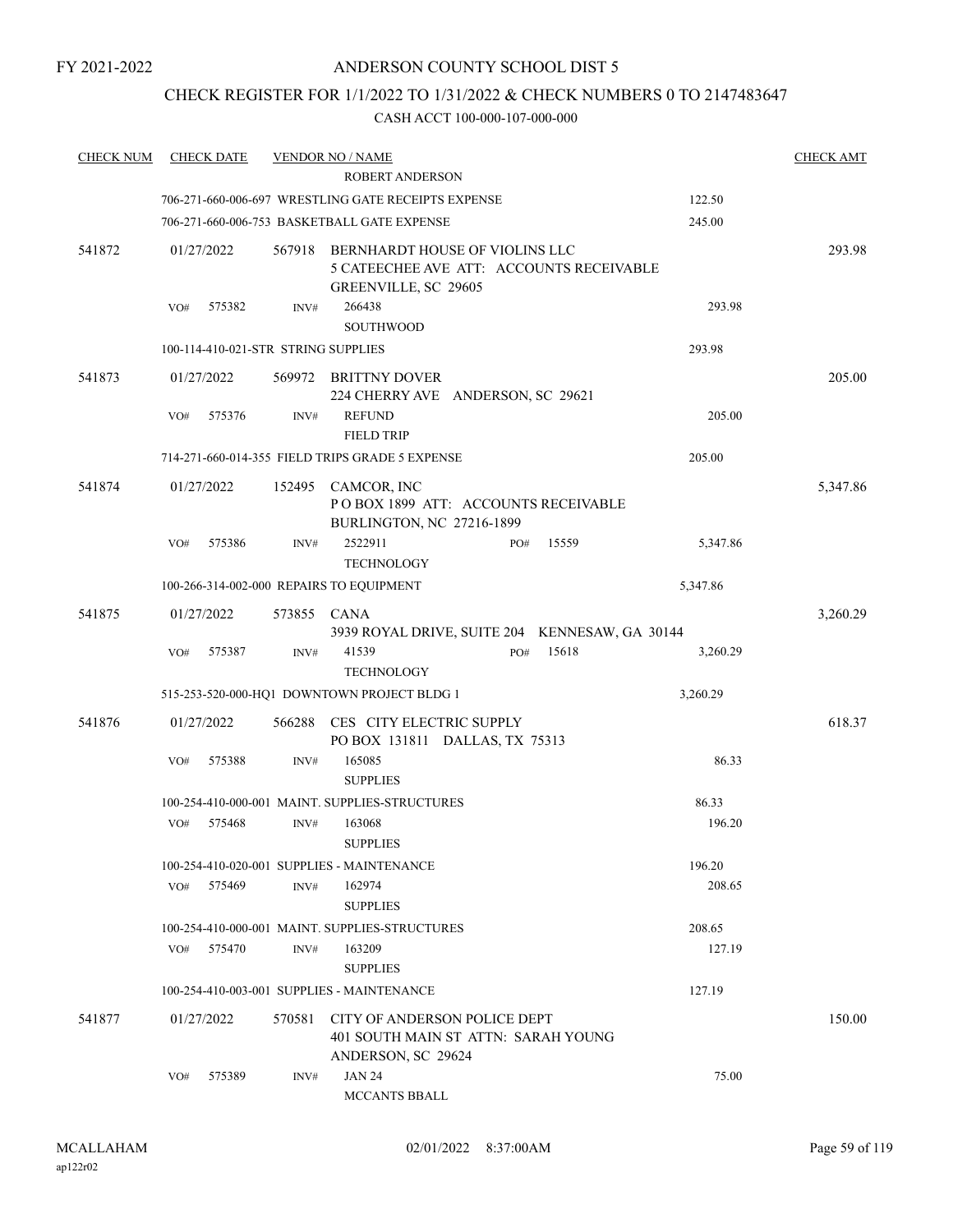FY 2021-2022

# ANDERSON COUNTY SCHOOL DIST 5

## CHECK REGISTER FOR 1/1/2022 TO 1/31/2022 & CHECK NUMBERS 0 TO 2147483647

### CASH ACCT 100-000-107-000-000

| CHECK NUM | CHECK DATE | VENDOR NO / NAME | | CHECK AMT |
|---|---|---|---|---|
| | | ROBERT ANDERSON | | |
| | | 706-271-660-006-697 WRESTLING GATE RECEIPTS EXPENSE | 122.50 | |
| | | 706-271-660-006-753 BASKETBALL GATE EXPENSE | 245.00 | |
| 541872 | 01/27/2022 | 567918 BERNHARDT HOUSE OF VIOLINS LLC<br>5 CATEECHEE AVE ATT: ACCOUNTS RECEIVABLE<br>GREENVILLE, SC 29605 | | 293.98 |
| | VO# 575382 | INV# 266438<br>SOUTHWOOD | 293.98 | |
| | | 100-114-410-021-STR STRING SUPPLIES | 293.98 | |
| 541873 | 01/27/2022 | 569972 BRITTNY DOVER<br>224 CHERRY AVE ANDERSON, SC 29621 | | 205.00 |
| | VO# 575376 | INV# REFUND<br>FIELD TRIP | 205.00 | |
| | | 714-271-660-014-355 FIELD TRIPS GRADE 5 EXPENSE | 205.00 | |
| 541874 | 01/27/2022 | 152495 CAMCOR, INC<br>P O BOX 1899 ATT: ACCOUNTS RECEIVABLE<br>BURLINGTON, NC 27216-1899 | | 5,347.86 |
| | VO# 575386 | INV# 2522911 PO# 15559<br>TECHNOLOGY | 5,347.86 | |
| | | 100-266-314-002-000 REPAIRS TO EQUIPMENT | 5,347.86 | |
| 541875 | 01/27/2022 | 573855 CANA<br>3939 ROYAL DRIVE, SUITE 204 KENNESAW, GA 30144 | | 3,260.29 |
| | VO# 575387 | INV# 41539 PO# 15618<br>TECHNOLOGY | 3,260.29 | |
| | | 515-253-520-000-HQ1 DOWNTOWN PROJECT BLDG 1 | 3,260.29 | |
| 541876 | 01/27/2022 | 566288 CES CITY ELECTRIC SUPPLY<br>PO BOX 131811 DALLAS, TX 75313 | | 618.37 |
| | VO# 575388 | INV# 165085<br>SUPPLIES | 86.33 | |
| | | 100-254-410-000-001 MAINT. SUPPLIES-STRUCTURES | 86.33 | |
| | VO# 575468 | INV# 163068<br>SUPPLIES | 196.20 | |
| | | 100-254-410-020-001 SUPPLIES - MAINTENANCE | 196.20 | |
| | VO# 575469 | INV# 162974<br>SUPPLIES | 208.65 | |
| | | 100-254-410-000-001 MAINT. SUPPLIES-STRUCTURES | 208.65 | |
| | VO# 575470 | INV# 163209<br>SUPPLIES | 127.19 | |
| | | 100-254-410-003-001 SUPPLIES - MAINTENANCE | 127.19 | |
| 541877 | 01/27/2022 | 570581 CITY OF ANDERSON POLICE DEPT<br>401 SOUTH MAIN ST ATTN: SARAH YOUNG<br>ANDERSON, SC 29624 | | 150.00 |
| | VO# 575389 | INV# JAN 24<br>MCCANTS BBALL | 75.00 | |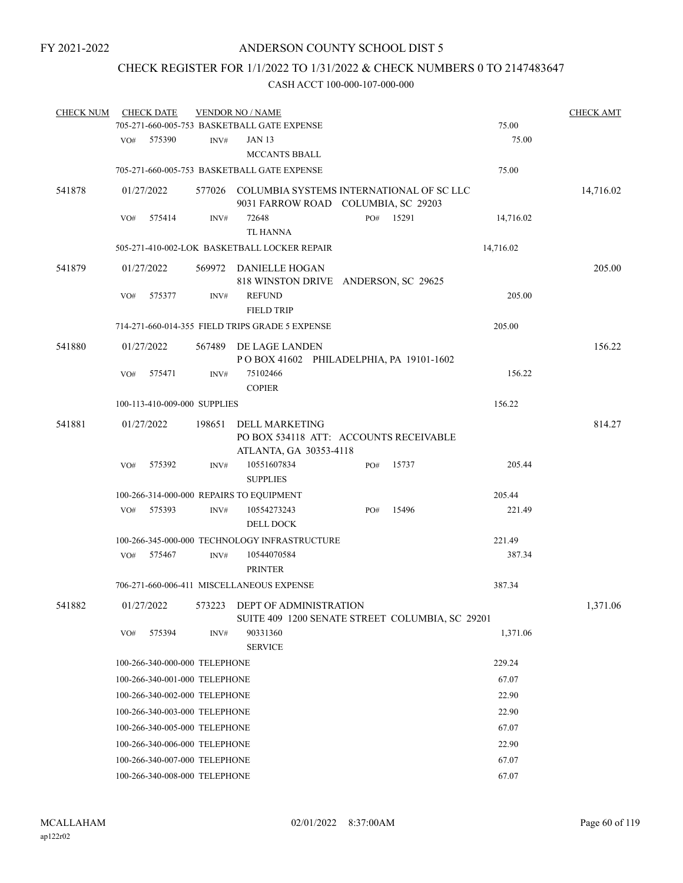FY 2021-2022

# ANDERSON COUNTY SCHOOL DIST 5

## CHECK REGISTER FOR 1/1/2022 TO 1/31/2022 & CHECK NUMBERS 0 TO 2147483647

CASH ACCT 100-000-107-000-000

| CHECK NUM | CHECK DATE | VENDOR NO / NAME | | CHECK AMT |
|---|---|---|---|---|
| | | 705-271-660-005-753 BASKETBALL GATE EXPENSE | 75.00 | |
| | VO# 575390 | INV# JAN 13 MCCANTS BBALL | 75.00 | |
| | | 705-271-660-005-753 BASKETBALL GATE EXPENSE | 75.00 | |
| 541878 | 01/27/2022 | 577026 COLUMBIA SYSTEMS INTERNATIONAL OF SC LLC 9031 FARROW ROAD COLUMBIA, SC 29203 | | 14,716.02 |
| | VO# 575414 | INV# 72648 TL HANNA PO# 15291 | 14,716.02 | |
| | | 505-271-410-002-LOK BASKETBALL LOCKER REPAIR | 14,716.02 | |
| 541879 | 01/27/2022 | 569972 DANIELLE HOGAN 818 WINSTON DRIVE ANDERSON, SC 29625 | | 205.00 |
| | VO# 575377 | INV# REFUND FIELD TRIP | 205.00 | |
| | | 714-271-660-014-355 FIELD TRIPS GRADE 5 EXPENSE | 205.00 | |
| 541880 | 01/27/2022 | 567489 DE LAGE LANDEN P O BOX 41602 PHILADELPHIA, PA 19101-1602 | | 156.22 |
| | VO# 575471 | INV# 75102466 COPIER | 156.22 | |
| | | 100-113-410-009-000 SUPPLIES | 156.22 | |
| 541881 | 01/27/2022 | 198651 DELL MARKETING PO BOX 534118 ATT: ACCOUNTS RECEIVABLE ATLANTA, GA 30353-4118 | | 814.27 |
| | VO# 575392 | INV# 10551607834 SUPPLIES PO# 15737 | 205.44 | |
| | | 100-266-314-000-000 REPAIRS TO EQUIPMENT | 205.44 | |
| | VO# 575393 | INV# 10554273243 DELL DOCK PO# 15496 | 221.49 | |
| | | 100-266-345-000-000 TECHNOLOGY INFRASTRUCTURE | 221.49 | |
| | VO# 575467 | INV# 10544070584 PRINTER | 387.34 | |
| | | 706-271-660-006-411 MISCELLANEOUS EXPENSE | 387.34 | |
| 541882 | 01/27/2022 | 573223 DEPT OF ADMINISTRATION SUITE 409 1200 SENATE STREET COLUMBIA, SC 29201 | | 1,371.06 |
| | VO# 575394 | INV# 90331360 SERVICE | 1,371.06 | |
| | | 100-266-340-000-000 TELEPHONE | 229.24 | |
| | | 100-266-340-001-000 TELEPHONE | 67.07 | |
| | | 100-266-340-002-000 TELEPHONE | 22.90 | |
| | | 100-266-340-003-000 TELEPHONE | 22.90 | |
| | | 100-266-340-005-000 TELEPHONE | 67.07 | |
| | | 100-266-340-006-000 TELEPHONE | 22.90 | |
| | | 100-266-340-007-000 TELEPHONE | 67.07 | |
| | | 100-266-340-008-000 TELEPHONE | 67.07 | |

MCALLAHAM ap122r02 02/01/2022 8:37:00AM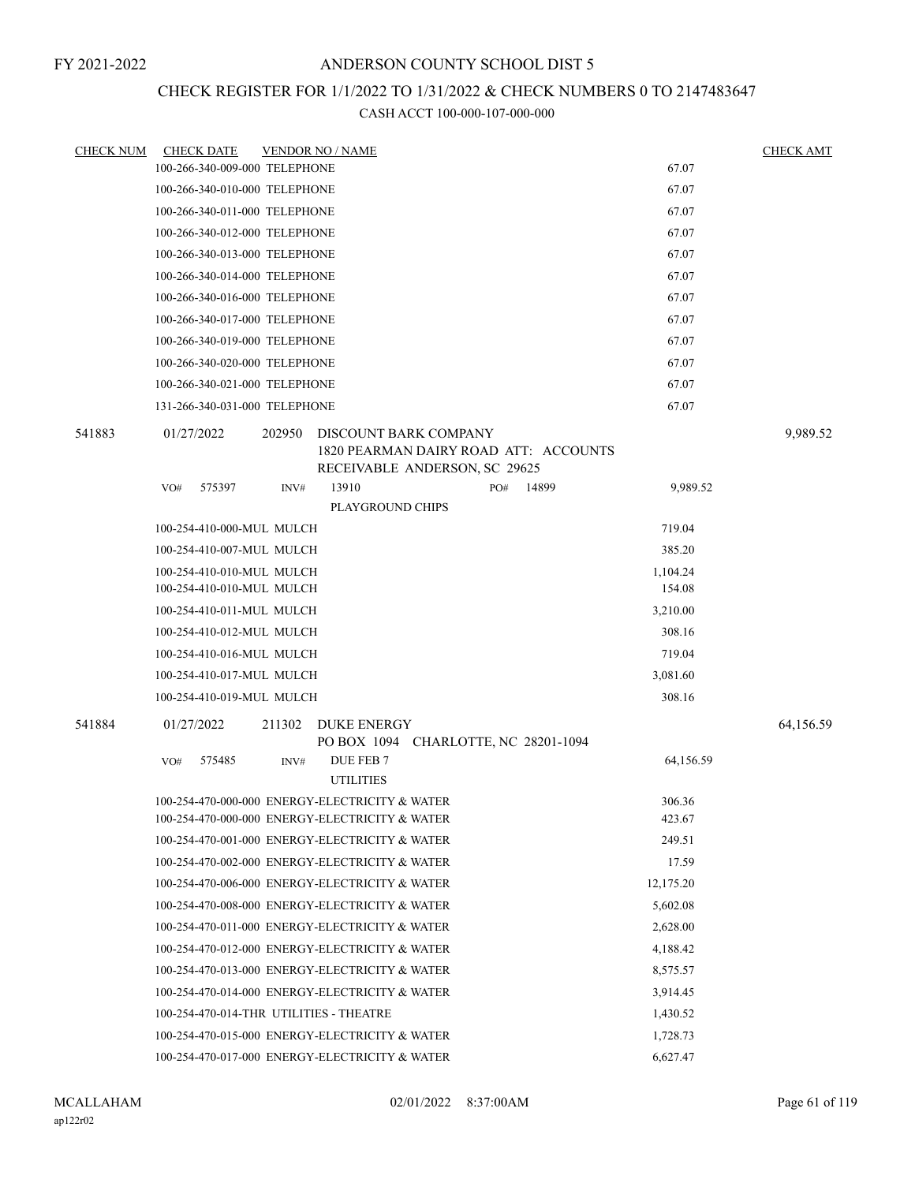FY 2021-2022

# ANDERSON COUNTY SCHOOL DIST 5

## CHECK REGISTER FOR 1/1/2022 TO 1/31/2022 & CHECK NUMBERS 0 TO 2147483647

### CASH ACCT 100-000-107-000-000

| CHECK NUM | CHECK DATE | VENDOR NO / NAME | | CHECK AMT |
|---|---|---|---|---|
| | 100-266-340-009-000 TELEPHONE | | 67.07 | |
| | 100-266-340-010-000 TELEPHONE | | 67.07 | |
| | 100-266-340-011-000 TELEPHONE | | 67.07 | |
| | 100-266-340-012-000 TELEPHONE | | 67.07 | |
| | 100-266-340-013-000 TELEPHONE | | 67.07 | |
| | 100-266-340-014-000 TELEPHONE | | 67.07 | |
| | 100-266-340-016-000 TELEPHONE | | 67.07 | |
| | 100-266-340-017-000 TELEPHONE | | 67.07 | |
| | 100-266-340-019-000 TELEPHONE | | 67.07 | |
| | 100-266-340-020-000 TELEPHONE | | 67.07 | |
| | 100-266-340-021-000 TELEPHONE | | 67.07 | |
| | 131-266-340-031-000 TELEPHONE | | 67.07 | |
| 541883 | 01/27/2022 | 202950 DISCOUNT BARK COMPANY 1820 PEARMAN DAIRY ROAD ATT: ACCOUNTS RECEIVABLE ANDERSON, SC 29625 | | 9,989.52 |
| | VO# 575397 | INV# 13910 PO# 14899 PLAYGROUND CHIPS | 9,989.52 | |
| | 100-254-410-000-MUL MULCH | | 719.04 | |
| | 100-254-410-007-MUL MULCH | | 385.20 | |
| | 100-254-410-010-MUL MULCH | | 1,104.24 | |
| | 100-254-410-010-MUL MULCH | | 154.08 | |
| | 100-254-410-011-MUL MULCH | | 3,210.00 | |
| | 100-254-410-012-MUL MULCH | | 308.16 | |
| | 100-254-410-016-MUL MULCH | | 719.04 | |
| | 100-254-410-017-MUL MULCH | | 3,081.60 | |
| | 100-254-410-019-MUL MULCH | | 308.16 | |
| 541884 | 01/27/2022 | 211302 DUKE ENERGY PO BOX 1094 CHARLOTTE, NC 28201-1094 | | 64,156.59 |
| | VO# 575485 | INV# DUE FEB 7 UTILITIES | 64,156.59 | |
| | 100-254-470-000-000 ENERGY-ELECTRICITY & WATER | | 306.36 | |
| | 100-254-470-000-000 ENERGY-ELECTRICITY & WATER | | 423.67 | |
| | 100-254-470-001-000 ENERGY-ELECTRICITY & WATER | | 249.51 | |
| | 100-254-470-002-000 ENERGY-ELECTRICITY & WATER | | 17.59 | |
| | 100-254-470-006-000 ENERGY-ELECTRICITY & WATER | | 12,175.20 | |
| | 100-254-470-008-000 ENERGY-ELECTRICITY & WATER | | 5,602.08 | |
| | 100-254-470-011-000 ENERGY-ELECTRICITY & WATER | | 2,628.00 | |
| | 100-254-470-012-000 ENERGY-ELECTRICITY & WATER | | 4,188.42 | |
| | 100-254-470-013-000 ENERGY-ELECTRICITY & WATER | | 8,575.57 | |
| | 100-254-470-014-000 ENERGY-ELECTRICITY & WATER | | 3,914.45 | |
| | 100-254-470-014-THR UTILITIES - THEATRE | | 1,430.52 | |
| | 100-254-470-015-000 ENERGY-ELECTRICITY & WATER | | 1,728.73 | |
| | 100-254-470-017-000 ENERGY-ELECTRICITY & WATER | | 6,627.47 | |

MCALLAHAM
ap122r02 02/01/2022 8:37:00AM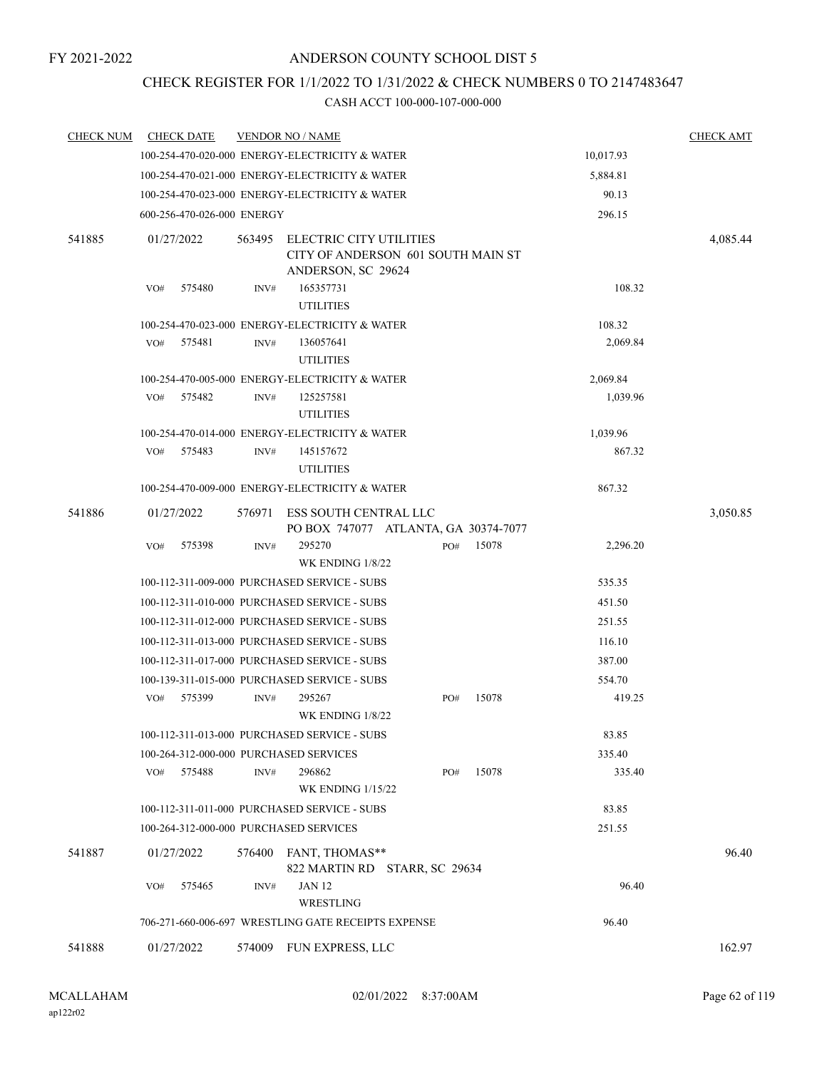FY 2021-2022

ANDERSON COUNTY SCHOOL DIST 5

CHECK REGISTER FOR 1/1/2022 TO 1/31/2022 & CHECK NUMBERS 0 TO 2147483647

CASH ACCT 100-000-107-000-000

| CHECK NUM | CHECK DATE | VENDOR NO / NAME | | CHECK AMT |
|---|---|---|---|---|
| | | 100-254-470-020-000 ENERGY-ELECTRICITY & WATER | 10,017.93 | |
| | | 100-254-470-021-000 ENERGY-ELECTRICITY & WATER | 5,884.81 | |
| | | 100-254-470-023-000 ENERGY-ELECTRICITY & WATER | 90.13 | |
| | | 600-256-470-026-000 ENERGY | 296.15 | |
| 541885 | 01/27/2022 | 563495 ELECTRIC CITY UTILITIES CITY OF ANDERSON 601 SOUTH MAIN ST ANDERSON, SC 29624 | | 4,085.44 |
| | VO# 575480 | INV# 165357731 UTILITIES | 108.32 | |
| | | 100-254-470-023-000 ENERGY-ELECTRICITY & WATER | 108.32 | |
| | VO# 575481 | INV# 136057641 UTILITIES | 2,069.84 | |
| | | 100-254-470-005-000 ENERGY-ELECTRICITY & WATER | 2,069.84 | |
| | VO# 575482 | INV# 125257581 UTILITIES | 1,039.96 | |
| | | 100-254-470-014-000 ENERGY-ELECTRICITY & WATER | 1,039.96 | |
| | VO# 575483 | INV# 145157672 UTILITIES | 867.32 | |
| | | 100-254-470-009-000 ENERGY-ELECTRICITY & WATER | 867.32 | |
| 541886 | 01/27/2022 | 576971 ESS SOUTH CENTRAL LLC PO BOX 747077 ATLANTA, GA 30374-7077 | | 3,050.85 |
| | VO# 575398 | INV# 295270 PO# 15078 WK ENDING 1/8/22 | 2,296.20 | |
| | | 100-112-311-009-000 PURCHASED SERVICE - SUBS | 535.35 | |
| | | 100-112-311-010-000 PURCHASED SERVICE - SUBS | 451.50 | |
| | | 100-112-311-012-000 PURCHASED SERVICE - SUBS | 251.55 | |
| | | 100-112-311-013-000 PURCHASED SERVICE - SUBS | 116.10 | |
| | | 100-112-311-017-000 PURCHASED SERVICE - SUBS | 387.00 | |
| | | 100-139-311-015-000 PURCHASED SERVICE - SUBS | 554.70 | |
| | VO# 575399 | INV# 295267 PO# 15078 WK ENDING 1/8/22 | 419.25 | |
| | | 100-112-311-013-000 PURCHASED SERVICE - SUBS | 83.85 | |
| | | 100-264-312-000-000 PURCHASED SERVICES | 335.40 | |
| | VO# 575488 | INV# 296862 PO# 15078 WK ENDING 1/15/22 | 335.40 | |
| | | 100-112-311-011-000 PURCHASED SERVICE - SUBS | 83.85 | |
| | | 100-264-312-000-000 PURCHASED SERVICES | 251.55 | |
| 541887 | 01/27/2022 | 576400 FANT, THOMAS** 822 MARTIN RD STARR, SC 29634 | | 96.40 |
| | VO# 575465 | INV# JAN 12 WRESTLING | 96.40 | |
| | | 706-271-660-006-697 WRESTLING GATE RECEIPTS EXPENSE | 96.40 | |
| 541888 | 01/27/2022 | 574009 FUN EXPRESS, LLC | | 162.97 |

MCALLAHAM
ap122r02

02/01/2022 8:37:00AM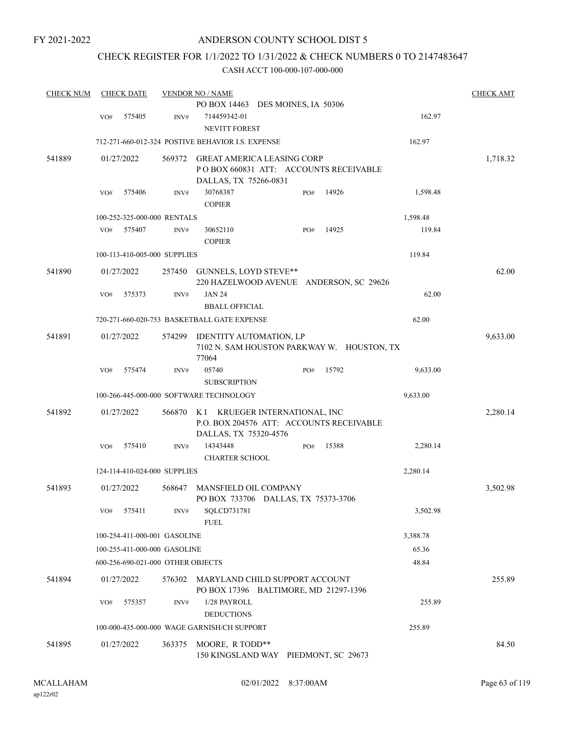FY 2021-2022

# ANDERSON COUNTY SCHOOL DIST 5

## CHECK REGISTER FOR 1/1/2022 TO 1/31/2022 & CHECK NUMBERS 0 TO 2147483647

### CASH ACCT 100-000-107-000-000

| CHECK NUM | CHECK DATE | VENDOR NO / NAME | | CHECK AMT |
|---|---|---|---|---|
| | | PO BOX 14463 DES MOINES, IA 50306 | | |
| | VO# 575405 | INV# 714459342-01 NEVITT FOREST | 162.97 | |
| | | 712-271-660-012-324 POSTIVE BEHAVIOR I.S. EXPENSE | 162.97 | |
| 541889 | 01/27/2022 | 569372 GREAT AMERICA LEASING CORP P O BOX 660831 ATT: ACCOUNTS RECEIVABLE DALLAS, TX 75266-0831 | | 1,718.32 |
| | VO# 575406 | INV# 30768387 PO# 14926 COPIER | 1,598.48 | |
| | | 100-252-325-000-000 RENTALS | 1,598.48 | |
| | VO# 575407 | INV# 30652110 PO# 14925 COPIER | 119.84 | |
| | | 100-113-410-005-000 SUPPLIES | 119.84 | |
| 541890 | 01/27/2022 | 257450 GUNNELS, LOYD STEVE** 220 HAZELWOOD AVENUE ANDERSON, SC 29626 | | 62.00 |
| | VO# 575373 | INV# JAN 24 BBALL OFFICIAL | 62.00 | |
| | | 720-271-660-020-753 BASKETBALL GATE EXPENSE | 62.00 | |
| 541891 | 01/27/2022 | 574299 IDENTITY AUTOMATION, LP 7102 N. SAM HOUSTON PARKWAY W. HOUSTON, TX 77064 | | 9,633.00 |
| | VO# 575474 | INV# 05740 PO# 15792 SUBSCRIPTION | 9,633.00 | |
| | | 100-266-445-000-000 SOFTWARE TECHNOLOGY | 9,633.00 | |
| 541892 | 01/27/2022 | 566870 K I KRUEGER INTERNATIONAL, INC P.O. BOX 204576 ATT: ACCOUNTS RECEIVABLE DALLAS, TX 75320-4576 | | 2,280.14 |
| | VO# 575410 | INV# 14343448 PO# 15388 CHARTER SCHOOL | 2,280.14 | |
| | | 124-114-410-024-000 SUPPLIES | 2,280.14 | |
| 541893 | 01/27/2022 | 568647 MANSFIELD OIL COMPANY PO BOX 733706 DALLAS, TX 75373-3706 | | 3,502.98 |
| | VO# 575411 | INV# SQLCD731781 FUEL | 3,502.98 | |
| | | 100-254-411-000-001 GASOLINE | 3,388.78 | |
| | | 100-255-411-000-000 GASOLINE | 65.36 | |
| | | 600-256-690-021-000 OTHER OBJECTS | 48.84 | |
| 541894 | 01/27/2022 | 576302 MARYLAND CHILD SUPPORT ACCOUNT PO BOX 17396 BALTIMORE, MD 21297-1396 | | 255.89 |
| | VO# 575357 | INV# 1/28 PAYROLL DEDUCTIONS | 255.89 | |
| | | 100-000-435-000-000 WAGE GARNISH/CH SUPPORT | 255.89 | |
| 541895 | 01/27/2022 | 363375 MOORE, R TODD** 150 KINGSLAND WAY PIEDMONT, SC 29673 | | 84.50 |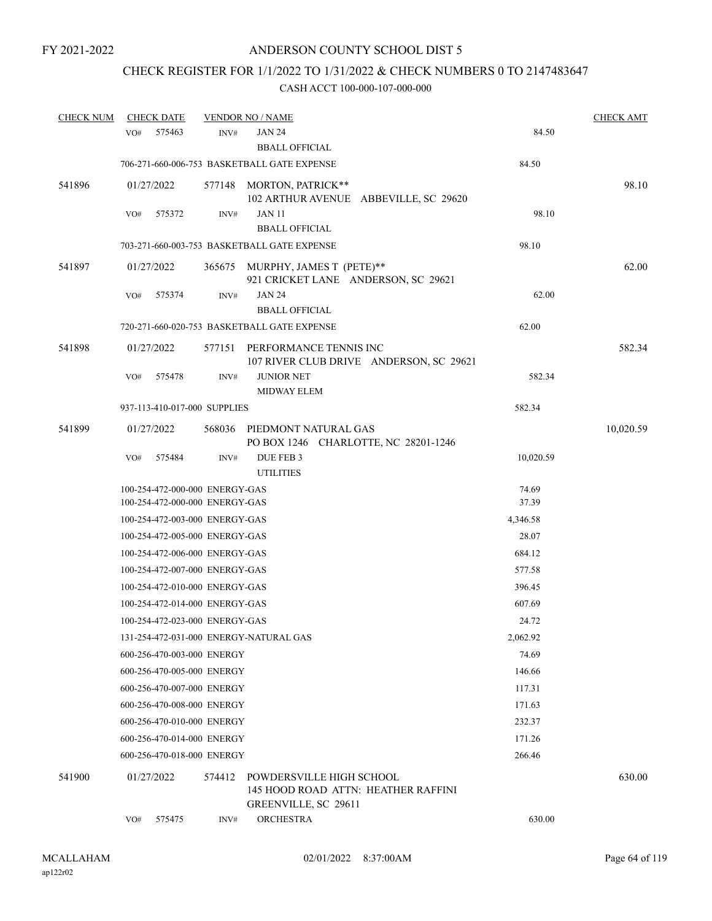FY 2021-2022

# ANDERSON COUNTY SCHOOL DIST 5

## CHECK REGISTER FOR 1/1/2022 TO 1/31/2022 & CHECK NUMBERS 0 TO 2147483647

CASH ACCT 100-000-107-000-000

| CHECK NUM | CHECK DATE | VENDOR NO / NAME | | CHECK AMT |
|---|---|---|---|---|
| | VO# 575463 | INV# JAN 24<br>BBALL OFFICIAL | 84.50 | |
| | 706-271-660-006-753 BASKETBALL GATE EXPENSE | | 84.50 | |
| 541896 | 01/27/2022 | 577148 MORTON, PATRICK**<br>102 ARTHUR AVENUE ABBEVILLE, SC 29620 | | 98.10 |
| | VO# 575372 | INV# JAN 11<br>BBALL OFFICIAL | 98.10 | |
| | 703-271-660-003-753 BASKETBALL GATE EXPENSE | | 98.10 | |
| 541897 | 01/27/2022 | 365675 MURPHY, JAMES T (PETE)**<br>921 CRICKET LANE ANDERSON, SC 29621 | | 62.00 |
| | VO# 575374 | INV# JAN 24<br>BBALL OFFICIAL | 62.00 | |
| | 720-271-660-020-753 BASKETBALL GATE EXPENSE | | 62.00 | |
| 541898 | 01/27/2022 | 577151 PERFORMANCE TENNIS INC<br>107 RIVER CLUB DRIVE ANDERSON, SC 29621 | | 582.34 |
| | VO# 575478 | INV# JUNIOR NET<br>MIDWAY ELEM | 582.34 | |
| | 937-113-410-017-000 SUPPLIES | | 582.34 | |
| 541899 | 01/27/2022 | 568036 PIEDMONT NATURAL GAS<br>PO BOX 1246 CHARLOTTE, NC 28201-1246 | | 10,020.59 |
| | VO# 575484 | INV# DUE FEB 3<br>UTILITIES | 10,020.59 | |
| | 100-254-472-000-000 ENERGY-GAS | | 74.69 | |
| | 100-254-472-000-000 ENERGY-GAS | | 37.39 | |
| | 100-254-472-003-000 ENERGY-GAS | | 4,346.58 | |
| | 100-254-472-005-000 ENERGY-GAS | | 28.07 | |
| | 100-254-472-006-000 ENERGY-GAS | | 684.12 | |
| | 100-254-472-007-000 ENERGY-GAS | | 577.58 | |
| | 100-254-472-010-000 ENERGY-GAS | | 396.45 | |
| | 100-254-472-014-000 ENERGY-GAS | | 607.69 | |
| | 100-254-472-023-000 ENERGY-GAS | | 24.72 | |
| | 131-254-472-031-000 ENERGY-NATURAL GAS | | 2,062.92 | |
| | 600-256-470-003-000 ENERGY | | 74.69 | |
| | 600-256-470-005-000 ENERGY | | 146.66 | |
| | 600-256-470-007-000 ENERGY | | 117.31 | |
| | 600-256-470-008-000 ENERGY | | 171.63 | |
| | 600-256-470-010-000 ENERGY | | 232.37 | |
| | 600-256-470-014-000 ENERGY | | 171.26 | |
| | 600-256-470-018-000 ENERGY | | 266.46 | |
| 541900 | 01/27/2022 | 574412 POWDERSVILLE HIGH SCHOOL<br>145 HOOD ROAD ATTN: HEATHER RAFFINI<br>GREENVILLE, SC 29611 | | 630.00 |
| | VO# 575475 | INV# ORCHESTRA | 630.00 | |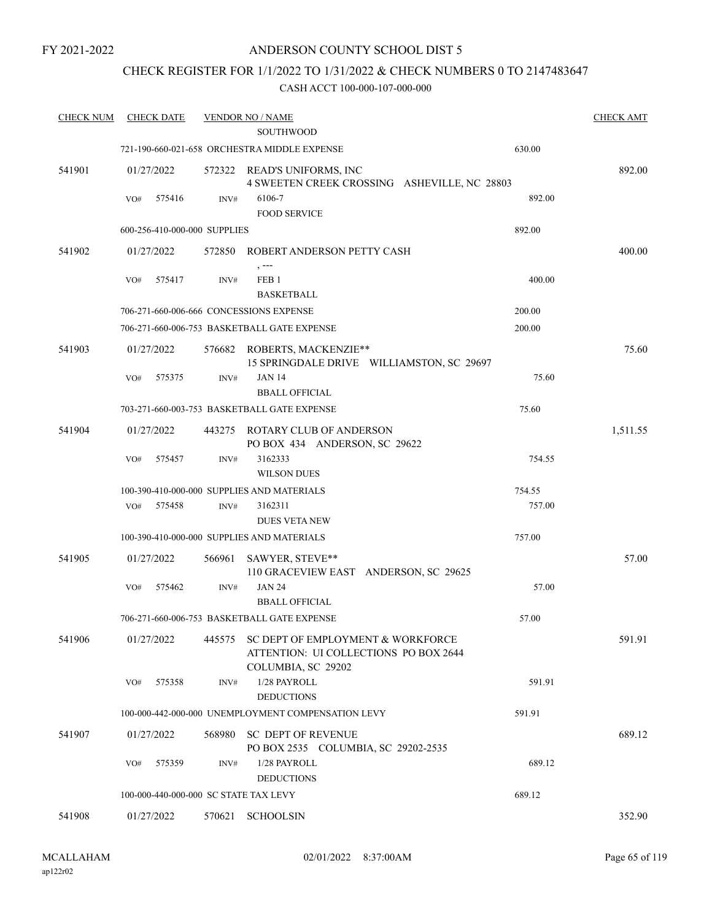FY 2021-2022

# ANDERSON COUNTY SCHOOL DIST 5

## CHECK REGISTER FOR 1/1/2022 TO 1/31/2022 & CHECK NUMBERS 0 TO 2147483647

### CASH ACCT 100-000-107-000-000

| CHECK NUM | CHECK DATE | VENDOR NO / NAME | | CHECK AMT |
|---|---|---|---|---|
| | | SOUTHWOOD | | |
| | | 721-190-660-021-658 ORCHESTRA MIDDLE EXPENSE | 630.00 | |
| 541901 | 01/27/2022 | 572322 READ'S UNIFORMS, INC<br>4 SWEETEN CREEK CROSSING ASHEVILLE, NC 28803 | | 892.00 |
| | VO# 575416 | INV# 6106-7<br>FOOD SERVICE | 892.00 | |
| | | 600-256-410-000-000 SUPPLIES | 892.00 | |
| 541902 | 01/27/2022 | 572850 ROBERT ANDERSON PETTY CASH<br>, --- | | 400.00 |
| | VO# 575417 | INV# FEB 1<br>BASKETBALL | 400.00 | |
| | | 706-271-660-006-666 CONCESSIONS EXPENSE | 200.00 | |
| | | 706-271-660-006-753 BASKETBALL GATE EXPENSE | 200.00 | |
| 541903 | 01/27/2022 | 576682 ROBERTS, MACKENZIE**<br>15 SPRINGDALE DRIVE WILLIAMSTON, SC 29697 | | 75.60 |
| | VO# 575375 | INV# JAN 14<br>BBALL OFFICIAL | 75.60 | |
| | | 703-271-660-003-753 BASKETBALL GATE EXPENSE | 75.60 | |
| 541904 | 01/27/2022 | 443275 ROTARY CLUB OF ANDERSON<br>PO BOX 434 ANDERSON, SC 29622 | | 1,511.55 |
| | VO# 575457 | INV# 3162333<br>WILSON DUES | 754.55 | |
| | | 100-390-410-000-000 SUPPLIES AND MATERIALS | 754.55 | |
| | VO# 575458 | INV# 3162311<br>DUES VETA NEW | 757.00 | |
| | | 100-390-410-000-000 SUPPLIES AND MATERIALS | 757.00 | |
| 541905 | 01/27/2022 | 566961 SAWYER, STEVE**<br>110 GRACEVIEW EAST ANDERSON, SC 29625 | | 57.00 |
| | VO# 575462 | INV# JAN 24<br>BBALL OFFICIAL | 57.00 | |
| | | 706-271-660-006-753 BASKETBALL GATE EXPENSE | 57.00 | |
| 541906 | 01/27/2022 | 445575 SC DEPT OF EMPLOYMENT & WORKFORCE<br>ATTENTION: UI COLLECTIONS PO BOX 2644<br>COLUMBIA, SC 29202 | | 591.91 |
| | VO# 575358 | INV# 1/28 PAYROLL<br>DEDUCTIONS | 591.91 | |
| | | 100-000-442-000-000 UNEMPLOYMENT COMPENSATION LEVY | 591.91 | |
| 541907 | 01/27/2022 | 568980 SC DEPT OF REVENUE<br>PO BOX 2535 COLUMBIA, SC 29202-2535 | | 689.12 |
| | VO# 575359 | INV# 1/28 PAYROLL<br>DEDUCTIONS | 689.12 | |
| | | 100-000-440-000-000 SC STATE TAX LEVY | 689.12 | |
| 541908 | 01/27/2022 | 570621 SCHOOLSIN | | 352.90 |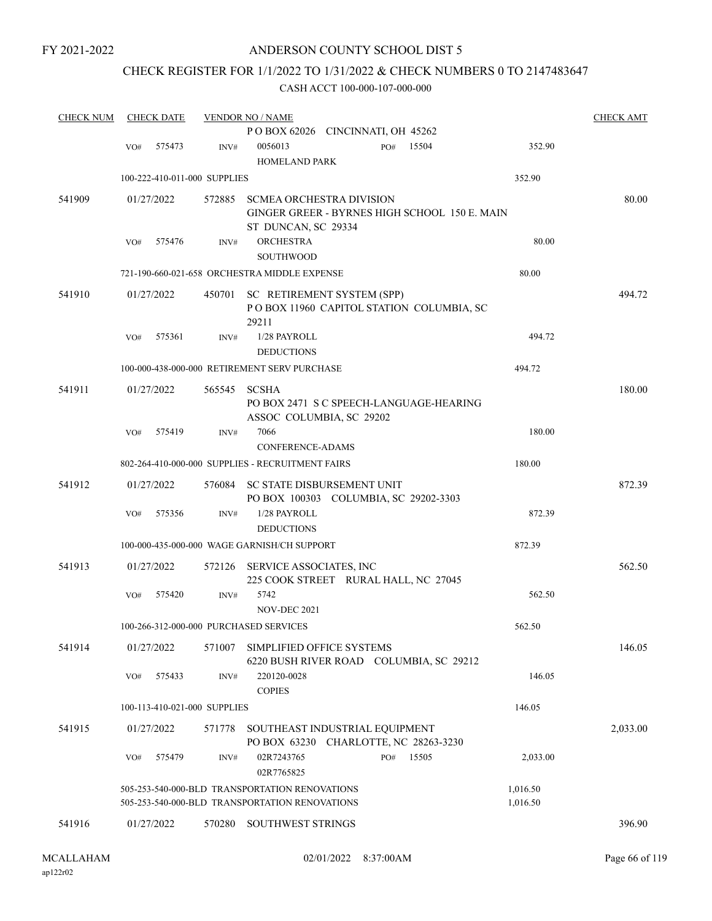FY 2021-2022

# ANDERSON COUNTY SCHOOL DIST 5

## CHECK REGISTER FOR 1/1/2022 TO 1/31/2022 & CHECK NUMBERS 0 TO 2147483647

CASH ACCT 100-000-107-000-000

| CHECK NUM | CHECK DATE | VENDOR NO / NAME | | CHECK AMT |
|---|---|---|---|---|
| | | P O BOX 62026 CINCINNATI, OH 45262 | | |
| | VO# 575473 | INV# 0056013 PO# 15504 HOMELAND PARK | 352.90 | |
| | 100-222-410-011-000 SUPPLIES | | 352.90 | |
| 541909 | 01/27/2022 | 572885 SCMEA ORCHESTRA DIVISION GINGER GREER - BYRNES HIGH SCHOOL 150 E. MAIN ST DUNCAN, SC 29334 | | 80.00 |
| | VO# 575476 | INV# ORCHESTRA SOUTHWOOD | 80.00 | |
| | 721-190-660-021-658 ORCHESTRA MIDDLE EXPENSE | | 80.00 | |
| 541910 | 01/27/2022 | 450701 SC RETIREMENT SYSTEM (SPP) P O BOX 11960 CAPITOL STATION COLUMBIA, SC 29211 | | 494.72 |
| | VO# 575361 | INV# 1/28 PAYROLL DEDUCTIONS | 494.72 | |
| | 100-000-438-000-000 RETIREMENT SERV PURCHASE | | 494.72 | |
| 541911 | 01/27/2022 | 565545 SCSHA PO BOX 2471 S C SPEECH-LANGUAGE-HEARING ASSOC COLUMBIA, SC 29202 | | 180.00 |
| | VO# 575419 | INV# 7066 CONFERENCE-ADAMS | 180.00 | |
| | 802-264-410-000-000 SUPPLIES - RECRUITMENT FAIRS | | 180.00 | |
| 541912 | 01/27/2022 | 576084 SC STATE DISBURSEMENT UNIT PO BOX 100303 COLUMBIA, SC 29202-3303 | | 872.39 |
| | VO# 575356 | INV# 1/28 PAYROLL DEDUCTIONS | 872.39 | |
| | 100-000-435-000-000 WAGE GARNISH/CH SUPPORT | | 872.39 | |
| 541913 | 01/27/2022 | 572126 SERVICE ASSOCIATES, INC 225 COOK STREET RURAL HALL, NC 27045 | | 562.50 |
| | VO# 575420 | INV# 5742 NOV-DEC 2021 | 562.50 | |
| | 100-266-312-000-000 PURCHASED SERVICES | | 562.50 | |
| 541914 | 01/27/2022 | 571007 SIMPLIFIED OFFICE SYSTEMS 6220 BUSH RIVER ROAD COLUMBIA, SC 29212 | | 146.05 |
| | VO# 575433 | INV# 220120-0028 COPIES | 146.05 | |
| | 100-113-410-021-000 SUPPLIES | | 146.05 | |
| 541915 | 01/27/2022 | 571778 SOUTHEAST INDUSTRIAL EQUIPMENT PO BOX 63230 CHARLOTTE, NC 28263-3230 | | 2,033.00 |
| | VO# 575479 | INV# 02R7243765 PO# 15505 02R7765825 | 2,033.00 | |
| | 505-253-540-000-BLD TRANSPORTATION RENOVATIONS | | 1,016.50 | |
| | 505-253-540-000-BLD TRANSPORTATION RENOVATIONS | | 1,016.50 | |
| 541916 | 01/27/2022 | 570280 SOUTHWEST STRINGS | | 396.90 |

MCALLAHAM ap122r02 02/01/2022 8:37:00AM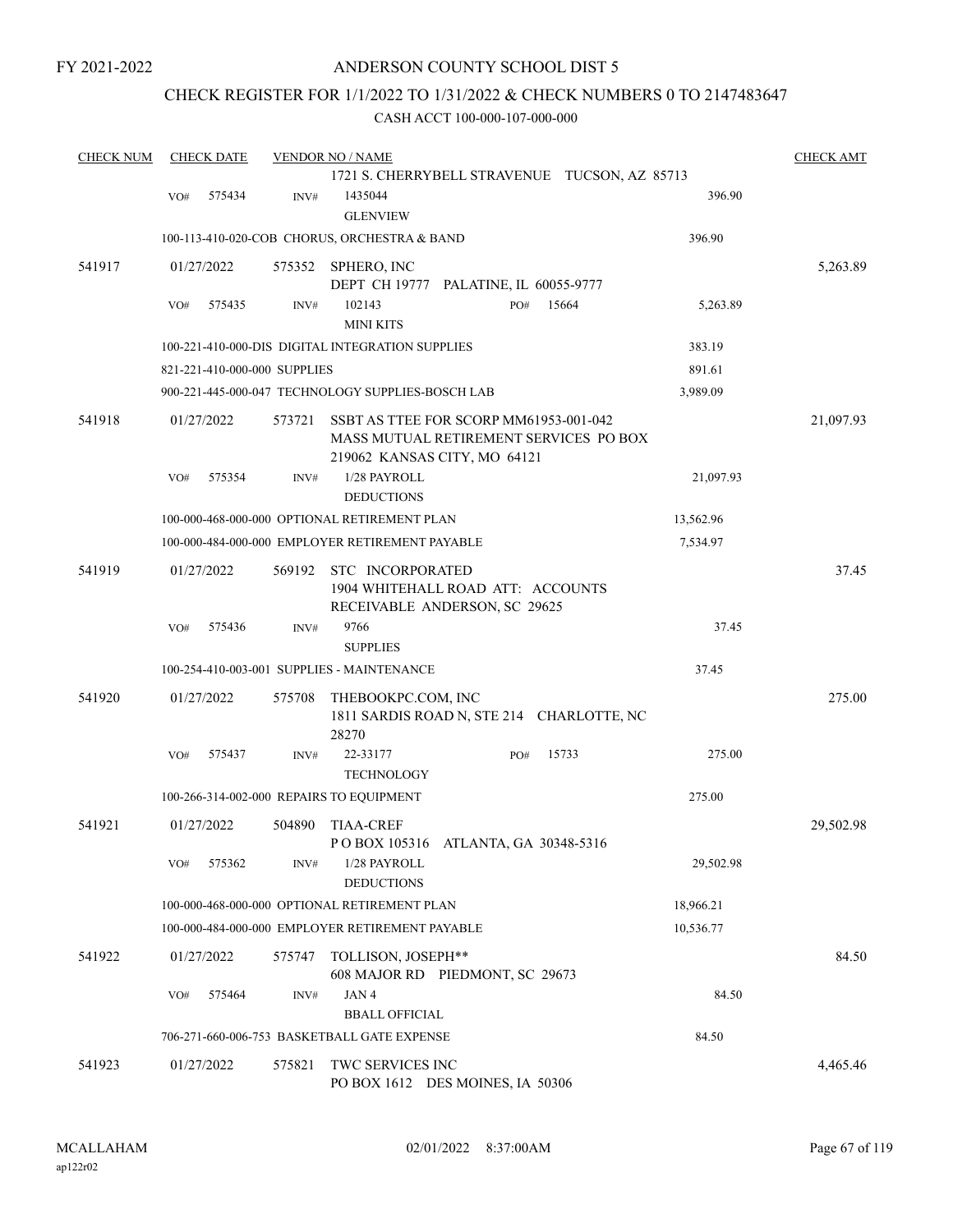FY 2021-2022

# ANDERSON COUNTY SCHOOL DIST 5

## CHECK REGISTER FOR 1/1/2022 TO 1/31/2022 & CHECK NUMBERS 0 TO 2147483647

### CASH ACCT 100-000-107-000-000

| CHECK NUM | CHECK DATE | VENDOR NO / NAME | | CHECK AMT |
|---|---|---|---|---|
| | | 1721 S. CHERRYBELL STRAVENUE TUCSON, AZ 85713 | | |
| | VO# 575434 | INV# 1435044 GLENVIEW | 396.90 | |
| | | 100-113-410-020-COB CHORUS, ORCHESTRA & BAND | 396.90 | |
| 541917 | 01/27/2022 | 575352 SPHERO, INC DEPT CH 19777 PALATINE, IL 60055-9777 | | 5,263.89 |
| | VO# 575435 | INV# 102143 PO# 15664 MINI KITS | 5,263.89 | |
| | | 100-221-410-000-DIS DIGITAL INTEGRATION SUPPLIES | 383.19 | |
| | | 821-221-410-000-000 SUPPLIES | 891.61 | |
| | | 900-221-445-000-047 TECHNOLOGY SUPPLIES-BOSCH LAB | 3,989.09 | |
| 541918 | 01/27/2022 | 573721 SSBT AS TTEE FOR SCORP MM61953-001-042 MASS MUTUAL RETIREMENT SERVICES PO BOX 219062 KANSAS CITY, MO 64121 | | 21,097.93 |
| | VO# 575354 | INV# 1/28 PAYROLL DEDUCTIONS | 21,097.93 | |
| | | 100-000-468-000-000 OPTIONAL RETIREMENT PLAN | 13,562.96 | |
| | | 100-000-484-000-000 EMPLOYER RETIREMENT PAYABLE | 7,534.97 | |
| 541919 | 01/27/2022 | 569192 STC INCORPORATED 1904 WHITEHALL ROAD ATT: ACCOUNTS RECEIVABLE ANDERSON, SC 29625 | | 37.45 |
| | VO# 575436 | INV# 9766 SUPPLIES | 37.45 | |
| | | 100-254-410-003-001 SUPPLIES - MAINTENANCE | 37.45 | |
| 541920 | 01/27/2022 | 575708 THEBOOKPC.COM, INC 1811 SARDIS ROAD N, STE 214 CHARLOTTE, NC 28270 | | 275.00 |
| | VO# 575437 | INV# 22-33177 PO# 15733 TECHNOLOGY | 275.00 | |
| | | 100-266-314-002-000 REPAIRS TO EQUIPMENT | 275.00 | |
| 541921 | 01/27/2022 | 504890 TIAA-CREF P O BOX 105316 ATLANTA, GA 30348-5316 | | 29,502.98 |
| | VO# 575362 | INV# 1/28 PAYROLL DEDUCTIONS | 29,502.98 | |
| | | 100-000-468-000-000 OPTIONAL RETIREMENT PLAN | 18,966.21 | |
| | | 100-000-484-000-000 EMPLOYER RETIREMENT PAYABLE | 10,536.77 | |
| 541922 | 01/27/2022 | 575747 TOLLISON, JOSEPH** 608 MAJOR RD PIEDMONT, SC 29673 | | 84.50 |
| | VO# 575464 | INV# JAN 4 BBALL OFFICIAL | 84.50 | |
| | | 706-271-660-006-753 BASKETBALL GATE EXPENSE | 84.50 | |
| 541923 | 01/27/2022 | 575821 TWC SERVICES INC PO BOX 1612 DES MOINES, IA 50306 | | 4,465.46 |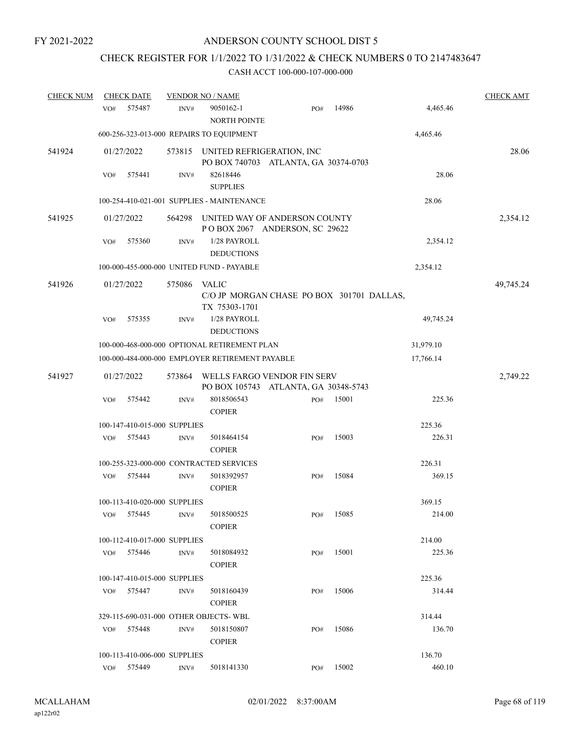FY 2021-2022

# ANDERSON COUNTY SCHOOL DIST 5

## CHECK REGISTER FOR 1/1/2022 TO 1/31/2022 & CHECK NUMBERS 0 TO 2147483647

### CASH ACCT 100-000-107-000-000

| CHECK NUM | CHECK DATE | VENDOR NO / NAME | | | CHECK AMT |
|---|---|---|---|---|---|
| | VO# 575487 | INV# 9050162-1 NORTH POINTE | PO# 14986 | 4,465.46 | |
| | 600-256-323-013-000 REPAIRS TO EQUIPMENT | | | 4,465.46 | |
| 541924 | 01/27/2022 | 573815 UNITED REFRIGERATION, INC PO BOX 740703 ATLANTA, GA 30374-0703 | | | 28.06 |
| | VO# 575441 | INV# 82618446 SUPPLIES | | 28.06 | |
| | 100-254-410-021-001 SUPPLIES - MAINTENANCE | | | 28.06 | |
| 541925 | 01/27/2022 | 564298 UNITED WAY OF ANDERSON COUNTY P O BOX 2067 ANDERSON, SC 29622 | | | 2,354.12 |
| | VO# 575360 | INV# 1/28 PAYROLL DEDUCTIONS | | 2,354.12 | |
| | 100-000-455-000-000 UNITED FUND - PAYABLE | | | 2,354.12 | |
| 541926 | 01/27/2022 | 575086 VALIC C/O JP MORGAN CHASE PO BOX 301701 DALLAS, TX 75303-1701 | | | 49,745.24 |
| | VO# 575355 | INV# 1/28 PAYROLL DEDUCTIONS | | 49,745.24 | |
| | 100-000-468-000-000 OPTIONAL RETIREMENT PLAN | | | 31,979.10 | |
| | 100-000-484-000-000 EMPLOYER RETIREMENT PAYABLE | | | 17,766.14 | |
| 541927 | 01/27/2022 | 573864 WELLS FARGO VENDOR FIN SERV PO BOX 105743 ATLANTA, GA 30348-5743 | | | 2,749.22 |
| | VO# 575442 | INV# 8018506543 COPIER | PO# 15001 | 225.36 | |
| | 100-147-410-015-000 SUPPLIES | | | 225.36 | |
| | VO# 575443 | INV# 5018464154 COPIER | PO# 15003 | 226.31 | |
| | 100-255-323-000-000 CONTRACTED SERVICES | | | 226.31 | |
| | VO# 575444 | INV# 5018392957 COPIER | PO# 15084 | 369.15 | |
| | 100-113-410-020-000 SUPPLIES | | | 369.15 | |
| | VO# 575445 | INV# 5018500525 COPIER | PO# 15085 | 214.00 | |
| | 100-112-410-017-000 SUPPLIES | | | 214.00 | |
| | VO# 575446 | INV# 5018084932 COPIER | PO# 15001 | 225.36 | |
| | 100-147-410-015-000 SUPPLIES | | | 225.36 | |
| | VO# 575447 | INV# 5018160439 COPIER | PO# 15006 | 314.44 | |
| | 329-115-690-031-000 OTHER OBJECTS- WBL | | | 314.44 | |
| | VO# 575448 | INV# 5018150807 COPIER | PO# 15086 | 136.70 | |
| | 100-113-410-006-000 SUPPLIES | | | 136.70 | |
| | VO# 575449 | INV# 5018141330 | PO# 15002 | 460.10 | |

MCALLAHAM
ap122r02

02/01/2022 8:37:00AM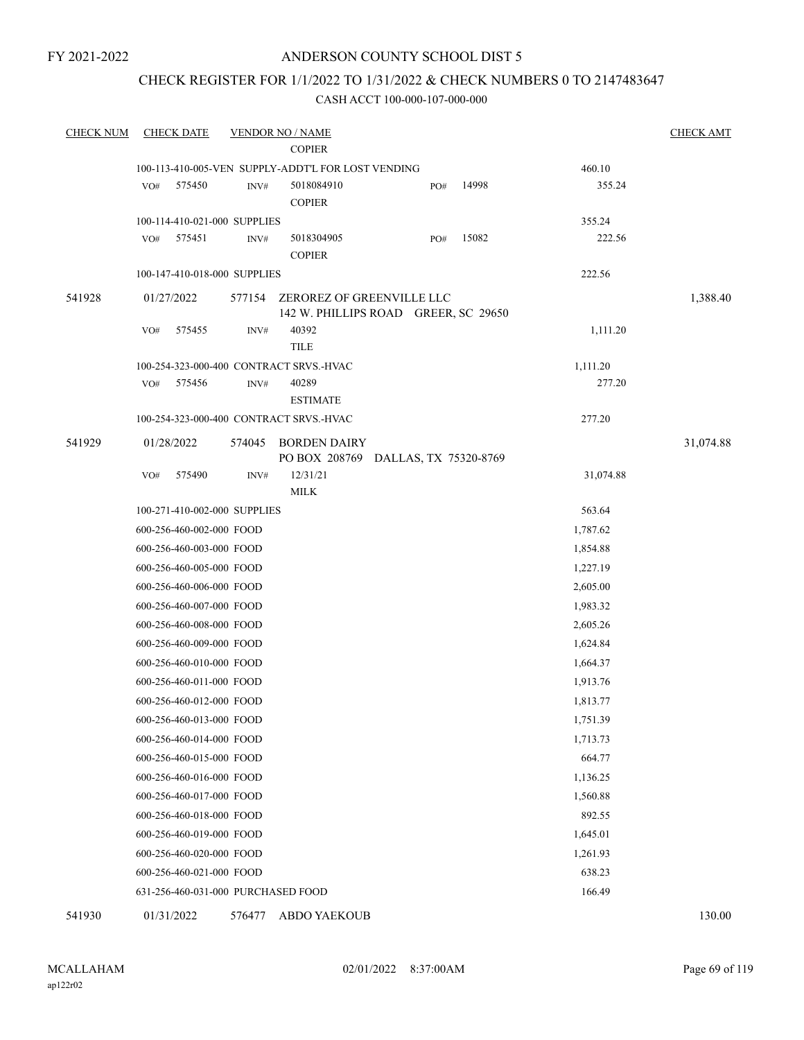FY 2021-2022

# ANDERSON COUNTY SCHOOL DIST 5

## CHECK REGISTER FOR 1/1/2022 TO 1/31/2022 & CHECK NUMBERS 0 TO 2147483647

### CASH ACCT 100-000-107-000-000

| CHECK NUM | CHECK DATE | VENDOR NO / NAME | | CHECK AMT |
|---|---|---|---|---|
| | | COPIER | | |
| | 100-113-410-005-VEN SUPPLY-ADDT'L FOR LOST VENDING | | 460.10 | |
| | VO# 575450 | INV# 5018084910 COPIER PO# 14998 | 355.24 | |
| | 100-114-410-021-000 SUPPLIES | | 355.24 | |
| | VO# 575451 | INV# 5018304905 COPIER PO# 15082 | 222.56 | |
| | 100-147-410-018-000 SUPPLIES | | 222.56 | |
| 541928 | 01/27/2022 | 577154 ZEROREZ OF GREENVILLE LLC 142 W. PHILLIPS ROAD GREER, SC 29650 | | 1,388.40 |
| | VO# 575455 | INV# 40392 TILE | 1,111.20 | |
| | 100-254-323-000-400 CONTRACT SRVS.-HVAC | | 1,111.20 | |
| | VO# 575456 | INV# 40289 ESTIMATE | 277.20 | |
| | 100-254-323-000-400 CONTRACT SRVS.-HVAC | | 277.20 | |
| 541929 | 01/28/2022 | 574045 BORDEN DAIRY PO BOX 208769 DALLAS, TX 75320-8769 | | 31,074.88 |
| | VO# 575490 | INV# 12/31/21 MILK | 31,074.88 | |
| | 100-271-410-002-000 SUPPLIES | | 563.64 | |
| | 600-256-460-002-000 FOOD | | 1,787.62 | |
| | 600-256-460-003-000 FOOD | | 1,854.88 | |
| | 600-256-460-005-000 FOOD | | 1,227.19 | |
| | 600-256-460-006-000 FOOD | | 2,605.00 | |
| | 600-256-460-007-000 FOOD | | 1,983.32 | |
| | 600-256-460-008-000 FOOD | | 2,605.26 | |
| | 600-256-460-009-000 FOOD | | 1,624.84 | |
| | 600-256-460-010-000 FOOD | | 1,664.37 | |
| | 600-256-460-011-000 FOOD | | 1,913.76 | |
| | 600-256-460-012-000 FOOD | | 1,813.77 | |
| | 600-256-460-013-000 FOOD | | 1,751.39 | |
| | 600-256-460-014-000 FOOD | | 1,713.73 | |
| | 600-256-460-015-000 FOOD | | 664.77 | |
| | 600-256-460-016-000 FOOD | | 1,136.25 | |
| | 600-256-460-017-000 FOOD | | 1,560.88 | |
| | 600-256-460-018-000 FOOD | | 892.55 | |
| | 600-256-460-019-000 FOOD | | 1,645.01 | |
| | 600-256-460-020-000 FOOD | | 1,261.93 | |
| | 600-256-460-021-000 FOOD | | 638.23 | |
| | 631-256-460-031-000 PURCHASED FOOD | | 166.49 | |
| 541930 | 01/31/2022 | 576477 ABDO YAEKOUB | | 130.00 |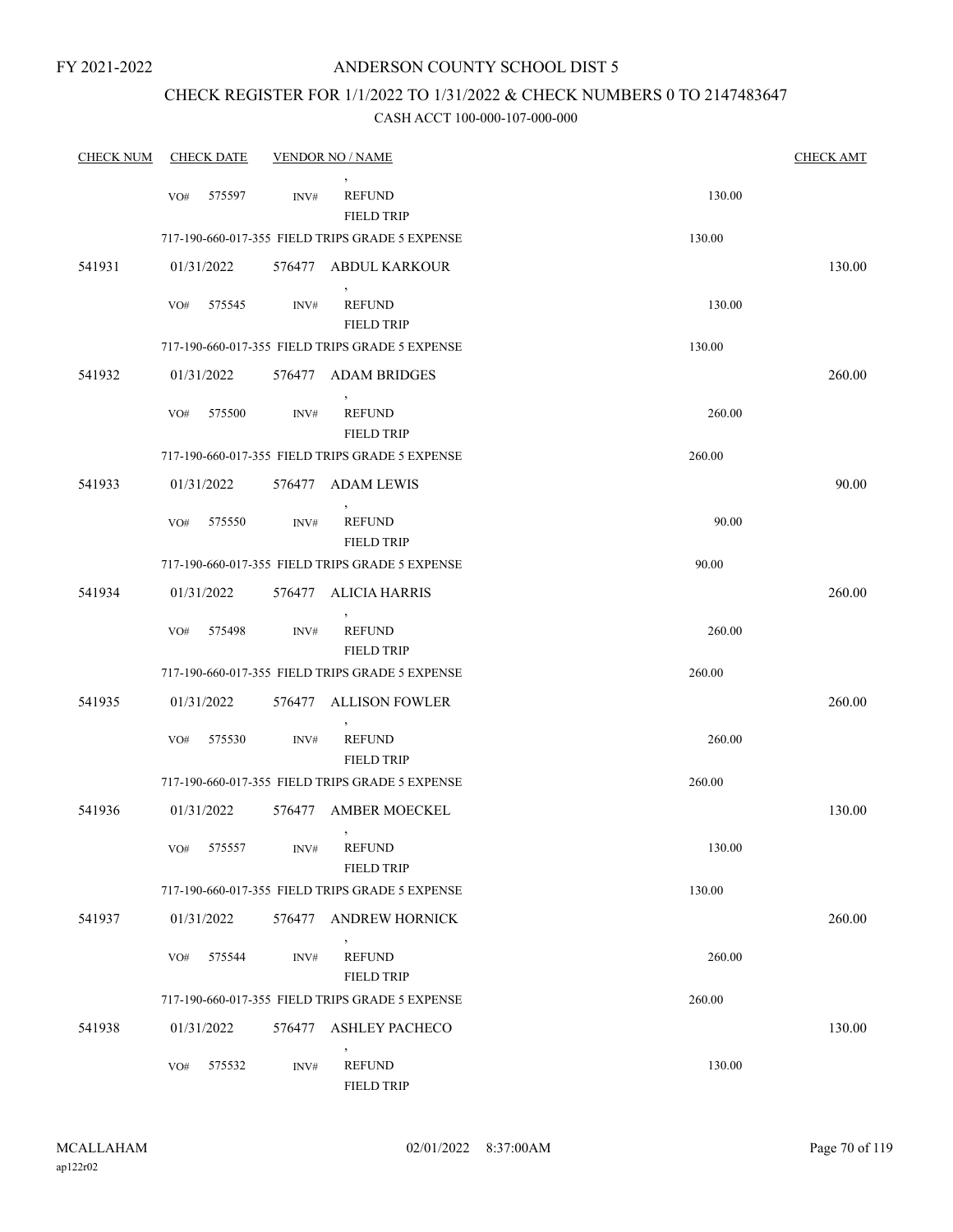# ANDERSON COUNTY SCHOOL DIST 5

## CHECK REGISTER FOR 1/1/2022 TO 1/31/2022 & CHECK NUMBERS 0 TO 2147483647

### CASH ACCT 100-000-107-000-000

| CHECK NUM | CHECK DATE | VENDOR NO / NAME | | CHECK AMT |
|---|---|---|---|---|
| | VO# 575597 | INV# REFUND, FIELD TRIP | 130.00 | |
| | 717-190-660-017-355 FIELD TRIPS GRADE 5 EXPENSE | | 130.00 | |
| 541931 | 01/31/2022 | 576477 ABDUL KARKOUR | | 130.00 |
| | VO# 575545 | INV# REFUND, FIELD TRIP | 130.00 | |
| | 717-190-660-017-355 FIELD TRIPS GRADE 5 EXPENSE | | 130.00 | |
| 541932 | 01/31/2022 | 576477 ADAM BRIDGES | | 260.00 |
| | VO# 575500 | INV# REFUND, FIELD TRIP | 260.00 | |
| | 717-190-660-017-355 FIELD TRIPS GRADE 5 EXPENSE | | 260.00 | |
| 541933 | 01/31/2022 | 576477 ADAM LEWIS | | 90.00 |
| | VO# 575550 | INV# REFUND, FIELD TRIP | 90.00 | |
| | 717-190-660-017-355 FIELD TRIPS GRADE 5 EXPENSE | | 90.00 | |
| 541934 | 01/31/2022 | 576477 ALICIA HARRIS | | 260.00 |
| | VO# 575498 | INV# REFUND, FIELD TRIP | 260.00 | |
| | 717-190-660-017-355 FIELD TRIPS GRADE 5 EXPENSE | | 260.00 | |
| 541935 | 01/31/2022 | 576477 ALLISON FOWLER | | 260.00 |
| | VO# 575530 | INV# REFUND, FIELD TRIP | 260.00 | |
| | 717-190-660-017-355 FIELD TRIPS GRADE 5 EXPENSE | | 260.00 | |
| 541936 | 01/31/2022 | 576477 AMBER MOECKEL | | 130.00 |
| | VO# 575557 | INV# REFUND, FIELD TRIP | 130.00 | |
| | 717-190-660-017-355 FIELD TRIPS GRADE 5 EXPENSE | | 130.00 | |
| 541937 | 01/31/2022 | 576477 ANDREW HORNICK | | 260.00 |
| | VO# 575544 | INV# REFUND, FIELD TRIP | 260.00 | |
| | 717-190-660-017-355 FIELD TRIPS GRADE 5 EXPENSE | | 260.00 | |
| 541938 | 01/31/2022 | 576477 ASHLEY PACHECO | | 130.00 |
| | VO# 575532 | INV# REFUND, FIELD TRIP | 130.00 | |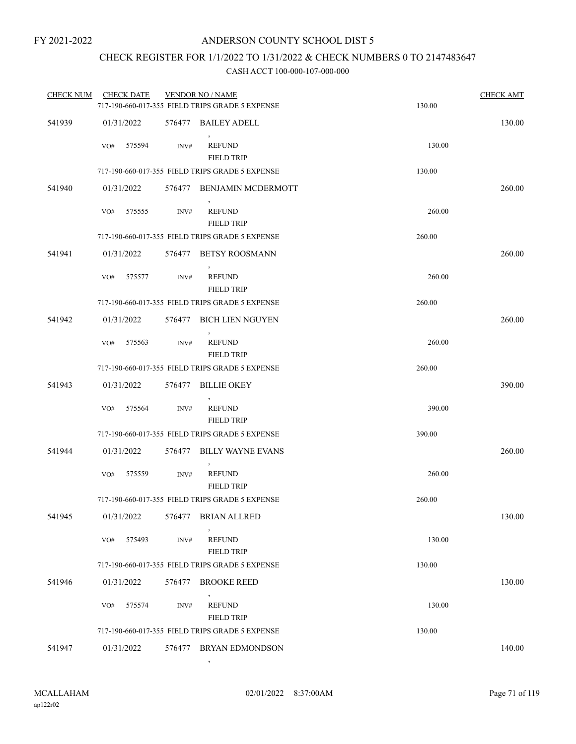FY 2021-2022

# ANDERSON COUNTY SCHOOL DIST 5

## CHECK REGISTER FOR 1/1/2022 TO 1/31/2022 & CHECK NUMBERS 0 TO 2147483647

CASH ACCT 100-000-107-000-000

| CHECK NUM | CHECK DATE | VENDOR NO / NAME | | CHECK AMT |
|---|---|---|---|---|
| | | 717-190-660-017-355 FIELD TRIPS GRADE 5 EXPENSE | 130.00 | |
| 541939 | 01/31/2022 | 576477 BAILEY ADELL<br>, | | 130.00 |
| | VO# 575594 | INV# REFUND<br>FIELD TRIP | 130.00 | |
| | | 717-190-660-017-355 FIELD TRIPS GRADE 5 EXPENSE | 130.00 | |
| 541940 | 01/31/2022 | 576477 BENJAMIN MCDERMOTT<br>, | | 260.00 |
| | VO# 575555 | INV# REFUND<br>FIELD TRIP | 260.00 | |
| | | 717-190-660-017-355 FIELD TRIPS GRADE 5 EXPENSE | 260.00 | |
| 541941 | 01/31/2022 | 576477 BETSY ROOSMANN<br>, | | 260.00 |
| | VO# 575577 | INV# REFUND<br>FIELD TRIP | 260.00 | |
| | | 717-190-660-017-355 FIELD TRIPS GRADE 5 EXPENSE | 260.00 | |
| 541942 | 01/31/2022 | 576477 BICH LIEN NGUYEN<br>, | | 260.00 |
| | VO# 575563 | INV# REFUND<br>FIELD TRIP | 260.00 | |
| | | 717-190-660-017-355 FIELD TRIPS GRADE 5 EXPENSE | 260.00 | |
| 541943 | 01/31/2022 | 576477 BILLIE OKEY<br>, | | 390.00 |
| | VO# 575564 | INV# REFUND<br>FIELD TRIP | 390.00 | |
| | | 717-190-660-017-355 FIELD TRIPS GRADE 5 EXPENSE | 390.00 | |
| 541944 | 01/31/2022 | 576477 BILLY WAYNE EVANS<br>, | | 260.00 |
| | VO# 575559 | INV# REFUND<br>FIELD TRIP | 260.00 | |
| | | 717-190-660-017-355 FIELD TRIPS GRADE 5 EXPENSE | 260.00 | |
| 541945 | 01/31/2022 | 576477 BRIAN ALLRED<br>, | | 130.00 |
| | VO# 575493 | INV# REFUND<br>FIELD TRIP | 130.00 | |
| | | 717-190-660-017-355 FIELD TRIPS GRADE 5 EXPENSE | 130.00 | |
| 541946 | 01/31/2022 | 576477 BROOKE REED<br>, | | 130.00 |
| | VO# 575574 | INV# REFUND<br>FIELD TRIP | 130.00 | |
| | | 717-190-660-017-355 FIELD TRIPS GRADE 5 EXPENSE | 130.00 | |
| 541947 | 01/31/2022 | 576477 BRYAN EDMONDSON<br>, | | 140.00 |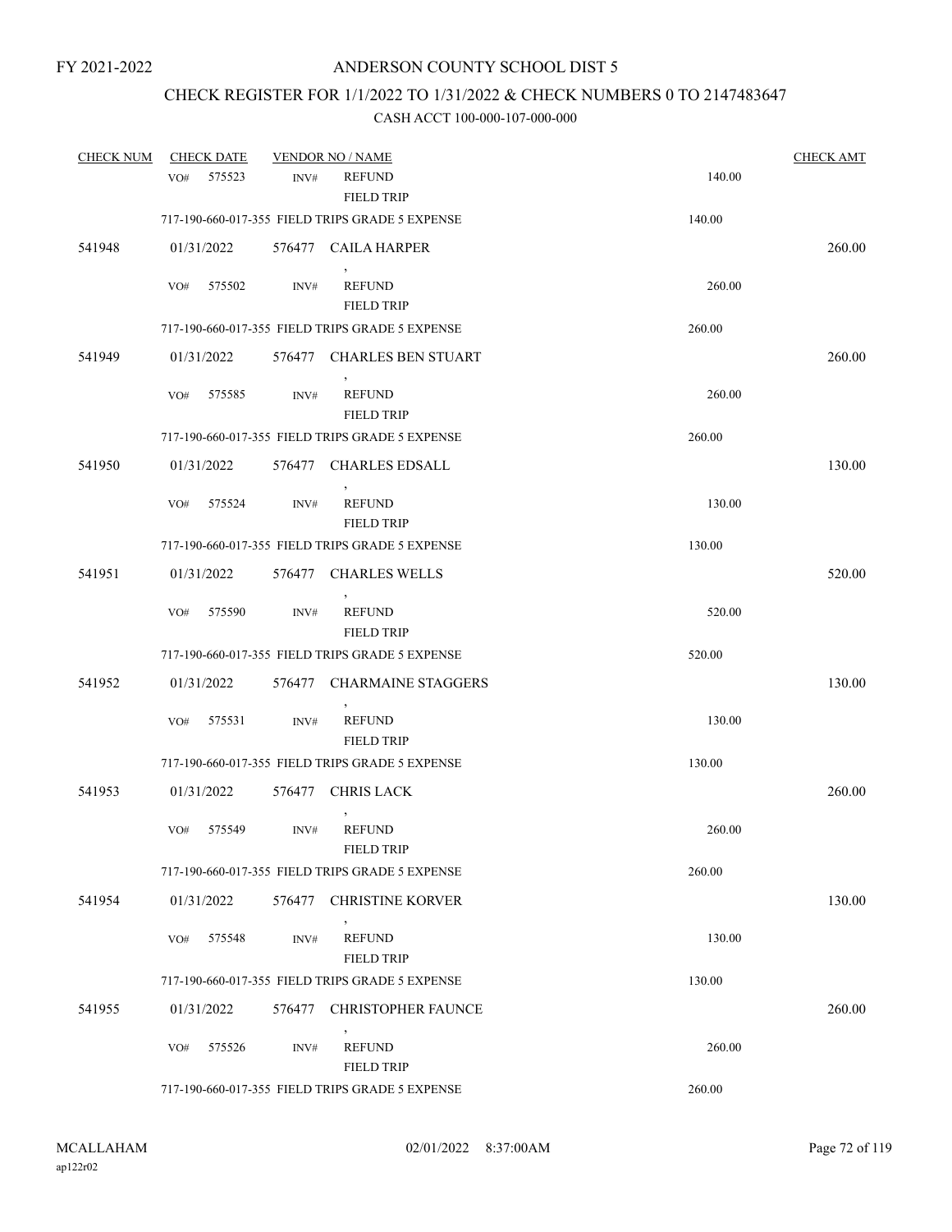# ANDERSON COUNTY SCHOOL DIST 5

## CHECK REGISTER FOR 1/1/2022 TO 1/31/2022 & CHECK NUMBERS 0 TO 2147483647

### CASH ACCT 100-000-107-000-000

| CHECK NUM | CHECK DATE | VENDOR NO / NAME | | CHECK AMT |
|---|---|---|---|---|
| | VO# 575523 | INV# REFUND FIELD TRIP | 140.00 | |
| | 717-190-660-017-355 FIELD TRIPS GRADE 5 EXPENSE | | 140.00 | |
| 541948 | 01/31/2022 | 576477 CAILA HARPER , | | 260.00 |
| | VO# 575502 | INV# REFUND FIELD TRIP | 260.00 | |
| | 717-190-660-017-355 FIELD TRIPS GRADE 5 EXPENSE | | 260.00 | |
| 541949 | 01/31/2022 | 576477 CHARLES BEN STUART , | | 260.00 |
| | VO# 575585 | INV# REFUND FIELD TRIP | 260.00 | |
| | 717-190-660-017-355 FIELD TRIPS GRADE 5 EXPENSE | | 260.00 | |
| 541950 | 01/31/2022 | 576477 CHARLES EDSALL , | | 130.00 |
| | VO# 575524 | INV# REFUND FIELD TRIP | 130.00 | |
| | 717-190-660-017-355 FIELD TRIPS GRADE 5 EXPENSE | | 130.00 | |
| 541951 | 01/31/2022 | 576477 CHARLES WELLS , | | 520.00 |
| | VO# 575590 | INV# REFUND FIELD TRIP | 520.00 | |
| | 717-190-660-017-355 FIELD TRIPS GRADE 5 EXPENSE | | 520.00 | |
| 541952 | 01/31/2022 | 576477 CHARMAINE STAGGERS , | | 130.00 |
| | VO# 575531 | INV# REFUND FIELD TRIP | 130.00 | |
| | 717-190-660-017-355 FIELD TRIPS GRADE 5 EXPENSE | | 130.00 | |
| 541953 | 01/31/2022 | 576477 CHRIS LACK , | | 260.00 |
| | VO# 575549 | INV# REFUND FIELD TRIP | 260.00 | |
| | 717-190-660-017-355 FIELD TRIPS GRADE 5 EXPENSE | | 260.00 | |
| 541954 | 01/31/2022 | 576477 CHRISTINE KORVER , | | 130.00 |
| | VO# 575548 | INV# REFUND FIELD TRIP | 130.00 | |
| | 717-190-660-017-355 FIELD TRIPS GRADE 5 EXPENSE | | 130.00 | |
| 541955 | 01/31/2022 | 576477 CHRISTOPHER FAUNCE , | | 260.00 |
| | VO# 575526 | INV# REFUND FIELD TRIP | 260.00 | |
| | 717-190-660-017-355 FIELD TRIPS GRADE 5 EXPENSE | | 260.00 | |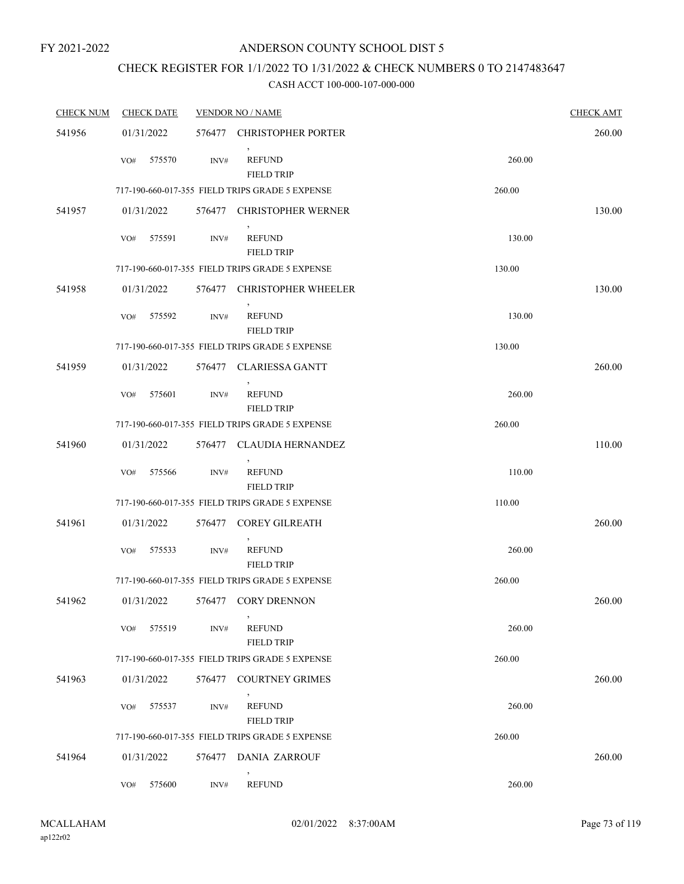FY 2021-2022

# ANDERSON COUNTY SCHOOL DIST 5

## CHECK REGISTER FOR 1/1/2022 TO 1/31/2022 & CHECK NUMBERS 0 TO 2147483647

### CASH ACCT 100-000-107-000-000

| CHECK NUM | CHECK DATE | VENDOR NO / NAME | | CHECK AMT |
|---|---|---|---|---|
| 541956 | 01/31/2022 | 576477 CHRISTOPHER PORTER | | 260.00 |
| | VO# 575570 | INV# REFUND FIELD TRIP | 260.00 | |
| | 717-190-660-017-355 FIELD TRIPS GRADE 5 EXPENSE | | 260.00 | |
| 541957 | 01/31/2022 | 576477 CHRISTOPHER WERNER | | 130.00 |
| | VO# 575591 | INV# REFUND FIELD TRIP | 130.00 | |
| | 717-190-660-017-355 FIELD TRIPS GRADE 5 EXPENSE | | 130.00 | |
| 541958 | 01/31/2022 | 576477 CHRISTOPHER WHEELER | | 130.00 |
| | VO# 575592 | INV# REFUND FIELD TRIP | 130.00 | |
| | 717-190-660-017-355 FIELD TRIPS GRADE 5 EXPENSE | | 130.00 | |
| 541959 | 01/31/2022 | 576477 CLARIESSA GANTT | | 260.00 |
| | VO# 575601 | INV# REFUND FIELD TRIP | 260.00 | |
| | 717-190-660-017-355 FIELD TRIPS GRADE 5 EXPENSE | | 260.00 | |
| 541960 | 01/31/2022 | 576477 CLAUDIA HERNANDEZ | | 110.00 |
| | VO# 575566 | INV# REFUND FIELD TRIP | 110.00 | |
| | 717-190-660-017-355 FIELD TRIPS GRADE 5 EXPENSE | | 110.00 | |
| 541961 | 01/31/2022 | 576477 COREY GILREATH | | 260.00 |
| | VO# 575533 | INV# REFUND FIELD TRIP | 260.00 | |
| | 717-190-660-017-355 FIELD TRIPS GRADE 5 EXPENSE | | 260.00 | |
| 541962 | 01/31/2022 | 576477 CORY DRENNON | | 260.00 |
| | VO# 575519 | INV# REFUND FIELD TRIP | 260.00 | |
| | 717-190-660-017-355 FIELD TRIPS GRADE 5 EXPENSE | | 260.00 | |
| 541963 | 01/31/2022 | 576477 COURTNEY GRIMES | | 260.00 |
| | VO# 575537 | INV# REFUND FIELD TRIP | 260.00 | |
| | 717-190-660-017-355 FIELD TRIPS GRADE 5 EXPENSE | | 260.00 | |
| 541964 | 01/31/2022 | 576477 DANIA ZARROUF | | 260.00 |
| | VO# 575600 | INV# REFUND | 260.00 | |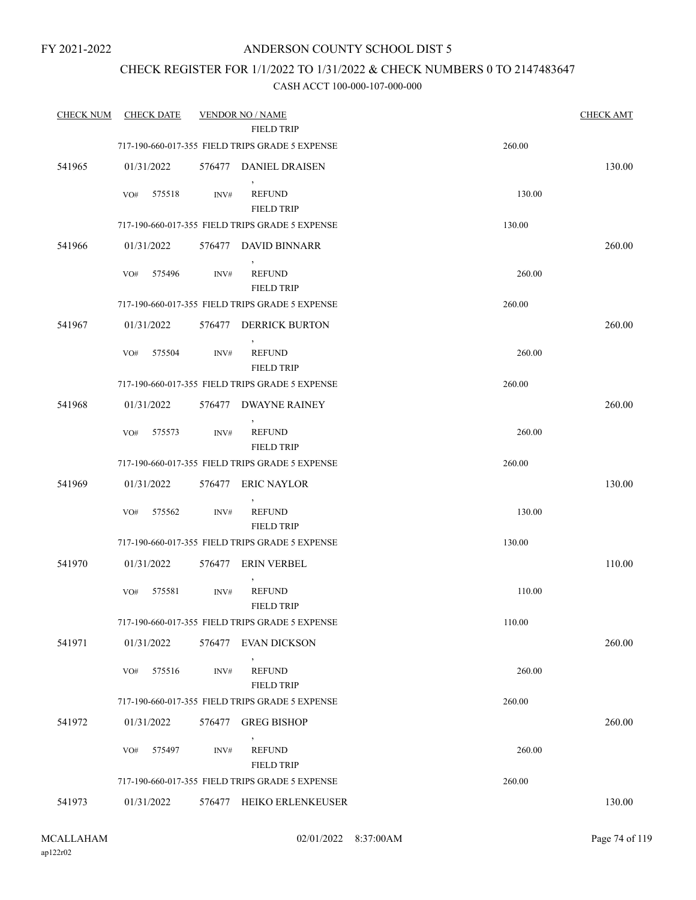# ANDERSON COUNTY SCHOOL DIST 5

## CHECK REGISTER FOR 1/1/2022 TO 1/31/2022 & CHECK NUMBERS 0 TO 2147483647

### CASH ACCT 100-000-107-000-000

FY 2021-2022

| CHECK NUM | CHECK DATE | VENDOR NO / NAME | | CHECK AMT |
|---|---|---|---|---|
| | | FIELD TRIP | | |
| | 717-190-660-017-355 FIELD TRIPS GRADE 5 EXPENSE | | 260.00 | |
| 541965 | 01/31/2022 | 576477 DANIEL DRAISEN | | 130.00 |
| | VO# 575518 | INV# REFUND<br>FIELD TRIP | 130.00 | |
| | 717-190-660-017-355 FIELD TRIPS GRADE 5 EXPENSE | | 130.00 | |
| 541966 | 01/31/2022 | 576477 DAVID BINNARR | | 260.00 |
| | VO# 575496 | INV# REFUND<br>FIELD TRIP | 260.00 | |
| | 717-190-660-017-355 FIELD TRIPS GRADE 5 EXPENSE | | 260.00 | |
| 541967 | 01/31/2022 | 576477 DERRICK BURTON | | 260.00 |
| | VO# 575504 | INV# REFUND<br>FIELD TRIP | 260.00 | |
| | 717-190-660-017-355 FIELD TRIPS GRADE 5 EXPENSE | | 260.00 | |
| 541968 | 01/31/2022 | 576477 DWAYNE RAINEY | | 260.00 |
| | VO# 575573 | INV# REFUND<br>FIELD TRIP | 260.00 | |
| | 717-190-660-017-355 FIELD TRIPS GRADE 5 EXPENSE | | 260.00 | |
| 541969 | 01/31/2022 | 576477 ERIC NAYLOR | | 130.00 |
| | VO# 575562 | INV# REFUND<br>FIELD TRIP | 130.00 | |
| | 717-190-660-017-355 FIELD TRIPS GRADE 5 EXPENSE | | 130.00 | |
| 541970 | 01/31/2022 | 576477 ERIN VERBEL | | 110.00 |
| | VO# 575581 | INV# REFUND<br>FIELD TRIP | 110.00 | |
| | 717-190-660-017-355 FIELD TRIPS GRADE 5 EXPENSE | | 110.00 | |
| 541971 | 01/31/2022 | 576477 EVAN DICKSON | | 260.00 |
| | VO# 575516 | INV# REFUND<br>FIELD TRIP | 260.00 | |
| | 717-190-660-017-355 FIELD TRIPS GRADE 5 EXPENSE | | 260.00 | |
| 541972 | 01/31/2022 | 576477 GREG BISHOP | | 260.00 |
| | VO# 575497 | INV# REFUND<br>FIELD TRIP | 260.00 | |
| | 717-190-660-017-355 FIELD TRIPS GRADE 5 EXPENSE | | 260.00 | |
| 541973 | 01/31/2022 | 576477 HEIKO ERLENKEUSER | | 130.00 |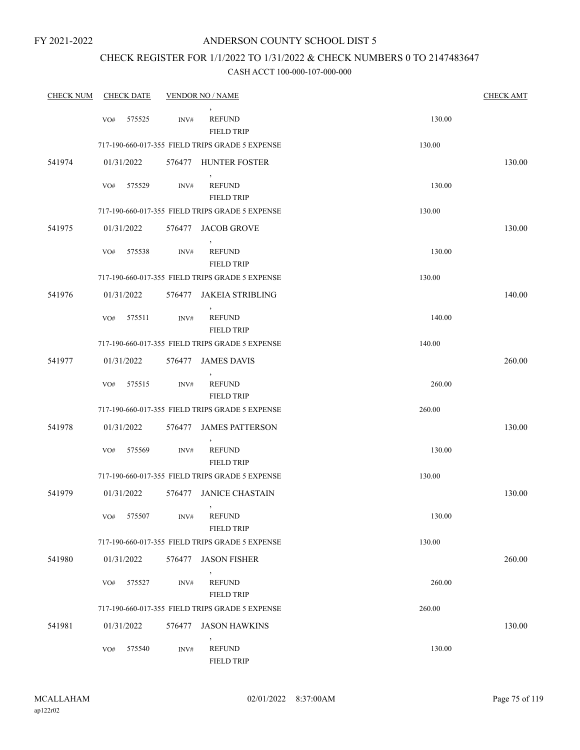FY 2021-2022

# ANDERSON COUNTY SCHOOL DIST 5

## CHECK REGISTER FOR 1/1/2022 TO 1/31/2022 & CHECK NUMBERS 0 TO 2147483647

### CASH ACCT 100-000-107-000-000

| CHECK NUM | CHECK DATE | VENDOR NO / NAME | | CHECK AMT |
|---|---|---|---|---|
| | VO# 575525 INV# | , REFUND FIELD TRIP | 130.00 | |
| | 717-190-660-017-355 FIELD TRIPS GRADE 5 EXPENSE | | 130.00 | |
| 541974 | 01/31/2022 | 576477 HUNTER FOSTER | | 130.00 |
| | VO# 575529 INV# | , REFUND FIELD TRIP | 130.00 | |
| | 717-190-660-017-355 FIELD TRIPS GRADE 5 EXPENSE | | 130.00 | |
| 541975 | 01/31/2022 | 576477 JACOB GROVE | | 130.00 |
| | VO# 575538 INV# | , REFUND FIELD TRIP | 130.00 | |
| | 717-190-660-017-355 FIELD TRIPS GRADE 5 EXPENSE | | 130.00 | |
| 541976 | 01/31/2022 | 576477 JAKEIA STRIBLING | | 140.00 |
| | VO# 575511 INV# | , REFUND FIELD TRIP | 140.00 | |
| | 717-190-660-017-355 FIELD TRIPS GRADE 5 EXPENSE | | 140.00 | |
| 541977 | 01/31/2022 | 576477 JAMES DAVIS | | 260.00 |
| | VO# 575515 INV# | , REFUND FIELD TRIP | 260.00 | |
| | 717-190-660-017-355 FIELD TRIPS GRADE 5 EXPENSE | | 260.00 | |
| 541978 | 01/31/2022 | 576477 JAMES PATTERSON | | 130.00 |
| | VO# 575569 INV# | , REFUND FIELD TRIP | 130.00 | |
| | 717-190-660-017-355 FIELD TRIPS GRADE 5 EXPENSE | | 130.00 | |
| 541979 | 01/31/2022 | 576477 JANICE CHASTAIN | | 130.00 |
| | VO# 575507 INV# | , REFUND FIELD TRIP | 130.00 | |
| | 717-190-660-017-355 FIELD TRIPS GRADE 5 EXPENSE | | 130.00 | |
| 541980 | 01/31/2022 | 576477 JASON FISHER | | 260.00 |
| | VO# 575527 INV# | , REFUND FIELD TRIP | 260.00 | |
| | 717-190-660-017-355 FIELD TRIPS GRADE 5 EXPENSE | | 260.00 | |
| 541981 | 01/31/2022 | 576477 JASON HAWKINS | | 130.00 |
| | VO# 575540 INV# | , REFUND FIELD TRIP | 130.00 | |

MCALLAHAM
ap122r02

02/01/2022 8:37:00AM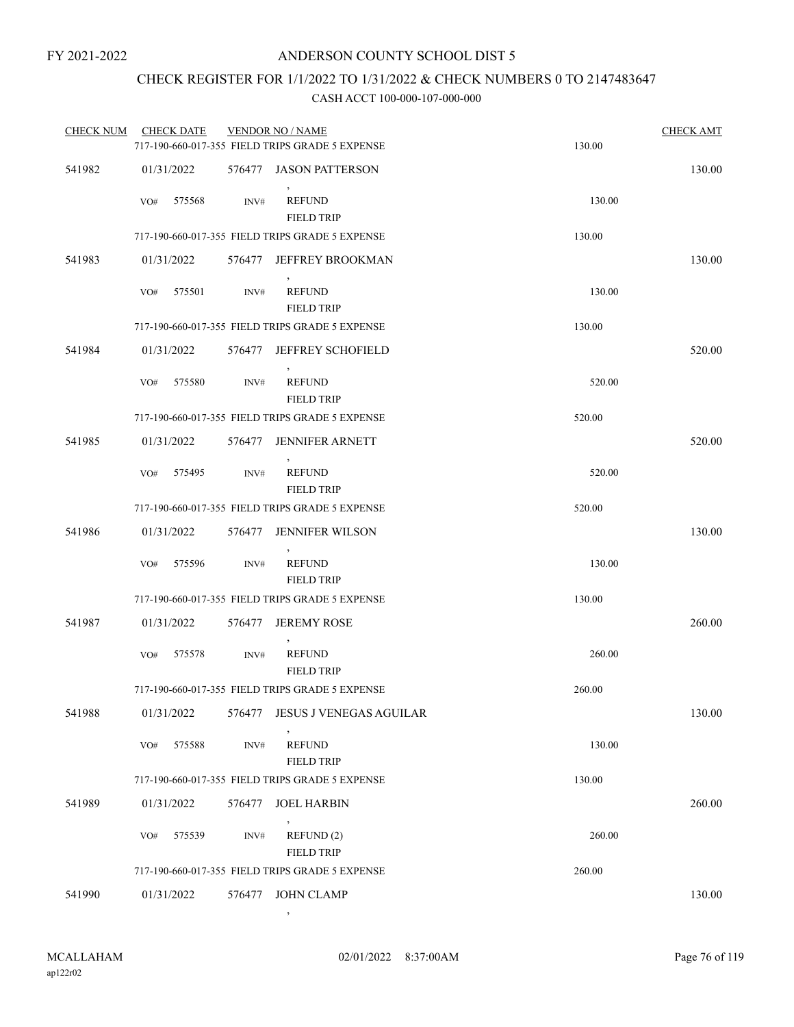FY 2021-2022

# ANDERSON COUNTY SCHOOL DIST 5

## CHECK REGISTER FOR 1/1/2022 TO 1/31/2022 & CHECK NUMBERS 0 TO 2147483647

### CASH ACCT 100-000-107-000-000

| CHECK NUM | CHECK DATE | VENDOR NO / NAME | | CHECK AMT |
|---|---|---|---|---|
| | | 717-190-660-017-355 FIELD TRIPS GRADE 5 EXPENSE | 130.00 | |
| 541982 | 01/31/2022 | 576477 JASON PATTERSON<br>, | | 130.00 |
| | VO# 575568 | INV# REFUND<br>FIELD TRIP | 130.00 | |
| | | 717-190-660-017-355 FIELD TRIPS GRADE 5 EXPENSE | 130.00 | |
| 541983 | 01/31/2022 | 576477 JEFFREY BROOKMAN<br>, | | 130.00 |
| | VO# 575501 | INV# REFUND<br>FIELD TRIP | 130.00 | |
| | | 717-190-660-017-355 FIELD TRIPS GRADE 5 EXPENSE | 130.00 | |
| 541984 | 01/31/2022 | 576477 JEFFREY SCHOFIELD<br>, | | 520.00 |
| | VO# 575580 | INV# REFUND<br>FIELD TRIP | 520.00 | |
| | | 717-190-660-017-355 FIELD TRIPS GRADE 5 EXPENSE | 520.00 | |
| 541985 | 01/31/2022 | 576477 JENNIFER ARNETT<br>, | | 520.00 |
| | VO# 575495 | INV# REFUND<br>FIELD TRIP | 520.00 | |
| | | 717-190-660-017-355 FIELD TRIPS GRADE 5 EXPENSE | 520.00 | |
| 541986 | 01/31/2022 | 576477 JENNIFER WILSON<br>, | | 130.00 |
| | VO# 575596 | INV# REFUND<br>FIELD TRIP | 130.00 | |
| | | 717-190-660-017-355 FIELD TRIPS GRADE 5 EXPENSE | 130.00 | |
| 541987 | 01/31/2022 | 576477 JEREMY ROSE<br>, | | 260.00 |
| | VO# 575578 | INV# REFUND<br>FIELD TRIP | 260.00 | |
| | | 717-190-660-017-355 FIELD TRIPS GRADE 5 EXPENSE | 260.00 | |
| 541988 | 01/31/2022 | 576477 JESUS J VENEGAS AGUILAR<br>, | | 130.00 |
| | VO# 575588 | INV# REFUND<br>FIELD TRIP | 130.00 | |
| | | 717-190-660-017-355 FIELD TRIPS GRADE 5 EXPENSE | 130.00 | |
| 541989 | 01/31/2022 | 576477 JOEL HARBIN<br>, | | 260.00 |
| | VO# 575539 | INV# REFUND (2)<br>FIELD TRIP | 260.00 | |
| | | 717-190-660-017-355 FIELD TRIPS GRADE 5 EXPENSE | 260.00 | |
| 541990 | 01/31/2022 | 576477 JOHN CLAMP<br>, | | 130.00 |

MCALLAHAM 02/01/2022 8:37:00AM
ap122r02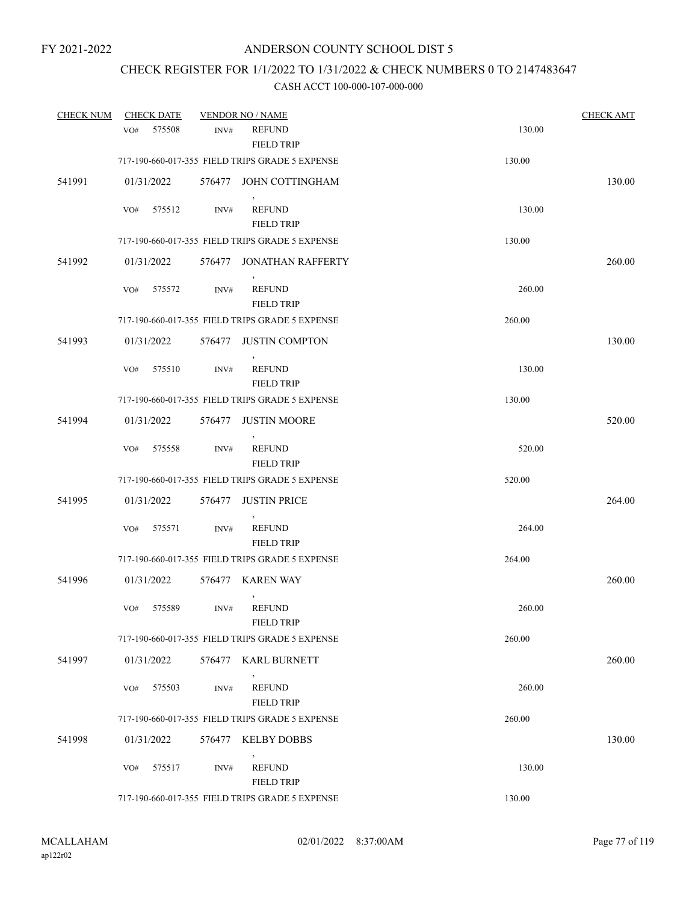FY 2021-2022

# ANDERSON COUNTY SCHOOL DIST 5

## CHECK REGISTER FOR 1/1/2022 TO 1/31/2022 & CHECK NUMBERS 0 TO 2147483647

### CASH ACCT 100-000-107-000-000

| CHECK NUM | CHECK DATE | VENDOR NO / NAME | | CHECK AMT |
|---|---|---|---|---|
| | VO# 575508 | INV# REFUND FIELD TRIP | 130.00 | |
| | 717-190-660-017-355 FIELD TRIPS GRADE 5 EXPENSE | | 130.00 | |
| 541991 | 01/31/2022 | 576477 JOHN COTTINGHAM , | | 130.00 |
| | VO# 575512 | INV# REFUND FIELD TRIP | 130.00 | |
| | 717-190-660-017-355 FIELD TRIPS GRADE 5 EXPENSE | | 130.00 | |
| 541992 | 01/31/2022 | 576477 JONATHAN RAFFERTY , | | 260.00 |
| | VO# 575572 | INV# REFUND FIELD TRIP | 260.00 | |
| | 717-190-660-017-355 FIELD TRIPS GRADE 5 EXPENSE | | 260.00 | |
| 541993 | 01/31/2022 | 576477 JUSTIN COMPTON , | | 130.00 |
| | VO# 575510 | INV# REFUND FIELD TRIP | 130.00 | |
| | 717-190-660-017-355 FIELD TRIPS GRADE 5 EXPENSE | | 130.00 | |
| 541994 | 01/31/2022 | 576477 JUSTIN MOORE , | | 520.00 |
| | VO# 575558 | INV# REFUND FIELD TRIP | 520.00 | |
| | 717-190-660-017-355 FIELD TRIPS GRADE 5 EXPENSE | | 520.00 | |
| 541995 | 01/31/2022 | 576477 JUSTIN PRICE , | | 264.00 |
| | VO# 575571 | INV# REFUND FIELD TRIP | 264.00 | |
| | 717-190-660-017-355 FIELD TRIPS GRADE 5 EXPENSE | | 264.00 | |
| 541996 | 01/31/2022 | 576477 KAREN WAY , | | 260.00 |
| | VO# 575589 | INV# REFUND FIELD TRIP | 260.00 | |
| | 717-190-660-017-355 FIELD TRIPS GRADE 5 EXPENSE | | 260.00 | |
| 541997 | 01/31/2022 | 576477 KARL BURNETT , | | 260.00 |
| | VO# 575503 | INV# REFUND FIELD TRIP | 260.00 | |
| | 717-190-660-017-355 FIELD TRIPS GRADE 5 EXPENSE | | 260.00 | |
| 541998 | 01/31/2022 | 576477 KELBY DOBBS , | | 130.00 |
| | VO# 575517 | INV# REFUND FIELD TRIP | 130.00 | |
| | 717-190-660-017-355 FIELD TRIPS GRADE 5 EXPENSE | | 130.00 | |

MCALLAHAM
ap122r02

02/01/2022 8:37:00AM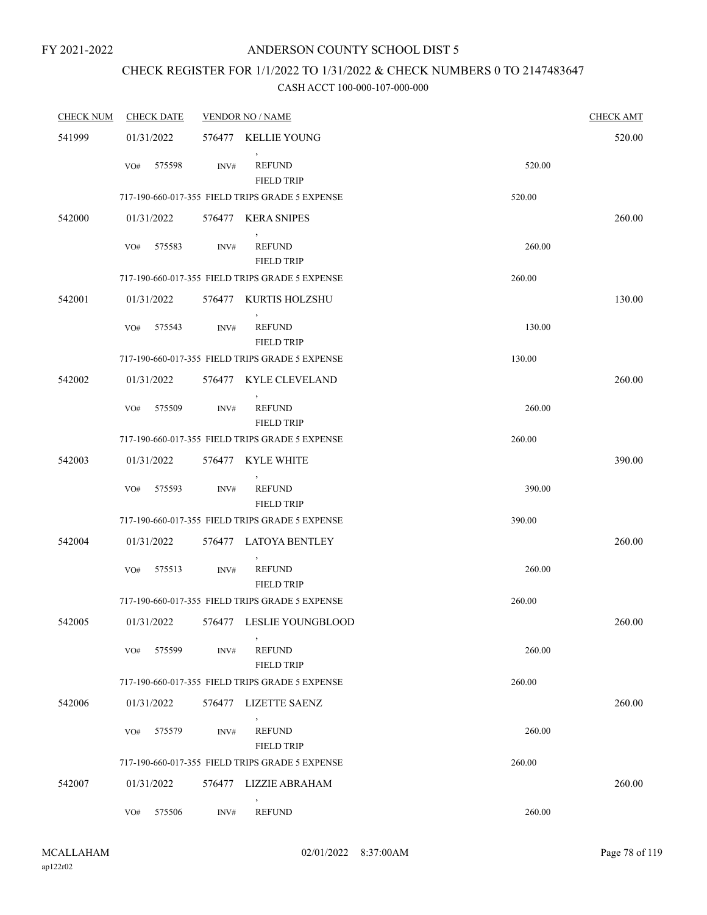FY 2021-2022

# ANDERSON COUNTY SCHOOL DIST 5

## CHECK REGISTER FOR 1/1/2022 TO 1/31/2022 & CHECK NUMBERS 0 TO 2147483647

### CASH ACCT 100-000-107-000-000

| CHECK NUM | CHECK DATE | VENDOR NO / NAME | | CHECK AMT |
|---|---|---|---|---|
| 541999 | 01/31/2022 | 576477 KELLIE YOUNG | | 520.00 |
| | VO# 575598 | INV# REFUND<br>FIELD TRIP | 520.00 | |
| | 717-190-660-017-355 FIELD TRIPS GRADE 5 EXPENSE | | 520.00 | |
| 542000 | 01/31/2022 | 576477 KERA SNIPES | | 260.00 |
| | VO# 575583 | INV# REFUND<br>FIELD TRIP | 260.00 | |
| | 717-190-660-017-355 FIELD TRIPS GRADE 5 EXPENSE | | 260.00 | |
| 542001 | 01/31/2022 | 576477 KURTIS HOLZSHU | | 130.00 |
| | VO# 575543 | INV# REFUND<br>FIELD TRIP | 130.00 | |
| | 717-190-660-017-355 FIELD TRIPS GRADE 5 EXPENSE | | 130.00 | |
| 542002 | 01/31/2022 | 576477 KYLE CLEVELAND | | 260.00 |
| | VO# 575509 | INV# REFUND<br>FIELD TRIP | 260.00 | |
| | 717-190-660-017-355 FIELD TRIPS GRADE 5 EXPENSE | | 260.00 | |
| 542003 | 01/31/2022 | 576477 KYLE WHITE | | 390.00 |
| | VO# 575593 | INV# REFUND<br>FIELD TRIP | 390.00 | |
| | 717-190-660-017-355 FIELD TRIPS GRADE 5 EXPENSE | | 390.00 | |
| 542004 | 01/31/2022 | 576477 LATOYA BENTLEY | | 260.00 |
| | VO# 575513 | INV# REFUND<br>FIELD TRIP | 260.00 | |
| | 717-190-660-017-355 FIELD TRIPS GRADE 5 EXPENSE | | 260.00 | |
| 542005 | 01/31/2022 | 576477 LESLIE YOUNGBLOOD | | 260.00 |
| | VO# 575599 | INV# REFUND<br>FIELD TRIP | 260.00 | |
| | 717-190-660-017-355 FIELD TRIPS GRADE 5 EXPENSE | | 260.00 | |
| 542006 | 01/31/2022 | 576477 LIZETTE SAENZ | | 260.00 |
| | VO# 575579 | INV# REFUND<br>FIELD TRIP | 260.00 | |
| | 717-190-660-017-355 FIELD TRIPS GRADE 5 EXPENSE | | 260.00 | |
| 542007 | 01/31/2022 | 576477 LIZZIE ABRAHAM | | 260.00 |
| | VO# 575506 | INV# REFUND | 260.00 | |

MCALLAHAM
ap122r02

02/01/2022 8:37:00AM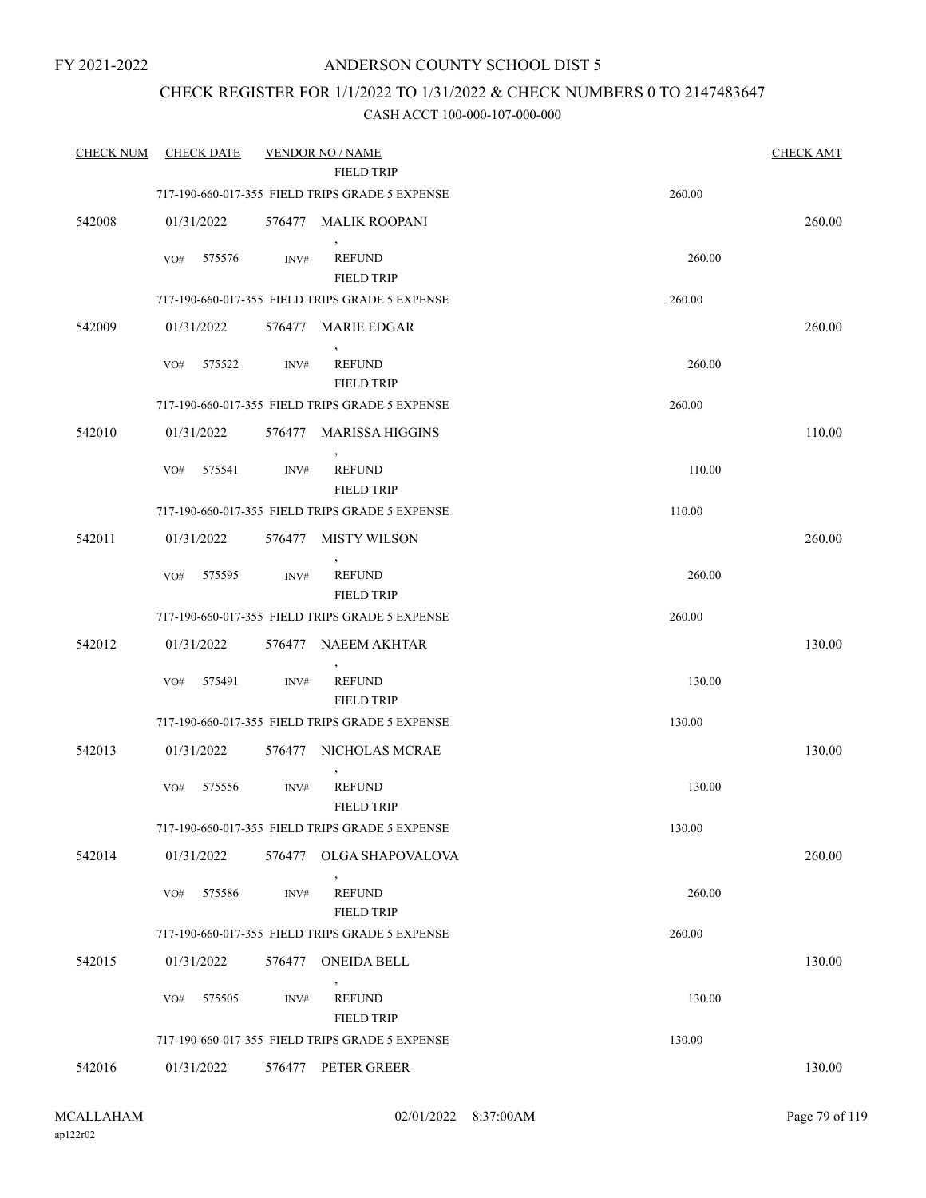FY 2021-2022

# ANDERSON COUNTY SCHOOL DIST 5

## CHECK REGISTER FOR 1/1/2022 TO 1/31/2022 & CHECK NUMBERS 0 TO 2147483647

### CASH ACCT 100-000-107-000-000

| CHECK NUM | CHECK DATE | VENDOR NO / NAME | | CHECK AMT |
|---|---|---|---|---|
| | | FIELD TRIP | | |
| | 717-190-660-017-355 FIELD TRIPS GRADE 5 EXPENSE | | 260.00 | |
| 542008 | 01/31/2022 | 576477 MALIK ROOPANI<br>, | | 260.00 |
| | VO# 575576 | INV# REFUND<br>FIELD TRIP | 260.00 | |
| | 717-190-660-017-355 FIELD TRIPS GRADE 5 EXPENSE | | 260.00 | |
| 542009 | 01/31/2022 | 576477 MARIE EDGAR<br>, | | 260.00 |
| | VO# 575522 | INV# REFUND<br>FIELD TRIP | 260.00 | |
| | 717-190-660-017-355 FIELD TRIPS GRADE 5 EXPENSE | | 260.00 | |
| 542010 | 01/31/2022 | 576477 MARISSA HIGGINS<br>, | | 110.00 |
| | VO# 575541 | INV# REFUND<br>FIELD TRIP | 110.00 | |
| | 717-190-660-017-355 FIELD TRIPS GRADE 5 EXPENSE | | 110.00 | |
| 542011 | 01/31/2022 | 576477 MISTY WILSON<br>, | | 260.00 |
| | VO# 575595 | INV# REFUND<br>FIELD TRIP | 260.00 | |
| | 717-190-660-017-355 FIELD TRIPS GRADE 5 EXPENSE | | 260.00 | |
| 542012 | 01/31/2022 | 576477 NAEEM AKHTAR<br>, | | 130.00 |
| | VO# 575491 | INV# REFUND<br>FIELD TRIP | 130.00 | |
| | 717-190-660-017-355 FIELD TRIPS GRADE 5 EXPENSE | | 130.00 | |
| 542013 | 01/31/2022 | 576477 NICHOLAS MCRAE<br>, | | 130.00 |
| | VO# 575556 | INV# REFUND<br>FIELD TRIP | 130.00 | |
| | 717-190-660-017-355 FIELD TRIPS GRADE 5 EXPENSE | | 130.00 | |
| 542014 | 01/31/2022 | 576477 OLGA SHAPOVALOVA<br>, | | 260.00 |
| | VO# 575586 | INV# REFUND<br>FIELD TRIP | 260.00 | |
| | 717-190-660-017-355 FIELD TRIPS GRADE 5 EXPENSE | | 260.00 | |
| 542015 | 01/31/2022 | 576477 ONEIDA BELL<br>, | | 130.00 |
| | VO# 575505 | INV# REFUND<br>FIELD TRIP | 130.00 | |
| | 717-190-660-017-355 FIELD TRIPS GRADE 5 EXPENSE | | 130.00 | |
| 542016 | 01/31/2022 | 576477 PETER GREER | | 130.00 |

MCALLAHAM
ap122r02

02/01/2022 8:37:00AM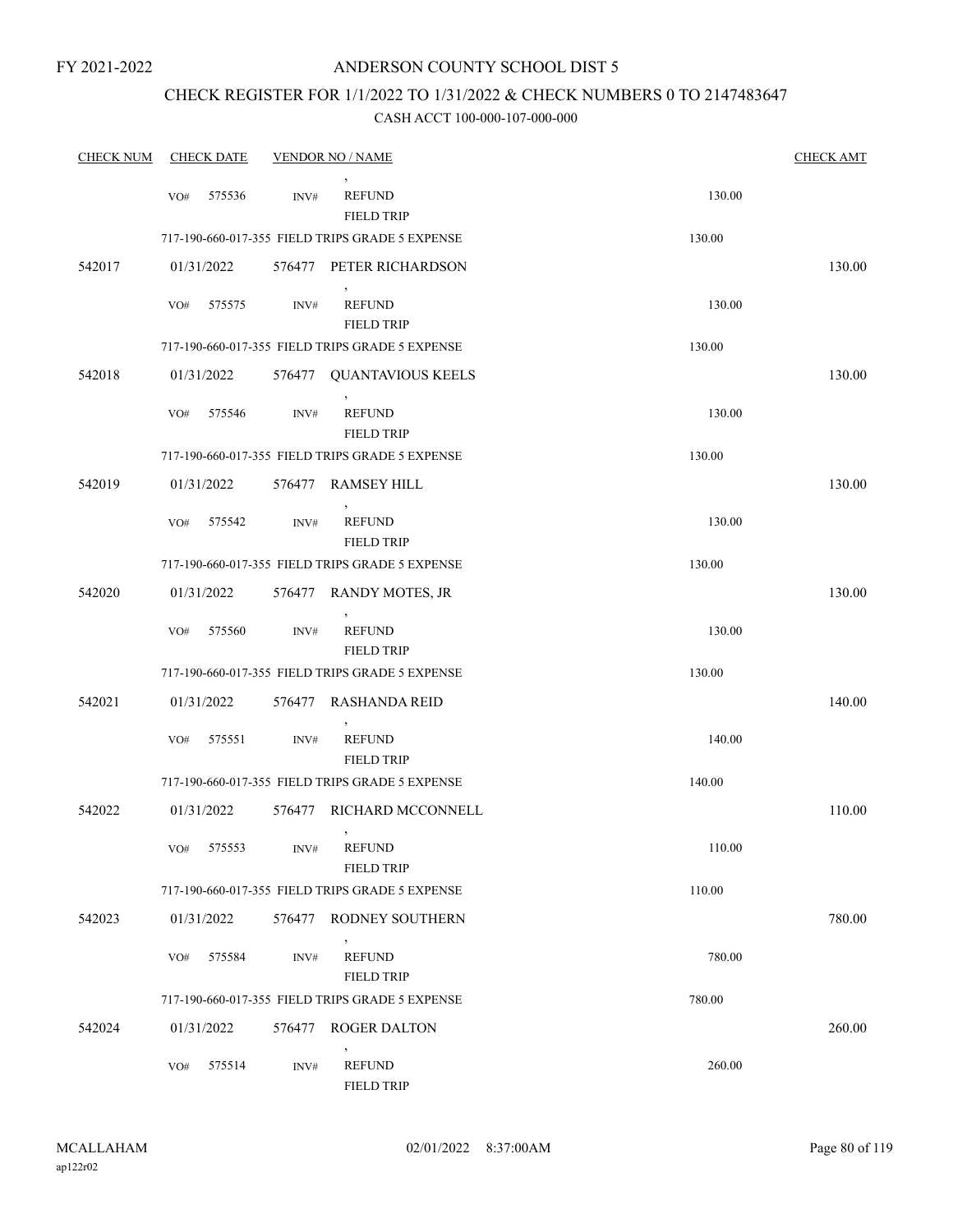FY 2021-2022

# ANDERSON COUNTY SCHOOL DIST 5

## CHECK REGISTER FOR 1/1/2022 TO 1/31/2022 & CHECK NUMBERS 0 TO 2147483647

CASH ACCT 100-000-107-000-000

| CHECK NUM | CHECK DATE | VENDOR NO / NAME | | CHECK AMT |
|---|---|---|---|---|
| | VO# 575536 INV# | , REFUND FIELD TRIP | 130.00 | |
| | 717-190-660-017-355 FIELD TRIPS GRADE 5 EXPENSE | | 130.00 | |
| 542017 | 01/31/2022 | 576477 PETER RICHARDSON | | 130.00 |
| | VO# 575575 INV# | , REFUND FIELD TRIP | 130.00 | |
| | 717-190-660-017-355 FIELD TRIPS GRADE 5 EXPENSE | | 130.00 | |
| 542018 | 01/31/2022 | 576477 QUANTAVIOUS KEELS | | 130.00 |
| | VO# 575546 INV# | , REFUND FIELD TRIP | 130.00 | |
| | 717-190-660-017-355 FIELD TRIPS GRADE 5 EXPENSE | | 130.00 | |
| 542019 | 01/31/2022 | 576477 RAMSEY HILL | | 130.00 |
| | VO# 575542 INV# | , REFUND FIELD TRIP | 130.00 | |
| | 717-190-660-017-355 FIELD TRIPS GRADE 5 EXPENSE | | 130.00 | |
| 542020 | 01/31/2022 | 576477 RANDY MOTES, JR | | 130.00 |
| | VO# 575560 INV# | , REFUND FIELD TRIP | 130.00 | |
| | 717-190-660-017-355 FIELD TRIPS GRADE 5 EXPENSE | | 130.00 | |
| 542021 | 01/31/2022 | 576477 RASHANDA REID | | 140.00 |
| | VO# 575551 INV# | , REFUND FIELD TRIP | 140.00 | |
| | 717-190-660-017-355 FIELD TRIPS GRADE 5 EXPENSE | | 140.00 | |
| 542022 | 01/31/2022 | 576477 RICHARD MCCONNELL | | 110.00 |
| | VO# 575553 INV# | , REFUND FIELD TRIP | 110.00 | |
| | 717-190-660-017-355 FIELD TRIPS GRADE 5 EXPENSE | | 110.00 | |
| 542023 | 01/31/2022 | 576477 RODNEY SOUTHERN | | 780.00 |
| | VO# 575584 INV# | , REFUND FIELD TRIP | 780.00 | |
| | 717-190-660-017-355 FIELD TRIPS GRADE 5 EXPENSE | | 780.00 | |
| 542024 | 01/31/2022 | 576477 ROGER DALTON | | 260.00 |
| | VO# 575514 INV# | , REFUND FIELD TRIP | 260.00 | |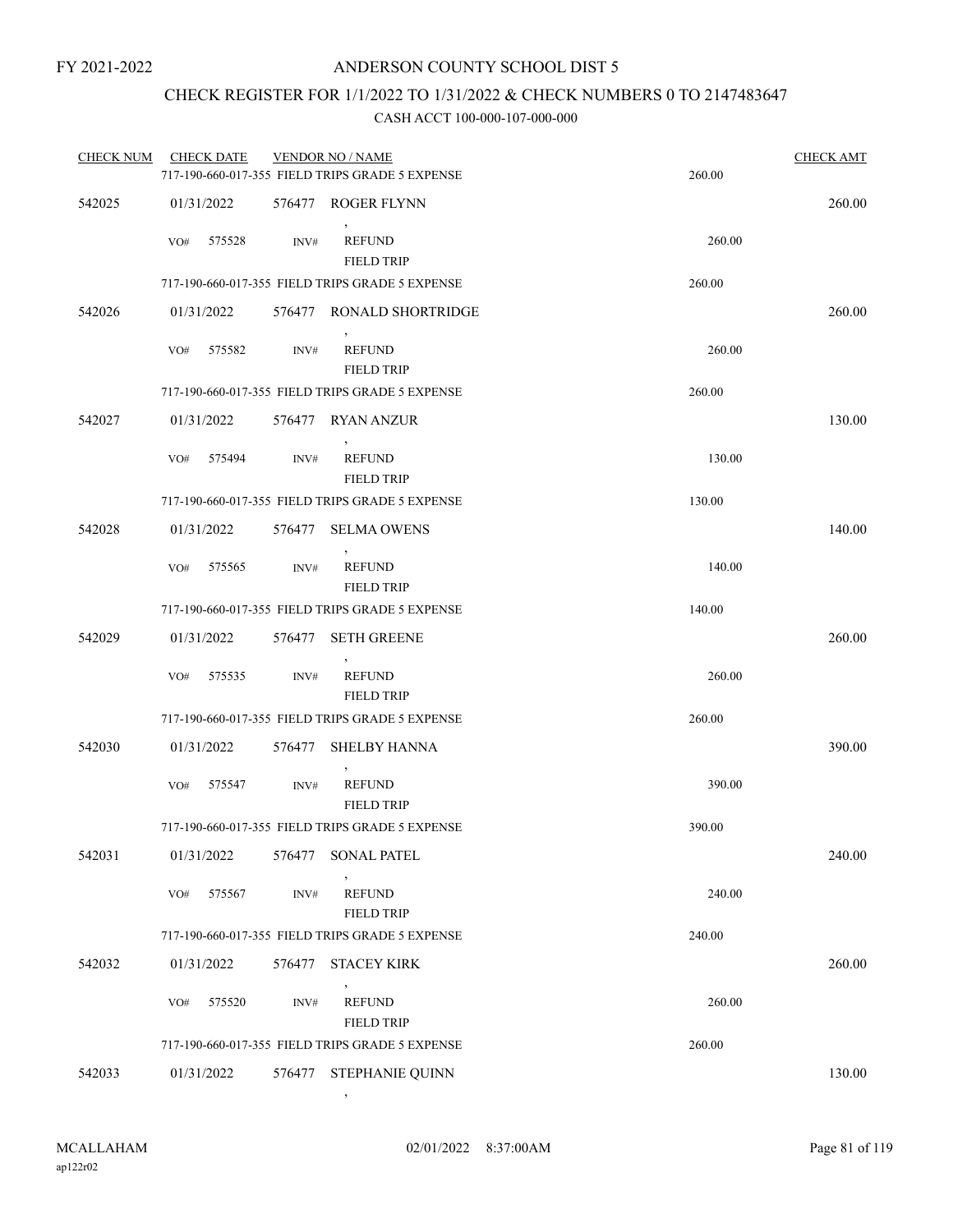FY 2021-2022

# ANDERSON COUNTY SCHOOL DIST 5

## CHECK REGISTER FOR 1/1/2022 TO 1/31/2022 & CHECK NUMBERS 0 TO 2147483647

### CASH ACCT 100-000-107-000-000

| CHECK NUM | CHECK DATE | VENDOR NO / NAME | | CHECK AMT |
|---|---|---|---|---|
| | 717-190-660-017-355 FIELD TRIPS GRADE 5 EXPENSE | | 260.00 | |
| 542025 | 01/31/2022 | 576477 ROGER FLYNN , | | 260.00 |
| | VO# 575528 INV# | REFUND FIELD TRIP | 260.00 | |
| | 717-190-660-017-355 FIELD TRIPS GRADE 5 EXPENSE | | 260.00 | |
| 542026 | 01/31/2022 | 576477 RONALD SHORTRIDGE , | | 260.00 |
| | VO# 575582 INV# | REFUND FIELD TRIP | 260.00 | |
| | 717-190-660-017-355 FIELD TRIPS GRADE 5 EXPENSE | | 260.00 | |
| 542027 | 01/31/2022 | 576477 RYAN ANZUR , | | 130.00 |
| | VO# 575494 INV# | REFUND FIELD TRIP | 130.00 | |
| | 717-190-660-017-355 FIELD TRIPS GRADE 5 EXPENSE | | 130.00 | |
| 542028 | 01/31/2022 | 576477 SELMA OWENS , | | 140.00 |
| | VO# 575565 INV# | REFUND FIELD TRIP | 140.00 | |
| | 717-190-660-017-355 FIELD TRIPS GRADE 5 EXPENSE | | 140.00 | |
| 542029 | 01/31/2022 | 576477 SETH GREENE , | | 260.00 |
| | VO# 575535 INV# | REFUND FIELD TRIP | 260.00 | |
| | 717-190-660-017-355 FIELD TRIPS GRADE 5 EXPENSE | | 260.00 | |
| 542030 | 01/31/2022 | 576477 SHELBY HANNA , | | 390.00 |
| | VO# 575547 INV# | REFUND FIELD TRIP | 390.00 | |
| | 717-190-660-017-355 FIELD TRIPS GRADE 5 EXPENSE | | 390.00 | |
| 542031 | 01/31/2022 | 576477 SONAL PATEL , | | 240.00 |
| | VO# 575567 INV# | REFUND FIELD TRIP | 240.00 | |
| | 717-190-660-017-355 FIELD TRIPS GRADE 5 EXPENSE | | 240.00 | |
| 542032 | 01/31/2022 | 576477 STACEY KIRK , | | 260.00 |
| | VO# 575520 INV# | REFUND FIELD TRIP | 260.00 | |
| | 717-190-660-017-355 FIELD TRIPS GRADE 5 EXPENSE | | 260.00 | |
| 542033 | 01/31/2022 | 576477 STEPHANIE QUINN , | | 130.00 |

MCALLAHAM ap122r02 02/01/2022 8:37:00AM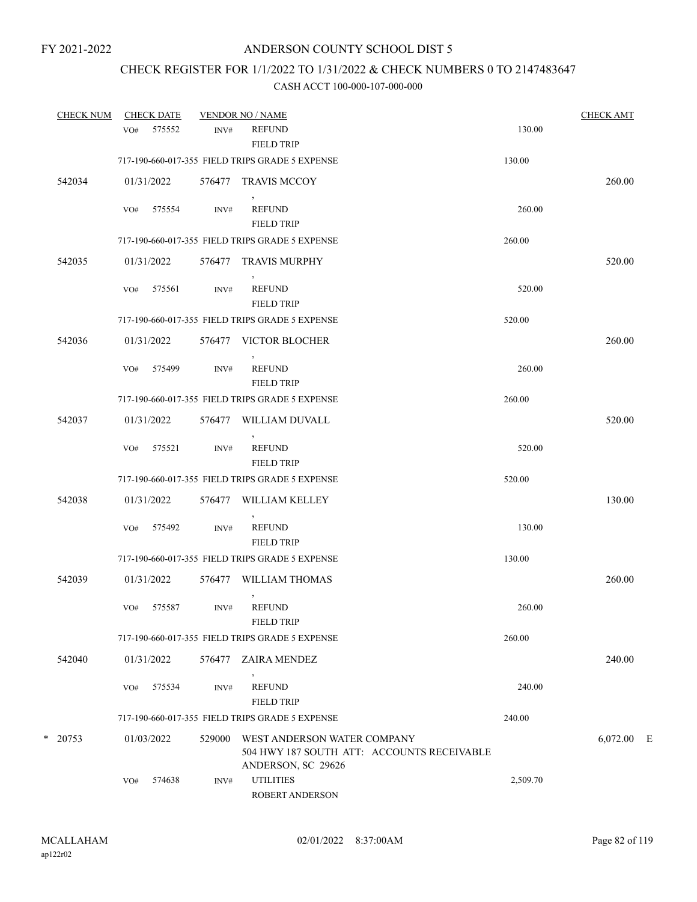FY 2021-2022

# ANDERSON COUNTY SCHOOL DIST 5

## CHECK REGISTER FOR 1/1/2022 TO 1/31/2022 & CHECK NUMBERS 0 TO 2147483647

### CASH ACCT 100-000-107-000-000

| CHECK NUM | CHECK DATE | VENDOR NO / NAME | | CHECK AMT |
|---|---|---|---|---|
| | VO# 575552 | INV# REFUND<br>FIELD TRIP | 130.00 | |
| | 717-190-660-017-355 FIELD TRIPS GRADE 5 EXPENSE | | 130.00 | |
| 542034 | 01/31/2022 | 576477 TRAVIS MCCOY<br>, | | 260.00 |
| | VO# 575554 | INV# REFUND<br>FIELD TRIP | 260.00 | |
| | 717-190-660-017-355 FIELD TRIPS GRADE 5 EXPENSE | | 260.00 | |
| 542035 | 01/31/2022 | 576477 TRAVIS MURPHY<br>, | | 520.00 |
| | VO# 575561 | INV# REFUND<br>FIELD TRIP | 520.00 | |
| | 717-190-660-017-355 FIELD TRIPS GRADE 5 EXPENSE | | 520.00 | |
| 542036 | 01/31/2022 | 576477 VICTOR BLOCHER<br>, | | 260.00 |
| | VO# 575499 | INV# REFUND<br>FIELD TRIP | 260.00 | |
| | 717-190-660-017-355 FIELD TRIPS GRADE 5 EXPENSE | | 260.00 | |
| 542037 | 01/31/2022 | 576477 WILLIAM DUVALL<br>, | | 520.00 |
| | VO# 575521 | INV# REFUND<br>FIELD TRIP | 520.00 | |
| | 717-190-660-017-355 FIELD TRIPS GRADE 5 EXPENSE | | 520.00 | |
| 542038 | 01/31/2022 | 576477 WILLIAM KELLEY<br>, | | 130.00 |
| | VO# 575492 | INV# REFUND<br>FIELD TRIP | 130.00 | |
| | 717-190-660-017-355 FIELD TRIPS GRADE 5 EXPENSE | | 130.00 | |
| 542039 | 01/31/2022 | 576477 WILLIAM THOMAS<br>, | | 260.00 |
| | VO# 575587 | INV# REFUND<br>FIELD TRIP | 260.00 | |
| | 717-190-660-017-355 FIELD TRIPS GRADE 5 EXPENSE | | 260.00 | |
| 542040 | 01/31/2022 | 576477 ZAIRA MENDEZ<br>, | | 240.00 |
| | VO# 575534 | INV# REFUND<br>FIELD TRIP | 240.00 | |
| | 717-190-660-017-355 FIELD TRIPS GRADE 5 EXPENSE | | 240.00 | |
| * 20753 | 01/03/2022 | 529000 WEST ANDERSON WATER COMPANY<br>504 HWY 187 SOUTH ATT: ACCOUNTS RECEIVABLE<br>ANDERSON, SC 29626 | | 6,072.00 E |
| | VO# 574638 | INV# UTILITIES<br>ROBERT ANDERSON | 2,509.70 | |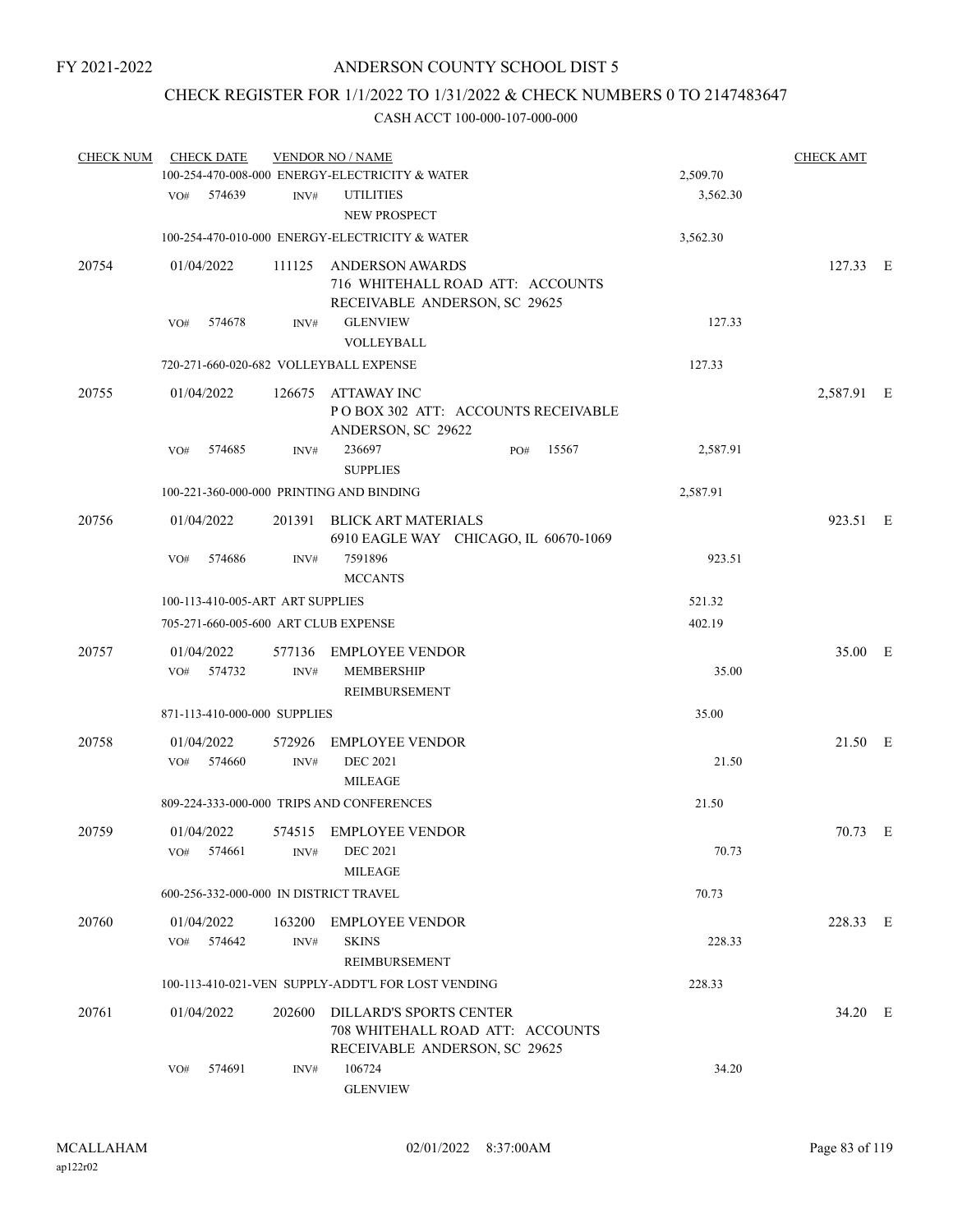FY 2021-2022

# ANDERSON COUNTY SCHOOL DIST 5

## CHECK REGISTER FOR 1/1/2022 TO 1/31/2022 & CHECK NUMBERS 0 TO 2147483647

### CASH ACCT 100-000-107-000-000

| CHECK NUM | CHECK DATE | VENDOR NO / NAME | | CHECK AMT | |
|---|---|---|---|---|---|
| | 100-254-470-008-000 ENERGY-ELECTRICITY & WATER | | 2,509.70 | | |
| | VO# 574639 | INV# UTILITIES<br>NEW PROSPECT | 3,562.30 | | |
| | 100-254-470-010-000 ENERGY-ELECTRICITY & WATER | | 3,562.30 | | |
| 20754 | 01/04/2022 | 111125 ANDERSON AWARDS<br>716 WHITEHALL ROAD ATT: ACCOUNTS RECEIVABLE ANDERSON, SC 29625 | | 127.33 | E |
| | VO# 574678 | INV# GLENVIEW<br>VOLLEYBALL | 127.33 | | |
| | 720-271-660-020-682 VOLLEYBALL EXPENSE | | 127.33 | | |
| 20755 | 01/04/2022 | 126675 ATTAWAY INC<br>P O BOX 302 ATT: ACCOUNTS RECEIVABLE ANDERSON, SC 29622 | | 2,587.91 | E |
| | VO# 574685 | INV# 236697 PO# 15567<br>SUPPLIES | 2,587.91 | | |
| | 100-221-360-000-000 PRINTING AND BINDING | | 2,587.91 | | |
| 20756 | 01/04/2022 | 201391 BLICK ART MATERIALS<br>6910 EAGLE WAY CHICAGO, IL 60670-1069 | | 923.51 | E |
| | VO# 574686 | INV# 7591896<br>MCCANTS | 923.51 | | |
| | 100-113-410-005-ART ART SUPPLIES | | 521.32 | | |
| | 705-271-660-005-600 ART CLUB EXPENSE | | 402.19 | | |
| 20757 | 01/04/2022<br>VO# 574732 | 577136 EMPLOYEE VENDOR<br>INV# MEMBERSHIP<br>REIMBURSEMENT | 35.00 | 35.00 | E |
| | 871-113-410-000-000 SUPPLIES | | 35.00 | | |
| 20758 | 01/04/2022<br>VO# 574660 | 572926 EMPLOYEE VENDOR<br>INV# DEC 2021<br>MILEAGE | 21.50 | 21.50 | E |
| | 809-224-333-000-000 TRIPS AND CONFERENCES | | 21.50 | | |
| 20759 | 01/04/2022<br>VO# 574661 | 574515 EMPLOYEE VENDOR<br>INV# DEC 2021<br>MILEAGE | 70.73 | 70.73 | E |
| | 600-256-332-000-000 IN DISTRICT TRAVEL | | 70.73 | | |
| 20760 | 01/04/2022<br>VO# 574642 | 163200 EMPLOYEE VENDOR<br>INV# SKINS<br>REIMBURSEMENT | 228.33 | 228.33 | E |
| | 100-113-410-021-VEN SUPPLY-ADDT'L FOR LOST VENDING | | 228.33 | | |
| 20761 | 01/04/2022 | 202600 DILLARD'S SPORTS CENTER<br>708 WHITEHALL ROAD ATT: ACCOUNTS RECEIVABLE ANDERSON, SC 29625 | | 34.20 | E |
| | VO# 574691 | INV# 106724<br>GLENVIEW | 34.20 | | |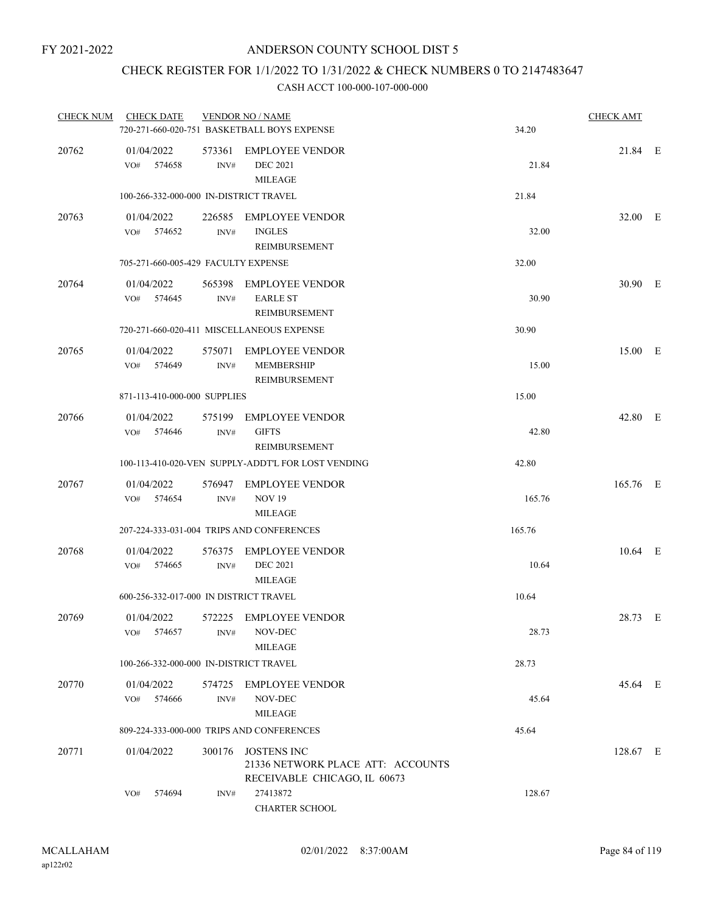FY 2021-2022

# ANDERSON COUNTY SCHOOL DIST 5

## CHECK REGISTER FOR 1/1/2022 TO 1/31/2022 & CHECK NUMBERS 0 TO 2147483647

### CASH ACCT 100-000-107-000-000

| CHECK NUM | CHECK DATE | VENDOR NO / NAME | | CHECK AMT | |
|---|---|---|---|---|---|
| | 720-271-660-020-751 BASKETBALL BOYS EXPENSE | | 34.20 | | |
| 20762 | 01/04/2022 | 573361 EMPLOYEE VENDOR | | 21.84 | E |
| | VO# 574658 | INV# DEC 2021 MILEAGE | 21.84 | | |
| | 100-266-332-000-000 IN-DISTRICT TRAVEL | | 21.84 | | |
| 20763 | 01/04/2022 | 226585 EMPLOYEE VENDOR | | 32.00 | E |
| | VO# 574652 | INV# INGLES REIMBURSEMENT | 32.00 | | |
| | 705-271-660-005-429 FACULTY EXPENSE | | 32.00 | | |
| 20764 | 01/04/2022 | 565398 EMPLOYEE VENDOR | | 30.90 | E |
| | VO# 574645 | INV# EARLE ST REIMBURSEMENT | 30.90 | | |
| | 720-271-660-020-411 MISCELLANEOUS EXPENSE | | 30.90 | | |
| 20765 | 01/04/2022 | 575071 EMPLOYEE VENDOR | | 15.00 | E |
| | VO# 574649 | INV# MEMBERSHIP REIMBURSEMENT | 15.00 | | |
| | 871-113-410-000-000 SUPPLIES | | 15.00 | | |
| 20766 | 01/04/2022 | 575199 EMPLOYEE VENDOR | | 42.80 | E |
| | VO# 574646 | INV# GIFTS REIMBURSEMENT | 42.80 | | |
| | 100-113-410-020-VEN SUPPLY-ADDT'L FOR LOST VENDING | | 42.80 | | |
| 20767 | 01/04/2022 | 576947 EMPLOYEE VENDOR | | 165.76 | E |
| | VO# 574654 | INV# NOV 19 MILEAGE | 165.76 | | |
| | 207-224-333-031-004 TRIPS AND CONFERENCES | | 165.76 | | |
| 20768 | 01/04/2022 | 576375 EMPLOYEE VENDOR | | 10.64 | E |
| | VO# 574665 | INV# DEC 2021 MILEAGE | 10.64 | | |
| | 600-256-332-017-000 IN DISTRICT TRAVEL | | 10.64 | | |
| 20769 | 01/04/2022 | 572225 EMPLOYEE VENDOR | | 28.73 | E |
| | VO# 574657 | INV# NOV-DEC MILEAGE | 28.73 | | |
| | 100-266-332-000-000 IN-DISTRICT TRAVEL | | 28.73 | | |
| 20770 | 01/04/2022 | 574725 EMPLOYEE VENDOR | | 45.64 | E |
| | VO# 574666 | INV# NOV-DEC MILEAGE | 45.64 | | |
| | 809-224-333-000-000 TRIPS AND CONFERENCES | | 45.64 | | |
| 20771 | 01/04/2022 | 300176 JOSTENS INC 21336 NETWORK PLACE ATT: ACCOUNTS RECEIVABLE CHICAGO, IL 60673 | | 128.67 | E |
| | VO# 574694 | INV# 27413872 CHARTER SCHOOL | 128.67 | | |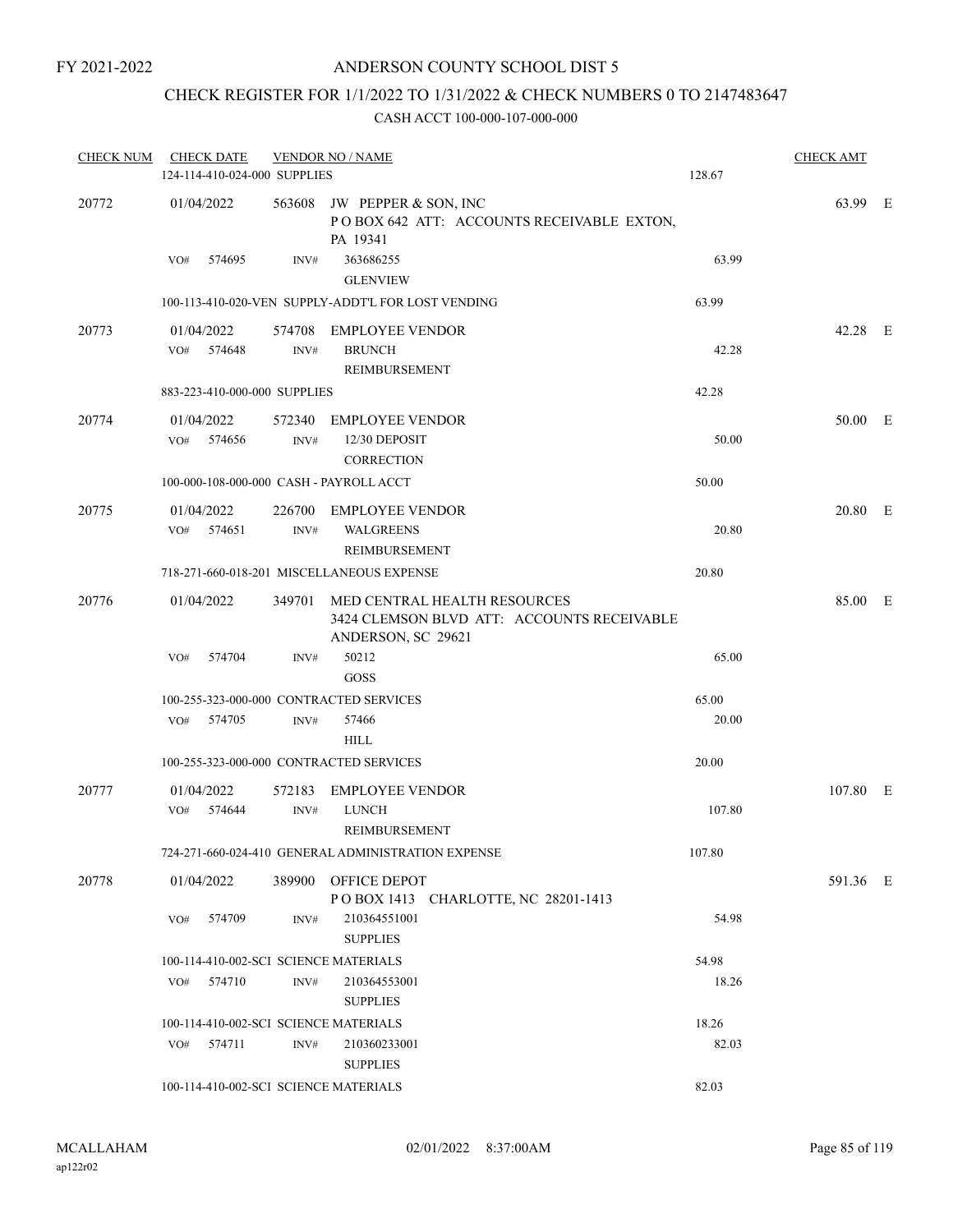FY 2021-2022

# ANDERSON COUNTY SCHOOL DIST 5

## CHECK REGISTER FOR 1/1/2022 TO 1/31/2022 & CHECK NUMBERS 0 TO 2147483647

### CASH ACCT 100-000-107-000-000

| CHECK NUM | CHECK DATE | VENDOR NO / NAME | | CHECK AMT | |
|---|---|---|---|---|---|
| | 124-114-410-024-000 SUPPLIES | | 128.67 | | |
| 20772 | 01/04/2022 | 563608 JW PEPPER & SON, INC<br>P O BOX 642 ATT: ACCOUNTS RECEIVABLE EXTON, PA 19341 | | 63.99 | E |
| | VO# 574695 | INV# 363686255<br>GLENVIEW | 63.99 | | |
| | 100-113-410-020-VEN SUPPLY-ADDT'L FOR LOST VENDING | | 63.99 | | |
| 20773 | 01/04/2022 | 574708 EMPLOYEE VENDOR | | 42.28 | E |
| | VO# 574648 | INV# BRUNCH<br>REIMBURSEMENT | 42.28 | | |
| | 883-223-410-000-000 SUPPLIES | | 42.28 | | |
| 20774 | 01/04/2022 | 572340 EMPLOYEE VENDOR | | 50.00 | E |
| | VO# 574656 | INV# 12/30 DEPOSIT<br>CORRECTION | 50.00 | | |
| | 100-000-108-000-000 CASH - PAYROLL ACCT | | 50.00 | | |
| 20775 | 01/04/2022 | 226700 EMPLOYEE VENDOR | | 20.80 | E |
| | VO# 574651 | INV# WALGREENS<br>REIMBURSEMENT | 20.80 | | |
| | 718-271-660-018-201 MISCELLANEOUS EXPENSE | | 20.80 | | |
| 20776 | 01/04/2022 | 349701 MED CENTRAL HEALTH RESOURCES<br>3424 CLEMSON BLVD ATT: ACCOUNTS RECEIVABLE ANDERSON, SC 29621 | | 85.00 | E |
| | VO# 574704 | INV# 50212<br>GOSS | 65.00 | | |
| | 100-255-323-000-000 CONTRACTED SERVICES | | 65.00 | | |
| | VO# 574705 | INV# 57466<br>HILL | 20.00 | | |
| | 100-255-323-000-000 CONTRACTED SERVICES | | 20.00 | | |
| 20777 | 01/04/2022 | 572183 EMPLOYEE VENDOR | | 107.80 | E |
| | VO# 574644 | INV# LUNCH<br>REIMBURSEMENT | 107.80 | | |
| | 724-271-660-024-410 GENERAL ADMINISTRATION EXPENSE | | 107.80 | | |
| 20778 | 01/04/2022 | 389900 OFFICE DEPOT<br>P O BOX 1413 CHARLOTTE, NC 28201-1413 | | 591.36 | E |
| | VO# 574709 | INV# 210364551001<br>SUPPLIES | 54.98 | | |
| | 100-114-410-002-SCI SCIENCE MATERIALS | | 54.98 | | |
| | VO# 574710 | INV# 210364553001<br>SUPPLIES | 18.26 | | |
| | 100-114-410-002-SCI SCIENCE MATERIALS | | 18.26 | | |
| | VO# 574711 | INV# 210360233001<br>SUPPLIES | 82.03 | | |
| | 100-114-410-002-SCI SCIENCE MATERIALS | | 82.03 | | |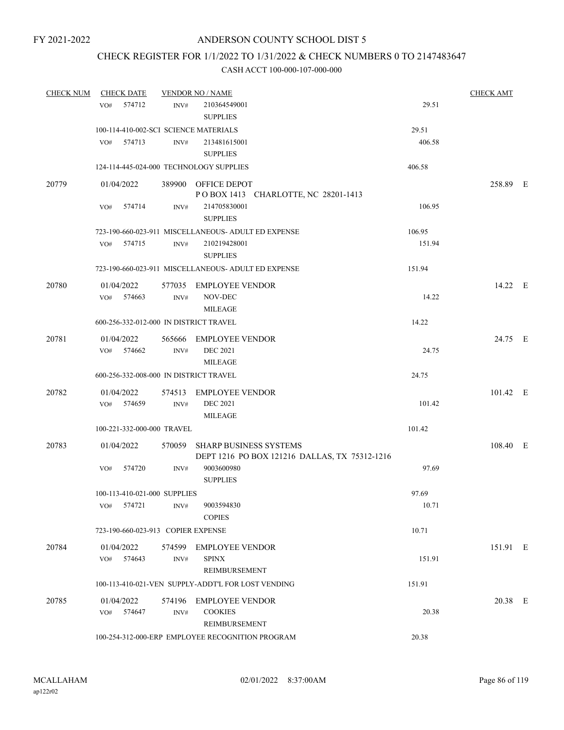FY 2021-2022

# ANDERSON COUNTY SCHOOL DIST 5

## CHECK REGISTER FOR 1/1/2022 TO 1/31/2022 & CHECK NUMBERS 0 TO 2147483647

### CASH ACCT 100-000-107-000-000

| CHECK NUM | CHECK DATE | VENDOR NO / NAME | | CHECK AMT | |
|---|---|---|---|---|---|
| | VO# 574712 | INV# 210364549001 SUPPLIES | 29.51 | | |
| | 100-114-410-002-SCI SCIENCE MATERIALS | | 29.51 | | |
| | VO# 574713 | INV# 213481615001 SUPPLIES | 406.58 | | |
| | 124-114-445-024-000 TECHNOLOGY SUPPLIES | | 406.58 | | |
| 20779 | 01/04/2022 | 389900 OFFICE DEPOT P O BOX 1413 CHARLOTTE, NC 28201-1413 | | 258.89 | E |
| | VO# 574714 | INV# 214705830001 SUPPLIES | 106.95 | | |
| | 723-190-660-023-911 MISCELLANEOUS- ADULT ED EXPENSE | | 106.95 | | |
| | VO# 574715 | INV# 210219428001 SUPPLIES | 151.94 | | |
| | 723-190-660-023-911 MISCELLANEOUS- ADULT ED EXPENSE | | 151.94 | | |
| 20780 | 01/04/2022 | 577035 EMPLOYEE VENDOR | | 14.22 | E |
| | VO# 574663 | INV# NOV-DEC MILEAGE | 14.22 | | |
| | 600-256-332-012-000 IN DISTRICT TRAVEL | | 14.22 | | |
| 20781 | 01/04/2022 | 565666 EMPLOYEE VENDOR | | 24.75 | E |
| | VO# 574662 | INV# DEC 2021 MILEAGE | 24.75 | | |
| | 600-256-332-008-000 IN DISTRICT TRAVEL | | 24.75 | | |
| 20782 | 01/04/2022 | 574513 EMPLOYEE VENDOR | | 101.42 | E |
| | VO# 574659 | INV# DEC 2021 MILEAGE | 101.42 | | |
| | 100-221-332-000-000 TRAVEL | | 101.42 | | |
| 20783 | 01/04/2022 | 570059 SHARP BUSINESS SYSTEMS DEPT 1216 PO BOX 121216 DALLAS, TX 75312-1216 | | 108.40 | E |
| | VO# 574720 | INV# 9003600980 SUPPLIES | 97.69 | | |
| | 100-113-410-021-000 SUPPLIES | | 97.69 | | |
| | VO# 574721 | INV# 9003594830 COPIES | 10.71 | | |
| | 723-190-660-023-913 COPIER EXPENSE | | 10.71 | | |
| 20784 | 01/04/2022 | 574599 EMPLOYEE VENDOR | | 151.91 | E |
| | VO# 574643 | INV# SPINX REIMBURSEMENT | 151.91 | | |
| | 100-113-410-021-VEN SUPPLY-ADDT'L FOR LOST VENDING | | 151.91 | | |
| 20785 | 01/04/2022 | 574196 EMPLOYEE VENDOR | | 20.38 | E |
| | VO# 574647 | INV# COOKIES REIMBURSEMENT | 20.38 | | |
| | 100-254-312-000-ERP EMPLOYEE RECOGNITION PROGRAM | | 20.38 | | |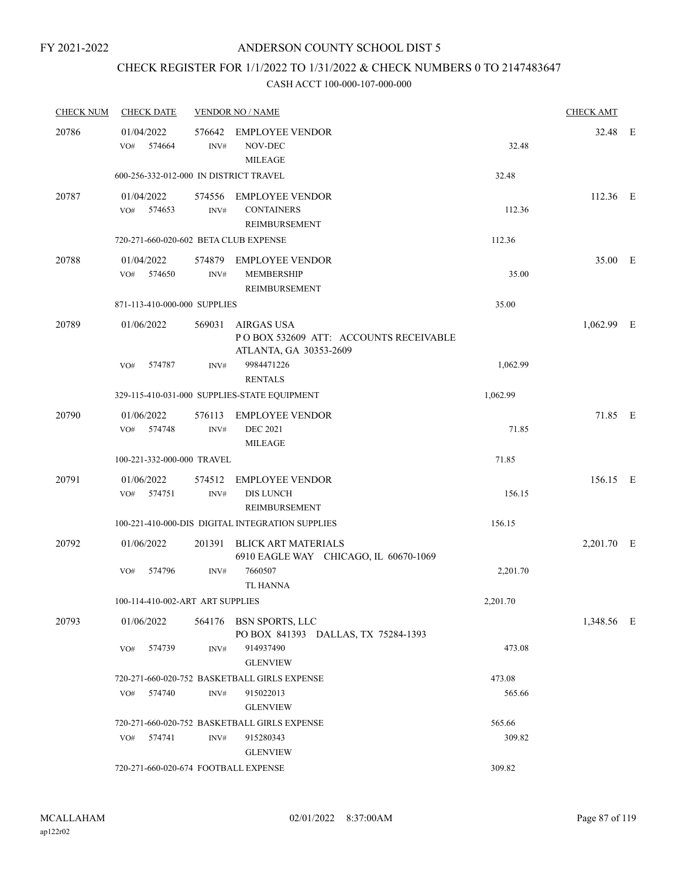FY 2021-2022

# ANDERSON COUNTY SCHOOL DIST 5

## CHECK REGISTER FOR 1/1/2022 TO 1/31/2022 & CHECK NUMBERS 0 TO 2147483647

### CASH ACCT 100-000-107-000-000

| CHECK NUM | CHECK DATE | VENDOR NO / NAME | | CHECK AMT | |
|---|---|---|---|---|---|
| 20786 | 01/04/2022 | 576642 EMPLOYEE VENDOR | | 32.48 | E |
| | VO# 574664 | INV# NOV-DEC MILEAGE | 32.48 | | |
| | 600-256-332-012-000 IN DISTRICT TRAVEL | | 32.48 | | |
| 20787 | 01/04/2022 | 574556 EMPLOYEE VENDOR | | 112.36 | E |
| | VO# 574653 | INV# CONTAINERS REIMBURSEMENT | 112.36 | | |
| | 720-271-660-020-602 BETA CLUB EXPENSE | | 112.36 | | |
| 20788 | 01/04/2022 | 574879 EMPLOYEE VENDOR | | 35.00 | E |
| | VO# 574650 | INV# MEMBERSHIP REIMBURSEMENT | 35.00 | | |
| | 871-113-410-000-000 SUPPLIES | | 35.00 | | |
| 20789 | 01/06/2022 | 569031 AIRGAS USA P O BOX 532609 ATT: ACCOUNTS RECEIVABLE ATLANTA, GA 30353-2609 | | 1,062.99 | E |
| | VO# 574787 | INV# 9984471226 RENTALS | 1,062.99 | | |
| | 329-115-410-031-000 SUPPLIES-STATE EQUIPMENT | | 1,062.99 | | |
| 20790 | 01/06/2022 | 576113 EMPLOYEE VENDOR | | 71.85 | E |
| | VO# 574748 | INV# DEC 2021 MILEAGE | 71.85 | | |
| | 100-221-332-000-000 TRAVEL | | 71.85 | | |
| 20791 | 01/06/2022 | 574512 EMPLOYEE VENDOR | | 156.15 | E |
| | VO# 574751 | INV# DIS LUNCH REIMBURSEMENT | 156.15 | | |
| | 100-221-410-000-DIS DIGITAL INTEGRATION SUPPLIES | | 156.15 | | |
| 20792 | 01/06/2022 | 201391 BLICK ART MATERIALS 6910 EAGLE WAY CHICAGO, IL 60670-1069 | | 2,201.70 | E |
| | VO# 574796 | INV# 7660507 TL HANNA | 2,201.70 | | |
| | 100-114-410-002-ART ART SUPPLIES | | 2,201.70 | | |
| 20793 | 01/06/2022 | 564176 BSN SPORTS, LLC PO BOX 841393 DALLAS, TX 75284-1393 | | 1,348.56 | E |
| | VO# 574739 | INV# 914937490 GLENVIEW | 473.08 | | |
| | 720-271-660-020-752 BASKETBALL GIRLS EXPENSE | | 473.08 | | |
| | VO# 574740 | INV# 915022013 GLENVIEW | 565.66 | | |
| | 720-271-660-020-752 BASKETBALL GIRLS EXPENSE | | 565.66 | | |
| | VO# 574741 | INV# 915280343 GLENVIEW | 309.82 | | |
| | 720-271-660-020-674 FOOTBALL EXPENSE | | 309.82 | | |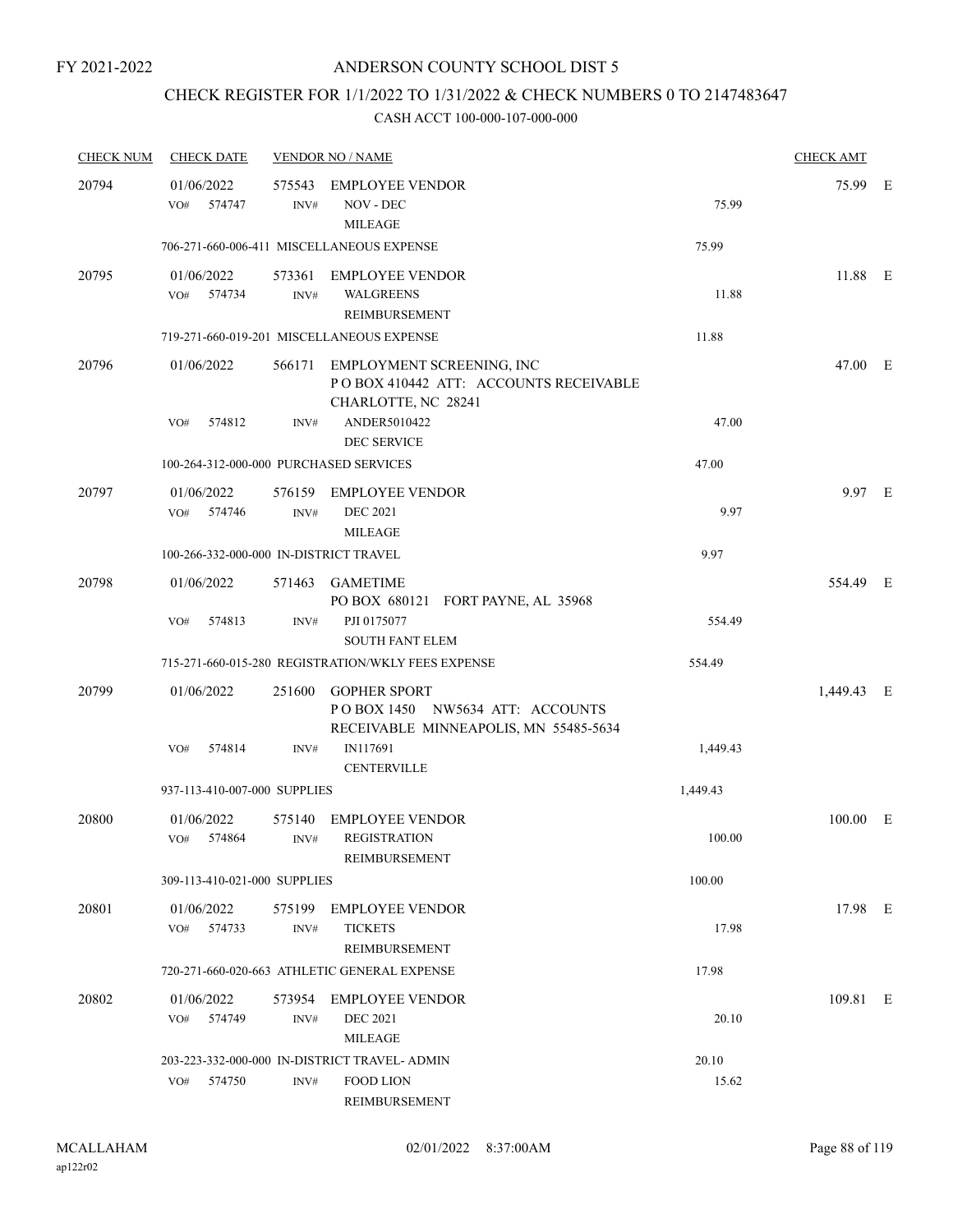FY 2021-2022

# ANDERSON COUNTY SCHOOL DIST 5

## CHECK REGISTER FOR 1/1/2022 TO 1/31/2022 & CHECK NUMBERS 0 TO 2147483647

### CASH ACCT 100-000-107-000-000

| CHECK NUM | CHECK DATE | VENDOR NO / NAME | | CHECK AMT | |
|---|---|---|---|---|---|
| 20794 | 01/06/2022 | 575543 EMPLOYEE VENDOR | | 75.99 | E |
| | VO# 574747 | INV# NOV - DEC MILEAGE | 75.99 | | |
| | 706-271-660-006-411 MISCELLANEOUS EXPENSE | | 75.99 | | |
| 20795 | 01/06/2022 | 573361 EMPLOYEE VENDOR | | 11.88 | E |
| | VO# 574734 | INV# WALGREENS REIMBURSEMENT | 11.88 | | |
| | 719-271-660-019-201 MISCELLANEOUS EXPENSE | | 11.88 | | |
| 20796 | 01/06/2022 | 566171 EMPLOYMENT SCREENING, INC P O BOX 410442 ATT: ACCOUNTS RECEIVABLE CHARLOTTE, NC 28241 | | 47.00 | E |
| | VO# 574812 | INV# ANDER5010422 DEC SERVICE | 47.00 | | |
| | 100-264-312-000-000 PURCHASED SERVICES | | 47.00 | | |
| 20797 | 01/06/2022 | 576159 EMPLOYEE VENDOR | | 9.97 | E |
| | VO# 574746 | INV# DEC 2021 MILEAGE | 9.97 | | |
| | 100-266-332-000-000 IN-DISTRICT TRAVEL | | 9.97 | | |
| 20798 | 01/06/2022 | 571463 GAMETIME PO BOX 680121 FORT PAYNE, AL 35968 | | 554.49 | E |
| | VO# 574813 | INV# PJI 0175077 SOUTH FANT ELEM | 554.49 | | |
| | 715-271-660-015-280 REGISTRATION/WKLY FEES EXPENSE | | 554.49 | | |
| 20799 | 01/06/2022 | 251600 GOPHER SPORT P O BOX 1450 NW5634 ATT: ACCOUNTS RECEIVABLE MINNEAPOLIS, MN 55485-5634 | | 1,449.43 | E |
| | VO# 574814 | INV# IN117691 CENTERVILLE | 1,449.43 | | |
| | 937-113-410-007-000 SUPPLIES | | 1,449.43 | | |
| 20800 | 01/06/2022 | 575140 EMPLOYEE VENDOR | | 100.00 | E |
| | VO# 574864 | INV# REGISTRATION REIMBURSEMENT | 100.00 | | |
| | 309-113-410-021-000 SUPPLIES | | 100.00 | | |
| 20801 | 01/06/2022 | 575199 EMPLOYEE VENDOR | | 17.98 | E |
| | VO# 574733 | INV# TICKETS REIMBURSEMENT | 17.98 | | |
| | 720-271-660-020-663 ATHLETIC GENERAL EXPENSE | | 17.98 | | |
| 20802 | 01/06/2022 | 573954 EMPLOYEE VENDOR | | 109.81 | E |
| | VO# 574749 | INV# DEC 2021 MILEAGE | 20.10 | | |
| | 203-223-332-000-000 IN-DISTRICT TRAVEL- ADMIN | | 20.10 | | |
| | VO# 574750 | INV# FOOD LION REIMBURSEMENT | 15.62 | | |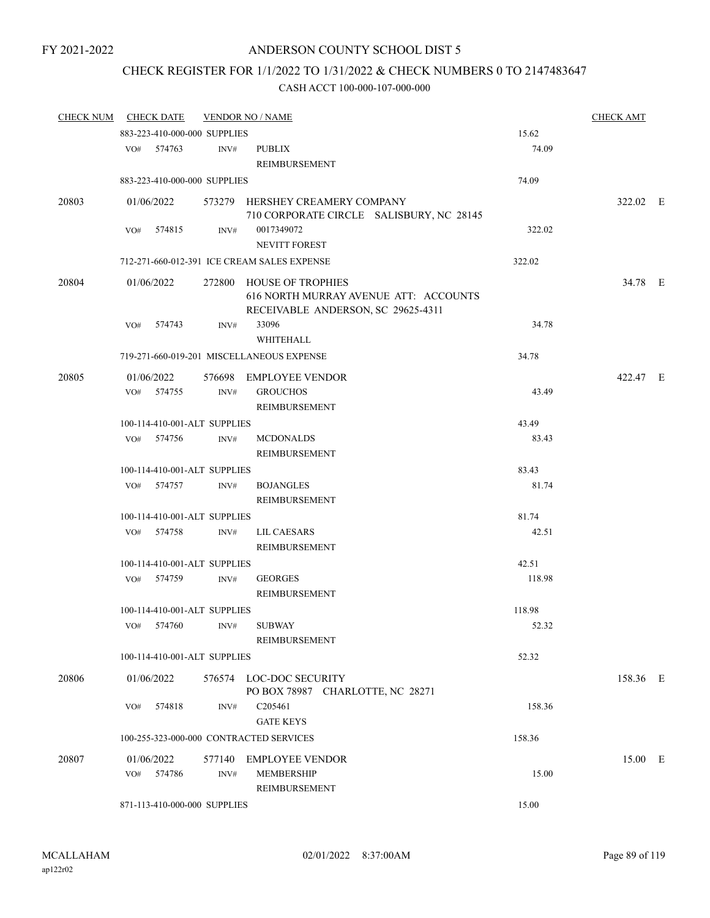FY 2021-2022

# ANDERSON COUNTY SCHOOL DIST 5

## CHECK REGISTER FOR 1/1/2022 TO 1/31/2022 & CHECK NUMBERS 0 TO 2147483647

### CASH ACCT 100-000-107-000-000

| CHECK NUM | CHECK DATE | VENDOR NO / NAME | | CHECK AMT |
|---|---|---|---|---|
| | 883-223-410-000-000 SUPPLIES | | 15.62 | |
| | VO# 574763 INV# | PUBLIX<br>REIMBURSEMENT | 74.09 | |
| | 883-223-410-000-000 SUPPLIES | | 74.09 | |
| 20803 | 01/06/2022 | 573279 HERSHEY CREAMERY COMPANY<br>710 CORPORATE CIRCLE SALISBURY, NC 28145 | | 322.02 E |
| | VO# 574815 INV# | 0017349072<br>NEVITT FOREST | 322.02 | |
| | 712-271-660-012-391 ICE CREAM SALES EXPENSE | | 322.02 | |
| 20804 | 01/06/2022 | 272800 HOUSE OF TROPHIES<br>616 NORTH MURRAY AVENUE ATT: ACCOUNTS RECEIVABLE ANDERSON, SC 29625-4311 | | 34.78 E |
| | VO# 574743 INV# | 33096<br>WHITEHALL | 34.78 | |
| | 719-271-660-019-201 MISCELLANEOUS EXPENSE | | 34.78 | |
| 20805 | 01/06/2022 | 576698 EMPLOYEE VENDOR | | 422.47 E |
| | VO# 574755 INV# | GROUCHOS<br>REIMBURSEMENT | 43.49 | |
| | 100-114-410-001-ALT SUPPLIES | | 43.49 | |
| | VO# 574756 INV# | MCDONALDS<br>REIMBURSEMENT | 83.43 | |
| | 100-114-410-001-ALT SUPPLIES | | 83.43 | |
| | VO# 574757 INV# | BOJANGLES<br>REIMBURSEMENT | 81.74 | |
| | 100-114-410-001-ALT SUPPLIES | | 81.74 | |
| | VO# 574758 INV# | LIL CAESARS<br>REIMBURSEMENT | 42.51 | |
| | 100-114-410-001-ALT SUPPLIES | | 42.51 | |
| | VO# 574759 INV# | GEORGES<br>REIMBURSEMENT | 118.98 | |
| | 100-114-410-001-ALT SUPPLIES | | 118.98 | |
| | VO# 574760 INV# | SUBWAY<br>REIMBURSEMENT | 52.32 | |
| | 100-114-410-001-ALT SUPPLIES | | 52.32 | |
| 20806 | 01/06/2022 | 576574 LOC-DOC SECURITY<br>PO BOX 78987 CHARLOTTE, NC 28271 | | 158.36 E |
| | VO# 574818 INV# | C205461<br>GATE KEYS | 158.36 | |
| | 100-255-323-000-000 CONTRACTED SERVICES | | 158.36 | |
| 20807 | 01/06/2022 | 577140 EMPLOYEE VENDOR | | 15.00 E |
| | VO# 574786 INV# | MEMBERSHIP<br>REIMBURSEMENT | 15.00 | |
| | 871-113-410-000-000 SUPPLIES | | 15.00 | |

MCALLAHAM
ap122r02

02/01/2022 8:37:00AM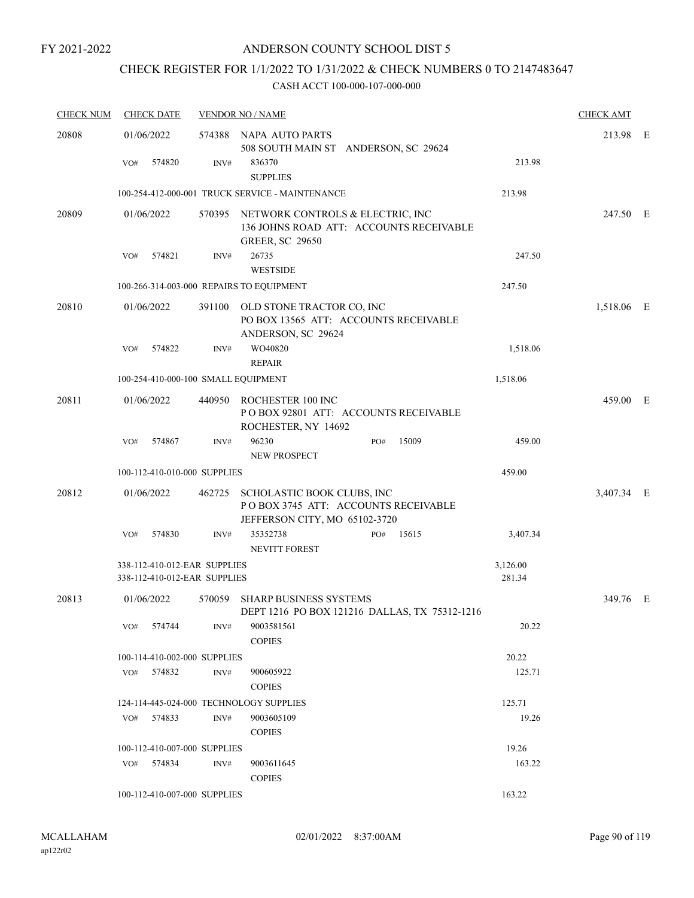FY 2021-2022

# ANDERSON COUNTY SCHOOL DIST 5

## CHECK REGISTER FOR 1/1/2022 TO 1/31/2022 & CHECK NUMBERS 0 TO 2147483647

### CASH ACCT 100-000-107-000-000

| CHECK NUM | CHECK DATE | VENDOR NO / NAME | | | CHECK AMT | |
|---|---|---|---|---|---|---|
| 20808 | 01/06/2022 | 574388 NAPA AUTO PARTS<br>508 SOUTH MAIN ST ANDERSON, SC 29624 | | | 213.98 | E |
| | VO# 574820 | INV# 836370<br>SUPPLIES | | 213.98 | | |
| | 100-254-412-000-001 TRUCK SERVICE - MAINTENANCE | | | 213.98 | | |
| 20809 | 01/06/2022 | 570395 NETWORK CONTROLS & ELECTRIC, INC<br>136 JOHNS ROAD ATT: ACCOUNTS RECEIVABLE<br>GREER, SC 29650 | | | 247.50 | E |
| | VO# 574821 | INV# 26735<br>WESTSIDE | | 247.50 | | |
| | 100-266-314-003-000 REPAIRS TO EQUIPMENT | | | 247.50 | | |
| 20810 | 01/06/2022 | 391100 OLD STONE TRACTOR CO, INC<br>PO BOX 13565 ATT: ACCOUNTS RECEIVABLE<br>ANDERSON, SC 29624 | | | 1,518.06 | E |
| | VO# 574822 | INV# WO40820<br>REPAIR | | 1,518.06 | | |
| | 100-254-410-000-100 SMALL EQUIPMENT | | | 1,518.06 | | |
| 20811 | 01/06/2022 | 440950 ROCHESTER 100 INC<br>P O BOX 92801 ATT: ACCOUNTS RECEIVABLE<br>ROCHESTER, NY 14692 | | | 459.00 | E |
| | VO# 574867 | INV# 96230<br>NEW PROSPECT | PO# 15009 | 459.00 | | |
| | 100-112-410-010-000 SUPPLIES | | | 459.00 | | |
| 20812 | 01/06/2022 | 462725 SCHOLASTIC BOOK CLUBS, INC<br>P O BOX 3745 ATT: ACCOUNTS RECEIVABLE<br>JEFFERSON CITY, MO 65102-3720 | | | 3,407.34 | E |
| | VO# 574830 | INV# 35352738<br>NEVITT FOREST | PO# 15615 | 3,407.34 | | |
| | 338-112-410-012-EAR SUPPLIES | | | 3,126.00 | | |
| | 338-112-410-012-EAR SUPPLIES | | | 281.34 | | |
| 20813 | 01/06/2022 | 570059 SHARP BUSINESS SYSTEMS<br>DEPT 1216 PO BOX 121216 DALLAS, TX 75312-1216 | | | 349.76 | E |
| | VO# 574744 | INV# 9003581561<br>COPIES | | 20.22 | | |
| | 100-114-410-002-000 SUPPLIES | | | 20.22 | | |
| | VO# 574832 | INV# 900605922<br>COPIES | | 125.71 | | |
| | 124-114-445-024-000 TECHNOLOGY SUPPLIES | | | 125.71 | | |
| | VO# 574833 | INV# 9003605109<br>COPIES | | 19.26 | | |
| | 100-112-410-007-000 SUPPLIES | | | 19.26 | | |
| | VO# 574834 | INV# 9003611645<br>COPIES | | 163.22 | | |
| | 100-112-410-007-000 SUPPLIES | | | 163.22 | | |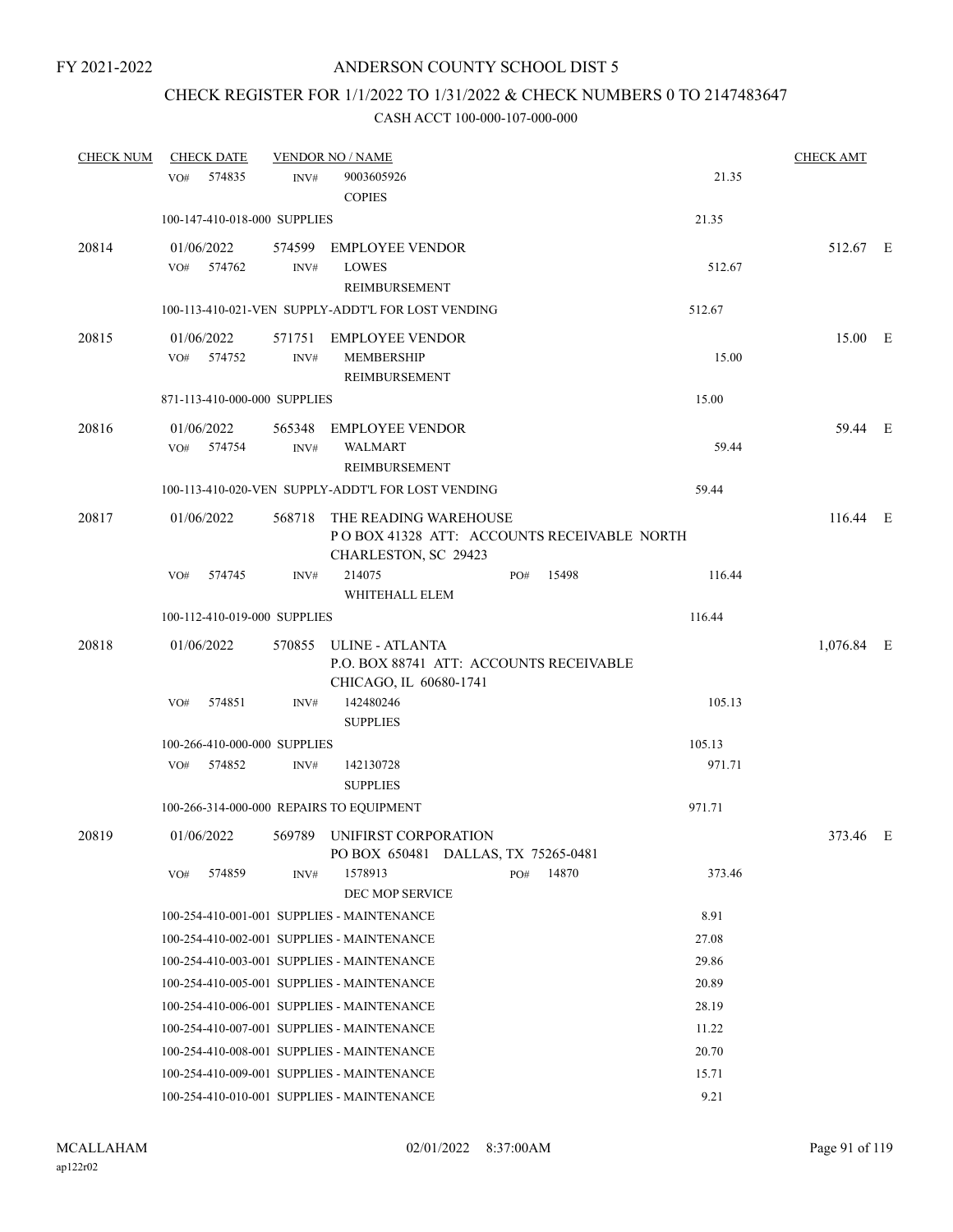FY 2021-2022

# ANDERSON COUNTY SCHOOL DIST 5

## CHECK REGISTER FOR 1/1/2022 TO 1/31/2022 & CHECK NUMBERS 0 TO 2147483647

### CASH ACCT 100-000-107-000-000

| CHECK NUM | CHECK DATE | VENDOR NO / NAME | | | CHECK AMT | |
|---|---|---|---|---|---|---|
| | VO# 574835 | INV# 9003605926 COPIES | | 21.35 | | |
| | 100-147-410-018-000 SUPPLIES | | | 21.35 | | |
| 20814 | 01/06/2022 | 574599 EMPLOYEE VENDOR | | | 512.67 | E |
| | VO# 574762 | INV# LOWES REIMBURSEMENT | | 512.67 | | |
| | 100-113-410-021-VEN SUPPLY-ADDT'L FOR LOST VENDING | | | 512.67 | | |
| 20815 | 01/06/2022 | 571751 EMPLOYEE VENDOR | | | 15.00 | E |
| | VO# 574752 | INV# MEMBERSHIP REIMBURSEMENT | | 15.00 | | |
| | 871-113-410-000-000 SUPPLIES | | | 15.00 | | |
| 20816 | 01/06/2022 | 565348 EMPLOYEE VENDOR | | | 59.44 | E |
| | VO# 574754 | INV# WALMART REIMBURSEMENT | | 59.44 | | |
| | 100-113-410-020-VEN SUPPLY-ADDT'L FOR LOST VENDING | | | 59.44 | | |
| 20817 | 01/06/2022 | 568718 THE READING WAREHOUSE P O BOX 41328 ATT: ACCOUNTS RECEIVABLE NORTH CHARLESTON, SC 29423 | | | 116.44 | E |
| | VO# 574745 | INV# 214075 WHITEHALL ELEM | PO# 15498 | 116.44 | | |
| | 100-112-410-019-000 SUPPLIES | | | 116.44 | | |
| 20818 | 01/06/2022 | 570855 ULINE - ATLANTA P.O. BOX 88741 ATT: ACCOUNTS RECEIVABLE CHICAGO, IL 60680-1741 | | | 1,076.84 | E |
| | VO# 574851 | INV# 142480246 SUPPLIES | | 105.13 | | |
| | 100-266-410-000-000 SUPPLIES | | | 105.13 | | |
| | VO# 574852 | INV# 142130728 SUPPLIES | | 971.71 | | |
| | 100-266-314-000-000 REPAIRS TO EQUIPMENT | | | 971.71 | | |
| 20819 | 01/06/2022 | 569789 UNIFIRST CORPORATION PO BOX 650481 DALLAS, TX 75265-0481 | | | 373.46 | E |
| | VO# 574859 | INV# 1578913 DEC MOP SERVICE | PO# 14870 | 373.46 | | |
| | 100-254-410-001-001 SUPPLIES - MAINTENANCE | | | 8.91 | | |
| | 100-254-410-002-001 SUPPLIES - MAINTENANCE | | | 27.08 | | |
| | 100-254-410-003-001 SUPPLIES - MAINTENANCE | | | 29.86 | | |
| | 100-254-410-005-001 SUPPLIES - MAINTENANCE | | | 20.89 | | |
| | 100-254-410-006-001 SUPPLIES - MAINTENANCE | | | 28.19 | | |
| | 100-254-410-007-001 SUPPLIES - MAINTENANCE | | | 11.22 | | |
| | 100-254-410-008-001 SUPPLIES - MAINTENANCE | | | 20.70 | | |
| | 100-254-410-009-001 SUPPLIES - MAINTENANCE | | | 15.71 | | |
| | 100-254-410-010-001 SUPPLIES - MAINTENANCE | | | 9.21 | | |

MCALLAHAM
ap122r02
02/01/2022 8:37:00AM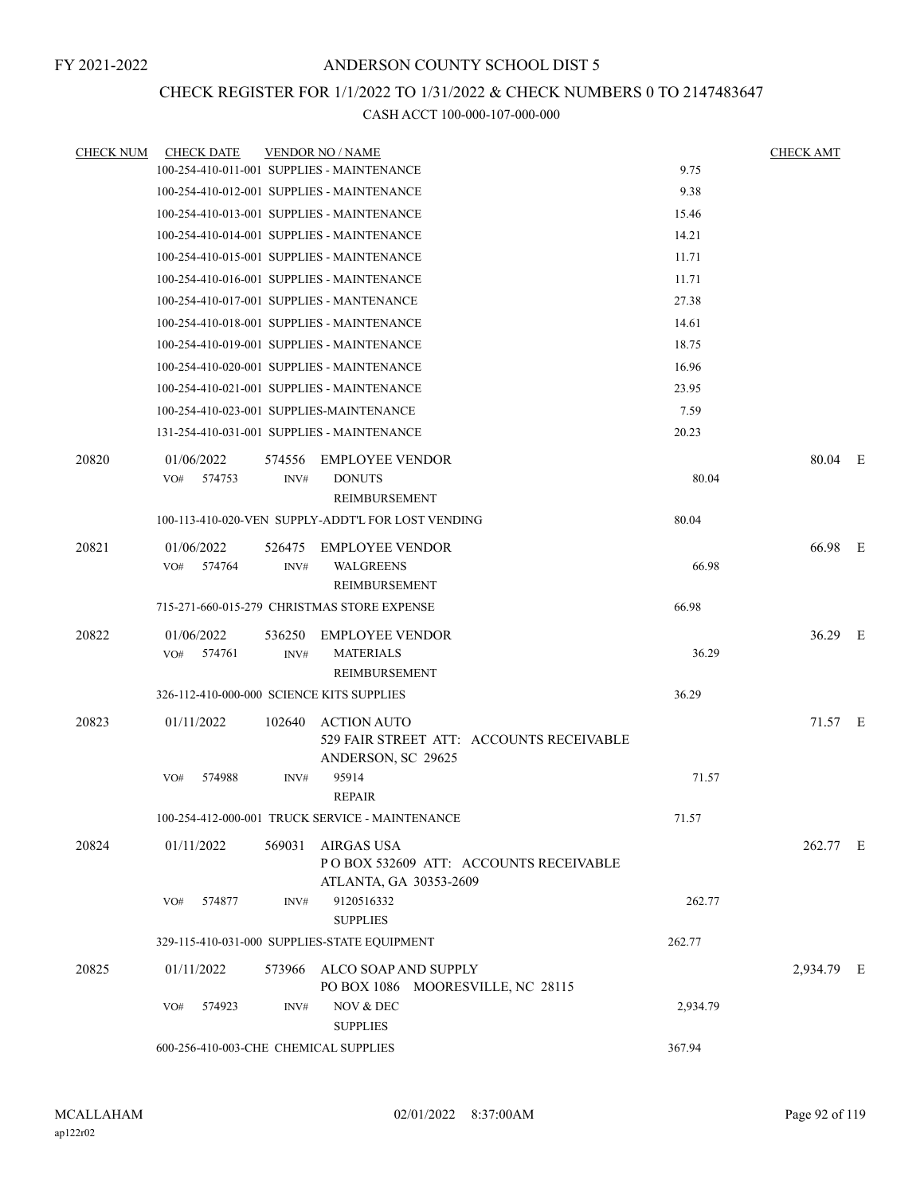FY 2021-2022

# ANDERSON COUNTY SCHOOL DIST 5

## CHECK REGISTER FOR 1/1/2022 TO 1/31/2022 & CHECK NUMBERS 0 TO 2147483647

CASH ACCT 100-000-107-000-000

| CHECK NUM | CHECK DATE | VENDOR NO / NAME | | CHECK AMT | |
|---|---|---|---|---|---|
| | 100-254-410-011-001 SUPPLIES - MAINTENANCE | | 9.75 | | |
| | 100-254-410-012-001 SUPPLIES - MAINTENANCE | | 9.38 | | |
| | 100-254-410-013-001 SUPPLIES - MAINTENANCE | | 15.46 | | |
| | 100-254-410-014-001 SUPPLIES - MAINTENANCE | | 14.21 | | |
| | 100-254-410-015-001 SUPPLIES - MAINTENANCE | | 11.71 | | |
| | 100-254-410-016-001 SUPPLIES - MAINTENANCE | | 11.71 | | |
| | 100-254-410-017-001 SUPPLIES - MANTENANCE | | 27.38 | | |
| | 100-254-410-018-001 SUPPLIES - MAINTENANCE | | 14.61 | | |
| | 100-254-410-019-001 SUPPLIES - MAINTENANCE | | 18.75 | | |
| | 100-254-410-020-001 SUPPLIES - MAINTENANCE | | 16.96 | | |
| | 100-254-410-021-001 SUPPLIES - MAINTENANCE | | 23.95 | | |
| | 100-254-410-023-001 SUPPLIES-MAINTENANCE | | 7.59 | | |
| | 131-254-410-031-001 SUPPLIES - MAINTENANCE | | 20.23 | | |
| 20820 | 01/06/2022 | 574556 EMPLOYEE VENDOR | | 80.04 | E |
| | VO# 574753 | INV# DONUTS REIMBURSEMENT | 80.04 | | |
| | 100-113-410-020-VEN SUPPLY-ADDT'L FOR LOST VENDING | | 80.04 | | |
| 20821 | 01/06/2022 | 526475 EMPLOYEE VENDOR | | 66.98 | E |
| | VO# 574764 | INV# WALGREENS REIMBURSEMENT | 66.98 | | |
| | 715-271-660-015-279 CHRISTMAS STORE EXPENSE | | 66.98 | | |
| 20822 | 01/06/2022 | 536250 EMPLOYEE VENDOR | | 36.29 | E |
| | VO# 574761 | INV# MATERIALS REIMBURSEMENT | 36.29 | | |
| | 326-112-410-000-000 SCIENCE KITS SUPPLIES | | 36.29 | | |
| 20823 | 01/11/2022 | 102640 ACTION AUTO<br>529 FAIR STREET ATT: ACCOUNTS RECEIVABLE<br>ANDERSON, SC 29625 | | 71.57 | E |
| | VO# 574988 | INV# 95914 REPAIR | 71.57 | | |
| | 100-254-412-000-001 TRUCK SERVICE - MAINTENANCE | | 71.57 | | |
| 20824 | 01/11/2022 | 569031 AIRGAS USA<br>P O BOX 532609 ATT: ACCOUNTS RECEIVABLE<br>ATLANTA, GA 30353-2609 | | 262.77 | E |
| | VO# 574877 | INV# 9120516332 SUPPLIES | 262.77 | | |
| | 329-115-410-031-000 SUPPLIES-STATE EQUIPMENT | | 262.77 | | |
| 20825 | 01/11/2022 | 573966 ALCO SOAP AND SUPPLY<br>PO BOX 1086 MOORESVILLE, NC 28115 | | 2,934.79 | E |
| | VO# 574923 | INV# NOV & DEC SUPPLIES | 2,934.79 | | |
| | 600-256-410-003-CHE CHEMICAL SUPPLIES | | 367.94 | | |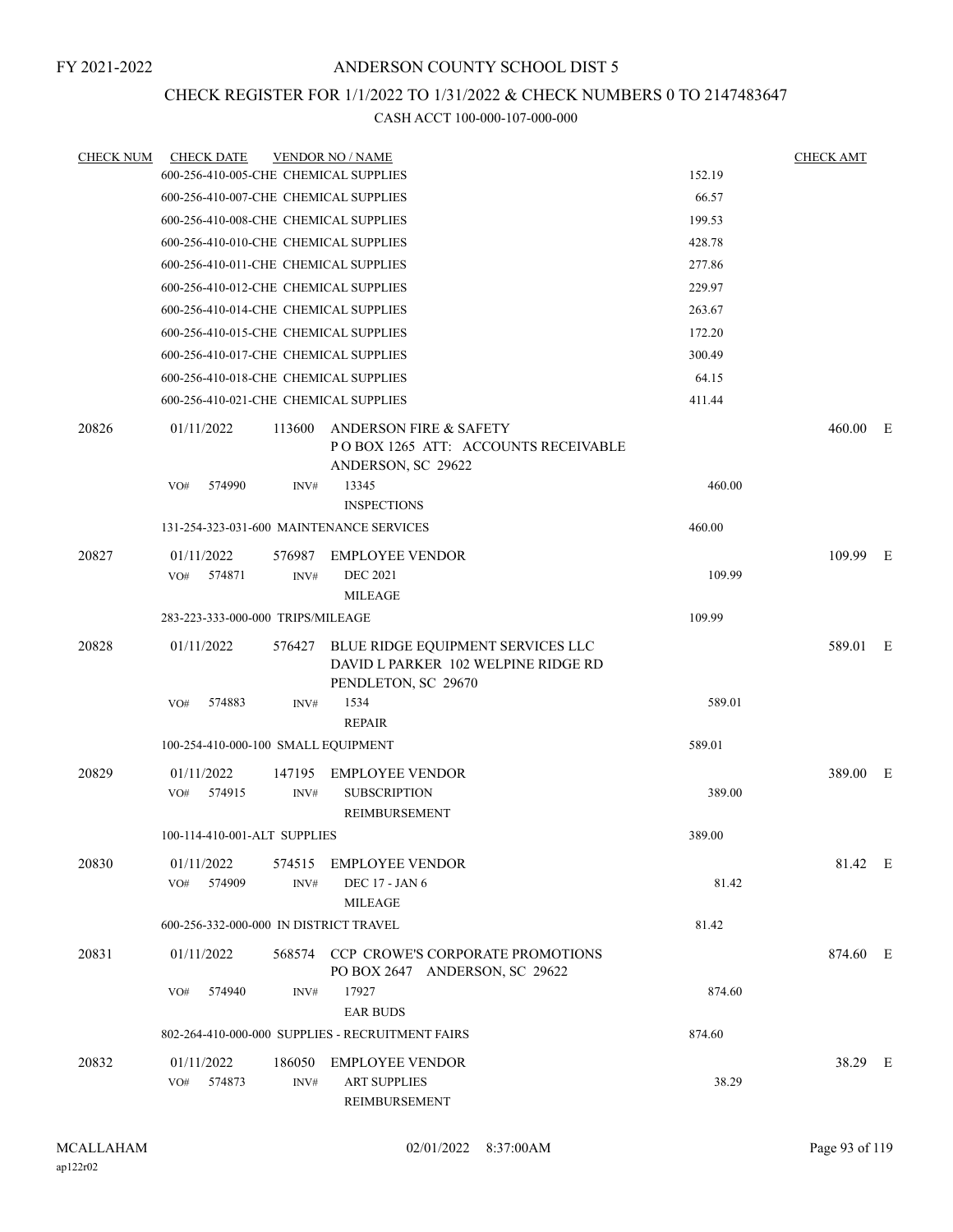FY 2021-2022

# ANDERSON COUNTY SCHOOL DIST 5

## CHECK REGISTER FOR 1/1/2022 TO 1/31/2022 & CHECK NUMBERS 0 TO 2147483647

### CASH ACCT 100-000-107-000-000

| CHECK NUM | CHECK DATE | VENDOR NO / NAME | | CHECK AMT | |
|---|---|---|---|---|---|
| | 600-256-410-005-CHE CHEMICAL SUPPLIES | | 152.19 | | |
| | 600-256-410-007-CHE CHEMICAL SUPPLIES | | 66.57 | | |
| | 600-256-410-008-CHE CHEMICAL SUPPLIES | | 199.53 | | |
| | 600-256-410-010-CHE CHEMICAL SUPPLIES | | 428.78 | | |
| | 600-256-410-011-CHE CHEMICAL SUPPLIES | | 277.86 | | |
| | 600-256-410-012-CHE CHEMICAL SUPPLIES | | 229.97 | | |
| | 600-256-410-014-CHE CHEMICAL SUPPLIES | | 263.67 | | |
| | 600-256-410-015-CHE CHEMICAL SUPPLIES | | 172.20 | | |
| | 600-256-410-017-CHE CHEMICAL SUPPLIES | | 300.49 | | |
| | 600-256-410-018-CHE CHEMICAL SUPPLIES | | 64.15 | | |
| | 600-256-410-021-CHE CHEMICAL SUPPLIES | | 411.44 | | |
| 20826 | 01/11/2022 | 113600 ANDERSON FIRE & SAFETY<br>P O BOX 1265 ATT: ACCOUNTS RECEIVABLE<br>ANDERSON, SC 29622 | | 460.00 | E |
| | VO# 574990 INV# | 13345<br>INSPECTIONS | 460.00 | | |
| | 131-254-323-031-600 MAINTENANCE SERVICES | | 460.00 | | |
| 20827 | 01/11/2022 | 576987 EMPLOYEE VENDOR | | 109.99 | E |
| | VO# 574871 INV# | DEC 2021<br>MILEAGE | 109.99 | | |
| | 283-223-333-000-000 TRIPS/MILEAGE | | 109.99 | | |
| 20828 | 01/11/2022 | 576427 BLUE RIDGE EQUIPMENT SERVICES LLC<br>DAVID L PARKER 102 WELPINE RIDGE RD<br>PENDLETON, SC 29670 | | 589.01 | E |
| | VO# 574883 INV# | 1534<br>REPAIR | 589.01 | | |
| | 100-254-410-000-100 SMALL EQUIPMENT | | 589.01 | | |
| 20829 | 01/11/2022 | 147195 EMPLOYEE VENDOR | | 389.00 | E |
| | VO# 574915 INV# | SUBSCRIPTION<br>REIMBURSEMENT | 389.00 | | |
| | 100-114-410-001-ALT SUPPLIES | | 389.00 | | |
| 20830 | 01/11/2022 | 574515 EMPLOYEE VENDOR | | 81.42 | E |
| | VO# 574909 INV# | DEC 17 - JAN 6<br>MILEAGE | 81.42 | | |
| | 600-256-332-000-000 IN DISTRICT TRAVEL | | 81.42 | | |
| 20831 | 01/11/2022 | 568574 CCP CROWE'S CORPORATE PROMOTIONS<br>PO BOX 2647 ANDERSON, SC 29622 | | 874.60 | E |
| | VO# 574940 INV# | 17927<br>EAR BUDS | 874.60 | | |
| | 802-264-410-000-000 SUPPLIES - RECRUITMENT FAIRS | | 874.60 | | |
| 20832 | 01/11/2022 | 186050 EMPLOYEE VENDOR | | 38.29 | E |
| | VO# 574873 INV# | ART SUPPLIES<br>REIMBURSEMENT | 38.29 | | |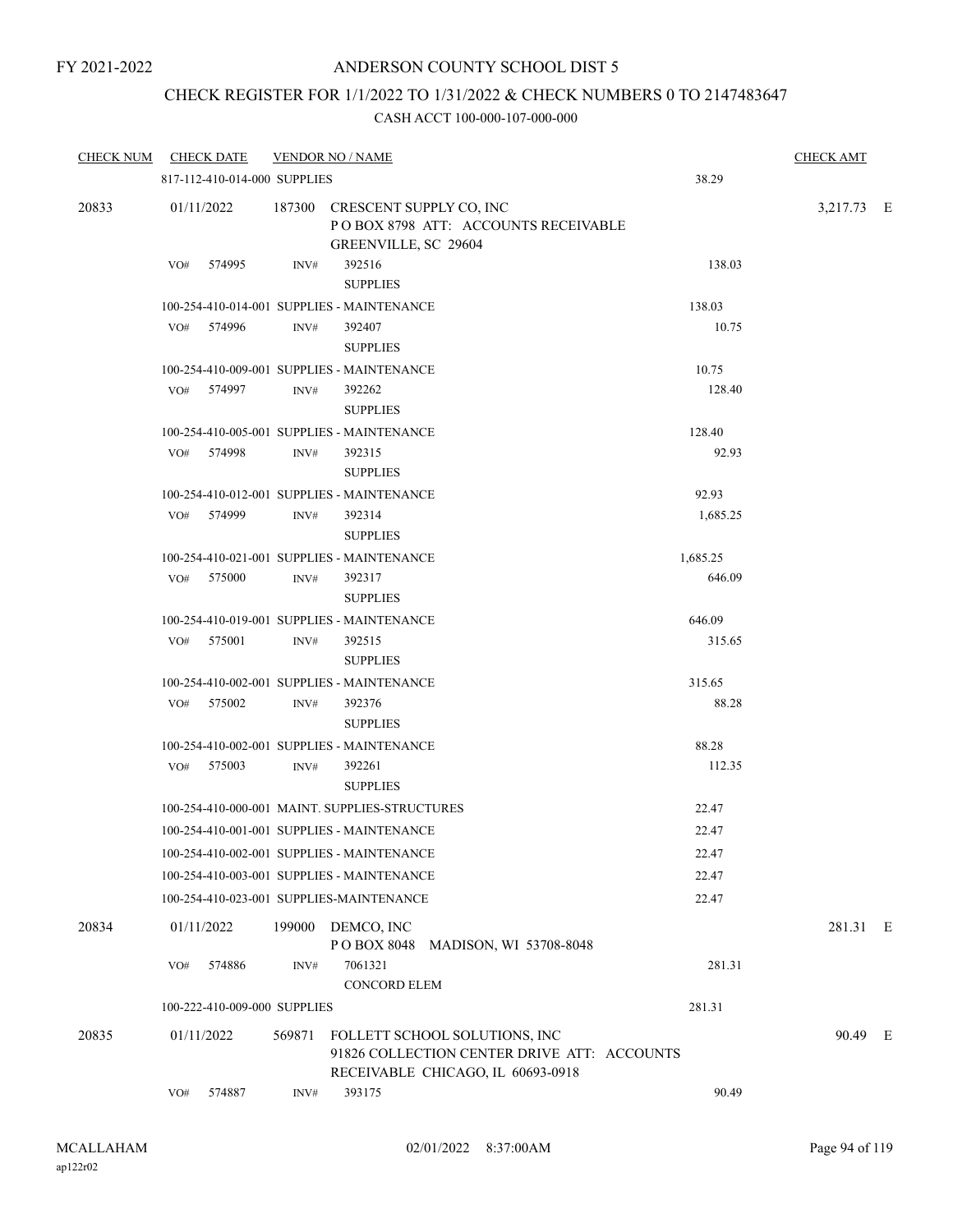FY 2021-2022

# ANDERSON COUNTY SCHOOL DIST 5

## CHECK REGISTER FOR 1/1/2022 TO 1/31/2022 & CHECK NUMBERS 0 TO 2147483647

### CASH ACCT 100-000-107-000-000

| CHECK NUM | CHECK DATE | VENDOR NO / NAME | | CHECK AMT |
|---|---|---|---|---|
| | 817-112-410-014-000 SUPPLIES | | 38.29 | |
| 20833 | 01/11/2022 | 187300 CRESCENT SUPPLY CO, INC<br>P O BOX 8798 ATT: ACCOUNTS RECEIVABLE<br>GREENVILLE, SC 29604 | | 3,217.73 E |
| | VO# 574995 | INV# 392516<br>SUPPLIES | 138.03 | |
| | 100-254-410-014-001 SUPPLIES - MAINTENANCE | | 138.03 | |
| | VO# 574996 | INV# 392407<br>SUPPLIES | 10.75 | |
| | 100-254-410-009-001 SUPPLIES - MAINTENANCE | | 10.75 | |
| | VO# 574997 | INV# 392262<br>SUPPLIES | 128.40 | |
| | 100-254-410-005-001 SUPPLIES - MAINTENANCE | | 128.40 | |
| | VO# 574998 | INV# 392315<br>SUPPLIES | 92.93 | |
| | 100-254-410-012-001 SUPPLIES - MAINTENANCE | | 92.93 | |
| | VO# 574999 | INV# 392314<br>SUPPLIES | 1,685.25 | |
| | 100-254-410-021-001 SUPPLIES - MAINTENANCE | | 1,685.25 | |
| | VO# 575000 | INV# 392317<br>SUPPLIES | 646.09 | |
| | 100-254-410-019-001 SUPPLIES - MAINTENANCE | | 646.09 | |
| | VO# 575001 | INV# 392515<br>SUPPLIES | 315.65 | |
| | 100-254-410-002-001 SUPPLIES - MAINTENANCE | | 315.65 | |
| | VO# 575002 | INV# 392376<br>SUPPLIES | 88.28 | |
| | 100-254-410-002-001 SUPPLIES - MAINTENANCE | | 88.28 | |
| | VO# 575003 | INV# 392261<br>SUPPLIES | 112.35 | |
| | 100-254-410-000-001 MAINT. SUPPLIES-STRUCTURES | | 22.47 | |
| | 100-254-410-001-001 SUPPLIES - MAINTENANCE | | 22.47 | |
| | 100-254-410-002-001 SUPPLIES - MAINTENANCE | | 22.47 | |
| | 100-254-410-003-001 SUPPLIES - MAINTENANCE | | 22.47 | |
| | 100-254-410-023-001 SUPPLIES-MAINTENANCE | | 22.47 | |
| 20834 | 01/11/2022 | 199000 DEMCO, INC<br>P O BOX 8048 MADISON, WI 53708-8048 | | 281.31 E |
| | VO# 574886 | INV# 7061321<br>CONCORD ELEM | 281.31 | |
| | 100-222-410-009-000 SUPPLIES | | 281.31 | |
| 20835 | 01/11/2022 | 569871 FOLLETT SCHOOL SOLUTIONS, INC<br>91826 COLLECTION CENTER DRIVE ATT: ACCOUNTS<br>RECEIVABLE CHICAGO, IL 60693-0918 | | 90.49 E |
| | VO# 574887 | INV# 393175 | 90.49 | |

MCALLAHAM
ap122r02

02/01/2022 8:37:00AM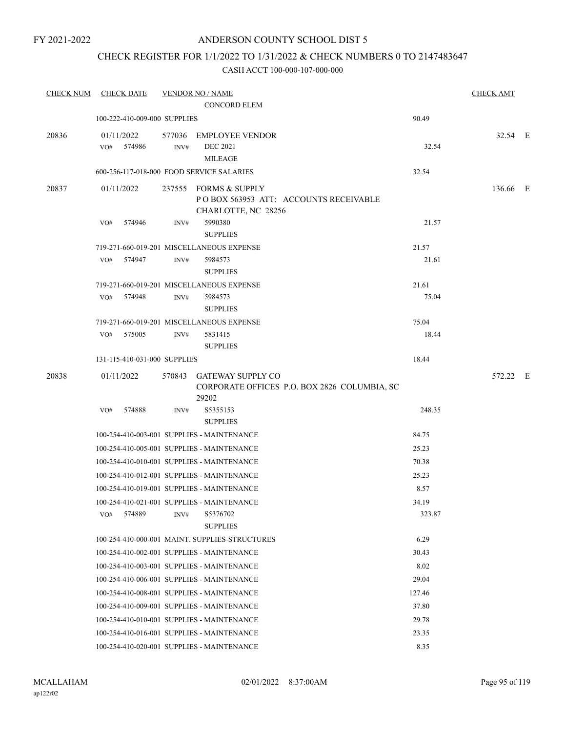FY 2021-2022

# ANDERSON COUNTY SCHOOL DIST 5

## CHECK REGISTER FOR 1/1/2022 TO 1/31/2022 & CHECK NUMBERS 0 TO 2147483647

### CASH ACCT 100-000-107-000-000

| CHECK NUM | CHECK DATE | VENDOR NO / NAME | | CHECK AMT | |
|---|---|---|---|---|---|
| | | CONCORD ELEM | | | |
| | 100-222-410-009-000 SUPPLIES | | 90.49 | | |
| 20836 | 01/11/2022 | 577036 EMPLOYEE VENDOR | | 32.54 | E |
| | VO# 574986 | INV# DEC 2021 MILEAGE | 32.54 | | |
| | 600-256-117-018-000 FOOD SERVICE SALARIES | | 32.54 | | |
| 20837 | 01/11/2022 | 237555 FORMS & SUPPLY P O BOX 563953 ATT: ACCOUNTS RECEIVABLE CHARLOTTE, NC 28256 | | 136.66 | E |
| | VO# 574946 | INV# 5990380 SUPPLIES | 21.57 | | |
| | 719-271-660-019-201 MISCELLANEOUS EXPENSE | | 21.57 | | |
| | VO# 574947 | INV# 5984573 SUPPLIES | 21.61 | | |
| | 719-271-660-019-201 MISCELLANEOUS EXPENSE | | 21.61 | | |
| | VO# 574948 | INV# 5984573 SUPPLIES | 75.04 | | |
| | 719-271-660-019-201 MISCELLANEOUS EXPENSE | | 75.04 | | |
| | VO# 575005 | INV# 5831415 SUPPLIES | 18.44 | | |
| | 131-115-410-031-000 SUPPLIES | | 18.44 | | |
| 20838 | 01/11/2022 | 570843 GATEWAY SUPPLY CO CORPORATE OFFICES P.O. BOX 2826 COLUMBIA, SC 29202 | | 572.22 | E |
| | VO# 574888 | INV# S5355153 SUPPLIES | 248.35 | | |
| | 100-254-410-003-001 SUPPLIES - MAINTENANCE | | 84.75 | | |
| | 100-254-410-005-001 SUPPLIES - MAINTENANCE | | 25.23 | | |
| | 100-254-410-010-001 SUPPLIES - MAINTENANCE | | 70.38 | | |
| | 100-254-410-012-001 SUPPLIES - MAINTENANCE | | 25.23 | | |
| | 100-254-410-019-001 SUPPLIES - MAINTENANCE | | 8.57 | | |
| | 100-254-410-021-001 SUPPLIES - MAINTENANCE | | 34.19 | | |
| | VO# 574889 | INV# S5376702 SUPPLIES | 323.87 | | |
| | 100-254-410-000-001 MAINT. SUPPLIES-STRUCTURES | | 6.29 | | |
| | 100-254-410-002-001 SUPPLIES - MAINTENANCE | | 30.43 | | |
| | 100-254-410-003-001 SUPPLIES - MAINTENANCE | | 8.02 | | |
| | 100-254-410-006-001 SUPPLIES - MAINTENANCE | | 29.04 | | |
| | 100-254-410-008-001 SUPPLIES - MAINTENANCE | | 127.46 | | |
| | 100-254-410-009-001 SUPPLIES - MAINTENANCE | | 37.80 | | |
| | 100-254-410-010-001 SUPPLIES - MAINTENANCE | | 29.78 | | |
| | 100-254-410-016-001 SUPPLIES - MAINTENANCE | | 23.35 | | |
| | 100-254-410-020-001 SUPPLIES - MAINTENANCE | | 8.35 | | |

MCALLAHAM
ap122r02

02/01/2022 8:37:00AM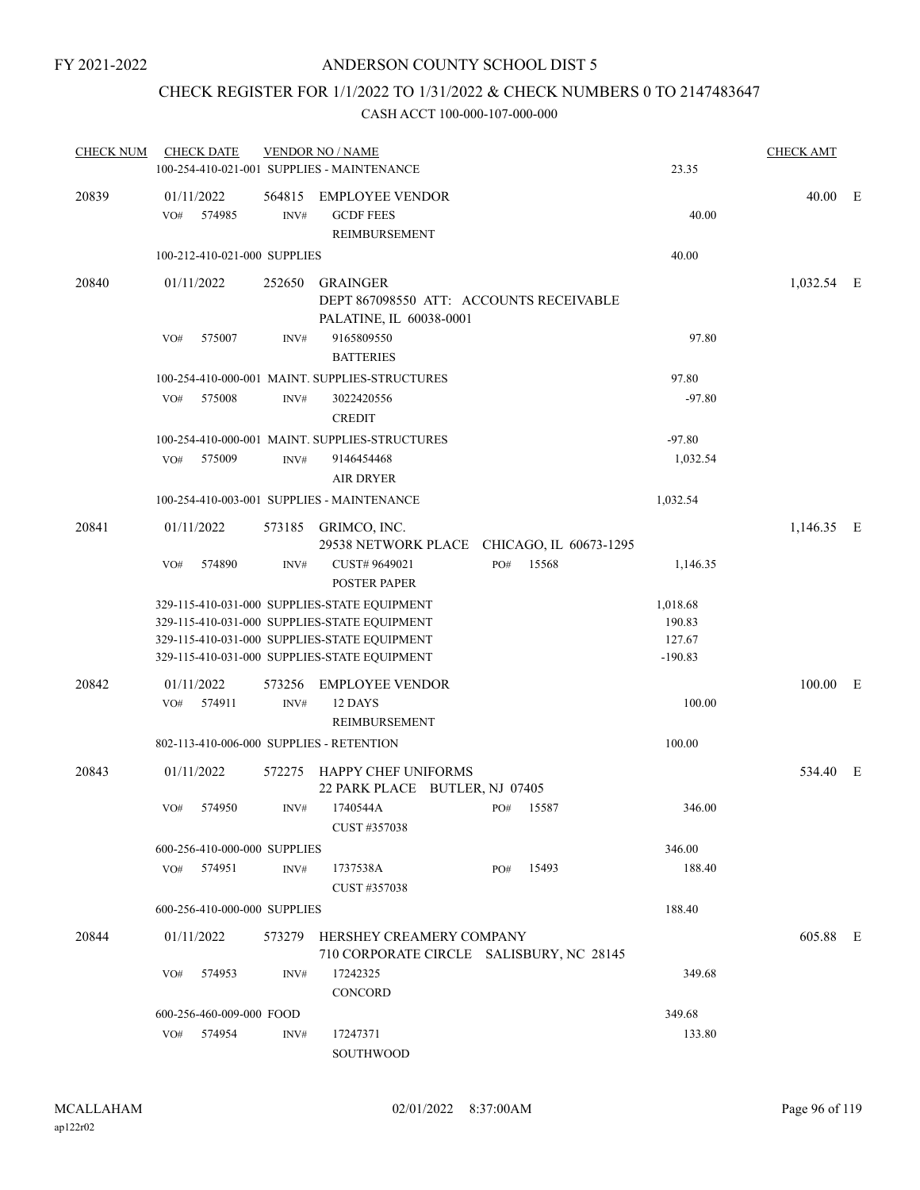FY 2021-2022

# ANDERSON COUNTY SCHOOL DIST 5

## CHECK REGISTER FOR 1/1/2022 TO 1/31/2022 & CHECK NUMBERS 0 TO 2147483647

### CASH ACCT 100-000-107-000-000

| CHECK NUM | CHECK DATE | VENDOR NO / NAME | | CHECK AMT | |
|---|---|---|---|---|---|
| | 100-254-410-021-001 SUPPLIES - MAINTENANCE | | 23.35 | | |
| 20839 | 01/11/2022 | 564815 EMPLOYEE VENDOR | | 40.00 | E |
| | VO# 574985 | INV# GCDF FEES REIMBURSEMENT | 40.00 | | |
| | 100-212-410-021-000 SUPPLIES | | 40.00 | | |
| 20840 | 01/11/2022 | 252650 GRAINGER DEPT 867098550 ATT: ACCOUNTS RECEIVABLE PALATINE, IL 60038-0001 | | 1,032.54 | E |
| | VO# 575007 | INV# 9165809550 BATTERIES | 97.80 | | |
| | 100-254-410-000-001 MAINT. SUPPLIES-STRUCTURES | | 97.80 | | |
| | VO# 575008 | INV# 3022420556 CREDIT | -97.80 | | |
| | 100-254-410-000-001 MAINT. SUPPLIES-STRUCTURES | | -97.80 | | |
| | VO# 575009 | INV# 9146454468 AIR DRYER | 1,032.54 | | |
| | 100-254-410-003-001 SUPPLIES - MAINTENANCE | | 1,032.54 | | |
| 20841 | 01/11/2022 | 573185 GRIMCO, INC. 29538 NETWORK PLACE CHICAGO, IL 60673-1295 | | 1,146.35 | E |
| | VO# 574890 | INV# CUST# 9649021 PO# 15568 POSTER PAPER | 1,146.35 | | |
| | 329-115-410-031-000 SUPPLIES-STATE EQUIPMENT | | 1,018.68 | | |
| | 329-115-410-031-000 SUPPLIES-STATE EQUIPMENT | | 190.83 | | |
| | 329-115-410-031-000 SUPPLIES-STATE EQUIPMENT | | 127.67 | | |
| | 329-115-410-031-000 SUPPLIES-STATE EQUIPMENT | | -190.83 | | |
| 20842 | 01/11/2022 | 573256 EMPLOYEE VENDOR | | 100.00 | E |
| | VO# 574911 | INV# 12 DAYS REIMBURSEMENT | 100.00 | | |
| | 802-113-410-006-000 SUPPLIES - RETENTION | | 100.00 | | |
| 20843 | 01/11/2022 | 572275 HAPPY CHEF UNIFORMS 22 PARK PLACE BUTLER, NJ 07405 | | 534.40 | E |
| | VO# 574950 | INV# 1740544A PO# 15587 CUST #357038 | 346.00 | | |
| | 600-256-410-000-000 SUPPLIES | | 346.00 | | |
| | VO# 574951 | INV# 1737538A PO# 15493 CUST #357038 | 188.40 | | |
| | 600-256-410-000-000 SUPPLIES | | 188.40 | | |
| 20844 | 01/11/2022 | 573279 HERSHEY CREAMERY COMPANY 710 CORPORATE CIRCLE SALISBURY, NC 28145 | | 605.88 | E |
| | VO# 574953 | INV# 17242325 CONCORD | 349.68 | | |
| | 600-256-460-009-000 FOOD | | 349.68 | | |
| | VO# 574954 | INV# 17247371 SOUTHWOOD | 133.80 | | |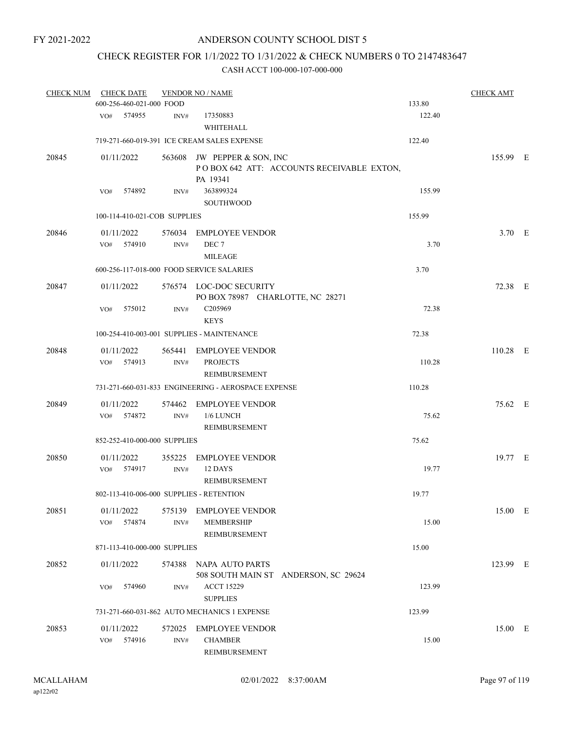FY 2021-2022

# ANDERSON COUNTY SCHOOL DIST 5

## CHECK REGISTER FOR 1/1/2022 TO 1/31/2022 & CHECK NUMBERS 0 TO 2147483647

### CASH ACCT 100-000-107-000-000

| CHECK NUM | CHECK DATE | VENDOR NO / NAME | | CHECK AMT | |
|---|---|---|---|---|---|
| | 600-256-460-021-000 FOOD | | 133.80 | | |
| | VO# 574955 INV# | 17350883 WHITEHALL | 122.40 | | |
| | 719-271-660-019-391 ICE CREAM SALES EXPENSE | | 122.40 | | |
| 20845 | 01/11/2022 | 563608 JW PEPPER & SON, INC P O BOX 642 ATT: ACCOUNTS RECEIVABLE EXTON, PA 19341 | | 155.99 | E |
| | VO# 574892 INV# | 363899324 SOUTHWOOD | 155.99 | | |
| | 100-114-410-021-COB SUPPLIES | | 155.99 | | |
| 20846 | 01/11/2022 | 576034 EMPLOYEE VENDOR | | 3.70 | E |
| | VO# 574910 INV# | DEC 7 MILEAGE | 3.70 | | |
| | 600-256-117-018-000 FOOD SERVICE SALARIES | | 3.70 | | |
| 20847 | 01/11/2022 | 576574 LOC-DOC SECURITY PO BOX 78987 CHARLOTTE, NC 28271 | | 72.38 | E |
| | VO# 575012 INV# | C205969 KEYS | 72.38 | | |
| | 100-254-410-003-001 SUPPLIES - MAINTENANCE | | 72.38 | | |
| 20848 | 01/11/2022 | 565441 EMPLOYEE VENDOR | | 110.28 | E |
| | VO# 574913 INV# | PROJECTS REIMBURSEMENT | 110.28 | | |
| | 731-271-660-031-833 ENGINEERING - AEROSPACE EXPENSE | | 110.28 | | |
| 20849 | 01/11/2022 | 574462 EMPLOYEE VENDOR | | 75.62 | E |
| | VO# 574872 INV# | 1/6 LUNCH REIMBURSEMENT | 75.62 | | |
| | 852-252-410-000-000 SUPPLIES | | 75.62 | | |
| 20850 | 01/11/2022 | 355225 EMPLOYEE VENDOR | | 19.77 | E |
| | VO# 574917 INV# | 12 DAYS REIMBURSEMENT | 19.77 | | |
| | 802-113-410-006-000 SUPPLIES - RETENTION | | 19.77 | | |
| 20851 | 01/11/2022 | 575139 EMPLOYEE VENDOR | | 15.00 | E |
| | VO# 574874 INV# | MEMBERSHIP REIMBURSEMENT | 15.00 | | |
| | 871-113-410-000-000 SUPPLIES | | 15.00 | | |
| 20852 | 01/11/2022 | 574388 NAPA AUTO PARTS 508 SOUTH MAIN ST ANDERSON, SC 29624 | | 123.99 | E |
| | VO# 574960 INV# | ACCT 15229 SUPPLIES | 123.99 | | |
| | 731-271-660-031-862 AUTO MECHANICS 1 EXPENSE | | 123.99 | | |
| 20853 | 01/11/2022 | 572025 EMPLOYEE VENDOR | | 15.00 | E |
| | VO# 574916 INV# | CHAMBER REIMBURSEMENT | 15.00 | | |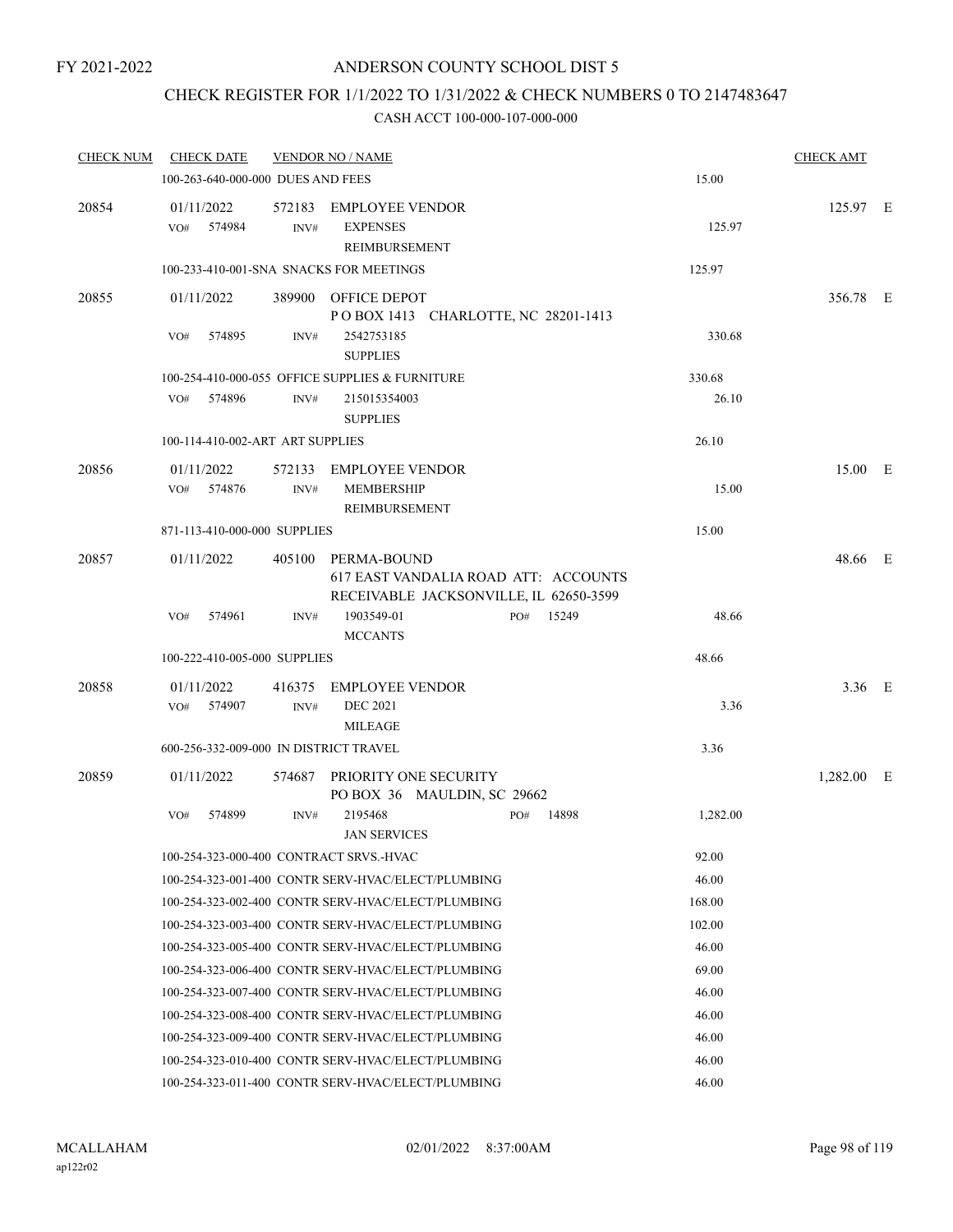FY 2021-2022

# ANDERSON COUNTY SCHOOL DIST 5

## CHECK REGISTER FOR 1/1/2022 TO 1/31/2022 & CHECK NUMBERS 0 TO 2147483647

### CASH ACCT 100-000-107-000-000

| CHECK NUM | CHECK DATE | VENDOR NO / NAME | | CHECK AMT | |
|---|---|---|---|---|---|
| | 100-263-640-000-000 DUES AND FEES | | 15.00 | | |
| 20854 | 01/11/2022 | 572183 EMPLOYEE VENDOR | | 125.97 | E |
| | VO# 574984 | INV# EXPENSES REIMBURSEMENT | 125.97 | | |
| | 100-233-410-001-SNA SNACKS FOR MEETINGS | | 125.97 | | |
| 20855 | 01/11/2022 | 389900 OFFICE DEPOT P O BOX 1413 CHARLOTTE, NC 28201-1413 | | 356.78 | E |
| | VO# 574895 | INV# 2542753185 SUPPLIES | 330.68 | | |
| | 100-254-410-000-055 OFFICE SUPPLIES & FURNITURE | | 330.68 | | |
| | VO# 574896 | INV# 215015354003 SUPPLIES | 26.10 | | |
| | 100-114-410-002-ART ART SUPPLIES | | 26.10 | | |
| 20856 | 01/11/2022 | 572133 EMPLOYEE VENDOR | | 15.00 | E |
| | VO# 574876 | INV# MEMBERSHIP REIMBURSEMENT | 15.00 | | |
| | 871-113-410-000-000 SUPPLIES | | 15.00 | | |
| 20857 | 01/11/2022 | 405100 PERMA-BOUND 617 EAST VANDALIA ROAD ATT: ACCOUNTS RECEIVABLE JACKSONVILLE, IL 62650-3599 | | 48.66 | E |
| | VO# 574961 | INV# 1903549-01 PO# 15249 MCCANTS | 48.66 | | |
| | 100-222-410-005-000 SUPPLIES | | 48.66 | | |
| 20858 | 01/11/2022 | 416375 EMPLOYEE VENDOR | | 3.36 | E |
| | VO# 574907 | INV# DEC 2021 MILEAGE | 3.36 | | |
| | 600-256-332-009-000 IN DISTRICT TRAVEL | | 3.36 | | |
| 20859 | 01/11/2022 | 574687 PRIORITY ONE SECURITY PO BOX 36 MAULDIN, SC 29662 | | 1,282.00 | E |
| | VO# 574899 | INV# 2195468 PO# 14898 JAN SERVICES | 1,282.00 | | |
| | 100-254-323-000-400 CONTRACT SRVS.-HVAC | | 92.00 | | |
| | 100-254-323-001-400 CONTR SERV-HVAC/ELECT/PLUMBING | | 46.00 | | |
| | 100-254-323-002-400 CONTR SERV-HVAC/ELECT/PLUMBING | | 168.00 | | |
| | 100-254-323-003-400 CONTR SERV-HVAC/ELECT/PLUMBING | | 102.00 | | |
| | 100-254-323-005-400 CONTR SERV-HVAC/ELECT/PLUMBING | | 46.00 | | |
| | 100-254-323-006-400 CONTR SERV-HVAC/ELECT/PLUMBING | | 69.00 | | |
| | 100-254-323-007-400 CONTR SERV-HVAC/ELECT/PLUMBING | | 46.00 | | |
| | 100-254-323-008-400 CONTR SERV-HVAC/ELECT/PLUMBING | | 46.00 | | |
| | 100-254-323-009-400 CONTR SERV-HVAC/ELECT/PLUMBING | | 46.00 | | |
| | 100-254-323-010-400 CONTR SERV-HVAC/ELECT/PLUMBING | | 46.00 | | |
| | 100-254-323-011-400 CONTR SERV-HVAC/ELECT/PLUMBING | | 46.00 | | |

MCALLAHAM
ap122r02

02/01/2022 8:37:00AM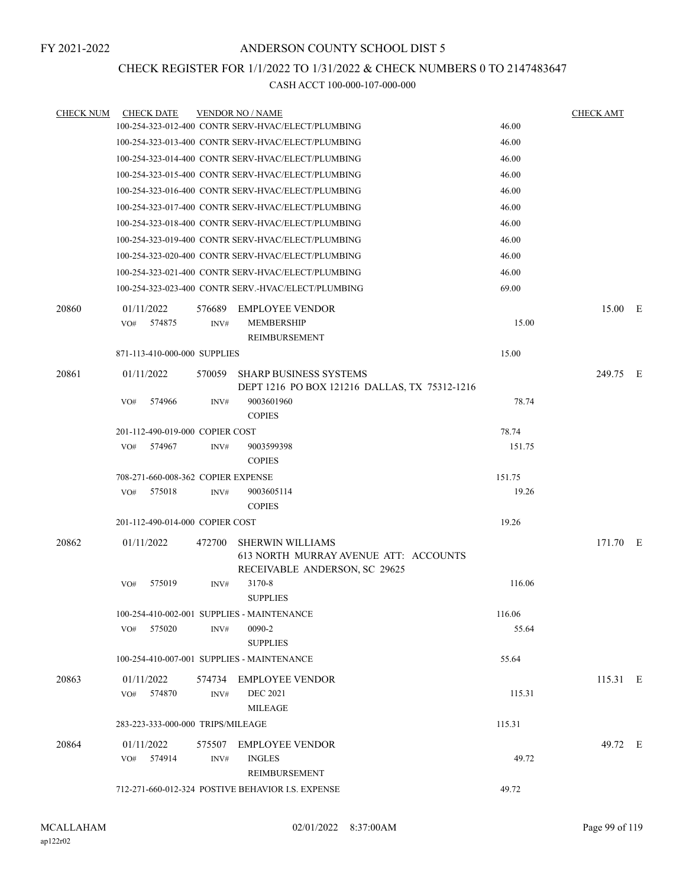FY 2021-2022

# ANDERSON COUNTY SCHOOL DIST 5

## CHECK REGISTER FOR 1/1/2022 TO 1/31/2022 & CHECK NUMBERS 0 TO 2147483647

### CASH ACCT 100-000-107-000-000

| CHECK NUM | CHECK DATE | VENDOR NO / NAME | | CHECK AMT | |
|---|---|---|---|---|---|
| | 100-254-323-012-400 CONTR SERV-HVAC/ELECT/PLUMBING | | 46.00 | | |
| | 100-254-323-013-400 CONTR SERV-HVAC/ELECT/PLUMBING | | 46.00 | | |
| | 100-254-323-014-400 CONTR SERV-HVAC/ELECT/PLUMBING | | 46.00 | | |
| | 100-254-323-015-400 CONTR SERV-HVAC/ELECT/PLUMBING | | 46.00 | | |
| | 100-254-323-016-400 CONTR SERV-HVAC/ELECT/PLUMBING | | 46.00 | | |
| | 100-254-323-017-400 CONTR SERV-HVAC/ELECT/PLUMBING | | 46.00 | | |
| | 100-254-323-018-400 CONTR SERV-HVAC/ELECT/PLUMBING | | 46.00 | | |
| | 100-254-323-019-400 CONTR SERV-HVAC/ELECT/PLUMBING | | 46.00 | | |
| | 100-254-323-020-400 CONTR SERV-HVAC/ELECT/PLUMBING | | 46.00 | | |
| | 100-254-323-021-400 CONTR SERV-HVAC/ELECT/PLUMBING | | 46.00 | | |
| | 100-254-323-023-400 CONTR SERV.-HVAC/ELECT/PLUMBING | | 69.00 | | |
| 20860 | 01/11/2022 | 576689 EMPLOYEE VENDOR | | 15.00 | E |
| | VO# 574875 | INV# MEMBERSHIP REIMBURSEMENT | 15.00 | | |
| | 871-113-410-000-000 SUPPLIES | | 15.00 | | |
| 20861 | 01/11/2022 | 570059 SHARP BUSINESS SYSTEMS DEPT 1216 PO BOX 121216 DALLAS, TX 75312-1216 | | 249.75 | E |
| | VO# 574966 | INV# 9003601960 COPIES | 78.74 | | |
| | 201-112-490-019-000 COPIER COST | | 78.74 | | |
| | VO# 574967 | INV# 9003599398 COPIES | 151.75 | | |
| | 708-271-660-008-362 COPIER EXPENSE | | 151.75 | | |
| | VO# 575018 | INV# 9003605114 COPIES | 19.26 | | |
| | 201-112-490-014-000 COPIER COST | | 19.26 | | |
| 20862 | 01/11/2022 | 472700 SHERWIN WILLIAMS 613 NORTH MURRAY AVENUE ATT: ACCOUNTS RECEIVABLE ANDERSON, SC 29625 | | 171.70 | E |
| | VO# 575019 | INV# 3170-8 SUPPLIES | 116.06 | | |
| | 100-254-410-002-001 SUPPLIES - MAINTENANCE | | 116.06 | | |
| | VO# 575020 | INV# 0090-2 SUPPLIES | 55.64 | | |
| | 100-254-410-007-001 SUPPLIES - MAINTENANCE | | 55.64 | | |
| 20863 | 01/11/2022 | 574734 EMPLOYEE VENDOR | | 115.31 | E |
| | VO# 574870 | INV# DEC 2021 MILEAGE | 115.31 | | |
| | 283-223-333-000-000 TRIPS/MILEAGE | | 115.31 | | |
| 20864 | 01/11/2022 | 575507 EMPLOYEE VENDOR | | 49.72 | E |
| | VO# 574914 | INV# INGLES REIMBURSEMENT | 49.72 | | |
| | 712-271-660-012-324 POSTIVE BEHAVIOR I.S. EXPENSE | | 49.72 | | |

MCALLAHAM
ap122r02

02/01/2022 8:37:00AM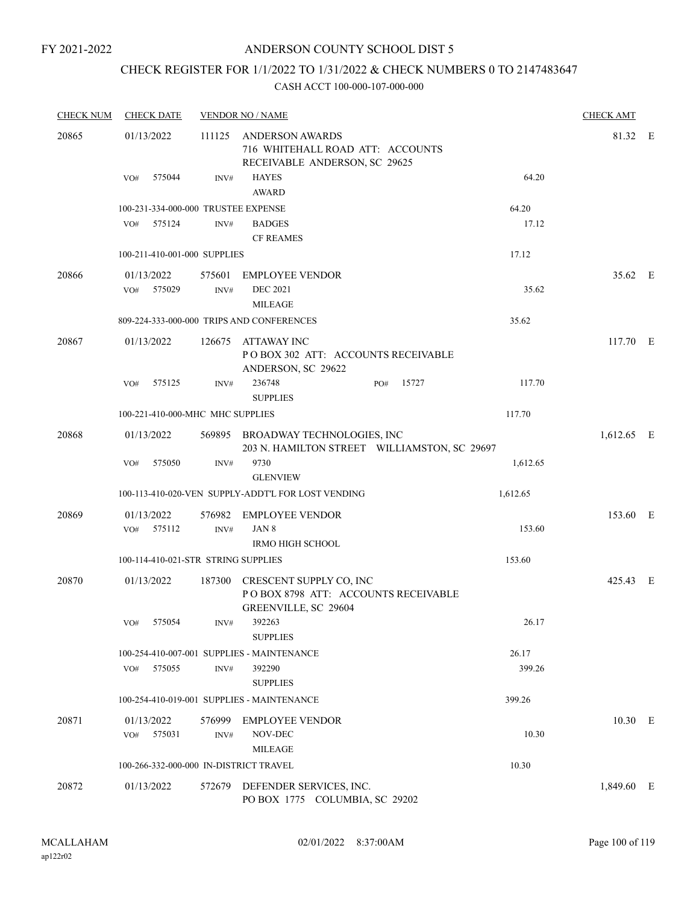FY 2021-2022

# ANDERSON COUNTY SCHOOL DIST 5

## CHECK REGISTER FOR 1/1/2022 TO 1/31/2022 & CHECK NUMBERS 0 TO 2147483647

### CASH ACCT 100-000-107-000-000

| CHECK NUM | CHECK DATE | VENDOR NO / NAME | | | CHECK AMT | |
|---|---|---|---|---|---|---|
| 20865 | 01/13/2022 | 111125 ANDERSON AWARDS<br>716 WHITEHALL ROAD ATT: ACCOUNTS RECEIVABLE ANDERSON, SC 29625 | | | 81.32 | E |
| | VO# 575044 | INV# HAYES<br>AWARD | | 64.20 | | |
| | 100-231-334-000-000 TRUSTEE EXPENSE | | | 64.20 | | |
| | VO# 575124 | INV# BADGES<br>CF REAMES | | 17.12 | | |
| | 100-211-410-001-000 SUPPLIES | | | 17.12 | | |
| 20866 | 01/13/2022 | 575601 EMPLOYEE VENDOR | | | 35.62 | E |
| | VO# 575029 | INV# DEC 2021<br>MILEAGE | | 35.62 | | |
| | 809-224-333-000-000 TRIPS AND CONFERENCES | | | 35.62 | | |
| 20867 | 01/13/2022 | 126675 ATTAWAY INC<br>P O BOX 302 ATT: ACCOUNTS RECEIVABLE ANDERSON, SC 29622 | | | 117.70 | E |
| | VO# 575125 | INV# 236748<br>SUPPLIES | PO# 15727 | 117.70 | | |
| | 100-221-410-000-MHC MHC SUPPLIES | | | 117.70 | | |
| 20868 | 01/13/2022 | 569895 BROADWAY TECHNOLOGIES, INC<br>203 N. HAMILTON STREET WILLIAMSTON, SC 29697 | | | 1,612.65 | E |
| | VO# 575050 | INV# 9730<br>GLENVIEW | | 1,612.65 | | |
| | 100-113-410-020-VEN SUPPLY-ADDT'L FOR LOST VENDING | | | 1,612.65 | | |
| 20869 | 01/13/2022 | 576982 EMPLOYEE VENDOR | | | 153.60 | E |
| | VO# 575112 | INV# JAN 8<br>IRMO HIGH SCHOOL | | 153.60 | | |
| | 100-114-410-021-STR STRING SUPPLIES | | | 153.60 | | |
| 20870 | 01/13/2022 | 187300 CRESCENT SUPPLY CO, INC<br>P O BOX 8798 ATT: ACCOUNTS RECEIVABLE GREENVILLE, SC 29604 | | | 425.43 | E |
| | VO# 575054 | INV# 392263<br>SUPPLIES | | 26.17 | | |
| | 100-254-410-007-001 SUPPLIES - MAINTENANCE | | | 26.17 | | |
| | VO# 575055 | INV# 392290<br>SUPPLIES | | 399.26 | | |
| | 100-254-410-019-001 SUPPLIES - MAINTENANCE | | | 399.26 | | |
| 20871 | 01/13/2022 | 576999 EMPLOYEE VENDOR | | | 10.30 | E |
| | VO# 575031 | INV# NOV-DEC<br>MILEAGE | | 10.30 | | |
| | 100-266-332-000-000 IN-DISTRICT TRAVEL | | | 10.30 | | |
| 20872 | 01/13/2022 | 572679 DEFENDER SERVICES, INC.<br>PO BOX 1775 COLUMBIA, SC 29202 | | | 1,849.60 | E |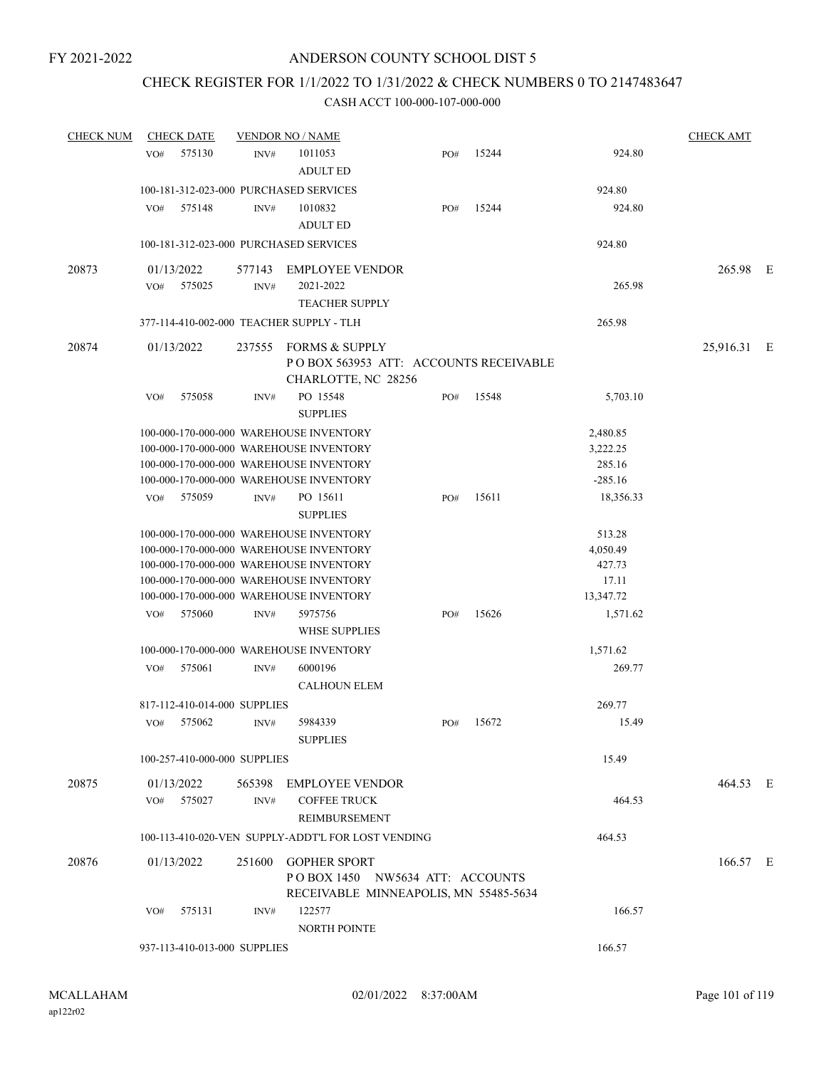FY 2021-2022

# ANDERSON COUNTY SCHOOL DIST 5

## CHECK REGISTER FOR 1/1/2022 TO 1/31/2022 & CHECK NUMBERS 0 TO 2147483647

### CASH ACCT 100-000-107-000-000

| CHECK NUM | CHECK DATE | VENDOR NO / NAME | | | | CHECK AMT |
|---|---|---|---|---|---|---|
| | VO# 575130 | INV# 1011053 ADULT ED | PO# 15244 | | 924.80 | |
| | 100-181-312-023-000 PURCHASED SERVICES | | | | 924.80 | |
| | VO# 575148 | INV# 1010832 ADULT ED | PO# 15244 | | 924.80 | |
| | 100-181-312-023-000 PURCHASED SERVICES | | | | 924.80 | |
| 20873 | 01/13/2022 | 577143 EMPLOYEE VENDOR | | | | 265.98 E |
| | VO# 575025 | INV# 2021-2022 TEACHER SUPPLY | | | 265.98 | |
| | 377-114-410-002-000 TEACHER SUPPLY - TLH | | | | 265.98 | |
| 20874 | 01/13/2022 | 237555 FORMS & SUPPLY P O BOX 563953 ATT: ACCOUNTS RECEIVABLE CHARLOTTE, NC 28256 | | | | 25,916.31 E |
| | VO# 575058 | INV# PO 15548 SUPPLIES | PO# 15548 | | 5,703.10 | |
| | 100-000-170-000-000 WAREHOUSE INVENTORY | | | | 2,480.85 | |
| | 100-000-170-000-000 WAREHOUSE INVENTORY | | | | 3,222.25 | |
| | 100-000-170-000-000 WAREHOUSE INVENTORY | | | | 285.16 | |
| | 100-000-170-000-000 WAREHOUSE INVENTORY | | | | -285.16 | |
| | VO# 575059 | INV# PO 15611 SUPPLIES | PO# 15611 | | 18,356.33 | |
| | 100-000-170-000-000 WAREHOUSE INVENTORY | | | | 513.28 | |
| | 100-000-170-000-000 WAREHOUSE INVENTORY | | | | 4,050.49 | |
| | 100-000-170-000-000 WAREHOUSE INVENTORY | | | | 427.73 | |
| | 100-000-170-000-000 WAREHOUSE INVENTORY | | | | 17.11 | |
| | 100-000-170-000-000 WAREHOUSE INVENTORY | | | | 13,347.72 | |
| | VO# 575060 | INV# 5975756 WHSE SUPPLIES | PO# 15626 | | 1,571.62 | |
| | 100-000-170-000-000 WAREHOUSE INVENTORY | | | | 1,571.62 | |
| | VO# 575061 | INV# 6000196 CALHOUN ELEM | | | 269.77 | |
| | 817-112-410-014-000 SUPPLIES | | | | 269.77 | |
| | VO# 575062 | INV# 5984339 SUPPLIES | PO# 15672 | | 15.49 | |
| | 100-257-410-000-000 SUPPLIES | | | | 15.49 | |
| 20875 | 01/13/2022 | 565398 EMPLOYEE VENDOR | | | | 464.53 E |
| | VO# 575027 | INV# COFFEE TRUCK REIMBURSEMENT | | | 464.53 | |
| | 100-113-410-020-VEN SUPPLY-ADDT'L FOR LOST VENDING | | | | 464.53 | |
| 20876 | 01/13/2022 | 251600 GOPHER SPORT P O BOX 1450 NW5634 ATT: ACCOUNTS RECEIVABLE MINNEAPOLIS, MN 55485-5634 | | | | 166.57 E |
| | VO# 575131 | INV# 122577 NORTH POINTE | | | 166.57 | |
| | 937-113-410-013-000 SUPPLIES | | | | 166.57 | |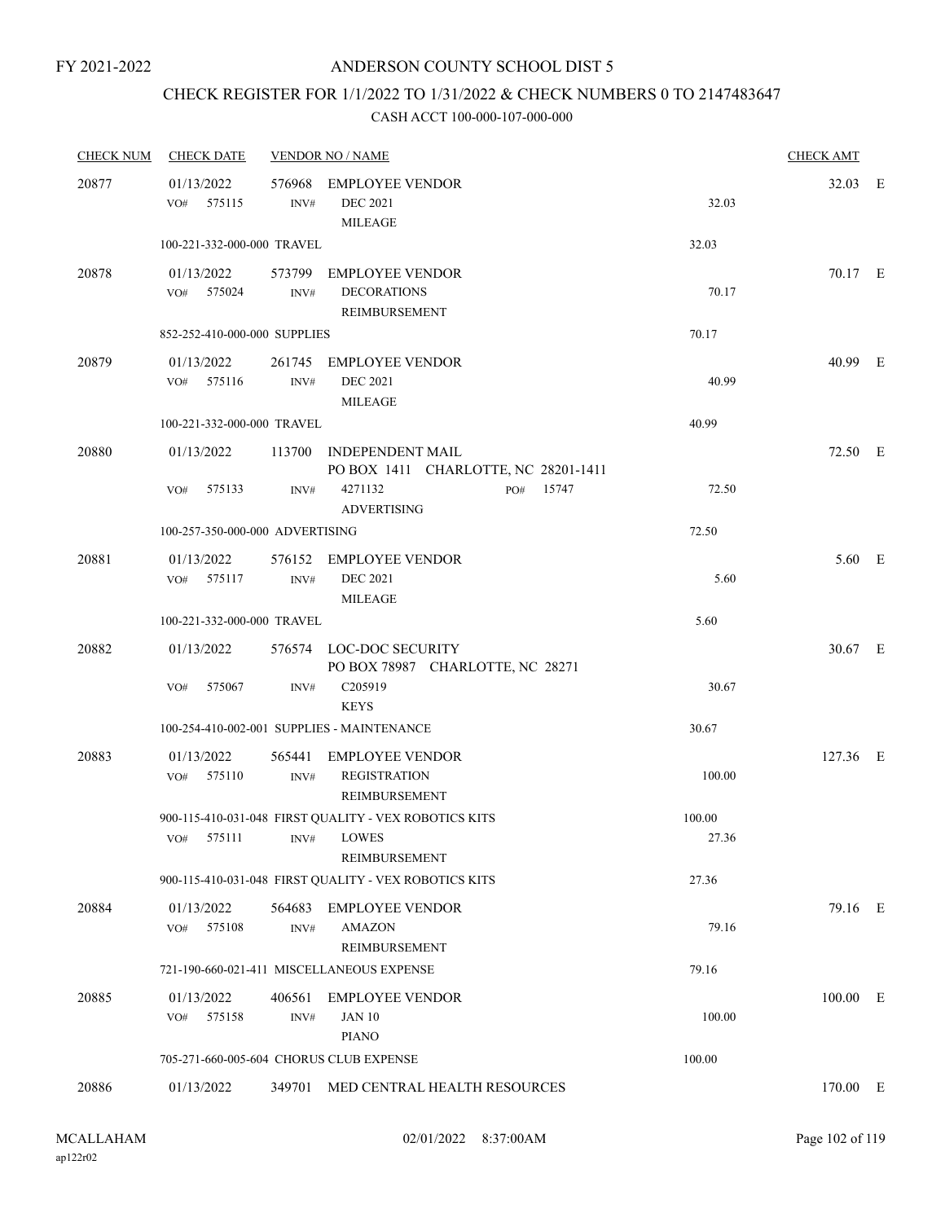FY 2021-2022

# ANDERSON COUNTY SCHOOL DIST 5

## CHECK REGISTER FOR 1/1/2022 TO 1/31/2022 & CHECK NUMBERS 0 TO 2147483647

### CASH ACCT 100-000-107-000-000

| CHECK NUM | CHECK DATE | VENDOR NO / NAME | | CHECK AMT | |
|---|---|---|---|---|---|
| 20877 | 01/13/2022 | 576968 EMPLOYEE VENDOR | | 32.03 | E |
| | VO# 575115 | INV# DEC 2021 MILEAGE | 32.03 | | |
| | 100-221-332-000-000 TRAVEL | | 32.03 | | |
| 20878 | 01/13/2022 | 573799 EMPLOYEE VENDOR | | 70.17 | E |
| | VO# 575024 | INV# DECORATIONS REIMBURSEMENT | 70.17 | | |
| | 852-252-410-000-000 SUPPLIES | | 70.17 | | |
| 20879 | 01/13/2022 | 261745 EMPLOYEE VENDOR | | 40.99 | E |
| | VO# 575116 | INV# DEC 2021 MILEAGE | 40.99 | | |
| | 100-221-332-000-000 TRAVEL | | 40.99 | | |
| 20880 | 01/13/2022 | 113700 INDEPENDENT MAIL PO BOX 1411 CHARLOTTE, NC 28201-1411 | | 72.50 | E |
| | VO# 575133 | INV# 4271132 PO# 15747 ADVERTISING | 72.50 | | |
| | 100-257-350-000-000 ADVERTISING | | 72.50 | | |
| 20881 | 01/13/2022 | 576152 EMPLOYEE VENDOR | | 5.60 | E |
| | VO# 575117 | INV# DEC 2021 MILEAGE | 5.60 | | |
| | 100-221-332-000-000 TRAVEL | | 5.60 | | |
| 20882 | 01/13/2022 | 576574 LOC-DOC SECURITY PO BOX 78987 CHARLOTTE, NC 28271 | | 30.67 | E |
| | VO# 575067 | INV# C205919 KEYS | 30.67 | | |
| | 100-254-410-002-001 SUPPLIES - MAINTENANCE | | 30.67 | | |
| 20883 | 01/13/2022 | 565441 EMPLOYEE VENDOR | | 127.36 | E |
| | VO# 575110 | INV# REGISTRATION REIMBURSEMENT | 100.00 | | |
| | 900-115-410-031-048 FIRST QUALITY - VEX ROBOTICS KITS | | 100.00 | | |
| | VO# 575111 | INV# LOWES REIMBURSEMENT | 27.36 | | |
| | 900-115-410-031-048 FIRST QUALITY - VEX ROBOTICS KITS | | 27.36 | | |
| 20884 | 01/13/2022 | 564683 EMPLOYEE VENDOR | | 79.16 | E |
| | VO# 575108 | INV# AMAZON REIMBURSEMENT | 79.16 | | |
| | 721-190-660-021-411 MISCELLANEOUS EXPENSE | | 79.16 | | |
| 20885 | 01/13/2022 | 406561 EMPLOYEE VENDOR | | 100.00 | E |
| | VO# 575158 | INV# JAN 10 PIANO | 100.00 | | |
| | 705-271-660-005-604 CHORUS CLUB EXPENSE | | 100.00 | | |
| 20886 | 01/13/2022 | 349701 MED CENTRAL HEALTH RESOURCES | | 170.00 | E |

MCALLAHAM
ap122r02

02/01/2022 8:37:00AM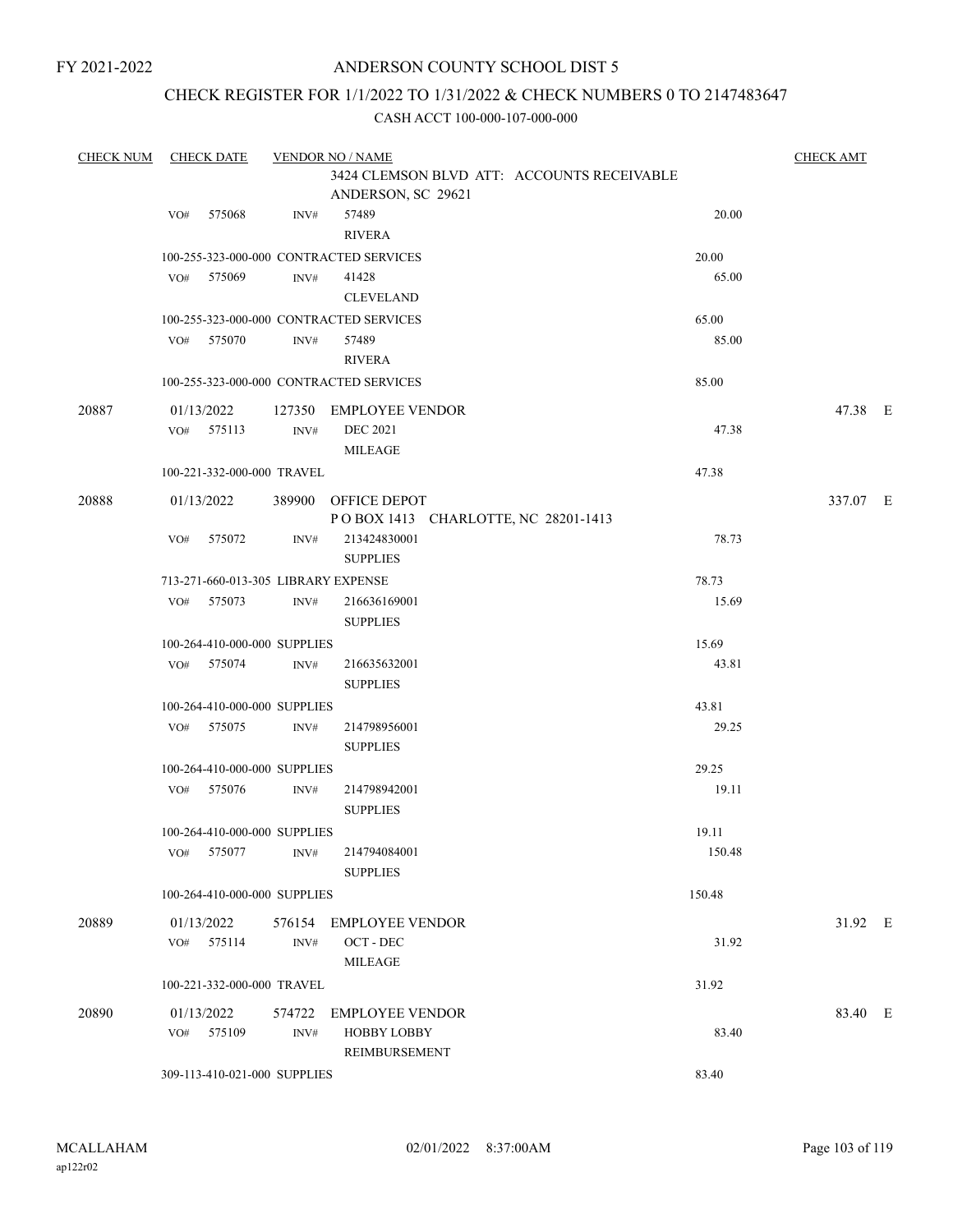FY 2021-2022

# ANDERSON COUNTY SCHOOL DIST 5

## CHECK REGISTER FOR 1/1/2022 TO 1/31/2022 & CHECK NUMBERS 0 TO 2147483647

CASH ACCT 100-000-107-000-000

| CHECK NUM | CHECK DATE | VENDOR NO / NAME | | CHECK AMT |
|---|---|---|---|---|
| | | 3424 CLEMSON BLVD ATT: ACCOUNTS RECEIVABLE ANDERSON, SC 29621 | | |
| | VO# 575068 | INV# 57489 RIVERA | 20.00 | |
| | 100-255-323-000-000 CONTRACTED SERVICES | | 20.00 | |
| | VO# 575069 | INV# 41428 CLEVELAND | 65.00 | |
| | 100-255-323-000-000 CONTRACTED SERVICES | | 65.00 | |
| | VO# 575070 | INV# 57489 RIVERA | 85.00 | |
| | 100-255-323-000-000 CONTRACTED SERVICES | | 85.00 | |
| 20887 | 01/13/2022 | 127350 EMPLOYEE VENDOR | | 47.38 E |
| | VO# 575113 | INV# DEC 2021 MILEAGE | 47.38 | |
| | 100-221-332-000-000 TRAVEL | | 47.38 | |
| 20888 | 01/13/2022 | 389900 OFFICE DEPOT P O BOX 1413 CHARLOTTE, NC 28201-1413 | | 337.07 E |
| | VO# 575072 | INV# 213424830001 SUPPLIES | 78.73 | |
| | 713-271-660-013-305 LIBRARY EXPENSE | | 78.73 | |
| | VO# 575073 | INV# 216636169001 SUPPLIES | 15.69 | |
| | 100-264-410-000-000 SUPPLIES | | 15.69 | |
| | VO# 575074 | INV# 216635632001 SUPPLIES | 43.81 | |
| | 100-264-410-000-000 SUPPLIES | | 43.81 | |
| | VO# 575075 | INV# 214798956001 SUPPLIES | 29.25 | |
| | 100-264-410-000-000 SUPPLIES | | 29.25 | |
| | VO# 575076 | INV# 214798942001 SUPPLIES | 19.11 | |
| | 100-264-410-000-000 SUPPLIES | | 19.11 | |
| | VO# 575077 | INV# 214794084001 SUPPLIES | 150.48 | |
| | 100-264-410-000-000 SUPPLIES | | 150.48 | |
| 20889 | 01/13/2022 | 576154 EMPLOYEE VENDOR | | 31.92 E |
| | VO# 575114 | INV# OCT - DEC MILEAGE | 31.92 | |
| | 100-221-332-000-000 TRAVEL | | 31.92 | |
| 20890 | 01/13/2022 | 574722 EMPLOYEE VENDOR | | 83.40 E |
| | VO# 575109 | INV# HOBBY LOBBY REIMBURSEMENT | 83.40 | |
| | 309-113-410-021-000 SUPPLIES | | 83.40 | |

MCALLAHAM ap122r02 02/01/2022 8:37:00AM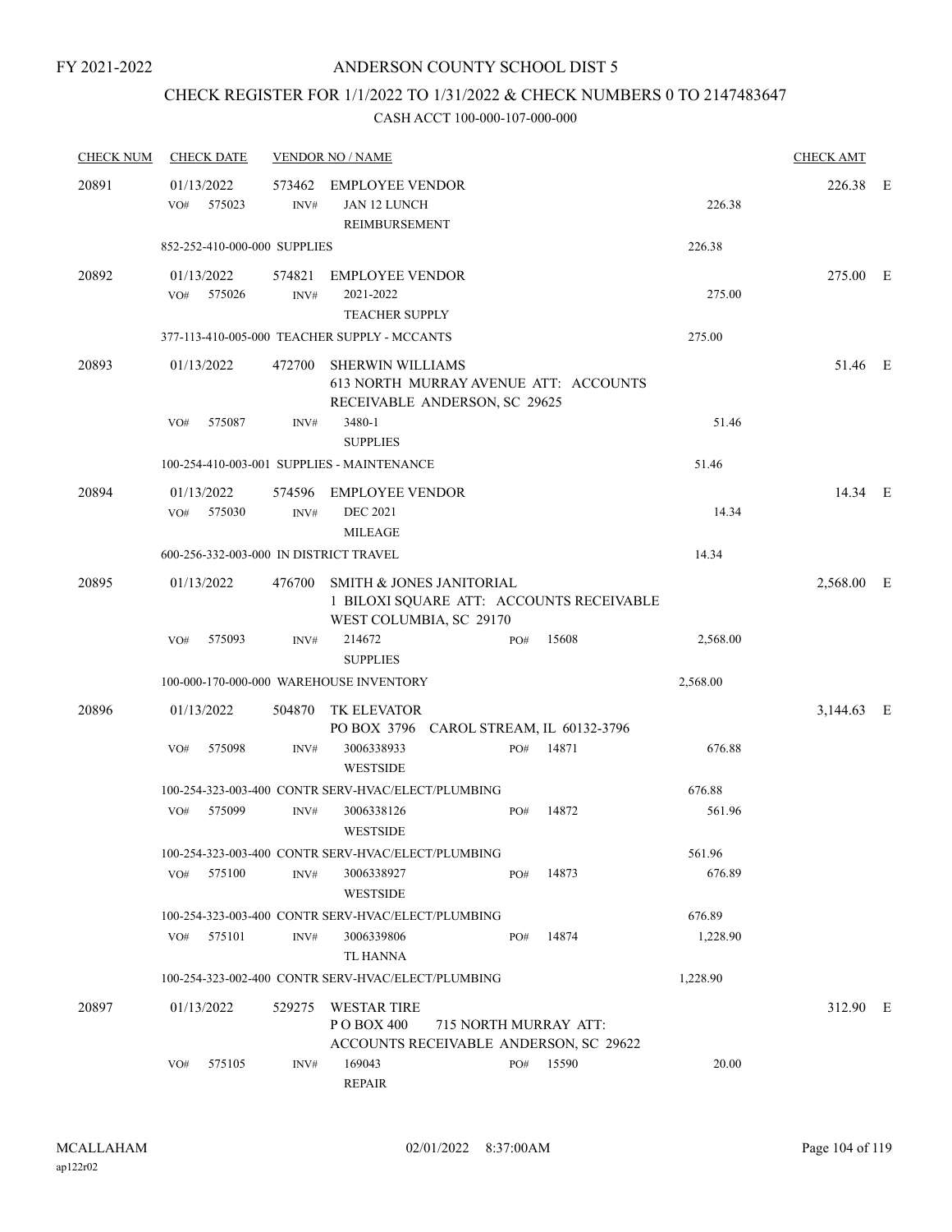FY 2021-2022

# ANDERSON COUNTY SCHOOL DIST 5

## CHECK REGISTER FOR 1/1/2022 TO 1/31/2022 & CHECK NUMBERS 0 TO 2147483647

### CASH ACCT 100-000-107-000-000

| CHECK NUM | CHECK DATE | VENDOR NO / NAME | | | CHECK AMT | |
|---|---|---|---|---|---|---|
| 20891 | 01/13/2022 | 573462 EMPLOYEE VENDOR | | | 226.38 | E |
| | VO# 575023 | INV# JAN 12 LUNCH REIMBURSEMENT | | 226.38 | | |
| | 852-252-410-000-000 SUPPLIES | | | 226.38 | | |
| 20892 | 01/13/2022 | 574821 EMPLOYEE VENDOR | | | 275.00 | E |
| | VO# 575026 | INV# 2021-2022 TEACHER SUPPLY | | 275.00 | | |
| | 377-113-410-005-000 TEACHER SUPPLY - MCCANTS | | | 275.00 | | |
| 20893 | 01/13/2022 | 472700 SHERWIN WILLIAMS 613 NORTH MURRAY AVENUE ATT: ACCOUNTS RECEIVABLE ANDERSON, SC 29625 | | | 51.46 | E |
| | VO# 575087 | INV# 3480-1 SUPPLIES | | 51.46 | | |
| | 100-254-410-003-001 SUPPLIES - MAINTENANCE | | | 51.46 | | |
| 20894 | 01/13/2022 | 574596 EMPLOYEE VENDOR | | | 14.34 | E |
| | VO# 575030 | INV# DEC 2021 MILEAGE | | 14.34 | | |
| | 600-256-332-003-000 IN DISTRICT TRAVEL | | | 14.34 | | |
| 20895 | 01/13/2022 | 476700 SMITH & JONES JANITORIAL 1 BILOXI SQUARE ATT: ACCOUNTS RECEIVABLE WEST COLUMBIA, SC 29170 | | | 2,568.00 | E |
| | VO# 575093 | INV# 214672 SUPPLIES | PO# 15608 | 2,568.00 | | |
| | 100-000-170-000-000 WAREHOUSE INVENTORY | | | 2,568.00 | | |
| 20896 | 01/13/2022 | 504870 TK ELEVATOR PO BOX 3796 CAROL STREAM, IL 60132-3796 | | | 3,144.63 | E |
| | VO# 575098 | INV# 3006338933 WESTSIDE | PO# 14871 | 676.88 | | |
| | 100-254-323-003-400 CONTR SERV-HVAC/ELECT/PLUMBING | | | 676.88 | | |
| | VO# 575099 | INV# 3006338126 WESTSIDE | PO# 14872 | 561.96 | | |
| | 100-254-323-003-400 CONTR SERV-HVAC/ELECT/PLUMBING | | | 561.96 | | |
| | VO# 575100 | INV# 3006338927 WESTSIDE | PO# 14873 | 676.89 | | |
| | 100-254-323-003-400 CONTR SERV-HVAC/ELECT/PLUMBING | | | 676.89 | | |
| | VO# 575101 | INV# 3006339806 TL HANNA | PO# 14874 | 1,228.90 | | |
| | 100-254-323-002-400 CONTR SERV-HVAC/ELECT/PLUMBING | | | 1,228.90 | | |
| 20897 | 01/13/2022 | 529275 WESTAR TIRE P O BOX 400 715 NORTH MURRAY ATT: ACCOUNTS RECEIVABLE ANDERSON, SC 29622 | | | 312.90 | E |
| | VO# 575105 | INV# 169043 REPAIR | PO# 15590 | 20.00 | | |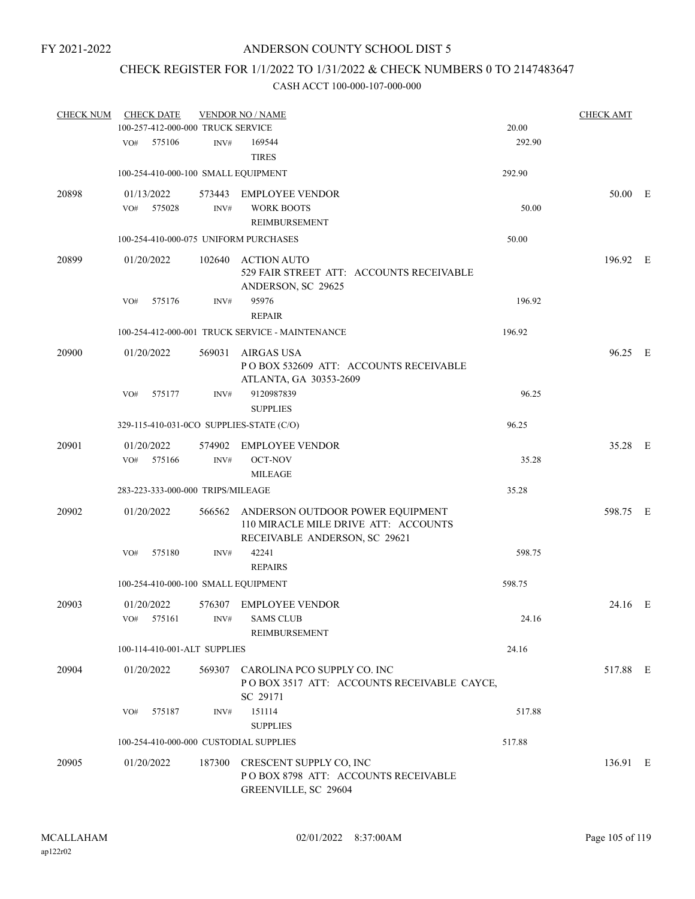FY 2021-2022

# ANDERSON COUNTY SCHOOL DIST 5

## CHECK REGISTER FOR 1/1/2022 TO 1/31/2022 & CHECK NUMBERS 0 TO 2147483647

### CASH ACCT 100-000-107-000-000

| CHECK NUM | CHECK DATE | VENDOR NO / NAME | | CHECK AMT | |
|---|---|---|---|---|---|
| | 100-257-412-000-000 TRUCK SERVICE | | 20.00 | | |
| | VO# 575106 INV# | 169544<br>TIRES | 292.90 | | |
| | 100-254-410-000-100 SMALL EQUIPMENT | | 292.90 | | |
| 20898 | 01/13/2022 | 573443 EMPLOYEE VENDOR | | 50.00 | E |
| | VO# 575028 INV# | WORK BOOTS<br>REIMBURSEMENT | 50.00 | | |
| | 100-254-410-000-075 UNIFORM PURCHASES | | 50.00 | | |
| 20899 | 01/20/2022 | 102640 ACTION AUTO<br>529 FAIR STREET ATT: ACCOUNTS RECEIVABLE<br>ANDERSON, SC 29625 | | 196.92 | E |
| | VO# 575176 INV# | 95976<br>REPAIR | 196.92 | | |
| | 100-254-412-000-001 TRUCK SERVICE - MAINTENANCE | | 196.92 | | |
| 20900 | 01/20/2022 | 569031 AIRGAS USA<br>P O BOX 532609 ATT: ACCOUNTS RECEIVABLE<br>ATLANTA, GA 30353-2609 | | 96.25 | E |
| | VO# 575177 INV# | 9120987839<br>SUPPLIES | 96.25 | | |
| | 329-115-410-031-0CO SUPPLIES-STATE (C/O) | | 96.25 | | |
| 20901 | 01/20/2022 | 574902 EMPLOYEE VENDOR | | 35.28 | E |
| | VO# 575166 INV# | OCT-NOV<br>MILEAGE | 35.28 | | |
| | 283-223-333-000-000 TRIPS/MILEAGE | | 35.28 | | |
| 20902 | 01/20/2022 | 566562 ANDERSON OUTDOOR POWER EQUIPMENT<br>110 MIRACLE MILE DRIVE ATT: ACCOUNTS<br>RECEIVABLE ANDERSON, SC 29621 | | 598.75 | E |
| | VO# 575180 INV# | 42241<br>REPAIRS | 598.75 | | |
| | 100-254-410-000-100 SMALL EQUIPMENT | | 598.75 | | |
| 20903 | 01/20/2022 | 576307 EMPLOYEE VENDOR | | 24.16 | E |
| | VO# 575161 INV# | SAMS CLUB<br>REIMBURSEMENT | 24.16 | | |
| | 100-114-410-001-ALT SUPPLIES | | 24.16 | | |
| 20904 | 01/20/2022 | 569307 CAROLINA PCO SUPPLY CO. INC<br>P O BOX 3517 ATT: ACCOUNTS RECEIVABLE CAYCE,<br>SC 29171 | | 517.88 | E |
| | VO# 575187 INV# | 151114<br>SUPPLIES | 517.88 | | |
| | 100-254-410-000-000 CUSTODIAL SUPPLIES | | 517.88 | | |
| 20905 | 01/20/2022 | 187300 CRESCENT SUPPLY CO, INC<br>P O BOX 8798 ATT: ACCOUNTS RECEIVABLE<br>GREENVILLE, SC 29604 | | 136.91 | E |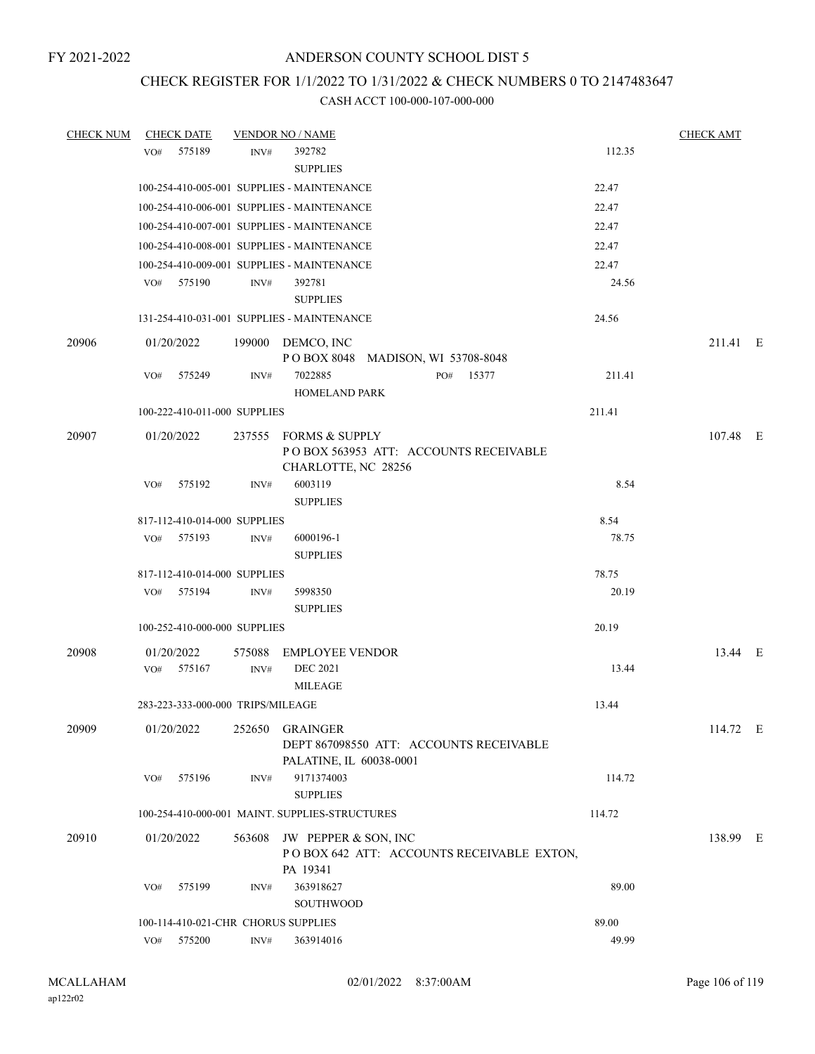FY 2021-2022

# ANDERSON COUNTY SCHOOL DIST 5

## CHECK REGISTER FOR 1/1/2022 TO 1/31/2022 & CHECK NUMBERS 0 TO 2147483647

### CASH ACCT 100-000-107-000-000

| CHECK NUM | CHECK DATE | VENDOR NO / NAME | | CHECK AMT |
|---|---|---|---|---|
| | VO# 575189 | INV# 392782 SUPPLIES | 112.35 | |
| | 100-254-410-005-001 SUPPLIES - MAINTENANCE | | 22.47 | |
| | 100-254-410-006-001 SUPPLIES - MAINTENANCE | | 22.47 | |
| | 100-254-410-007-001 SUPPLIES - MAINTENANCE | | 22.47 | |
| | 100-254-410-008-001 SUPPLIES - MAINTENANCE | | 22.47 | |
| | 100-254-410-009-001 SUPPLIES - MAINTENANCE | | 22.47 | |
| | VO# 575190 | INV# 392781 SUPPLIES | 24.56 | |
| | 131-254-410-031-001 SUPPLIES - MAINTENANCE | | 24.56 | |
| 20906 | 01/20/2022 | 199000 DEMCO, INC P O BOX 8048 MADISON, WI 53708-8048 | | 211.41 E |
| | VO# 575249 | INV# 7022885 PO# 15377 HOMELAND PARK | 211.41 | |
| | 100-222-410-011-000 SUPPLIES | | 211.41 | |
| 20907 | 01/20/2022 | 237555 FORMS & SUPPLY P O BOX 563953 ATT: ACCOUNTS RECEIVABLE CHARLOTTE, NC 28256 | | 107.48 E |
| | VO# 575192 | INV# 6003119 SUPPLIES | 8.54 | |
| | 817-112-410-014-000 SUPPLIES | | 8.54 | |
| | VO# 575193 | INV# 6000196-1 SUPPLIES | 78.75 | |
| | 817-112-410-014-000 SUPPLIES | | 78.75 | |
| | VO# 575194 | INV# 5998350 SUPPLIES | 20.19 | |
| | 100-252-410-000-000 SUPPLIES | | 20.19 | |
| 20908 | 01/20/2022 | 575088 EMPLOYEE VENDOR | | 13.44 E |
| | VO# 575167 | INV# DEC 2021 MILEAGE | 13.44 | |
| | 283-223-333-000-000 TRIPS/MILEAGE | | 13.44 | |
| 20909 | 01/20/2022 | 252650 GRAINGER DEPT 867098550 ATT: ACCOUNTS RECEIVABLE PALATINE, IL 60038-0001 | | 114.72 E |
| | VO# 575196 | INV# 9171374003 SUPPLIES | 114.72 | |
| | 100-254-410-000-001 MAINT. SUPPLIES-STRUCTURES | | 114.72 | |
| 20910 | 01/20/2022 | 563608 JW PEPPER & SON, INC P O BOX 642 ATT: ACCOUNTS RECEIVABLE EXTON, PA 19341 | | 138.99 E |
| | VO# 575199 | INV# 363918627 SOUTHWOOD | 89.00 | |
| | 100-114-410-021-CHR CHORUS SUPPLIES | | 89.00 | |
| | VO# 575200 | INV# 363914016 | 49.99 | |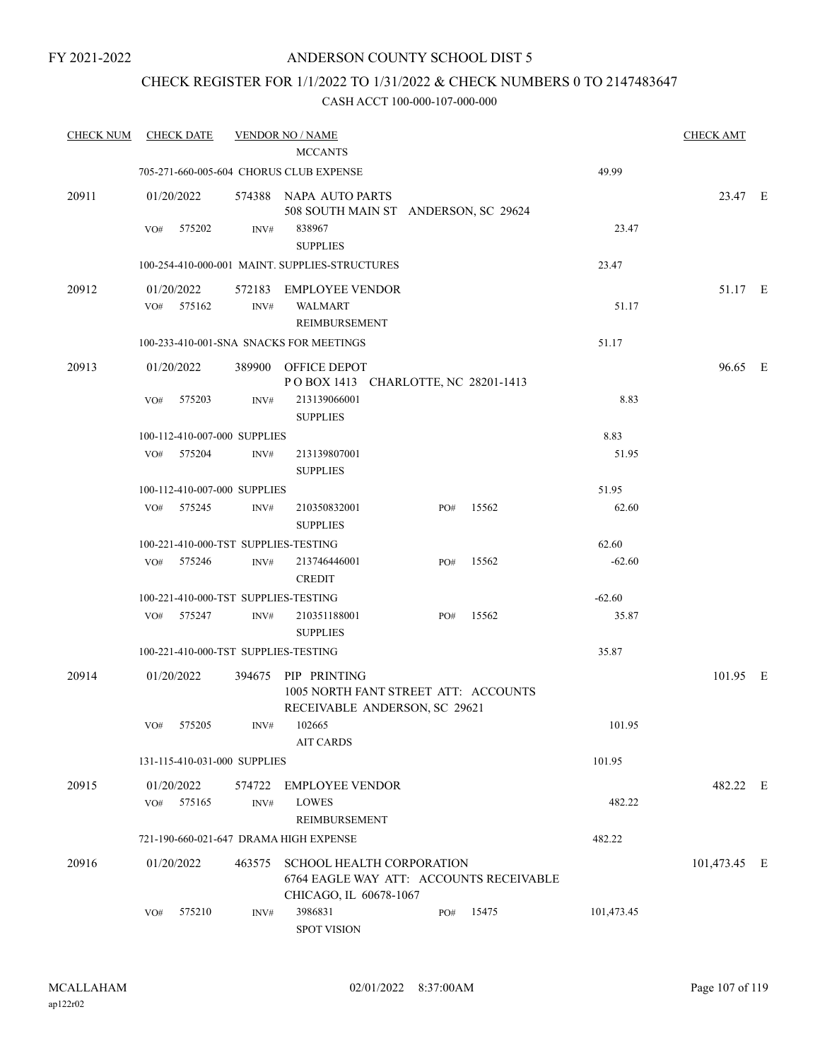FY 2021-2022

# ANDERSON COUNTY SCHOOL DIST 5

## CHECK REGISTER FOR 1/1/2022 TO 1/31/2022 & CHECK NUMBERS 0 TO 2147483647

### CASH ACCT 100-000-107-000-000

| CHECK NUM | CHECK DATE | VENDOR NO / NAME | | | CHECK AMT | |
|---|---|---|---|---|---|---|
| | | MCCANTS | | | | |
| | 705-271-660-005-604 CHORUS CLUB EXPENSE | | | 49.99 | | |
| 20911 | 01/20/2022 | 574388 NAPA AUTO PARTS<br>508 SOUTH MAIN ST ANDERSON, SC 29624 | | | 23.47 | E |
| | VO# 575202 | INV# 838967<br>SUPPLIES | | 23.47 | | |
| | 100-254-410-000-001 MAINT. SUPPLIES-STRUCTURES | | | 23.47 | | |
| 20912 | 01/20/2022 | 572183 EMPLOYEE VENDOR | | | 51.17 | E |
| | VO# 575162 | INV# WALMART<br>REIMBURSEMENT | | 51.17 | | |
| | 100-233-410-001-SNA SNACKS FOR MEETINGS | | | 51.17 | | |
| 20913 | 01/20/2022 | 389900 OFFICE DEPOT<br>P O BOX 1413 CHARLOTTE, NC 28201-1413 | | | 96.65 | E |
| | VO# 575203 | INV# 213139066001<br>SUPPLIES | | 8.83 | | |
| | 100-112-410-007-000 SUPPLIES | | | 8.83 | | |
| | VO# 575204 | INV# 213139807001<br>SUPPLIES | | 51.95 | | |
| | 100-112-410-007-000 SUPPLIES | | | 51.95 | | |
| | VO# 575245 | INV# 210350832001<br>SUPPLIES | PO# 15562 | 62.60 | | |
| | 100-221-410-000-TST SUPPLIES-TESTING | | | 62.60 | | |
| | VO# 575246 | INV# 213746446001<br>CREDIT | PO# 15562 | -62.60 | | |
| | 100-221-410-000-TST SUPPLIES-TESTING | | | -62.60 | | |
| | VO# 575247 | INV# 210351188001<br>SUPPLIES | PO# 15562 | 35.87 | | |
| | 100-221-410-000-TST SUPPLIES-TESTING | | | 35.87 | | |
| 20914 | 01/20/2022 | 394675 PIP PRINTING<br>1005 NORTH FANT STREET ATT: ACCOUNTS RECEIVABLE ANDERSON, SC 29621 | | | 101.95 | E |
| | VO# 575205 | INV# 102665<br>AIT CARDS | | 101.95 | | |
| | 131-115-410-031-000 SUPPLIES | | | 101.95 | | |
| 20915 | 01/20/2022 | 574722 EMPLOYEE VENDOR | | | 482.22 | E |
| | VO# 575165 | INV# LOWES<br>REIMBURSEMENT | | 482.22 | | |
| | 721-190-660-021-647 DRAMA HIGH EXPENSE | | | 482.22 | | |
| 20916 | 01/20/2022 | 463575 SCHOOL HEALTH CORPORATION<br>6764 EAGLE WAY ATT: ACCOUNTS RECEIVABLE CHICAGO, IL 60678-1067 | | | 101,473.45 | E |
| | VO# 575210 | INV# 3986831<br>SPOT VISION | PO# 15475 | 101,473.45 | | |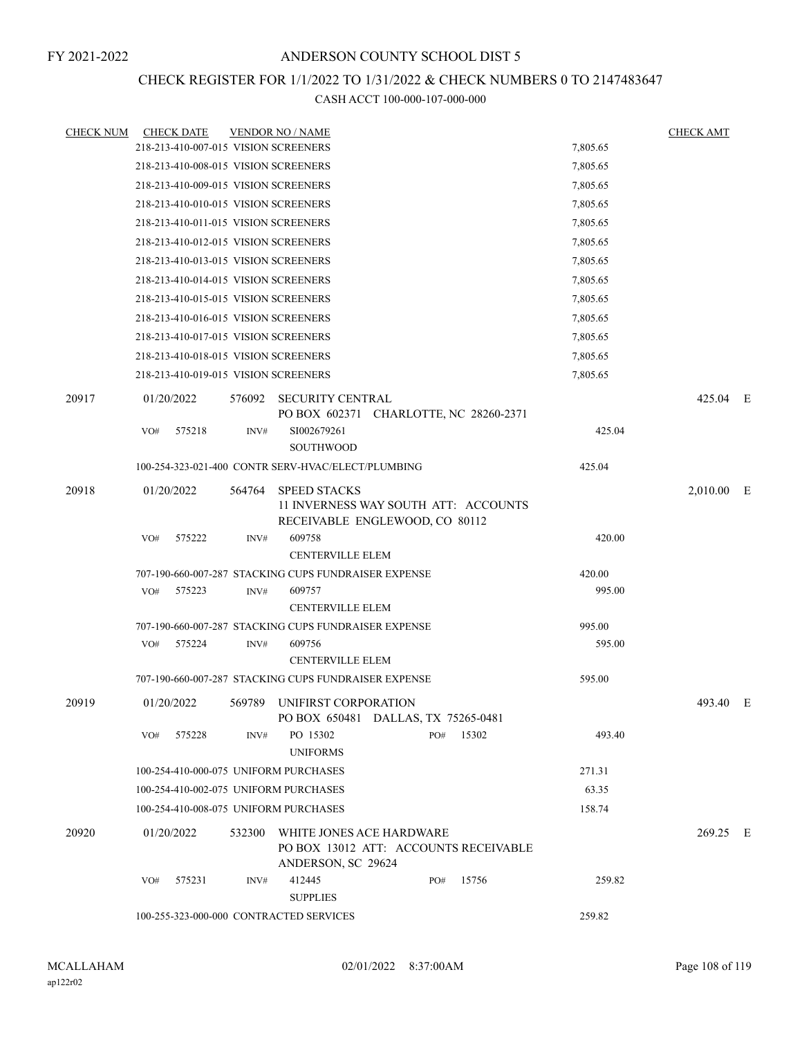FY 2021-2022

ANDERSON COUNTY SCHOOL DIST 5

CHECK REGISTER FOR 1/1/2022 TO 1/31/2022 & CHECK NUMBERS 0 TO 2147483647

CASH ACCT 100-000-107-000-000

| CHECK NUM | CHECK DATE | VENDOR NO / NAME | | CHECK AMT | |
|---|---|---|---|---|---|
| | 218-213-410-007-015 VISION SCREENERS | | 7,805.65 | | |
| | 218-213-410-008-015 VISION SCREENERS | | 7,805.65 | | |
| | 218-213-410-009-015 VISION SCREENERS | | 7,805.65 | | |
| | 218-213-410-010-015 VISION SCREENERS | | 7,805.65 | | |
| | 218-213-410-011-015 VISION SCREENERS | | 7,805.65 | | |
| | 218-213-410-012-015 VISION SCREENERS | | 7,805.65 | | |
| | 218-213-410-013-015 VISION SCREENERS | | 7,805.65 | | |
| | 218-213-410-014-015 VISION SCREENERS | | 7,805.65 | | |
| | 218-213-410-015-015 VISION SCREENERS | | 7,805.65 | | |
| | 218-213-410-016-015 VISION SCREENERS | | 7,805.65 | | |
| | 218-213-410-017-015 VISION SCREENERS | | 7,805.65 | | |
| | 218-213-410-018-015 VISION SCREENERS | | 7,805.65 | | |
| | 218-213-410-019-015 VISION SCREENERS | | 7,805.65 | | |
| 20917 | 01/20/2022 | 576092 SECURITY CENTRAL<br>PO BOX 602371 CHARLOTTE, NC 28260-2371 | | 425.04 | E |
| | VO# 575218 | INV# SI002679261<br>SOUTHWOOD | 425.04 | | |
| | 100-254-323-021-400 CONTR SERV-HVAC/ELECT/PLUMBING | | 425.04 | | |
| 20918 | 01/20/2022 | 564764 SPEED STACKS<br>11 INVERNESS WAY SOUTH ATT: ACCOUNTS RECEIVABLE ENGLEWOOD, CO 80112 | | 2,010.00 | E |
| | VO# 575222 | INV# 609758<br>CENTERVILLE ELEM | 420.00 | | |
| | 707-190-660-007-287 STACKING CUPS FUNDRAISER EXPENSE | | 420.00 | | |
| | VO# 575223 | INV# 609757<br>CENTERVILLE ELEM | 995.00 | | |
| | 707-190-660-007-287 STACKING CUPS FUNDRAISER EXPENSE | | 995.00 | | |
| | VO# 575224 | INV# 609756<br>CENTERVILLE ELEM | 595.00 | | |
| | 707-190-660-007-287 STACKING CUPS FUNDRAISER EXPENSE | | 595.00 | | |
| 20919 | 01/20/2022 | 569789 UNIFIRST CORPORATION<br>PO BOX 650481 DALLAS, TX 75265-0481 | | 493.40 | E |
| | VO# 575228 | INV# PO 15302 PO# 15302<br>UNIFORMS | 493.40 | | |
| | 100-254-410-000-075 UNIFORM PURCHASES | | 271.31 | | |
| | 100-254-410-002-075 UNIFORM PURCHASES | | 63.35 | | |
| | 100-254-410-008-075 UNIFORM PURCHASES | | 158.74 | | |
| 20920 | 01/20/2022 | 532300 WHITE JONES ACE HARDWARE<br>PO BOX 13012 ATT: ACCOUNTS RECEIVABLE ANDERSON, SC 29624 | | 269.25 | E |
| | VO# 575231 | INV# 412445 PO# 15756<br>SUPPLIES | 259.82 | | |
| | 100-255-323-000-000 CONTRACTED SERVICES | | 259.82 | | |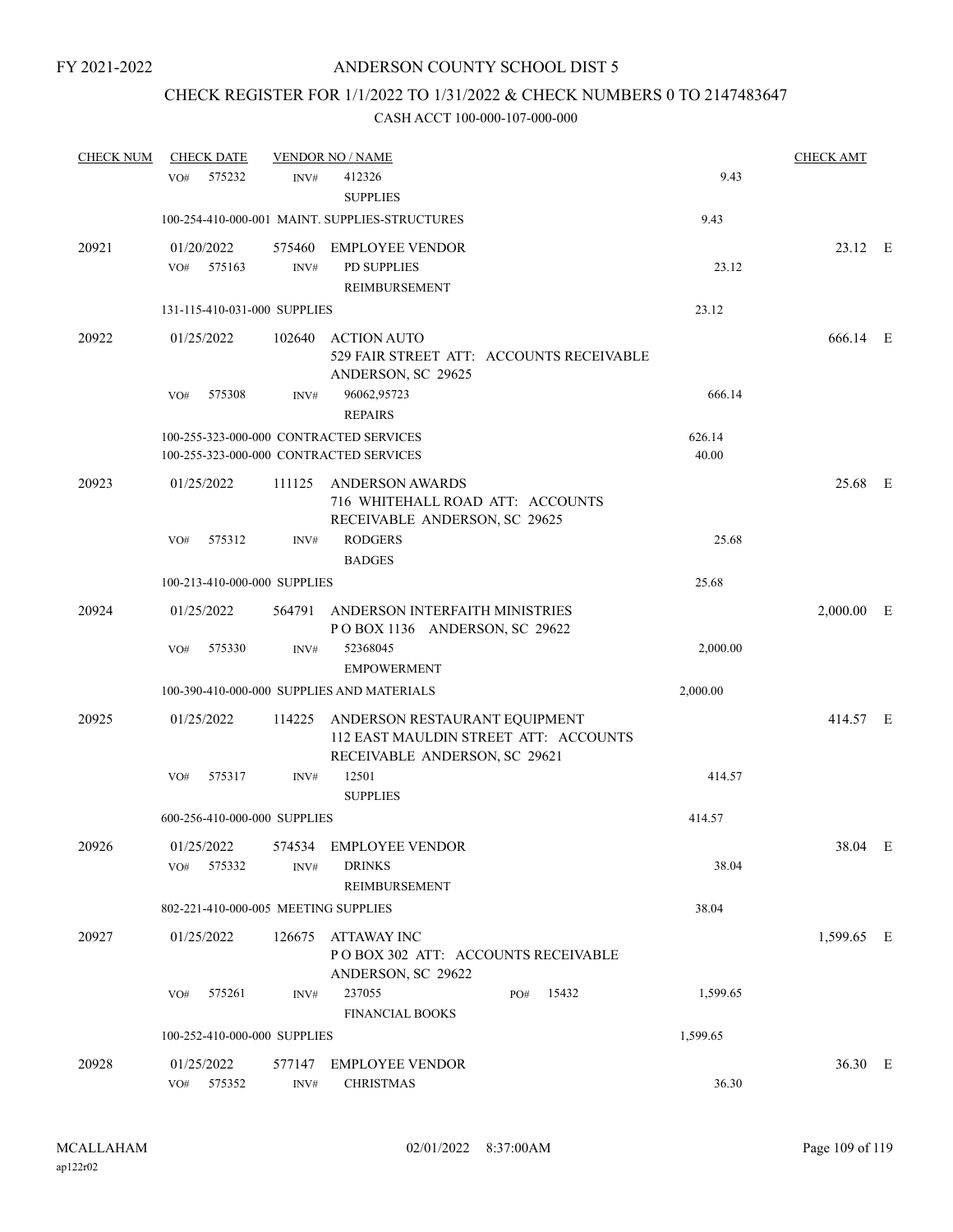FY 2021-2022

# ANDERSON COUNTY SCHOOL DIST 5

## CHECK REGISTER FOR 1/1/2022 TO 1/31/2022 & CHECK NUMBERS 0 TO 2147483647

CASH ACCT 100-000-107-000-000

| CHECK NUM | CHECK DATE | VENDOR NO / NAME | | CHECK AMT | |
|---|---|---|---|---|---|
| | VO# 575232 | INV# 412326 SUPPLIES | 9.43 | | |
| | 100-254-410-000-001 MAINT. SUPPLIES-STRUCTURES | | 9.43 | | |
| 20921 | 01/20/2022 | 575460 EMPLOYEE VENDOR | | 23.12 | E |
| | VO# 575163 | INV# PD SUPPLIES REIMBURSEMENT | 23.12 | | |
| | 131-115-410-031-000 SUPPLIES | | 23.12 | | |
| 20922 | 01/25/2022 | 102640 ACTION AUTO 529 FAIR STREET ATT: ACCOUNTS RECEIVABLE ANDERSON, SC 29625 | | 666.14 | E |
| | VO# 575308 | INV# 96062,95723 REPAIRS | 666.14 | | |
| | 100-255-323-000-000 CONTRACTED SERVICES | | 626.14 | | |
| | 100-255-323-000-000 CONTRACTED SERVICES | | 40.00 | | |
| 20923 | 01/25/2022 | 111125 ANDERSON AWARDS 716 WHITEHALL ROAD ATT: ACCOUNTS RECEIVABLE ANDERSON, SC 29625 | | 25.68 | E |
| | VO# 575312 | INV# RODGERS BADGES | 25.68 | | |
| | 100-213-410-000-000 SUPPLIES | | 25.68 | | |
| 20924 | 01/25/2022 | 564791 ANDERSON INTERFAITH MINISTRIES P O BOX 1136 ANDERSON, SC 29622 | | 2,000.00 | E |
| | VO# 575330 | INV# 52368045 EMPOWERMENT | 2,000.00 | | |
| | 100-390-410-000-000 SUPPLIES AND MATERIALS | | 2,000.00 | | |
| 20925 | 01/25/2022 | 114225 ANDERSON RESTAURANT EQUIPMENT 112 EAST MAULDIN STREET ATT: ACCOUNTS RECEIVABLE ANDERSON, SC 29621 | | 414.57 | E |
| | VO# 575317 | INV# 12501 SUPPLIES | 414.57 | | |
| | 600-256-410-000-000 SUPPLIES | | 414.57 | | |
| 20926 | 01/25/2022 | 574534 EMPLOYEE VENDOR | | 38.04 | E |
| | VO# 575332 | INV# DRINKS REIMBURSEMENT | 38.04 | | |
| | 802-221-410-000-005 MEETING SUPPLIES | | 38.04 | | |
| 20927 | 01/25/2022 | 126675 ATTAWAY INC P O BOX 302 ATT: ACCOUNTS RECEIVABLE ANDERSON, SC 29622 | | 1,599.65 | E |
| | VO# 575261 | INV# 237055 PO# 15432 FINANCIAL BOOKS | 1,599.65 | | |
| | 100-252-410-000-000 SUPPLIES | | 1,599.65 | | |
| 20928 | 01/25/2022 | 577147 EMPLOYEE VENDOR | | 36.30 | E |
| | VO# 575352 | INV# CHRISTMAS | 36.30 | | |

MCALLAHAM ap122r02 02/01/2022 8:37:00AM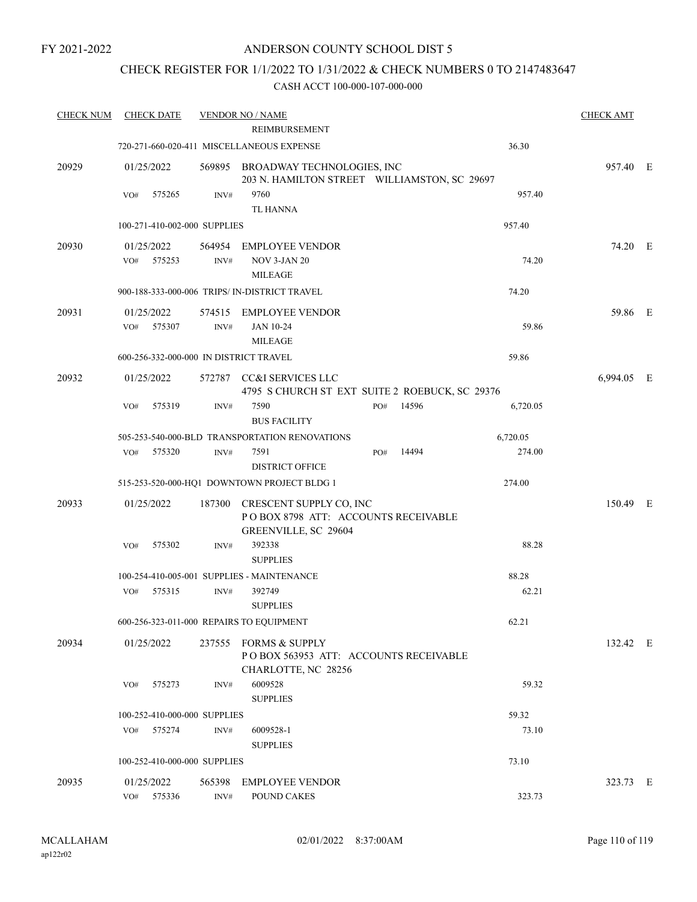FY 2021-2022

# ANDERSON COUNTY SCHOOL DIST 5

## CHECK REGISTER FOR 1/1/2022 TO 1/31/2022 & CHECK NUMBERS 0 TO 2147483647

### CASH ACCT 100-000-107-000-000

| CHECK NUM | CHECK DATE | VENDOR NO / NAME | | CHECK AMT | |
|---|---|---|---|---|---|
| | | REIMBURSEMENT | | | |
| | | 720-271-660-020-411 MISCELLANEOUS EXPENSE | 36.30 | | |
| 20929 | 01/25/2022 | 569895 BROADWAY TECHNOLOGIES, INC<br>203 N. HAMILTON STREET WILLIAMSTON, SC 29697 | | 957.40 | E |
| | VO# 575265 | INV# 9760<br>TL HANNA | 957.40 | | |
| | | 100-271-410-002-000 SUPPLIES | 957.40 | | |
| 20930 | 01/25/2022 | 564954 EMPLOYEE VENDOR | | 74.20 | E |
| | VO# 575253 | INV# NOV 3-JAN 20<br>MILEAGE | 74.20 | | |
| | | 900-188-333-000-006 TRIPS/ IN-DISTRICT TRAVEL | 74.20 | | |
| 20931 | 01/25/2022 | 574515 EMPLOYEE VENDOR | | 59.86 | E |
| | VO# 575307 | INV# JAN 10-24<br>MILEAGE | 59.86 | | |
| | | 600-256-332-000-000 IN DISTRICT TRAVEL | 59.86 | | |
| 20932 | 01/25/2022 | 572787 CC&I SERVICES LLC<br>4795 S CHURCH ST EXT SUITE 2 ROEBUCK, SC 29376 | | 6,994.05 | E |
| | VO# 575319 | INV# 7590 PO# 14596<br>BUS FACILITY | 6,720.05 | | |
| | | 505-253-540-000-BLD TRANSPORTATION RENOVATIONS | 6,720.05 | | |
| | VO# 575320 | INV# 7591 PO# 14494<br>DISTRICT OFFICE | 274.00 | | |
| | | 515-253-520-000-HQ1 DOWNTOWN PROJECT BLDG 1 | 274.00 | | |
| 20933 | 01/25/2022 | 187300 CRESCENT SUPPLY CO, INC<br>P O BOX 8798 ATT: ACCOUNTS RECEIVABLE<br>GREENVILLE, SC 29604 | | 150.49 | E |
| | VO# 575302 | INV# 392338<br>SUPPLIES | 88.28 | | |
| | | 100-254-410-005-001 SUPPLIES - MAINTENANCE | 88.28 | | |
| | VO# 575315 | INV# 392749<br>SUPPLIES | 62.21 | | |
| | | 600-256-323-011-000 REPAIRS TO EQUIPMENT | 62.21 | | |
| 20934 | 01/25/2022 | 237555 FORMS & SUPPLY<br>P O BOX 563953 ATT: ACCOUNTS RECEIVABLE<br>CHARLOTTE, NC 28256 | | 132.42 | E |
| | VO# 575273 | INV# 6009528<br>SUPPLIES | 59.32 | | |
| | | 100-252-410-000-000 SUPPLIES | 59.32 | | |
| | VO# 575274 | INV# 6009528-1<br>SUPPLIES | 73.10 | | |
| | | 100-252-410-000-000 SUPPLIES | 73.10 | | |
| 20935 | 01/25/2022 | 565398 EMPLOYEE VENDOR | | 323.73 | E |
| | VO# 575336 | INV# POUND CAKES | 323.73 | | |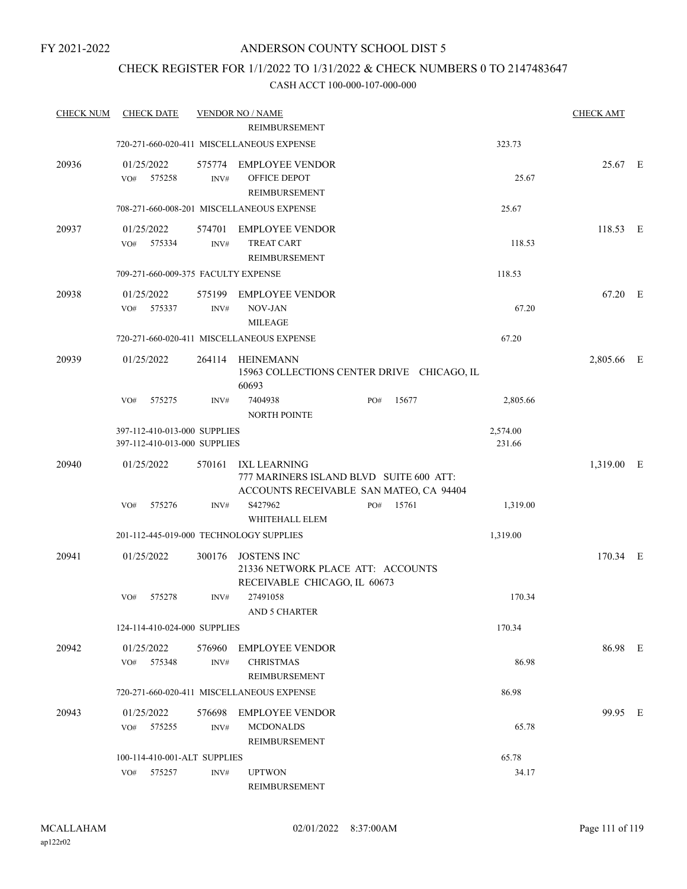# ANDERSON COUNTY SCHOOL DIST 5

FY 2021-2022

## CHECK REGISTER FOR 1/1/2022 TO 1/31/2022 & CHECK NUMBERS 0 TO 2147483647

### CASH ACCT 100-000-107-000-000

| CHECK NUM | CHECK DATE | VENDOR NO / NAME | | CHECK AMT | |
|---|---|---|---|---|---|
| | | REIMBURSEMENT | | | |
| | 720-271-660-020-411 MISCELLANEOUS EXPENSE | | 323.73 | | |
| 20936 | 01/25/2022 | 575774 EMPLOYEE VENDOR | | 25.67 | E |
| | VO# 575258 | INV# OFFICE DEPOT REIMBURSEMENT | 25.67 | | |
| | 708-271-660-008-201 MISCELLANEOUS EXPENSE | | 25.67 | | |
| 20937 | 01/25/2022 | 574701 EMPLOYEE VENDOR | | 118.53 | E |
| | VO# 575334 | INV# TREAT CART REIMBURSEMENT | 118.53 | | |
| | 709-271-660-009-375 FACULTY EXPENSE | | 118.53 | | |
| 20938 | 01/25/2022 | 575199 EMPLOYEE VENDOR | | 67.20 | E |
| | VO# 575337 | INV# NOV-JAN MILEAGE | 67.20 | | |
| | 720-271-660-020-411 MISCELLANEOUS EXPENSE | | 67.20 | | |
| 20939 | 01/25/2022 | 264114 HEINEMANN 15963 COLLECTIONS CENTER DRIVE CHICAGO, IL 60693 | | 2,805.66 | E |
| | VO# 575275 | INV# 7404938 PO# 15677 NORTH POINTE | 2,805.66 | | |
| | 397-112-410-013-000 SUPPLIES | | 2,574.00 | | |
| | 397-112-410-013-000 SUPPLIES | | 231.66 | | |
| 20940 | 01/25/2022 | 570161 IXL LEARNING 777 MARINERS ISLAND BLVD SUITE 600 ATT: ACCOUNTS RECEIVABLE SAN MATEO, CA 94404 | | 1,319.00 | E |
| | VO# 575276 | INV# S427962 PO# 15761 WHITEHALL ELEM | 1,319.00 | | |
| | 201-112-445-019-000 TECHNOLOGY SUPPLIES | | 1,319.00 | | |
| 20941 | 01/25/2022 | 300176 JOSTENS INC 21336 NETWORK PLACE ATT: ACCOUNTS RECEIVABLE CHICAGO, IL 60673 | | 170.34 | E |
| | VO# 575278 | INV# 27491058 AND 5 CHARTER | 170.34 | | |
| | 124-114-410-024-000 SUPPLIES | | 170.34 | | |
| 20942 | 01/25/2022 | 576960 EMPLOYEE VENDOR | | 86.98 | E |
| | VO# 575348 | INV# CHRISTMAS REIMBURSEMENT | 86.98 | | |
| | 720-271-660-020-411 MISCELLANEOUS EXPENSE | | 86.98 | | |
| 20943 | 01/25/2022 | 576698 EMPLOYEE VENDOR | | 99.95 | E |
| | VO# 575255 | INV# MCDONALDS REIMBURSEMENT | 65.78 | | |
| | 100-114-410-001-ALT SUPPLIES | | 65.78 | | |
| | VO# 575257 | INV# UPTWON REIMBURSEMENT | 34.17 | | |

MCALLAHAM
ap122r02

02/01/2022 8:37:00AM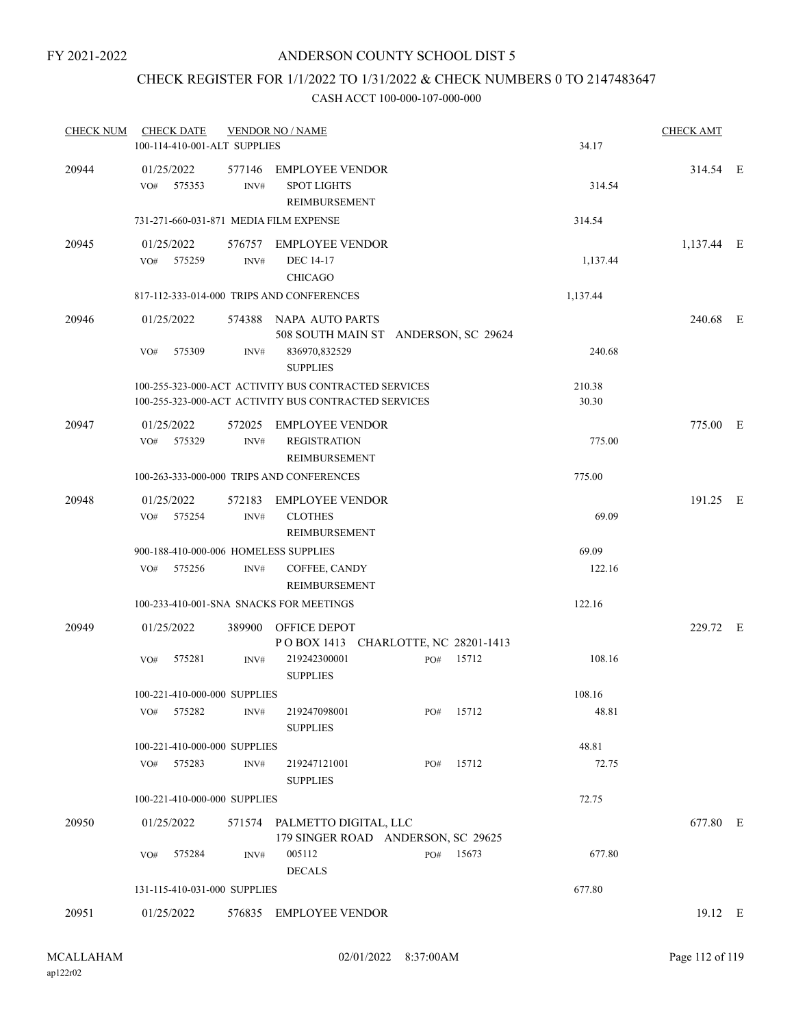FY 2021-2022

# ANDERSON COUNTY SCHOOL DIST 5

## CHECK REGISTER FOR 1/1/2022 TO 1/31/2022 & CHECK NUMBERS 0 TO 2147483647

### CASH ACCT 100-000-107-000-000

| CHECK NUM | CHECK DATE | VENDOR NO / NAME | | CHECK AMT | |
|---|---|---|---|---|---|
| | 100-114-410-001-ALT SUPPLIES | | 34.17 | | |
| 20944 | 01/25/2022 | 577146 EMPLOYEE VENDOR | | 314.54 | E |
| | VO# 575353 | INV# SPOT LIGHTS REIMBURSEMENT | 314.54 | | |
| | 731-271-660-031-871 MEDIA FILM EXPENSE | | 314.54 | | |
| 20945 | 01/25/2022 | 576757 EMPLOYEE VENDOR | | 1,137.44 | E |
| | VO# 575259 | INV# DEC 14-17 CHICAGO | 1,137.44 | | |
| | 817-112-333-014-000 TRIPS AND CONFERENCES | | 1,137.44 | | |
| 20946 | 01/25/2022 | 574388 NAPA AUTO PARTS 508 SOUTH MAIN ST ANDERSON, SC 29624 | | 240.68 | E |
| | VO# 575309 | INV# 836970,832529 SUPPLIES | 240.68 | | |
| | 100-255-323-000-ACT ACTIVITY BUS CONTRACTED SERVICES | | 210.38 | | |
| | 100-255-323-000-ACT ACTIVITY BUS CONTRACTED SERVICES | | 30.30 | | |
| 20947 | 01/25/2022 | 572025 EMPLOYEE VENDOR | | 775.00 | E |
| | VO# 575329 | INV# REGISTRATION REIMBURSEMENT | 775.00 | | |
| | 100-263-333-000-000 TRIPS AND CONFERENCES | | 775.00 | | |
| 20948 | 01/25/2022 | 572183 EMPLOYEE VENDOR | | 191.25 | E |
| | VO# 575254 | INV# CLOTHES REIMBURSEMENT | 69.09 | | |
| | 900-188-410-000-006 HOMELESS SUPPLIES | | 69.09 | | |
| | VO# 575256 | INV# COFFEE, CANDY REIMBURSEMENT | 122.16 | | |
| | 100-233-410-001-SNA SNACKS FOR MEETINGS | | 122.16 | | |
| 20949 | 01/25/2022 | 389900 OFFICE DEPOT P O BOX 1413 CHARLOTTE, NC 28201-1413 | | 229.72 | E |
| | VO# 575281 | INV# 219242300001 SUPPLIES PO# 15712 | 108.16 | | |
| | 100-221-410-000-000 SUPPLIES | | 108.16 | | |
| | VO# 575282 | INV# 219247098001 SUPPLIES PO# 15712 | 48.81 | | |
| | 100-221-410-000-000 SUPPLIES | | 48.81 | | |
| | VO# 575283 | INV# 219247121001 SUPPLIES PO# 15712 | 72.75 | | |
| | 100-221-410-000-000 SUPPLIES | | 72.75 | | |
| 20950 | 01/25/2022 | 571574 PALMETTO DIGITAL, LLC 179 SINGER ROAD ANDERSON, SC 29625 | | 677.80 | E |
| | VO# 575284 | INV# 005112 DECALS PO# 15673 | 677.80 | | |
| | 131-115-410-031-000 SUPPLIES | | 677.80 | | |
| 20951 | 01/25/2022 | 576835 EMPLOYEE VENDOR | | 19.12 | E |

MCALLAHAM ap122r02 02/01/2022 8:37:00AM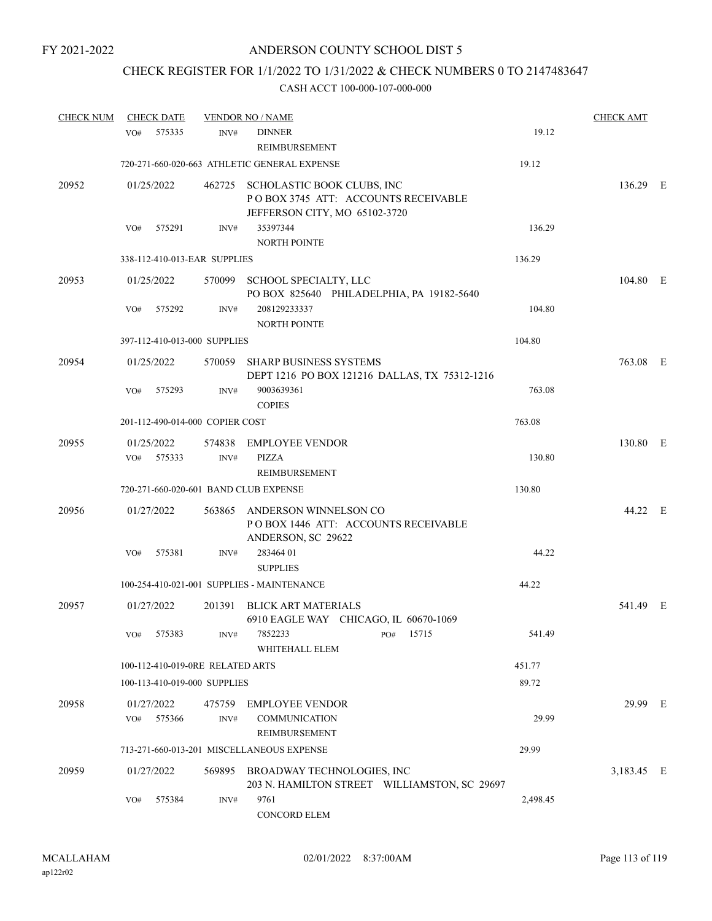FY 2021-2022

# ANDERSON COUNTY SCHOOL DIST 5

## CHECK REGISTER FOR 1/1/2022 TO 1/31/2022 & CHECK NUMBERS 0 TO 2147483647

CASH ACCT 100-000-107-000-000

| CHECK NUM | CHECK DATE | VENDOR NO / NAME | | CHECK AMT |
|---|---|---|---|---|
| | VO# 575335 | INV# DINNER REIMBURSEMENT | 19.12 | |
| | 720-271-660-020-663 ATHLETIC GENERAL EXPENSE | | 19.12 | |
| 20952 | 01/25/2022 | 462725 SCHOLASTIC BOOK CLUBS, INC P O BOX 3745 ATT: ACCOUNTS RECEIVABLE JEFFERSON CITY, MO 65102-3720 | | 136.29 E |
| | VO# 575291 | INV# 35397344 NORTH POINTE | 136.29 | |
| | 338-112-410-013-EAR SUPPLIES | | 136.29 | |
| 20953 | 01/25/2022 | 570099 SCHOOL SPECIALTY, LLC PO BOX 825640 PHILADELPHIA, PA 19182-5640 | | 104.80 E |
| | VO# 575292 | INV# 208129233337 NORTH POINTE | 104.80 | |
| | 397-112-410-013-000 SUPPLIES | | 104.80 | |
| 20954 | 01/25/2022 | 570059 SHARP BUSINESS SYSTEMS DEPT 1216 PO BOX 121216 DALLAS, TX 75312-1216 | | 763.08 E |
| | VO# 575293 | INV# 9003639361 COPIES | 763.08 | |
| | 201-112-490-014-000 COPIER COST | | 763.08 | |
| 20955 | 01/25/2022 | 574838 EMPLOYEE VENDOR | | 130.80 E |
| | VO# 575333 | INV# PIZZA REIMBURSEMENT | 130.80 | |
| | 720-271-660-020-601 BAND CLUB EXPENSE | | 130.80 | |
| 20956 | 01/27/2022 | 563865 ANDERSON WINNELSON CO P O BOX 1446 ATT: ACCOUNTS RECEIVABLE ANDERSON, SC 29622 | | 44.22 E |
| | VO# 575381 | INV# 283464 01 SUPPLIES | 44.22 | |
| | 100-254-410-021-001 SUPPLIES - MAINTENANCE | | 44.22 | |
| 20957 | 01/27/2022 | 201391 BLICK ART MATERIALS 6910 EAGLE WAY CHICAGO, IL 60670-1069 | | 541.49 E |
| | VO# 575383 | INV# 7852233 PO# 15715 WHITEHALL ELEM | 541.49 | |
| | 100-112-410-019-0RE RELATED ARTS | | 451.77 | |
| | 100-113-410-019-000 SUPPLIES | | 89.72 | |
| 20958 | 01/27/2022 | 475759 EMPLOYEE VENDOR | | 29.99 E |
| | VO# 575366 | INV# COMMUNICATION REIMBURSEMENT | 29.99 | |
| | 713-271-660-013-201 MISCELLANEOUS EXPENSE | | 29.99 | |
| 20959 | 01/27/2022 | 569895 BROADWAY TECHNOLOGIES, INC 203 N. HAMILTON STREET WILLIAMSTON, SC 29697 | | 3,183.45 E |
| | VO# 575384 | INV# 9761 CONCORD ELEM | 2,498.45 | |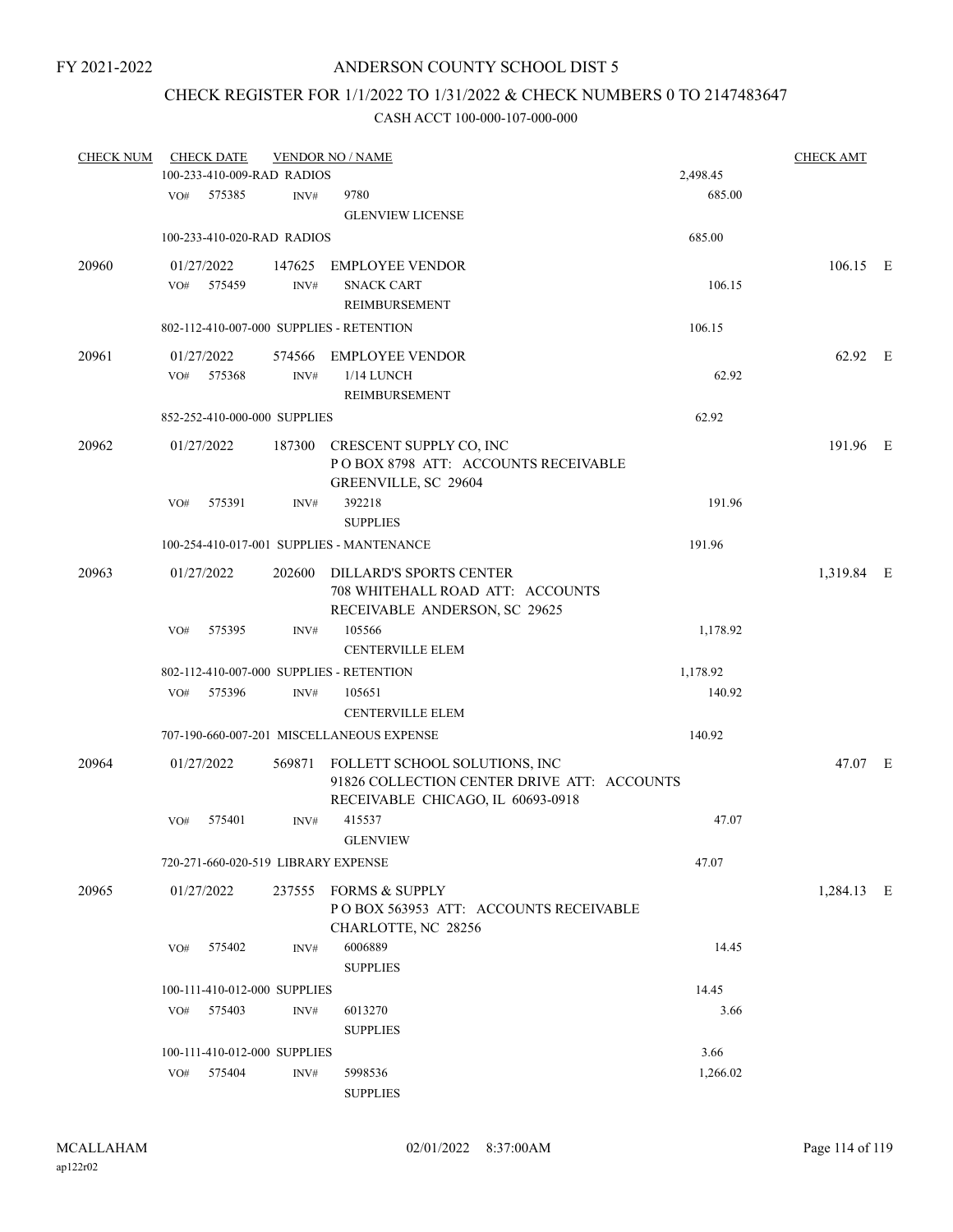FY 2021-2022

# ANDERSON COUNTY SCHOOL DIST 5

## CHECK REGISTER FOR 1/1/2022 TO 1/31/2022 & CHECK NUMBERS 0 TO 2147483647

### CASH ACCT 100-000-107-000-000

| CHECK NUM | CHECK DATE | VENDOR NO / NAME | | | CHECK AMT | |
|---|---|---|---|---|---|---|
| | 100-233-410-009-RAD RADIOS | | | 2,498.45 | | |
| | VO# 575385 | INV# | 9780<br>GLENVIEW LICENSE | 685.00 | | |
| | 100-233-410-020-RAD RADIOS | | | 685.00 | | |
| 20960 | 01/27/2022 | 147625 | EMPLOYEE VENDOR | | 106.15 | E |
| | VO# 575459 | INV# | SNACK CART<br>REIMBURSEMENT | 106.15 | | |
| | 802-112-410-007-000 SUPPLIES - RETENTION | | | 106.15 | | |
| 20961 | 01/27/2022 | 574566 | EMPLOYEE VENDOR | | 62.92 | E |
| | VO# 575368 | INV# | 1/14 LUNCH<br>REIMBURSEMENT | 62.92 | | |
| | 852-252-410-000-000 SUPPLIES | | | 62.92 | | |
| 20962 | 01/27/2022 | 187300 | CRESCENT SUPPLY CO, INC<br>P O BOX 8798 ATT: ACCOUNTS RECEIVABLE<br>GREENVILLE, SC 29604 | | 191.96 | E |
| | VO# 575391 | INV# | 392218<br>SUPPLIES | 191.96 | | |
| | 100-254-410-017-001 SUPPLIES - MANTENANCE | | | 191.96 | | |
| 20963 | 01/27/2022 | 202600 | DILLARD'S SPORTS CENTER<br>708 WHITEHALL ROAD ATT: ACCOUNTS<br>RECEIVABLE ANDERSON, SC 29625 | | 1,319.84 | E |
| | VO# 575395 | INV# | 105566<br>CENTERVILLE ELEM | 1,178.92 | | |
| | 802-112-410-007-000 SUPPLIES - RETENTION | | | 1,178.92 | | |
| | VO# 575396 | INV# | 105651<br>CENTERVILLE ELEM | 140.92 | | |
| | 707-190-660-007-201 MISCELLANEOUS EXPENSE | | | 140.92 | | |
| 20964 | 01/27/2022 | 569871 | FOLLETT SCHOOL SOLUTIONS, INC<br>91826 COLLECTION CENTER DRIVE ATT: ACCOUNTS<br>RECEIVABLE CHICAGO, IL 60693-0918 | | 47.07 | E |
| | VO# 575401 | INV# | 415537<br>GLENVIEW | 47.07 | | |
| | 720-271-660-020-519 LIBRARY EXPENSE | | | 47.07 | | |
| 20965 | 01/27/2022 | 237555 | FORMS & SUPPLY<br>P O BOX 563953 ATT: ACCOUNTS RECEIVABLE<br>CHARLOTTE, NC 28256 | | 1,284.13 | E |
| | VO# 575402 | INV# | 6006889<br>SUPPLIES | 14.45 | | |
| | 100-111-410-012-000 SUPPLIES | | | 14.45 | | |
| | VO# 575403 | INV# | 6013270<br>SUPPLIES | 3.66 | | |
| | 100-111-410-012-000 SUPPLIES | | | 3.66 | | |
| | VO# 575404 | INV# | 5998536<br>SUPPLIES | 1,266.02 | | |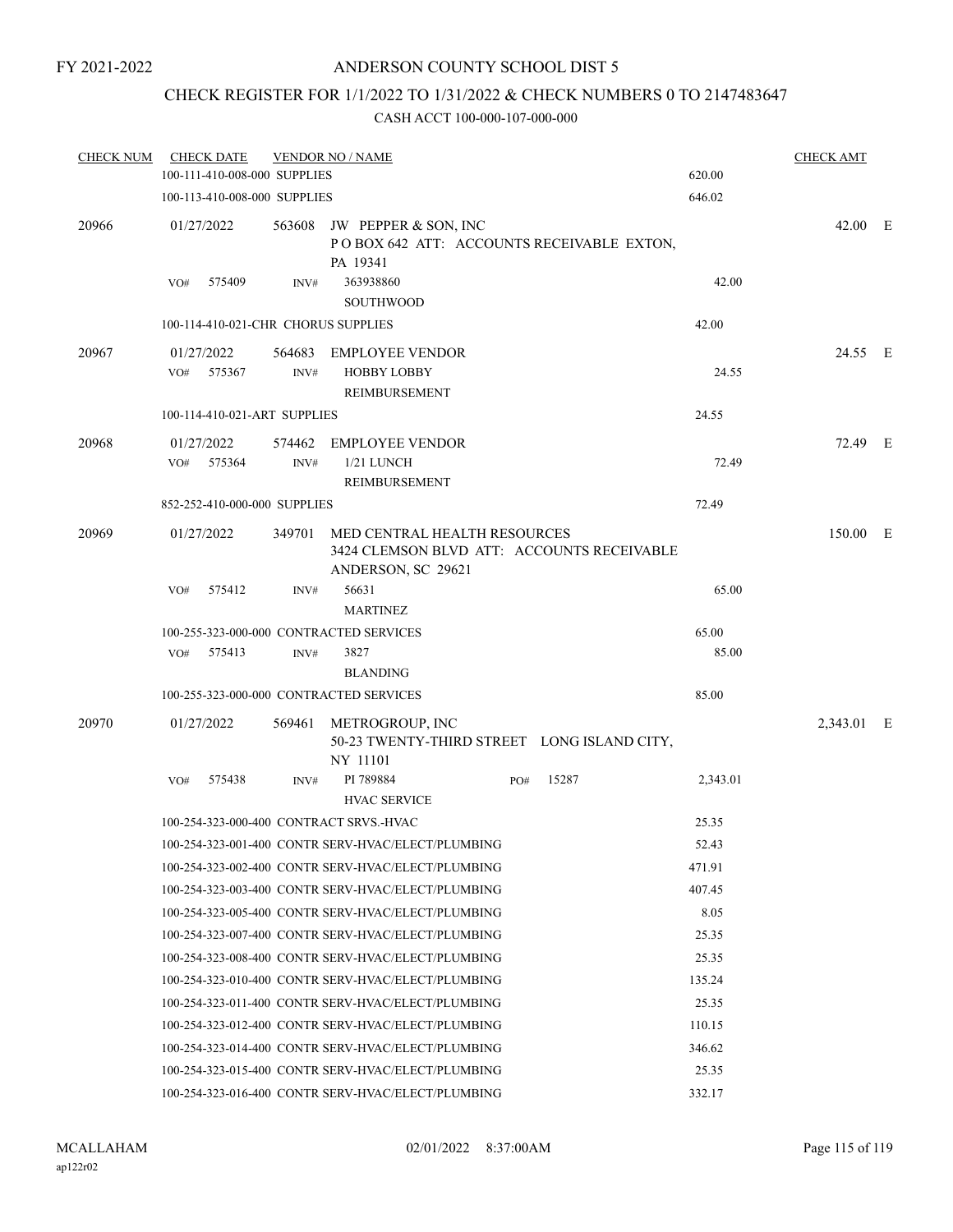FY 2021-2022

# ANDERSON COUNTY SCHOOL DIST 5

## CHECK REGISTER FOR 1/1/2022 TO 1/31/2022 & CHECK NUMBERS 0 TO 2147483647

### CASH ACCT 100-000-107-000-000

| CHECK NUM | CHECK DATE | VENDOR NO / NAME | | CHECK AMT | |
|---|---|---|---|---|---|
| | 100-111-410-008-000 SUPPLIES | | 620.00 | | |
| | 100-113-410-008-000 SUPPLIES | | 646.02 | | |
| 20966 | 01/27/2022 | 563608 JW PEPPER & SON, INC<br>P O BOX 642 ATT: ACCOUNTS RECEIVABLE EXTON, PA 19341 | | 42.00 | E |
| | VO# 575409 | INV# 363938860<br>SOUTHWOOD | 42.00 | | |
| | 100-114-410-021-CHR CHORUS SUPPLIES | | 42.00 | | |
| 20967 | 01/27/2022<br>VO# 575367 | 564683 EMPLOYEE VENDOR<br>INV# HOBBY LOBBY<br>REIMBURSEMENT | 24.55 | 24.55 | E |
| | 100-114-410-021-ART SUPPLIES | | 24.55 | | |
| 20968 | 01/27/2022<br>VO# 575364 | 574462 EMPLOYEE VENDOR<br>INV# 1/21 LUNCH<br>REIMBURSEMENT | 72.49 | 72.49 | E |
| | 852-252-410-000-000 SUPPLIES | | 72.49 | | |
| 20969 | 01/27/2022 | 349701 MED CENTRAL HEALTH RESOURCES<br>3424 CLEMSON BLVD ATT: ACCOUNTS RECEIVABLE ANDERSON, SC 29621 | | 150.00 | E |
| | VO# 575412 | INV# 56631<br>MARTINEZ | 65.00 | | |
| | 100-255-323-000-000 CONTRACTED SERVICES | | 65.00 | | |
| | VO# 575413 | INV# 3827<br>BLANDING | 85.00 | | |
| | 100-255-323-000-000 CONTRACTED SERVICES | | 85.00 | | |
| 20970 | 01/27/2022 | 569461 METROGROUP, INC<br>50-23 TWENTY-THIRD STREET LONG ISLAND CITY, NY 11101 | | 2,343.01 | E |
| | VO# 575438 | INV# PI 789884 PO# 15287<br>HVAC SERVICE | 2,343.01 | | |
| | 100-254-323-000-400 CONTRACT SRVS.-HVAC | | 25.35 | | |
| | 100-254-323-001-400 CONTR SERV-HVAC/ELECT/PLUMBING | | 52.43 | | |
| | 100-254-323-002-400 CONTR SERV-HVAC/ELECT/PLUMBING | | 471.91 | | |
| | 100-254-323-003-400 CONTR SERV-HVAC/ELECT/PLUMBING | | 407.45 | | |
| | 100-254-323-005-400 CONTR SERV-HVAC/ELECT/PLUMBING | | 8.05 | | |
| | 100-254-323-007-400 CONTR SERV-HVAC/ELECT/PLUMBING | | 25.35 | | |
| | 100-254-323-008-400 CONTR SERV-HVAC/ELECT/PLUMBING | | 25.35 | | |
| | 100-254-323-010-400 CONTR SERV-HVAC/ELECT/PLUMBING | | 135.24 | | |
| | 100-254-323-011-400 CONTR SERV-HVAC/ELECT/PLUMBING | | 25.35 | | |
| | 100-254-323-012-400 CONTR SERV-HVAC/ELECT/PLUMBING | | 110.15 | | |
| | 100-254-323-014-400 CONTR SERV-HVAC/ELECT/PLUMBING | | 346.62 | | |
| | 100-254-323-015-400 CONTR SERV-HVAC/ELECT/PLUMBING | | 25.35 | | |
| | 100-254-323-016-400 CONTR SERV-HVAC/ELECT/PLUMBING | | 332.17 | | |

MCALLAHAM
ap122r02

02/01/2022 8:37:00AM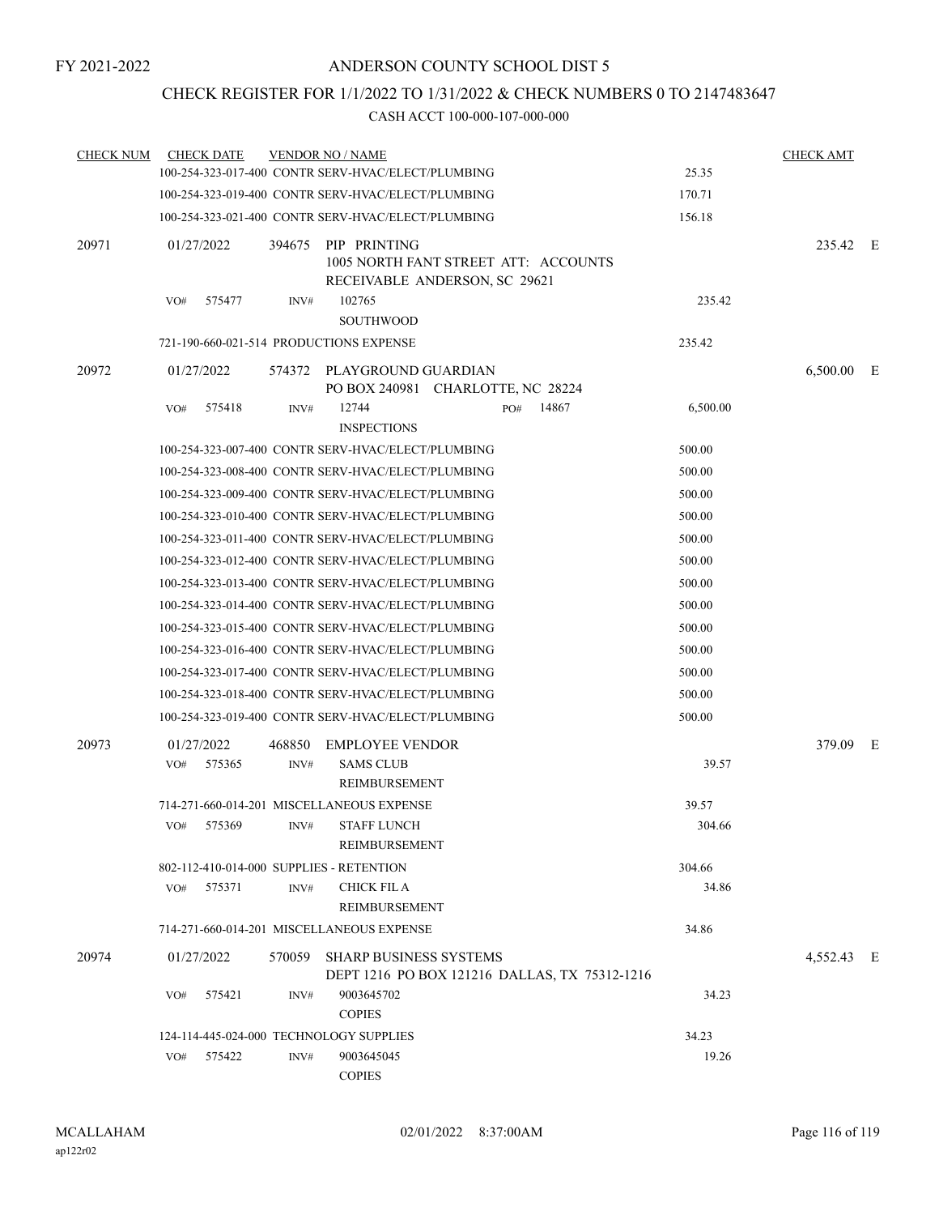FY 2021-2022

# ANDERSON COUNTY SCHOOL DIST 5

## CHECK REGISTER FOR 1/1/2022 TO 1/31/2022 & CHECK NUMBERS 0 TO 2147483647

### CASH ACCT 100-000-107-000-000

| CHECK NUM | CHECK DATE | VENDOR NO / NAME | | CHECK AMT | |
|---|---|---|---|---|---|
| | | 100-254-323-017-400 CONTR SERV-HVAC/ELECT/PLUMBING | 25.35 | | |
| | | 100-254-323-019-400 CONTR SERV-HVAC/ELECT/PLUMBING | 170.71 | | |
| | | 100-254-323-021-400 CONTR SERV-HVAC/ELECT/PLUMBING | 156.18 | | |
| 20971 | 01/27/2022 | 394675 PIP PRINTING<br>1005 NORTH FANT STREET ATT: ACCOUNTS RECEIVABLE ANDERSON, SC 29621 | | 235.42 | E |
| | VO# 575477 | INV# 102765<br>SOUTHWOOD | 235.42 | | |
| | | 721-190-660-021-514 PRODUCTIONS EXPENSE | 235.42 | | |
| 20972 | 01/27/2022 | 574372 PLAYGROUND GUARDIAN<br>PO BOX 240981 CHARLOTTE, NC 28224 | | 6,500.00 | E |
| | VO# 575418 | INV# 12744 PO# 14867<br>INSPECTIONS | 6,500.00 | | |
| | | 100-254-323-007-400 CONTR SERV-HVAC/ELECT/PLUMBING | 500.00 | | |
| | | 100-254-323-008-400 CONTR SERV-HVAC/ELECT/PLUMBING | 500.00 | | |
| | | 100-254-323-009-400 CONTR SERV-HVAC/ELECT/PLUMBING | 500.00 | | |
| | | 100-254-323-010-400 CONTR SERV-HVAC/ELECT/PLUMBING | 500.00 | | |
| | | 100-254-323-011-400 CONTR SERV-HVAC/ELECT/PLUMBING | 500.00 | | |
| | | 100-254-323-012-400 CONTR SERV-HVAC/ELECT/PLUMBING | 500.00 | | |
| | | 100-254-323-013-400 CONTR SERV-HVAC/ELECT/PLUMBING | 500.00 | | |
| | | 100-254-323-014-400 CONTR SERV-HVAC/ELECT/PLUMBING | 500.00 | | |
| | | 100-254-323-015-400 CONTR SERV-HVAC/ELECT/PLUMBING | 500.00 | | |
| | | 100-254-323-016-400 CONTR SERV-HVAC/ELECT/PLUMBING | 500.00 | | |
| | | 100-254-323-017-400 CONTR SERV-HVAC/ELECT/PLUMBING | 500.00 | | |
| | | 100-254-323-018-400 CONTR SERV-HVAC/ELECT/PLUMBING | 500.00 | | |
| | | 100-254-323-019-400 CONTR SERV-HVAC/ELECT/PLUMBING | 500.00 | | |
| 20973 | 01/27/2022 | 468850 EMPLOYEE VENDOR | | 379.09 | E |
| | VO# 575365 | INV# SAMS CLUB<br>REIMBURSEMENT | 39.57 | | |
| | | 714-271-660-014-201 MISCELLANEOUS EXPENSE | 39.57 | | |
| | VO# 575369 | INV# STAFF LUNCH<br>REIMBURSEMENT | 304.66 | | |
| | | 802-112-410-014-000 SUPPLIES - RETENTION | 304.66 | | |
| | VO# 575371 | INV# CHICK FIL A<br>REIMBURSEMENT | 34.86 | | |
| | | 714-271-660-014-201 MISCELLANEOUS EXPENSE | 34.86 | | |
| 20974 | 01/27/2022 | 570059 SHARP BUSINESS SYSTEMS<br>DEPT 1216 PO BOX 121216 DALLAS, TX 75312-1216 | | 4,552.43 | E |
| | VO# 575421 | INV# 9003645702<br>COPIES | 34.23 | | |
| | | 124-114-445-024-000 TECHNOLOGY SUPPLIES | 34.23 | | |
| | VO# 575422 | INV# 9003645045<br>COPIES | 19.26 | | |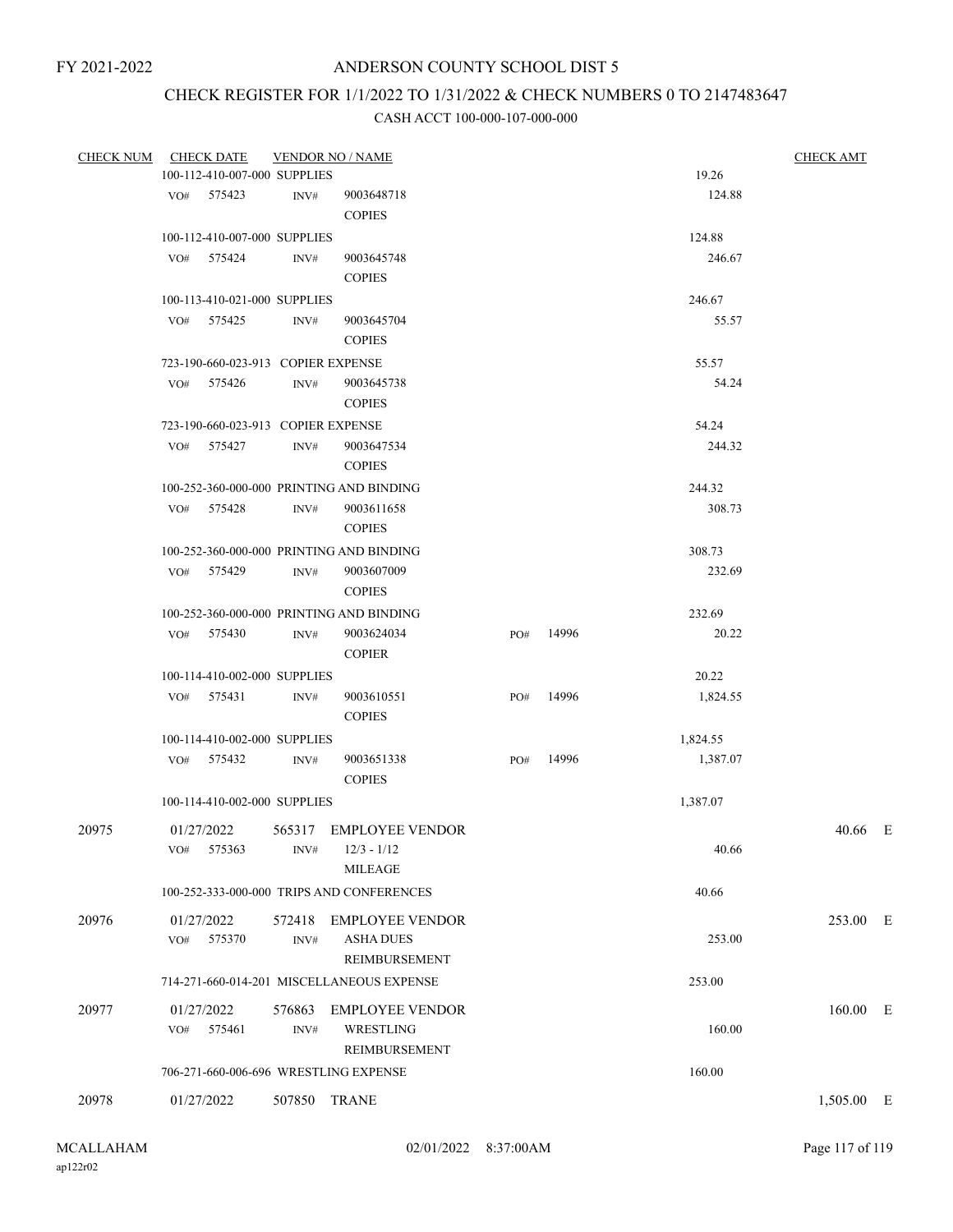FY 2021-2022

# ANDERSON COUNTY SCHOOL DIST 5

## CHECK REGISTER FOR 1/1/2022 TO 1/31/2022 & CHECK NUMBERS 0 TO 2147483647

### CASH ACCT 100-000-107-000-000

| CHECK NUM | CHECK DATE | VENDOR NO / NAME | | | | CHECK AMT | |
|---|---|---|---|---|---|---|---|
| | 100-112-410-007-000 SUPPLIES | | | | 19.26 | | |
| | VO# 575423 | INV# 9003648718 COPIES | | | 124.88 | | |
| | 100-112-410-007-000 SUPPLIES | | | | 124.88 | | |
| | VO# 575424 | INV# 9003645748 COPIES | | | 246.67 | | |
| | 100-113-410-021-000 SUPPLIES | | | | 246.67 | | |
| | VO# 575425 | INV# 9003645704 COPIES | | | 55.57 | | |
| | 723-190-660-023-913 COPIER EXPENSE | | | | 55.57 | | |
| | VO# 575426 | INV# 9003645738 COPIES | | | 54.24 | | |
| | 723-190-660-023-913 COPIER EXPENSE | | | | 54.24 | | |
| | VO# 575427 | INV# 9003647534 COPIES | | | 244.32 | | |
| | 100-252-360-000-000 PRINTING AND BINDING | | | | 244.32 | | |
| | VO# 575428 | INV# 9003611658 COPIES | | | 308.73 | | |
| | 100-252-360-000-000 PRINTING AND BINDING | | | | 308.73 | | |
| | VO# 575429 | INV# 9003607009 COPIES | | | 232.69 | | |
| | 100-252-360-000-000 PRINTING AND BINDING | | | | 232.69 | | |
| | VO# 575430 | INV# 9003624034 COPIER | PO# | 14996 | 20.22 | | |
| | 100-114-410-002-000 SUPPLIES | | | | 20.22 | | |
| | VO# 575431 | INV# 9003610551 COPIES | PO# | 14996 | 1,824.55 | | |
| | 100-114-410-002-000 SUPPLIES | | | | 1,824.55 | | |
| | VO# 575432 | INV# 9003651338 COPIES | PO# | 14996 | 1,387.07 | | |
| | 100-114-410-002-000 SUPPLIES | | | | 1,387.07 | | |
| 20975 | 01/27/2022 | 565317 EMPLOYEE VENDOR | | | | 40.66 | E |
| | VO# 575363 | INV# 12/3 - 1/12 MILEAGE | | | 40.66 | | |
| | 100-252-333-000-000 TRIPS AND CONFERENCES | | | | 40.66 | | |
| 20976 | 01/27/2022 | 572418 EMPLOYEE VENDOR | | | | 253.00 | E |
| | VO# 575370 | INV# ASHA DUES REIMBURSEMENT | | | 253.00 | | |
| | 714-271-660-014-201 MISCELLANEOUS EXPENSE | | | | 253.00 | | |
| 20977 | 01/27/2022 | 576863 EMPLOYEE VENDOR | | | | 160.00 | E |
| | VO# 575461 | INV# WRESTLING REIMBURSEMENT | | | 160.00 | | |
| | 706-271-660-006-696 WRESTLING EXPENSE | | | | 160.00 | | |
| 20978 | 01/27/2022 | 507850 TRANE | | | | 1,505.00 | E |

MCALLAHAM
ap122r02

02/01/2022 8:37:00AM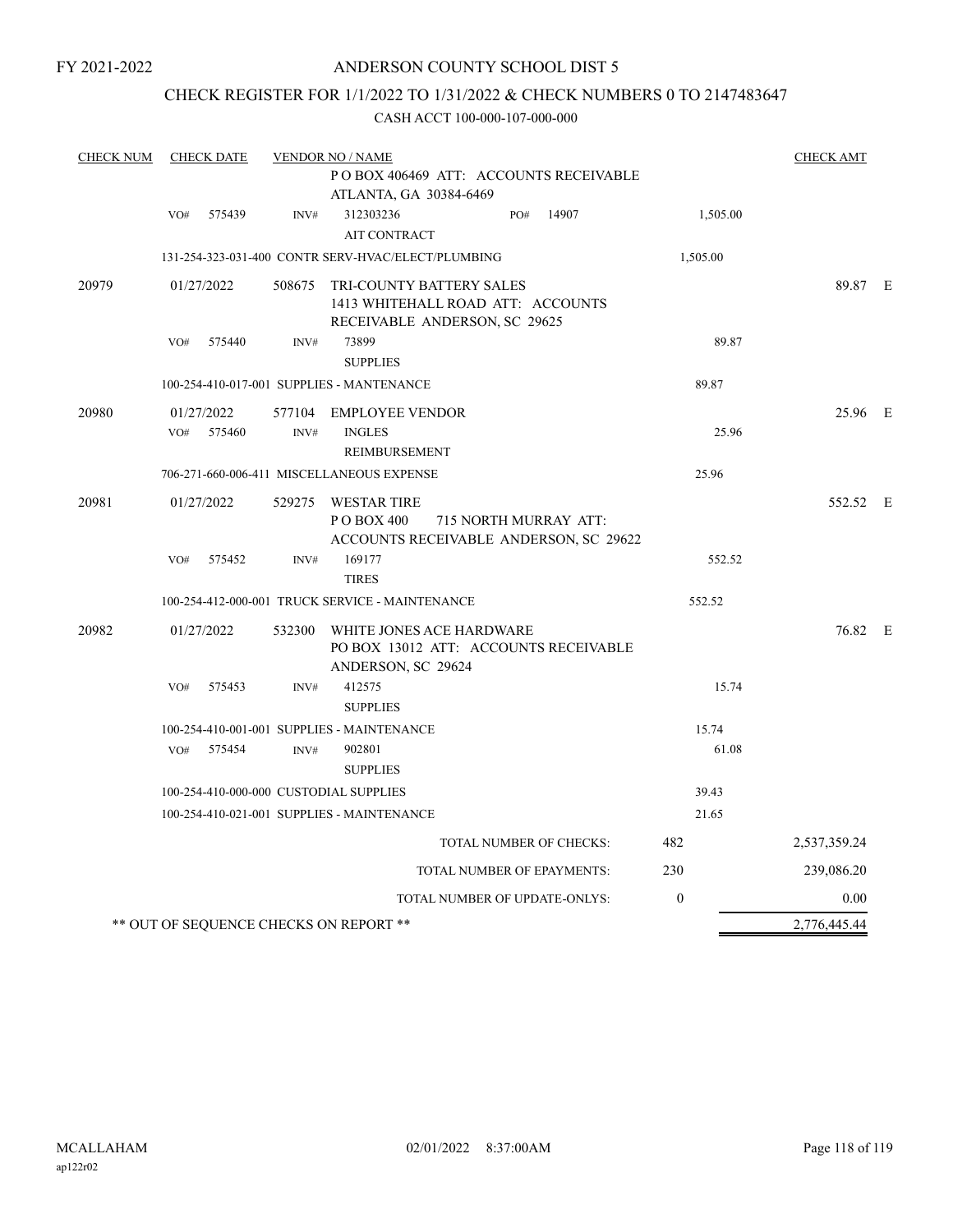FY 2021-2022

# ANDERSON COUNTY SCHOOL DIST 5

## CHECK REGISTER FOR 1/1/2022 TO 1/31/2022 & CHECK NUMBERS 0 TO 2147483647

### CASH ACCT 100-000-107-000-000

| CHECK NUM | CHECK DATE | VENDOR NO / NAME | | CHECK AMT | |
|---|---|---|---|---|---|
| | | P O BOX 406469 ATT: ACCOUNTS RECEIVABLE ATLANTA, GA 30384-6469 | | | |
| | VO# 575439 | INV# 312303236 PO# 14907 AIT CONTRACT | 1,505.00 | | |
| | | 131-254-323-031-400 CONTR SERV-HVAC/ELECT/PLUMBING | 1,505.00 | | |
| 20979 | 01/27/2022 | 508675 TRI-COUNTY BATTERY SALES 1413 WHITEHALL ROAD ATT: ACCOUNTS RECEIVABLE ANDERSON, SC 29625 | | 89.87 | E |
| | VO# 575440 | INV# 73899 SUPPLIES | 89.87 | | |
| | | 100-254-410-017-001 SUPPLIES - MANTENANCE | 89.87 | | |
| 20980 | 01/27/2022 | 577104 EMPLOYEE VENDOR | | 25.96 | E |
| | VO# 575460 | INV# INGLES REIMBURSEMENT | 25.96 | | |
| | | 706-271-660-006-411 MISCELLANEOUS EXPENSE | 25.96 | | |
| 20981 | 01/27/2022 | 529275 WESTAR TIRE P O BOX 400 715 NORTH MURRAY ATT: ACCOUNTS RECEIVABLE ANDERSON, SC 29622 | | 552.52 | E |
| | VO# 575452 | INV# 169177 TIRES | 552.52 | | |
| | | 100-254-412-000-001 TRUCK SERVICE - MAINTENANCE | 552.52 | | |
| 20982 | 01/27/2022 | 532300 WHITE JONES ACE HARDWARE PO BOX 13012 ATT: ACCOUNTS RECEIVABLE ANDERSON, SC 29624 | | 76.82 | E |
| | VO# 575453 | INV# 412575 SUPPLIES | 15.74 | | |
| | | 100-254-410-001-001 SUPPLIES - MAINTENANCE | 15.74 | | |
| | VO# 575454 | INV# 902801 SUPPLIES | 61.08 | | |
| | | 100-254-410-000-000 CUSTODIAL SUPPLIES | 39.43 | | |
| | | 100-254-410-021-001 SUPPLIES - MAINTENANCE | 21.65 | | |

| | | |
|---|---|---|
| TOTAL NUMBER OF CHECKS: | 482 | 2,537,359.24 |
| TOTAL NUMBER OF EPAYMENTS: | 230 | 239,086.20 |
| TOTAL NUMBER OF UPDATE-ONLYS: | 0 | 0.00 |
| ** OUT OF SEQUENCE CHECKS ON REPORT ** | | 2,776,445.44 |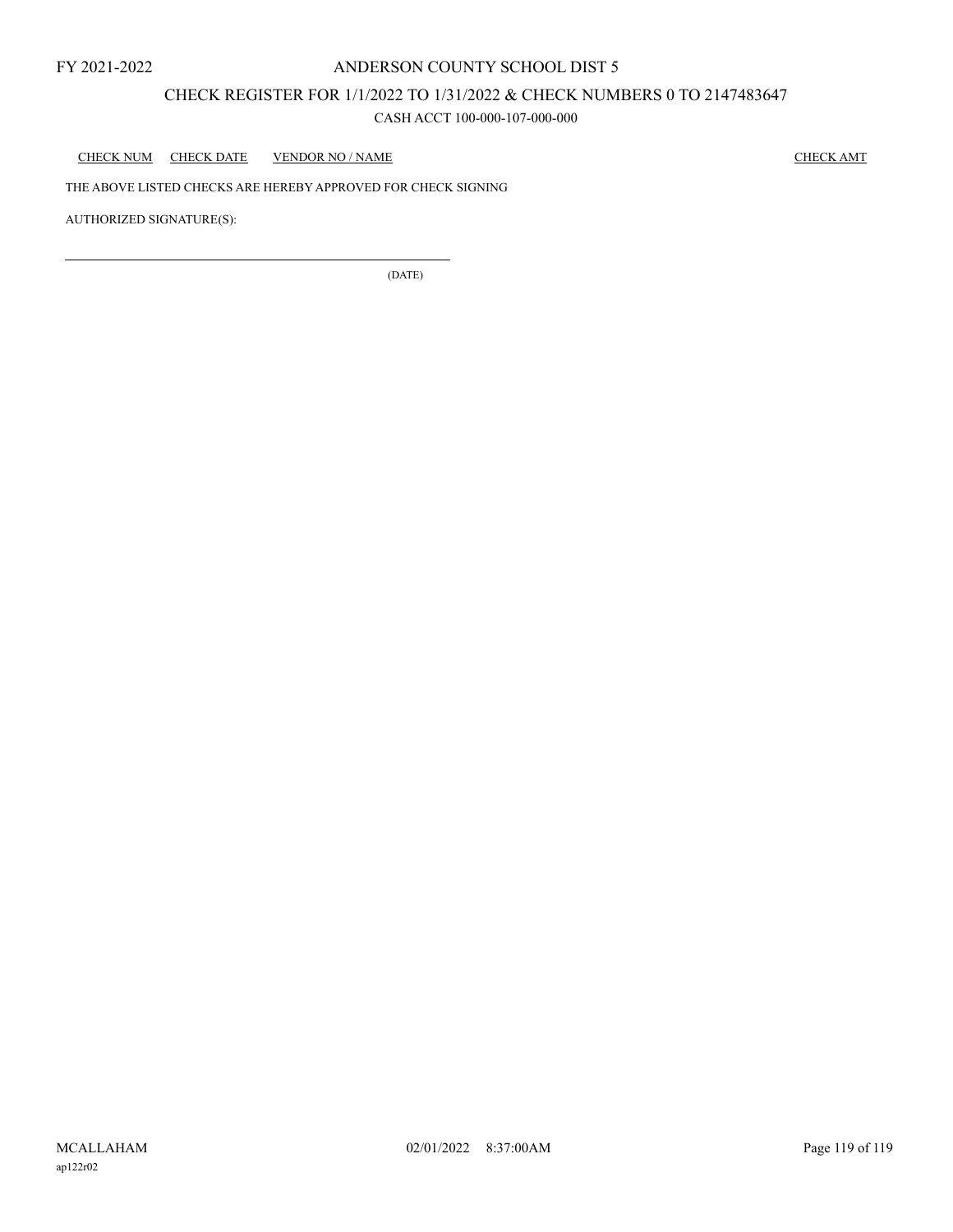| CHECK NUM | CHECK DATE | VENDOR NO / NAME | CHECK AMT |
| --- | --- | --- | --- |

THE ABOVE LISTED CHECKS ARE HEREBY APPROVED FOR CHECK SIGNING

AUTHORIZED SIGNATURE(S):

\_\_\_\_\_\_\_\_\_\_\_\_\_\_\_\_\_\_\_\_\_\_\_\_\_\_\_\_\_\_\_\_\_\_\_\_\_\_\_\_

(DATE)